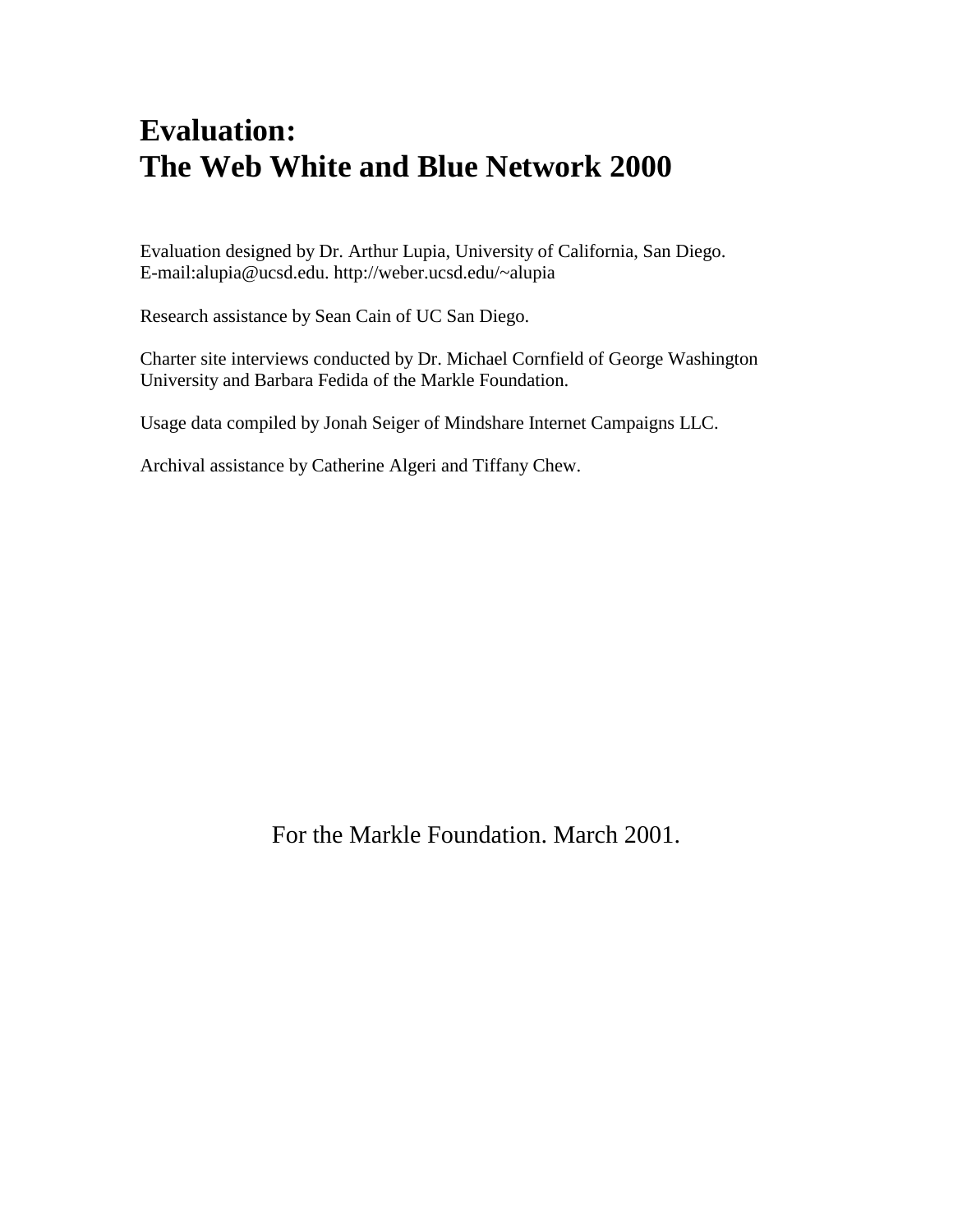# Evaluation:
# The Web White and Blue Network 2000

Evaluation designed by Dr. Arthur Lupia, University of California, San Diego.
E-mail:alupia@ucsd.edu. http://weber.ucsd.edu/~alupia

Research assistance by Sean Cain of UC San Diego.

Charter site interviews conducted by Dr. Michael Cornfield of George Washington University and Barbara Fedida of the Markle Foundation.

Usage data compiled by Jonah Seiger of Mindshare Internet Campaigns LLC.

Archival assistance by Catherine Algeri and Tiffany Chew.

For the Markle Foundation. March 2001.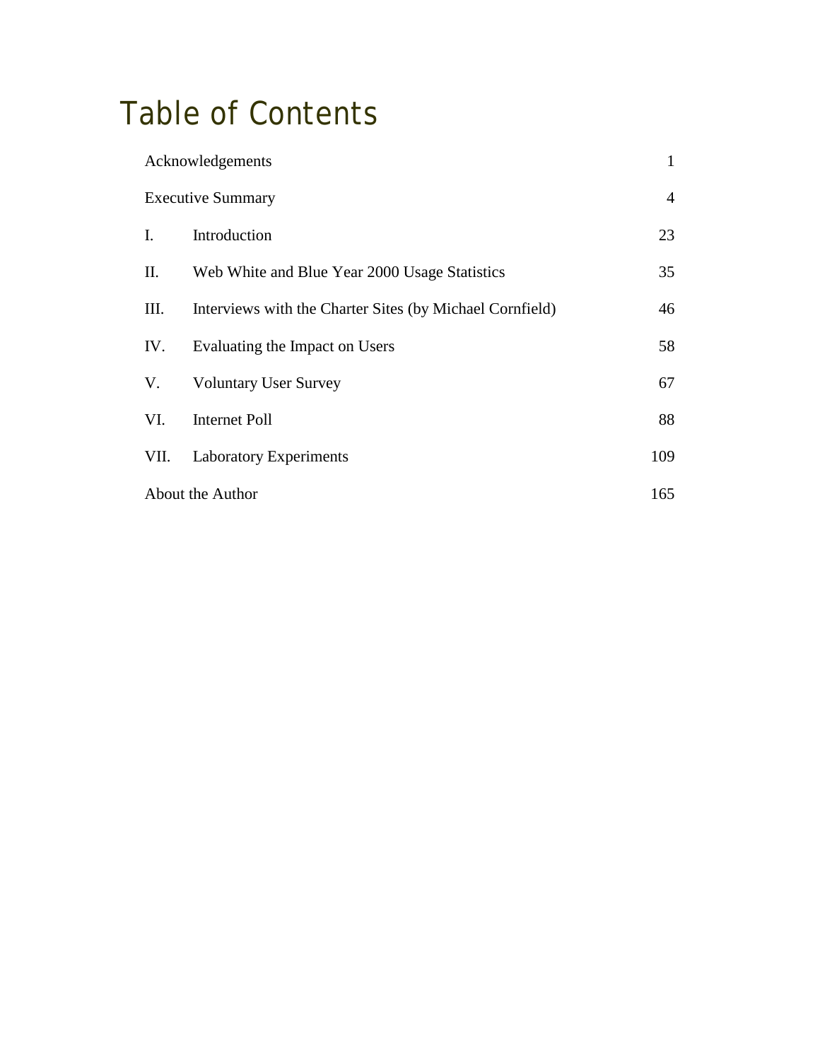# Table of Contents

| | | |
|---|---|---|
| Acknowledgements | | 1 |
| Executive Summary | | 4 |
| I. | Introduction | 23 |
| II. | Web White and Blue Year 2000 Usage Statistics | 35 |
| III. | Interviews with the Charter Sites (by Michael Cornfield) | 46 |
| IV. | Evaluating the Impact on Users | 58 |
| V. | Voluntary User Survey | 67 |
| VI. | Internet Poll | 88 |
| VII. | Laboratory Experiments | 109 |
| About the Author | | 165 |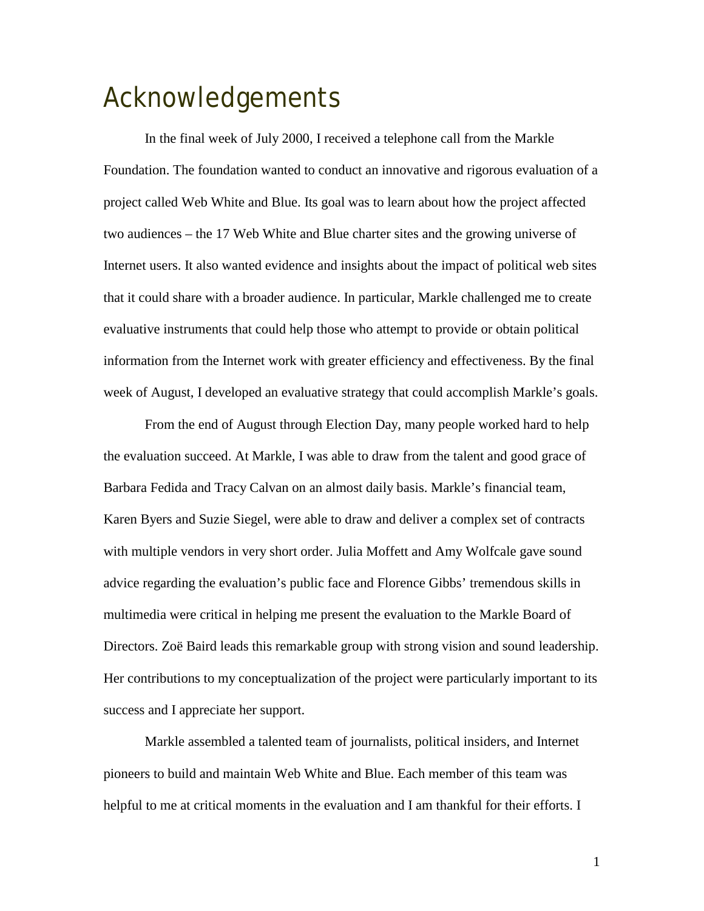# Acknowledgements

In the final week of July 2000, I received a telephone call from the Markle Foundation. The foundation wanted to conduct an innovative and rigorous evaluation of a project called Web White and Blue. Its goal was to learn about how the project affected two audiences – the 17 Web White and Blue charter sites and the growing universe of Internet users. It also wanted evidence and insights about the impact of political web sites that it could share with a broader audience. In particular, Markle challenged me to create evaluative instruments that could help those who attempt to provide or obtain political information from the Internet work with greater efficiency and effectiveness. By the final week of August, I developed an evaluative strategy that could accomplish Markle's goals.

From the end of August through Election Day, many people worked hard to help the evaluation succeed. At Markle, I was able to draw from the talent and good grace of Barbara Fedida and Tracy Calvan on an almost daily basis. Markle's financial team, Karen Byers and Suzie Siegel, were able to draw and deliver a complex set of contracts with multiple vendors in very short order. Julia Moffett and Amy Wolfcale gave sound advice regarding the evaluation's public face and Florence Gibbs' tremendous skills in multimedia were critical in helping me present the evaluation to the Markle Board of Directors. Zoë Baird leads this remarkable group with strong vision and sound leadership. Her contributions to my conceptualization of the project were particularly important to its success and I appreciate her support.

Markle assembled a talented team of journalists, political insiders, and Internet pioneers to build and maintain Web White and Blue. Each member of this team was helpful to me at critical moments in the evaluation and I am thankful for their efforts. I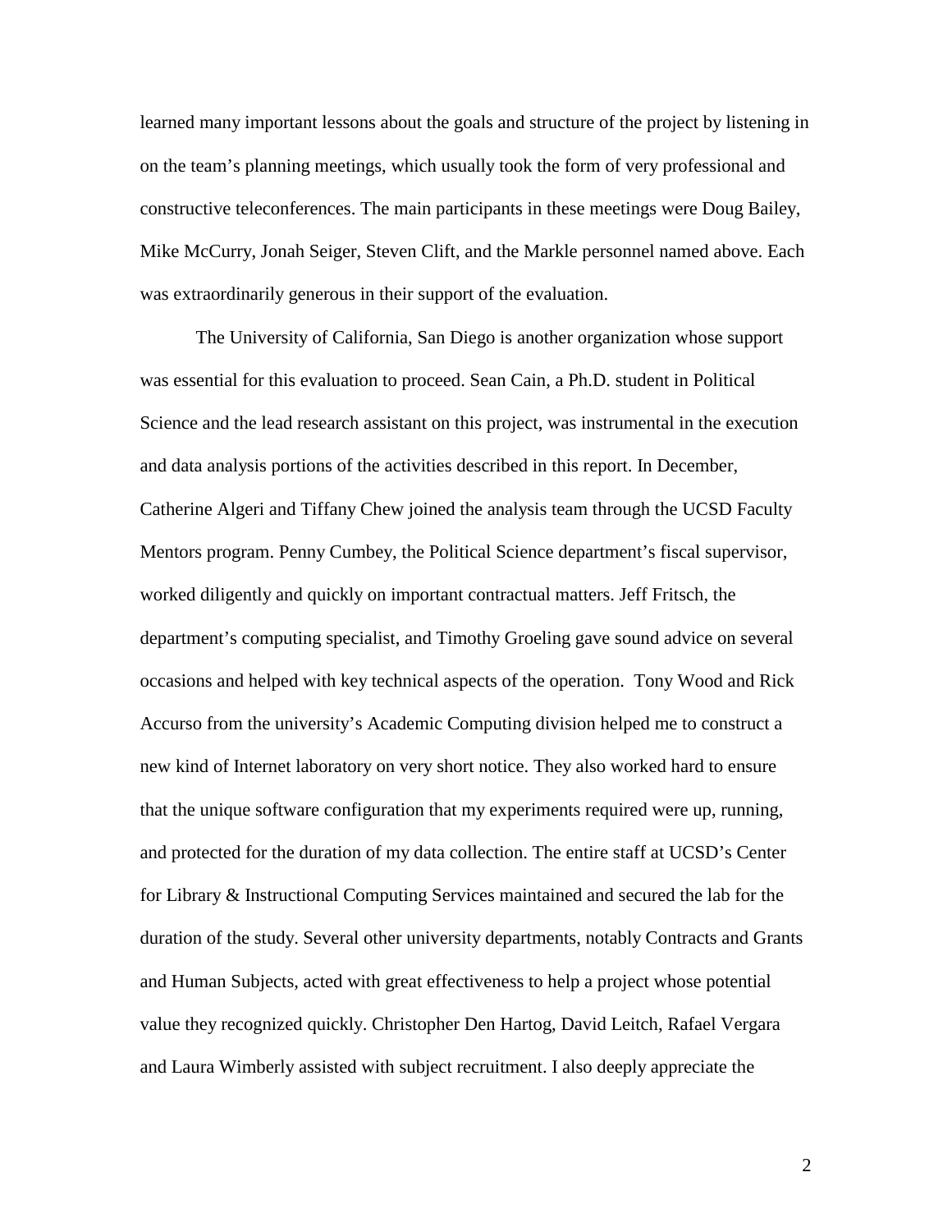learned many important lessons about the goals and structure of the project by listening in on the team's planning meetings, which usually took the form of very professional and constructive teleconferences. The main participants in these meetings were Doug Bailey, Mike McCurry, Jonah Seiger, Steven Clift, and the Markle personnel named above. Each was extraordinarily generous in their support of the evaluation.

The University of California, San Diego is another organization whose support was essential for this evaluation to proceed. Sean Cain, a Ph.D. student in Political Science and the lead research assistant on this project, was instrumental in the execution and data analysis portions of the activities described in this report. In December, Catherine Algeri and Tiffany Chew joined the analysis team through the UCSD Faculty Mentors program. Penny Cumbey, the Political Science department's fiscal supervisor, worked diligently and quickly on important contractual matters. Jeff Fritsch, the department's computing specialist, and Timothy Groeling gave sound advice on several occasions and helped with key technical aspects of the operation. Tony Wood and Rick Accurso from the university's Academic Computing division helped me to construct a new kind of Internet laboratory on very short notice. They also worked hard to ensure that the unique software configuration that my experiments required were up, running, and protected for the duration of my data collection. The entire staff at UCSD's Center for Library & Instructional Computing Services maintained and secured the lab for the duration of the study. Several other university departments, notably Contracts and Grants and Human Subjects, acted with great effectiveness to help a project whose potential value they recognized quickly. Christopher Den Hartog, David Leitch, Rafael Vergara and Laura Wimberly assisted with subject recruitment. I also deeply appreciate the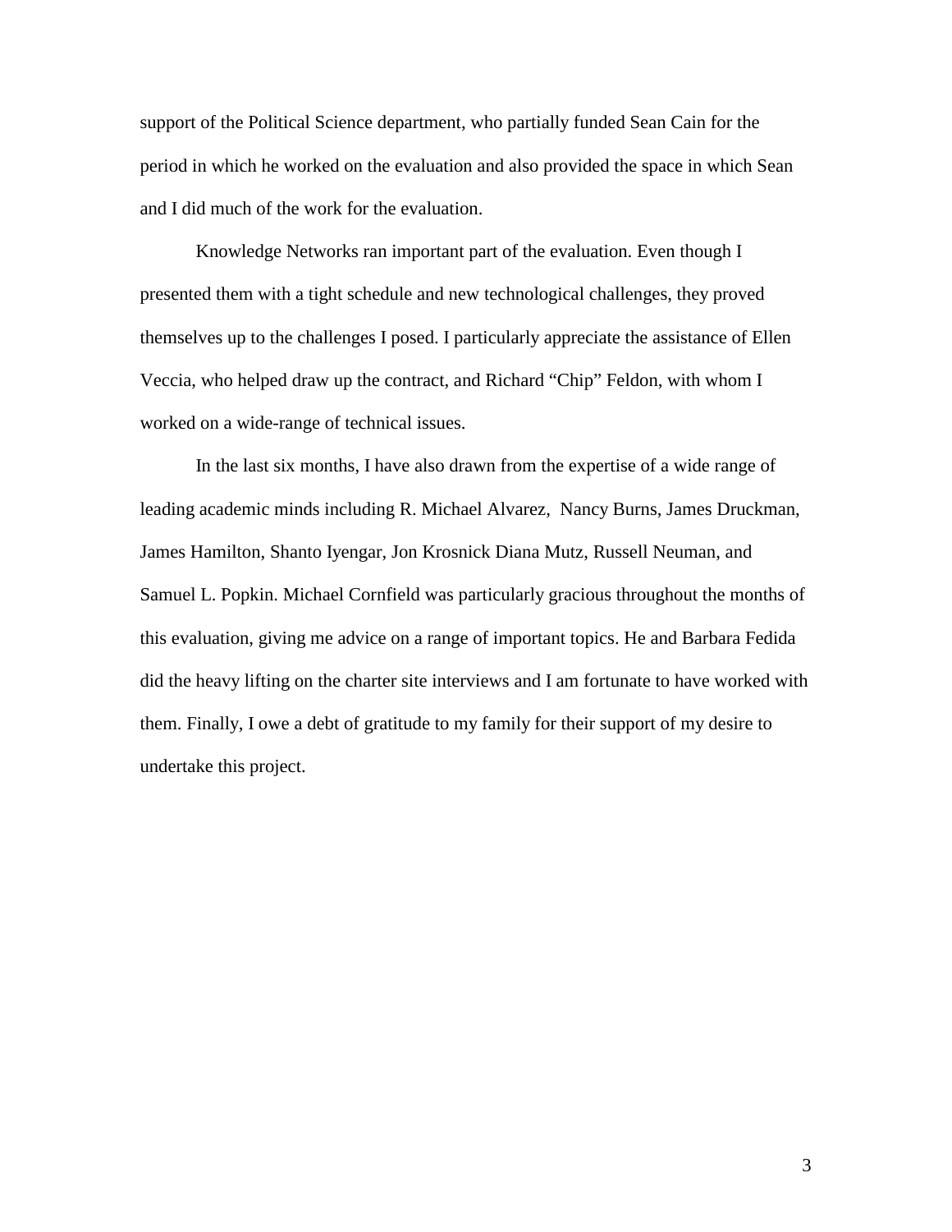support of the Political Science department, who partially funded Sean Cain for the period in which he worked on the evaluation and also provided the space in which Sean and I did much of the work for the evaluation.

Knowledge Networks ran important part of the evaluation. Even though I presented them with a tight schedule and new technological challenges, they proved themselves up to the challenges I posed. I particularly appreciate the assistance of Ellen Veccia, who helped draw up the contract, and Richard "Chip" Feldon, with whom I worked on a wide-range of technical issues.

In the last six months, I have also drawn from the expertise of a wide range of leading academic minds including R. Michael Alvarez, Nancy Burns, James Druckman, James Hamilton, Shanto Iyengar, Jon Krosnick Diana Mutz, Russell Neuman, and Samuel L. Popkin. Michael Cornfield was particularly gracious throughout the months of this evaluation, giving me advice on a range of important topics. He and Barbara Fedida did the heavy lifting on the charter site interviews and I am fortunate to have worked with them. Finally, I owe a debt of gratitude to my family for their support of my desire to undertake this project.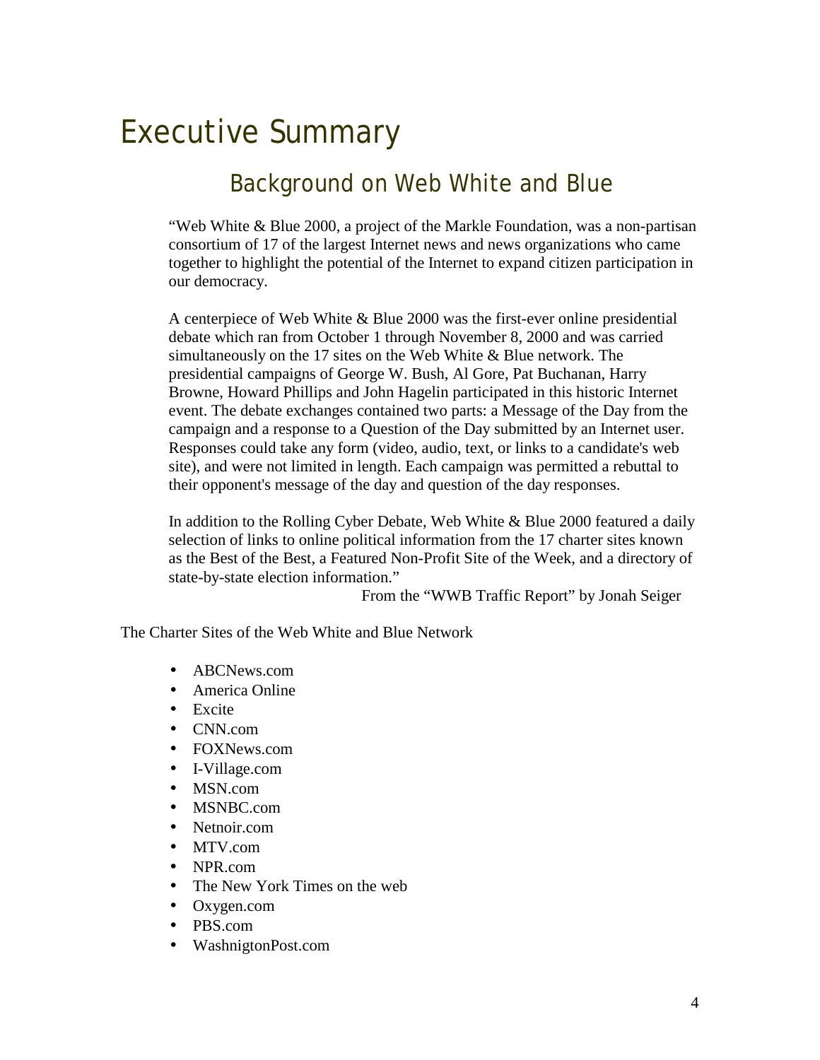# Executive Summary

## Background on Web White and Blue

"Web White & Blue 2000, a project of the Markle Foundation, was a non-partisan consortium of 17 of the largest Internet news and news organizations who came together to highlight the potential of the Internet to expand citizen participation in our democracy.

A centerpiece of Web White & Blue 2000 was the first-ever online presidential debate which ran from October 1 through November 8, 2000 and was carried simultaneously on the 17 sites on the Web White & Blue network. The presidential campaigns of George W. Bush, Al Gore, Pat Buchanan, Harry Browne, Howard Phillips and John Hagelin participated in this historic Internet event. The debate exchanges contained two parts: a Message of the Day from the campaign and a response to a Question of the Day submitted by an Internet user. Responses could take any form (video, audio, text, or links to a candidate's web site), and were not limited in length. Each campaign was permitted a rebuttal to their opponent's message of the day and question of the day responses.

In addition to the Rolling Cyber Debate, Web White & Blue 2000 featured a daily selection of links to online political information from the 17 charter sites known as the Best of the Best, a Featured Non-Profit Site of the Week, and a directory of state-by-state election information."

From the "WWB Traffic Report" by Jonah Seiger

The Charter Sites of the Web White and Blue Network

- ABCNews.com
- America Online
- Excite
- CNN.com
- FOXNews.com
- I-Village.com
- MSN.com
- MSNBC.com
- Netnoir.com
- MTV.com
- NPR.com
- The New York Times on the web
- Oxygen.com
- PBS.com
- WashnigtonPost.com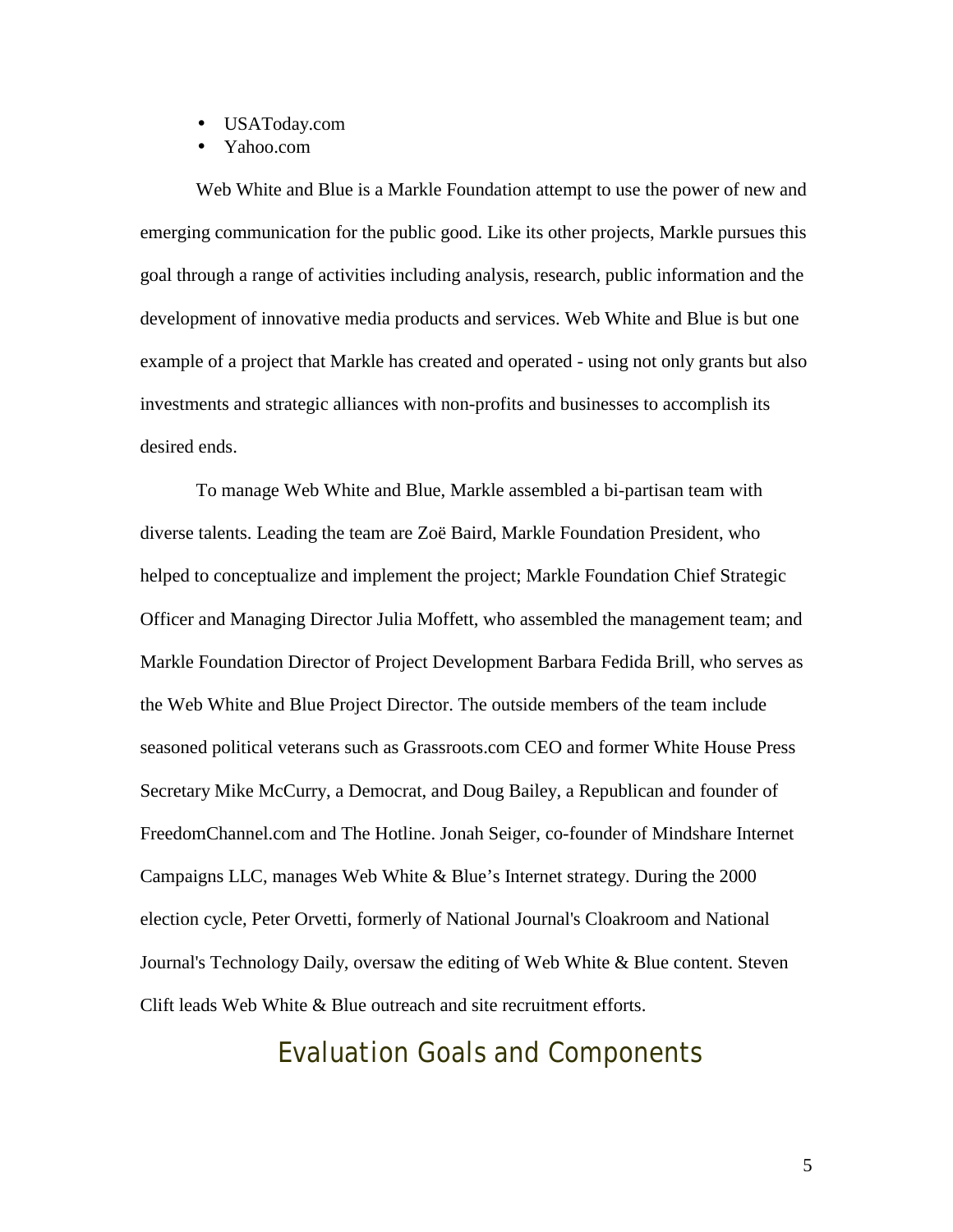- USAToday.com
- Yahoo.com

Web White and Blue is a Markle Foundation attempt to use the power of new and emerging communication for the public good. Like its other projects, Markle pursues this goal through a range of activities including analysis, research, public information and the development of innovative media products and services. Web White and Blue is but one example of a project that Markle has created and operated - using not only grants but also investments and strategic alliances with non-profits and businesses to accomplish its desired ends.

To manage Web White and Blue, Markle assembled a bi-partisan team with diverse talents. Leading the team are Zoë Baird, Markle Foundation President, who helped to conceptualize and implement the project; Markle Foundation Chief Strategic Officer and Managing Director Julia Moffett, who assembled the management team; and Markle Foundation Director of Project Development Barbara Fedida Brill, who serves as the Web White and Blue Project Director. The outside members of the team include seasoned political veterans such as Grassroots.com CEO and former White House Press Secretary Mike McCurry, a Democrat, and Doug Bailey, a Republican and founder of FreedomChannel.com and The Hotline. Jonah Seiger, co-founder of Mindshare Internet Campaigns LLC, manages Web White & Blue's Internet strategy. During the 2000 election cycle, Peter Orvetti, formerly of National Journal's Cloakroom and National Journal's Technology Daily, oversaw the editing of Web White & Blue content. Steven Clift leads Web White & Blue outreach and site recruitment efforts.

## Evaluation Goals and Components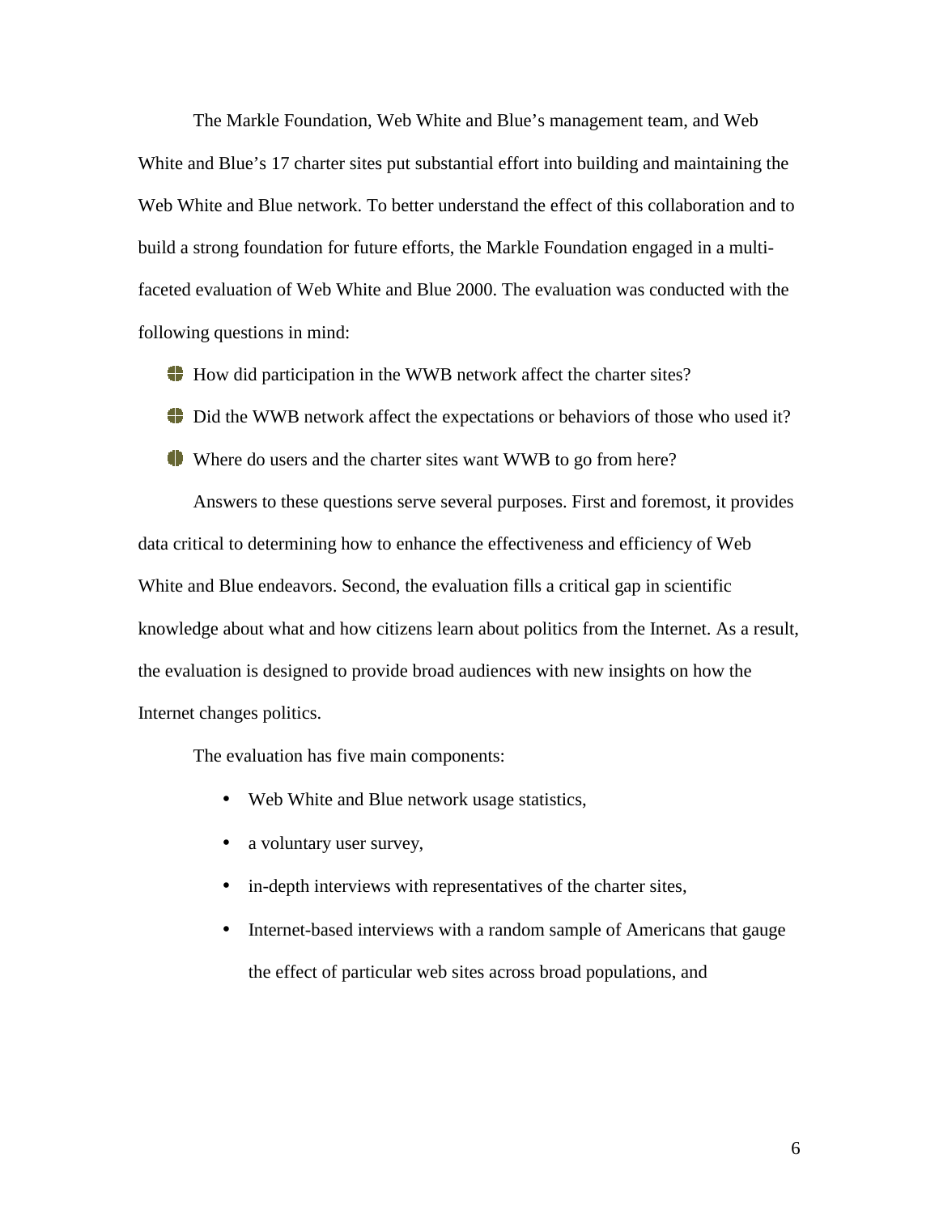The Markle Foundation, Web White and Blue's management team, and Web White and Blue's 17 charter sites put substantial effort into building and maintaining the Web White and Blue network. To better understand the effect of this collaboration and to build a strong foundation for future efforts, the Markle Foundation engaged in a multi-faceted evaluation of Web White and Blue 2000. The evaluation was conducted with the following questions in mind:

- How did participation in the WWB network affect the charter sites?
- Did the WWB network affect the expectations or behaviors of those who used it?
- Where do users and the charter sites want WWB to go from here?

Answers to these questions serve several purposes. First and foremost, it provides data critical to determining how to enhance the effectiveness and efficiency of Web White and Blue endeavors. Second, the evaluation fills a critical gap in scientific knowledge about what and how citizens learn about politics from the Internet. As a result, the evaluation is designed to provide broad audiences with new insights on how the Internet changes politics.

The evaluation has five main components:

- Web White and Blue network usage statistics,
- a voluntary user survey,
- in-depth interviews with representatives of the charter sites,
- Internet-based interviews with a random sample of Americans that gauge the effect of particular web sites across broad populations, and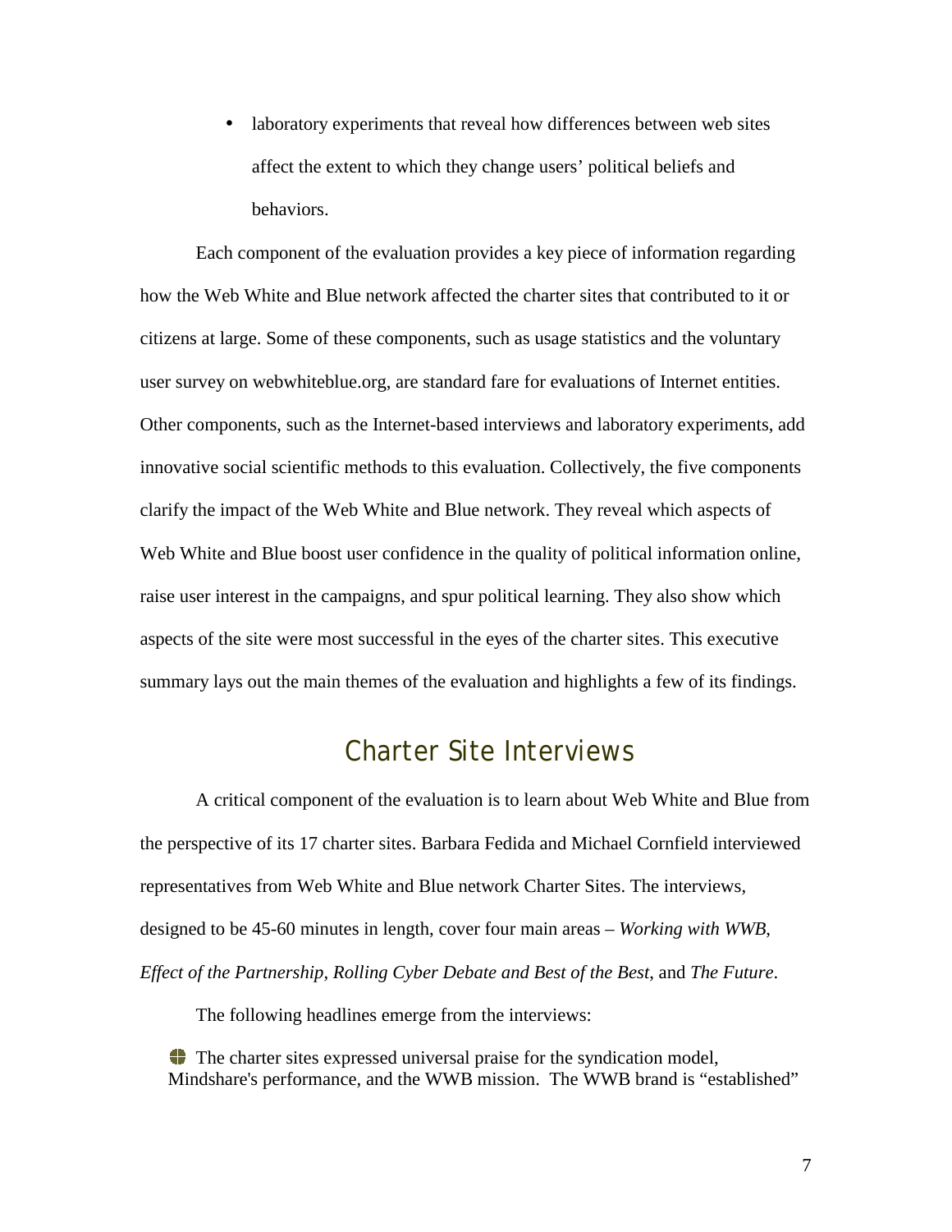- laboratory experiments that reveal how differences between web sites affect the extent to which they change users' political beliefs and behaviors.

Each component of the evaluation provides a key piece of information regarding how the Web White and Blue network affected the charter sites that contributed to it or citizens at large. Some of these components, such as usage statistics and the voluntary user survey on webwhiteblue.org, are standard fare for evaluations of Internet entities. Other components, such as the Internet-based interviews and laboratory experiments, add innovative social scientific methods to this evaluation. Collectively, the five components clarify the impact of the Web White and Blue network. They reveal which aspects of Web White and Blue boost user confidence in the quality of political information online, raise user interest in the campaigns, and spur political learning. They also show which aspects of the site were most successful in the eyes of the charter sites. This executive summary lays out the main themes of the evaluation and highlights a few of its findings.

## Charter Site Interviews

A critical component of the evaluation is to learn about Web White and Blue from the perspective of its 17 charter sites. Barbara Fedida and Michael Cornfield interviewed representatives from Web White and Blue network Charter Sites. The interviews, designed to be 45-60 minutes in length, cover four main areas – *Working with WWB*, *Effect of the Partnership*, *Rolling Cyber Debate and Best of the Best*, and *The Future*.

The following headlines emerge from the interviews:

- The charter sites expressed universal praise for the syndication model, Mindshare's performance, and the WWB mission. The WWB brand is "established"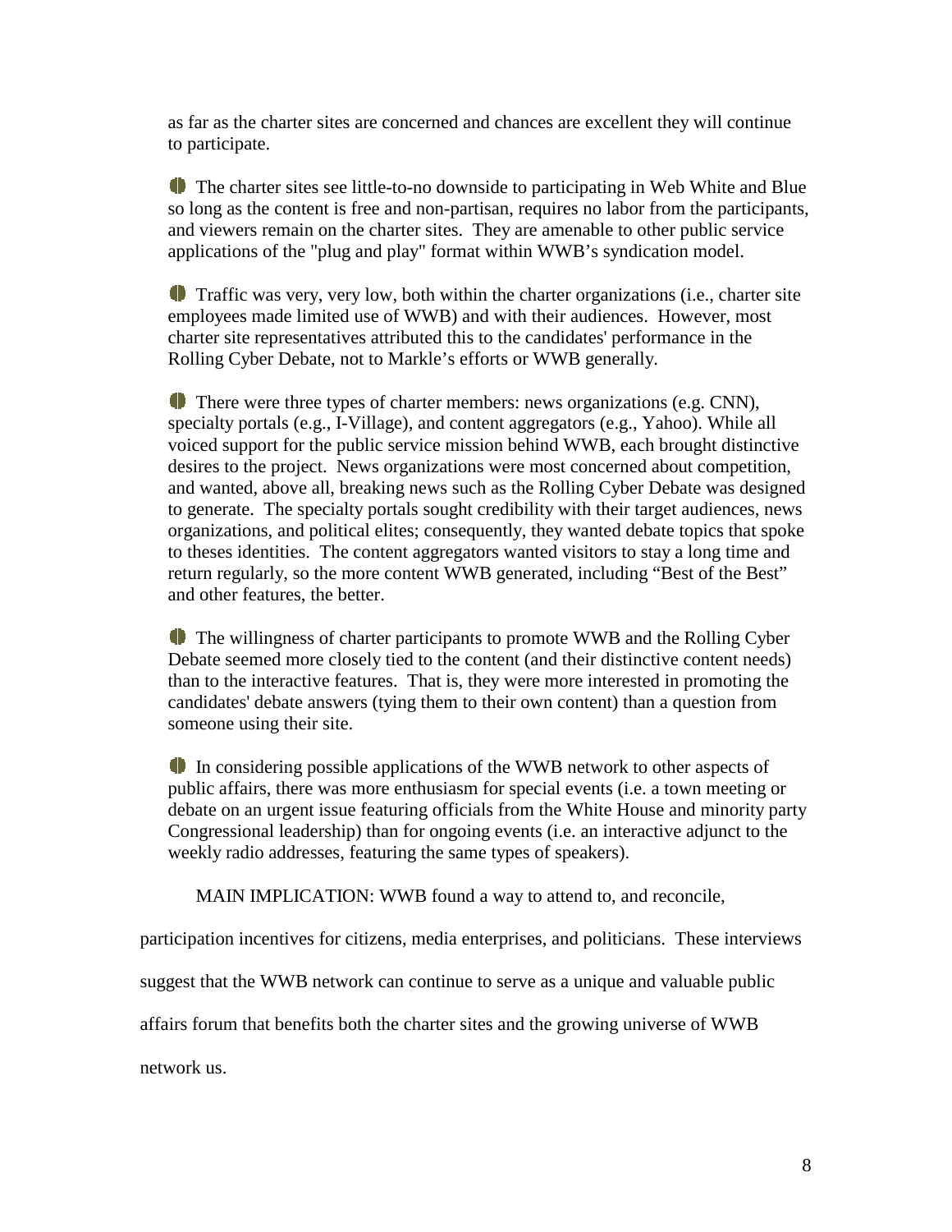as far as the charter sites are concerned and chances are excellent they will continue to participate.

- The charter sites see little-to-no downside to participating in Web White and Blue so long as the content is free and non-partisan, requires no labor from the participants, and viewers remain on the charter sites. They are amenable to other public service applications of the "plug and play" format within WWB's syndication model.

- Traffic was very, very low, both within the charter organizations (i.e., charter site employees made limited use of WWB) and with their audiences. However, most charter site representatives attributed this to the candidates' performance in the Rolling Cyber Debate, not to Markle's efforts or WWB generally.

- There were three types of charter members: news organizations (e.g. CNN), specialty portals (e.g., I-Village), and content aggregators (e.g., Yahoo). While all voiced support for the public service mission behind WWB, each brought distinctive desires to the project. News organizations were most concerned about competition, and wanted, above all, breaking news such as the Rolling Cyber Debate was designed to generate. The specialty portals sought credibility with their target audiences, news organizations, and political elites; consequently, they wanted debate topics that spoke to theses identities. The content aggregators wanted visitors to stay a long time and return regularly, so the more content WWB generated, including "Best of the Best" and other features, the better.

- The willingness of charter participants to promote WWB and the Rolling Cyber Debate seemed more closely tied to the content (and their distinctive content needs) than to the interactive features. That is, they were more interested in promoting the candidates' debate answers (tying them to their own content) than a question from someone using their site.

- In considering possible applications of the WWB network to other aspects of public affairs, there was more enthusiasm for special events (i.e. a town meeting or debate on an urgent issue featuring officials from the White House and minority party Congressional leadership) than for ongoing events (i.e. an interactive adjunct to the weekly radio addresses, featuring the same types of speakers).

MAIN IMPLICATION: WWB found a way to attend to, and reconcile, participation incentives for citizens, media enterprises, and politicians. These interviews suggest that the WWB network can continue to serve as a unique and valuable public affairs forum that benefits both the charter sites and the growing universe of WWB network us.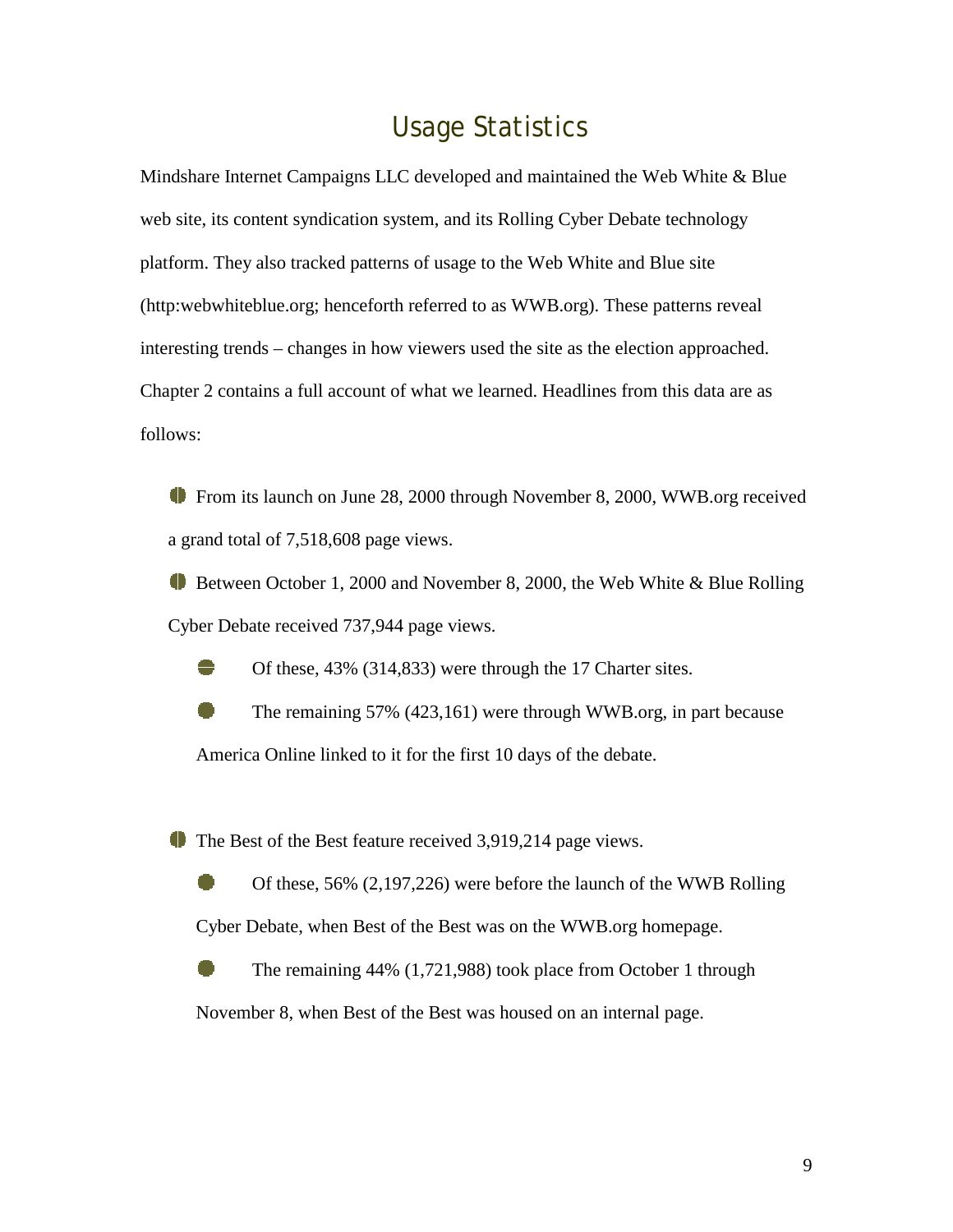# Usage Statistics

Mindshare Internet Campaigns LLC developed and maintained the Web White & Blue web site, its content syndication system, and its Rolling Cyber Debate technology platform. They also tracked patterns of usage to the Web White and Blue site (http:webwhiteblue.org; henceforth referred to as WWB.org). These patterns reveal interesting trends – changes in how viewers used the site as the election approached. Chapter 2 contains a full account of what we learned. Headlines from this data are as follows:

- From its launch on June 28, 2000 through November 8, 2000, WWB.org received a grand total of 7,518,608 page views.
- Between October 1, 2000 and November 8, 2000, the Web White & Blue Rolling Cyber Debate received 737,944 page views.
  - Of these, 43% (314,833) were through the 17 Charter sites.
  - The remaining 57% (423,161) were through WWB.org, in part because America Online linked to it for the first 10 days of the debate.
- The Best of the Best feature received 3,919,214 page views.
  - Of these, 56% (2,197,226) were before the launch of the WWB Rolling Cyber Debate, when Best of the Best was on the WWB.org homepage.
  - The remaining 44% (1,721,988) took place from October 1 through November 8, when Best of the Best was housed on an internal page.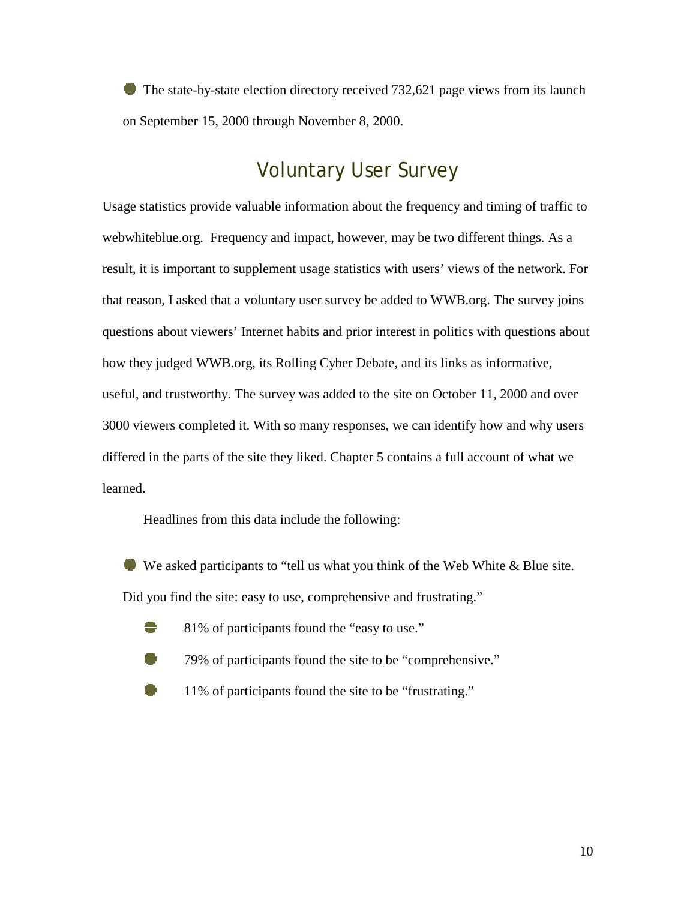- The state-by-state election directory received 732,621 page views from its launch on September 15, 2000 through November 8, 2000.

## Voluntary User Survey

Usage statistics provide valuable information about the frequency and timing of traffic to webwhiteblue.org. Frequency and impact, however, may be two different things. As a result, it is important to supplement usage statistics with users' views of the network. For that reason, I asked that a voluntary user survey be added to WWB.org. The survey joins questions about viewers' Internet habits and prior interest in politics with questions about how they judged WWB.org, its Rolling Cyber Debate, and its links as informative, useful, and trustworthy. The survey was added to the site on October 11, 2000 and over 3000 viewers completed it. With so many responses, we can identify how and why users differed in the parts of the site they liked. Chapter 5 contains a full account of what we learned.

Headlines from this data include the following:

- We asked participants to "tell us what you think of the Web White & Blue site. Did you find the site: easy to use, comprehensive and frustrating."
  - 81% of participants found the "easy to use."
  - 79% of participants found the site to be "comprehensive."
  - 11% of participants found the site to be "frustrating."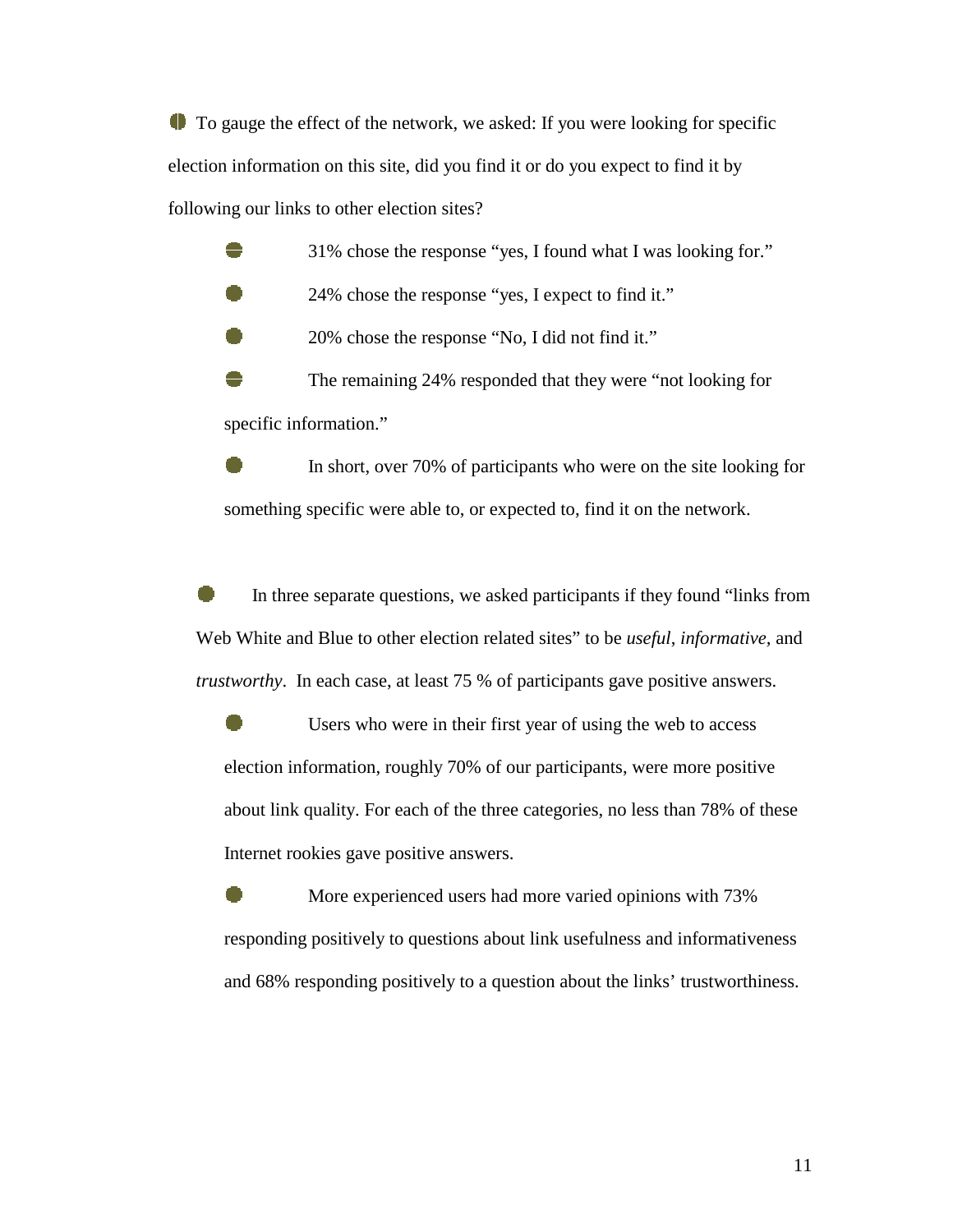- To gauge the effect of the network, we asked: If you were looking for specific election information on this site, did you find it or do you expect to find it by following our links to other election sites?

  - 31% chose the response "yes, I found what I was looking for."
  - 24% chose the response "yes, I expect to find it."
  - 20% chose the response "No, I did not find it."
  - The remaining 24% responded that they were "not looking for specific information."
  - In short, over 70% of participants who were on the site looking for something specific were able to, or expected to, find it on the network.

- In three separate questions, we asked participants if they found "links from Web White and Blue to other election related sites" to be *useful*, *informative*, and *trustworthy*. In each case, at least 75 % of participants gave positive answers.

  - Users who were in their first year of using the web to access election information, roughly 70% of our participants, were more positive about link quality. For each of the three categories, no less than 78% of these Internet rookies gave positive answers.
  - More experienced users had more varied opinions with 73% responding positively to questions about link usefulness and informativeness and 68% responding positively to a question about the links' trustworthiness.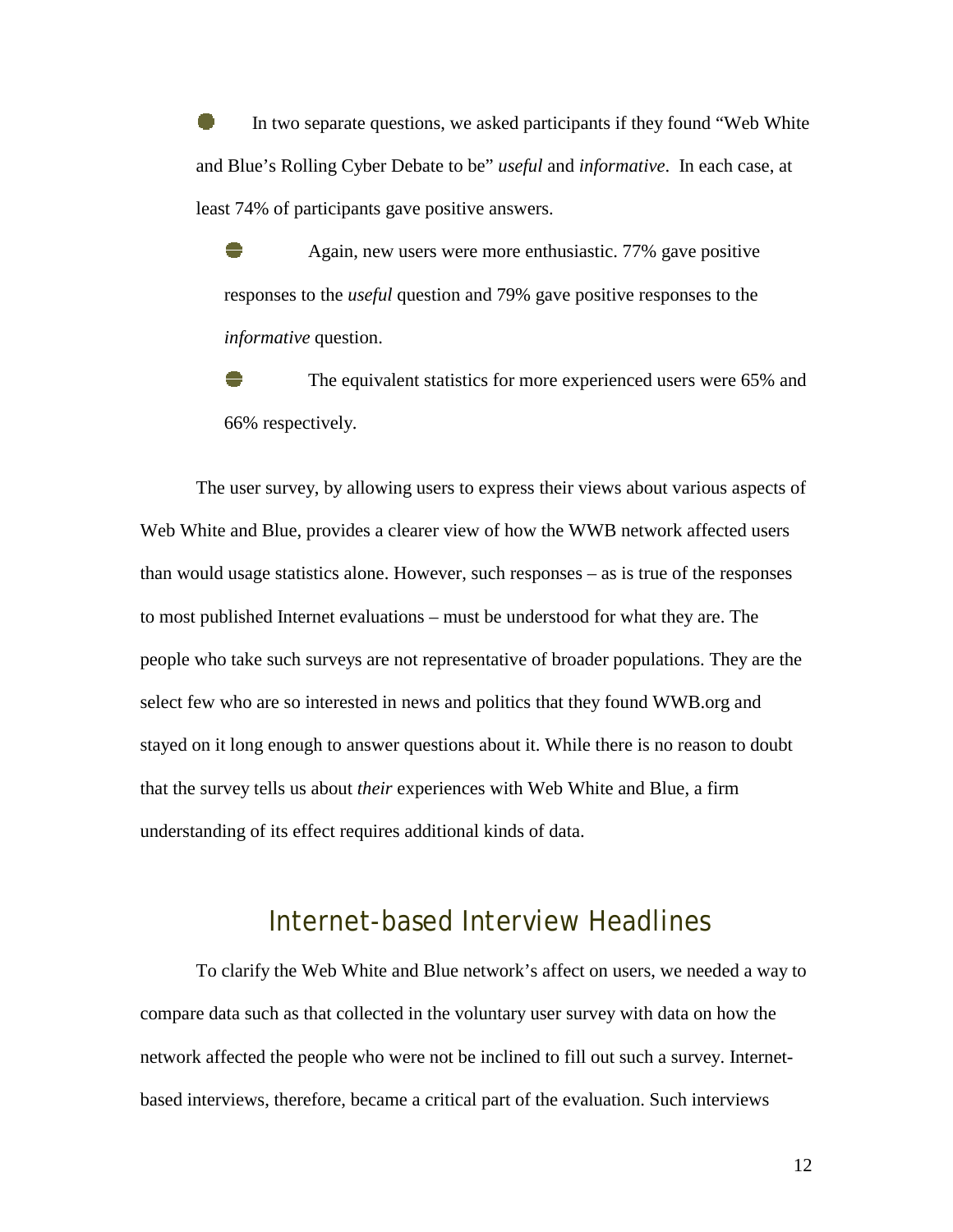- In two separate questions, we asked participants if they found "Web White and Blue's Rolling Cyber Debate to be" *useful* and *informative*. In each case, at least 74% of participants gave positive answers.
  - Again, new users were more enthusiastic. 77% gave positive responses to the *useful* question and 79% gave positive responses to the *informative* question.
  - The equivalent statistics for more experienced users were 65% and 66% respectively.

The user survey, by allowing users to express their views about various aspects of Web White and Blue, provides a clearer view of how the WWB network affected users than would usage statistics alone. However, such responses – as is true of the responses to most published Internet evaluations – must be understood for what they are. The people who take such surveys are not representative of broader populations. They are the select few who are so interested in news and politics that they found WWB.org and stayed on it long enough to answer questions about it. While there is no reason to doubt that the survey tells us about *their* experiences with Web White and Blue, a firm understanding of its effect requires additional kinds of data.

## Internet-based Interview Headlines

To clarify the Web White and Blue network's affect on users, we needed a way to compare data such as that collected in the voluntary user survey with data on how the network affected the people who were not be inclined to fill out such a survey. Internet-based interviews, therefore, became a critical part of the evaluation. Such interviews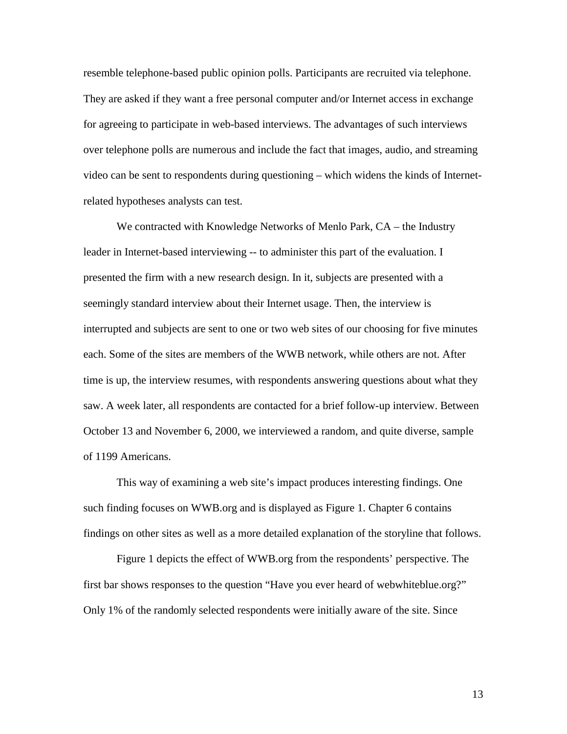resemble telephone-based public opinion polls. Participants are recruited via telephone. They are asked if they want a free personal computer and/or Internet access in exchange for agreeing to participate in web-based interviews. The advantages of such interviews over telephone polls are numerous and include the fact that images, audio, and streaming video can be sent to respondents during questioning – which widens the kinds of Internet-related hypotheses analysts can test.

We contracted with Knowledge Networks of Menlo Park, CA – the Industry leader in Internet-based interviewing -- to administer this part of the evaluation. I presented the firm with a new research design. In it, subjects are presented with a seemingly standard interview about their Internet usage. Then, the interview is interrupted and subjects are sent to one or two web sites of our choosing for five minutes each. Some of the sites are members of the WWB network, while others are not. After time is up, the interview resumes, with respondents answering questions about what they saw. A week later, all respondents are contacted for a brief follow-up interview. Between October 13 and November 6, 2000, we interviewed a random, and quite diverse, sample of 1199 Americans.

This way of examining a web site's impact produces interesting findings. One such finding focuses on WWB.org and is displayed as Figure 1. Chapter 6 contains findings on other sites as well as a more detailed explanation of the storyline that follows.

Figure 1 depicts the effect of WWB.org from the respondents' perspective. The first bar shows responses to the question "Have you ever heard of webwhiteblue.org?" Only 1% of the randomly selected respondents were initially aware of the site. Since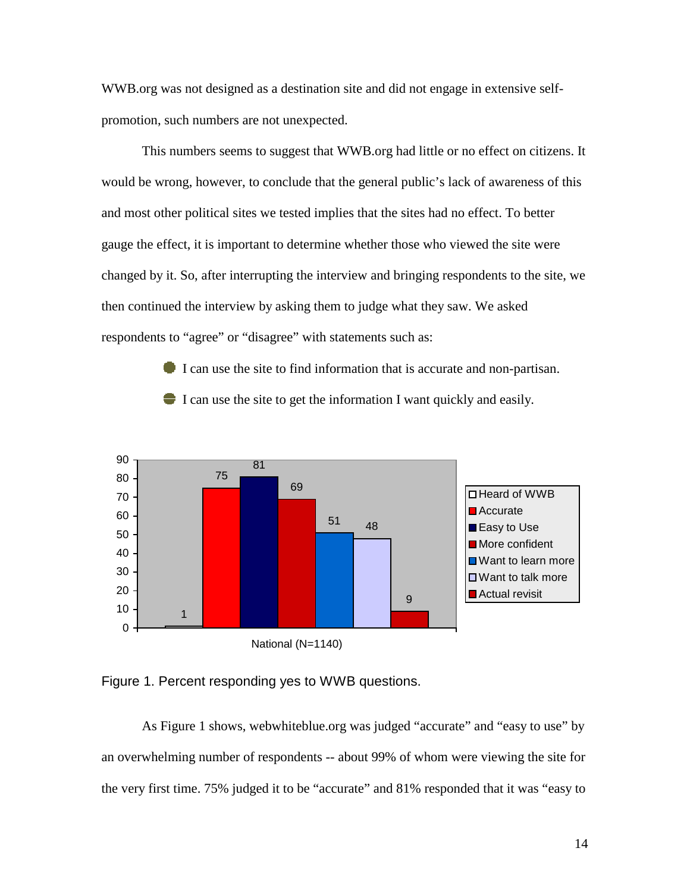WWB.org was not designed as a destination site and did not engage in extensive self-promotion, such numbers are not unexpected.

This numbers seems to suggest that WWB.org had little or no effect on citizens. It would be wrong, however, to conclude that the general public's lack of awareness of this and most other political sites we tested implies that the sites had no effect. To better gauge the effect, it is important to determine whether those who viewed the site were changed by it. So, after interrupting the interview and bringing respondents to the site, we then continued the interview by asking them to judge what they saw. We asked respondents to "agree" or "disagree" with statements such as:

- I can use the site to find information that is accurate and non-partisan.
- I can use the site to get the information I want quickly and easily.

| National (N=1140) | Percent |
|---|---|
| Heard of WWB | 1 |
| Accurate | 75 |
| Easy to Use | 81 |
| More confident | 69 |
| Want to learn more | 51 |
| Want to talk more | 48 |
| Actual revisit | 9 |

Figure 1. Percent responding yes to WWB questions.

As Figure 1 shows, webwhiteblue.org was judged "accurate" and "easy to use" by an overwhelming number of respondents -- about 99% of whom were viewing the site for the very first time. 75% judged it to be "accurate" and 81% responded that it was "easy to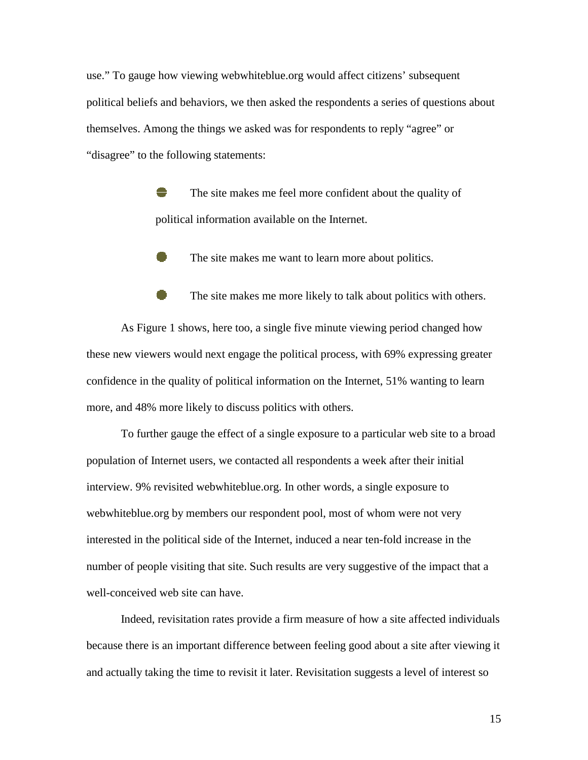use." To gauge how viewing webwhiteblue.org would affect citizens' subsequent political beliefs and behaviors, we then asked the respondents a series of questions about themselves. Among the things we asked was for respondents to reply "agree" or "disagree" to the following statements:

- The site makes me feel more confident about the quality of political information available on the Internet.
- The site makes me want to learn more about politics.
- The site makes me more likely to talk about politics with others.

As Figure 1 shows, here too, a single five minute viewing period changed how these new viewers would next engage the political process, with 69% expressing greater confidence in the quality of political information on the Internet, 51% wanting to learn more, and 48% more likely to discuss politics with others.

To further gauge the effect of a single exposure to a particular web site to a broad population of Internet users, we contacted all respondents a week after their initial interview. 9% revisited webwhiteblue.org. In other words, a single exposure to webwhiteblue.org by members our respondent pool, most of whom were not very interested in the political side of the Internet, induced a near ten-fold increase in the number of people visiting that site. Such results are very suggestive of the impact that a well-conceived web site can have.

Indeed, revisitation rates provide a firm measure of how a site affected individuals because there is an important difference between feeling good about a site after viewing it and actually taking the time to revisit it later. Revisitation suggests a level of interest so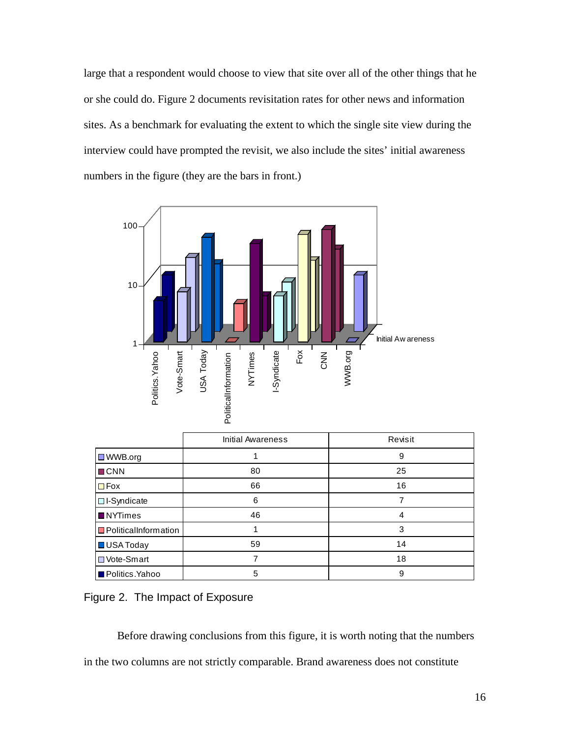large that a respondent would choose to view that site over all of the other things that he or she could do. Figure 2 documents revisitation rates for other news and information sites. As a benchmark for evaluating the extent to which the single site view during the interview could have prompted the revisit, we also include the sites' initial awareness numbers in the figure (they are the bars in front.)

| | Initial Awareness | Revisit |
|---|---|---|
| WWB.org | 1 | 9 |
| CNN | 80 | 25 |
| Fox | 66 | 16 |
| I-Syndicate | 6 | 7 |
| NYTimes | 46 | 4 |
| PoliticalInformation | 1 | 3 |
| USA Today | 59 | 14 |
| Vote-Smart | 7 | 18 |
| Politics.Yahoo | 5 | 9 |

Figure 2. The Impact of Exposure

Before drawing conclusions from this figure, it is worth noting that the numbers in the two columns are not strictly comparable. Brand awareness does not constitute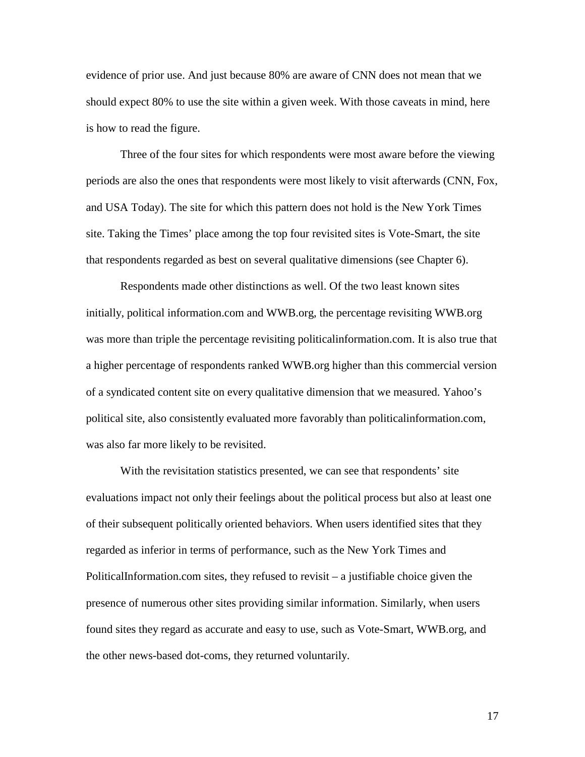evidence of prior use. And just because 80% are aware of CNN does not mean that we should expect 80% to use the site within a given week. With those caveats in mind, here is how to read the figure.

Three of the four sites for which respondents were most aware before the viewing periods are also the ones that respondents were most likely to visit afterwards (CNN, Fox, and USA Today). The site for which this pattern does not hold is the New York Times site. Taking the Times' place among the top four revisited sites is Vote-Smart, the site that respondents regarded as best on several qualitative dimensions (see Chapter 6).

Respondents made other distinctions as well. Of the two least known sites initially, political information.com and WWB.org, the percentage revisiting WWB.org was more than triple the percentage revisiting politicalinformation.com. It is also true that a higher percentage of respondents ranked WWB.org higher than this commercial version of a syndicated content site on every qualitative dimension that we measured. Yahoo's political site, also consistently evaluated more favorably than politicalinformation.com, was also far more likely to be revisited.

With the revisitation statistics presented, we can see that respondents' site evaluations impact not only their feelings about the political process but also at least one of their subsequent politically oriented behaviors. When users identified sites that they regarded as inferior in terms of performance, such as the New York Times and PoliticalInformation.com sites, they refused to revisit – a justifiable choice given the presence of numerous other sites providing similar information. Similarly, when users found sites they regard as accurate and easy to use, such as Vote-Smart, WWB.org, and the other news-based dot-coms, they returned voluntarily.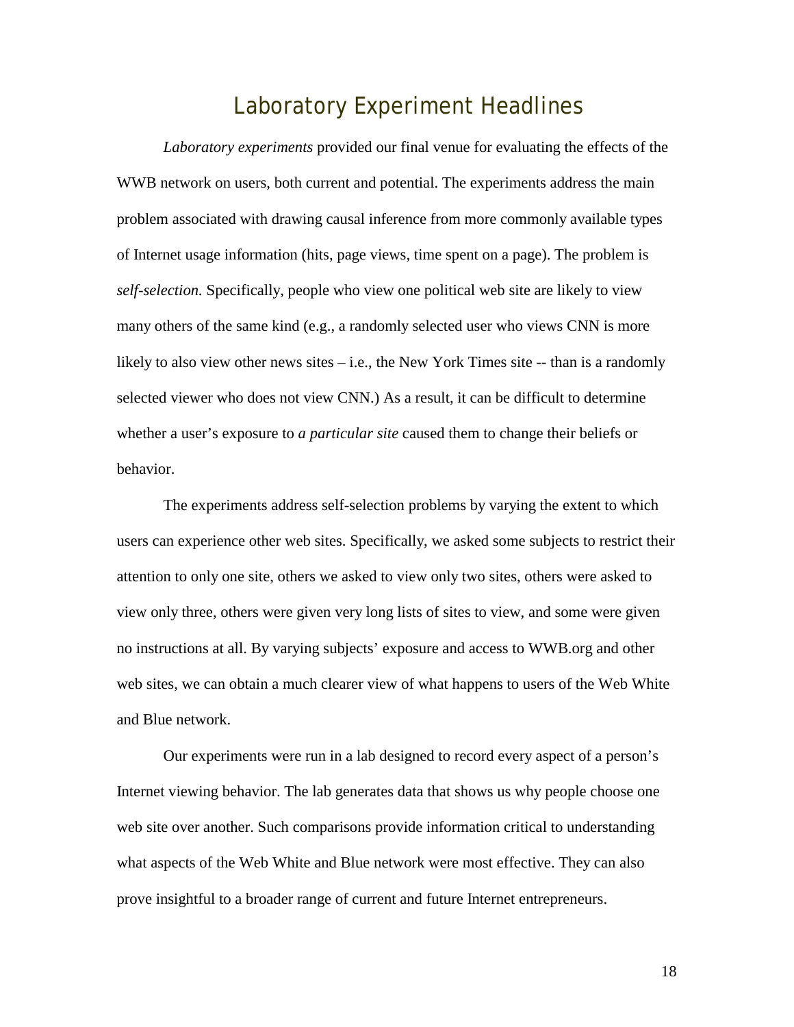# Laboratory Experiment Headlines

*Laboratory experiments* provided our final venue for evaluating the effects of the WWB network on users, both current and potential. The experiments address the main problem associated with drawing causal inference from more commonly available types of Internet usage information (hits, page views, time spent on a page). The problem is *self-selection.* Specifically, people who view one political web site are likely to view many others of the same kind (e.g., a randomly selected user who views CNN is more likely to also view other news sites – i.e., the New York Times site -- than is a randomly selected viewer who does not view CNN.) As a result, it can be difficult to determine whether a user's exposure to *a particular site* caused them to change their beliefs or behavior.

The experiments address self-selection problems by varying the extent to which users can experience other web sites. Specifically, we asked some subjects to restrict their attention to only one site, others we asked to view only two sites, others were asked to view only three, others were given very long lists of sites to view, and some were given no instructions at all. By varying subjects' exposure and access to WWB.org and other web sites, we can obtain a much clearer view of what happens to users of the Web White and Blue network.

Our experiments were run in a lab designed to record every aspect of a person's Internet viewing behavior. The lab generates data that shows us why people choose one web site over another. Such comparisons provide information critical to understanding what aspects of the Web White and Blue network were most effective. They can also prove insightful to a broader range of current and future Internet entrepreneurs.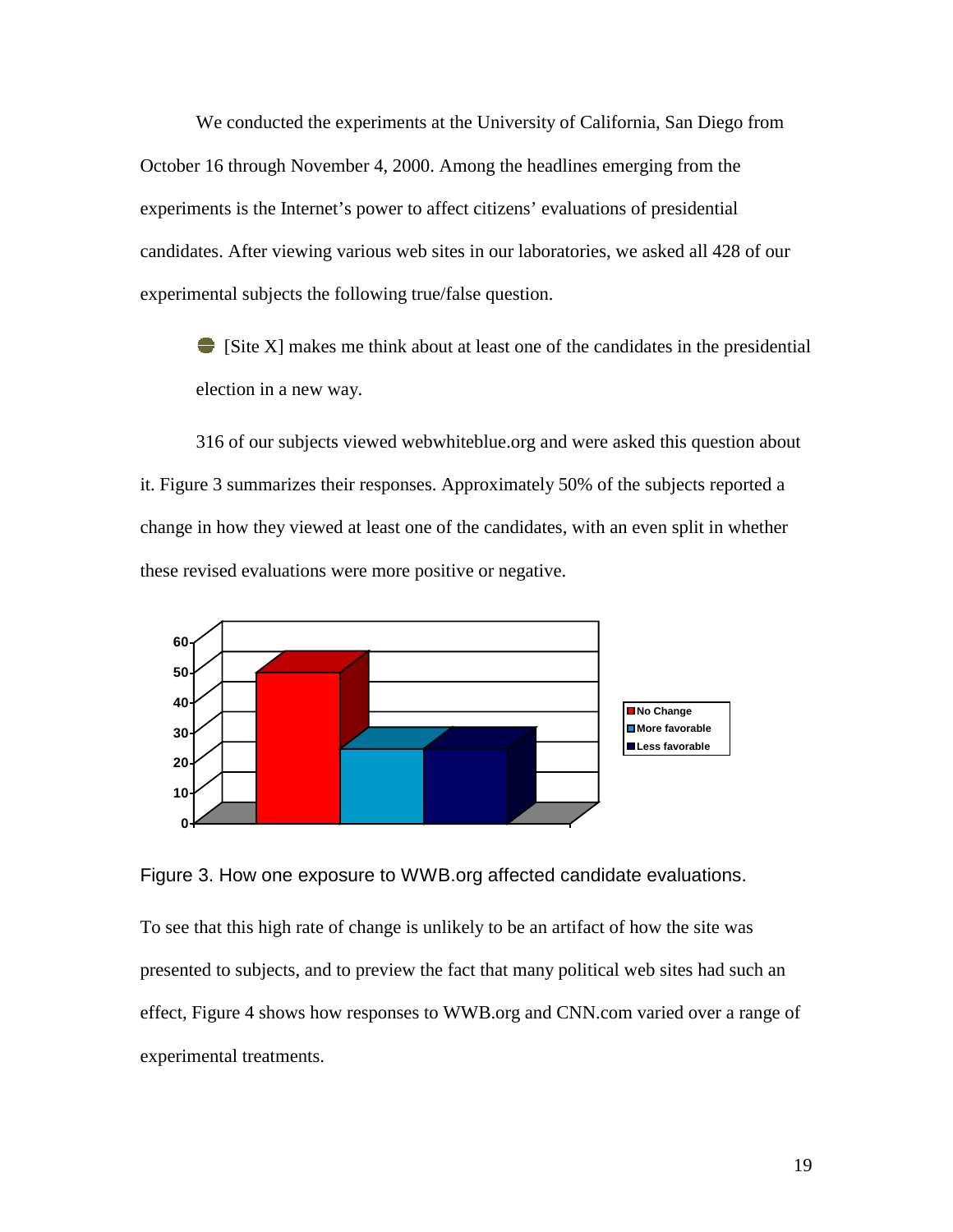We conducted the experiments at the University of California, San Diego from October 16 through November 4, 2000. Among the headlines emerging from the experiments is the Internet's power to affect citizens' evaluations of presidential candidates. After viewing various web sites in our laboratories, we asked all 428 of our experimental subjects the following true/false question.

- [Site X] makes me think about at least one of the candidates in the presidential election in a new way.

316 of our subjects viewed webwhiteblue.org and were asked this question about it. Figure 3 summarizes their responses. Approximately 50% of the subjects reported a change in how they viewed at least one of the candidates, with an even split in whether these revised evaluations were more positive or negative.

Figure 3. How one exposure to WWB.org affected candidate evaluations.

To see that this high rate of change is unlikely to be an artifact of how the site was presented to subjects, and to preview the fact that many political web sites had such an effect, Figure 4 shows how responses to WWB.org and CNN.com varied over a range of experimental treatments.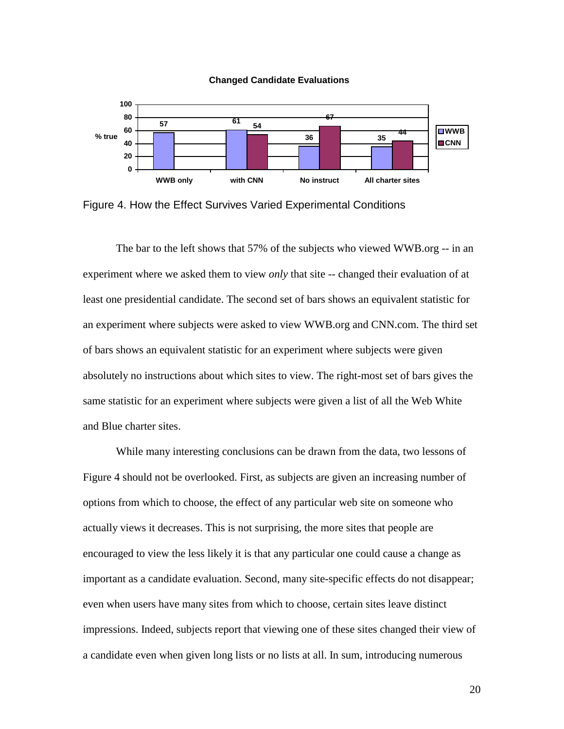**Changed Candidate Evaluations**

| % true | WWB | CNN |
| --- | --- | --- |
| WWB only | 57 | |
| with CNN | 61 | 54 |
| No instruct | 36 | 67 |
| All charter sites | 35 | 44 |

Figure 4. How the Effect Survives Varied Experimental Conditions

The bar to the left shows that 57% of the subjects who viewed WWB.org -- in an experiment where we asked them to view *only* that site -- changed their evaluation of at least one presidential candidate. The second set of bars shows an equivalent statistic for an experiment where subjects were asked to view WWB.org and CNN.com. The third set of bars shows an equivalent statistic for an experiment where subjects were given absolutely no instructions about which sites to view. The right-most set of bars gives the same statistic for an experiment where subjects were given a list of all the Web White and Blue charter sites.

While many interesting conclusions can be drawn from the data, two lessons of Figure 4 should not be overlooked. First, as subjects are given an increasing number of options from which to choose, the effect of any particular web site on someone who actually views it decreases. This is not surprising, the more sites that people are encouraged to view the less likely it is that any particular one could cause a change as important as a candidate evaluation. Second, many site-specific effects do not disappear; even when users have many sites from which to choose, certain sites leave distinct impressions. Indeed, subjects report that viewing one of these sites changed their view of a candidate even when given long lists or no lists at all. In sum, introducing numerous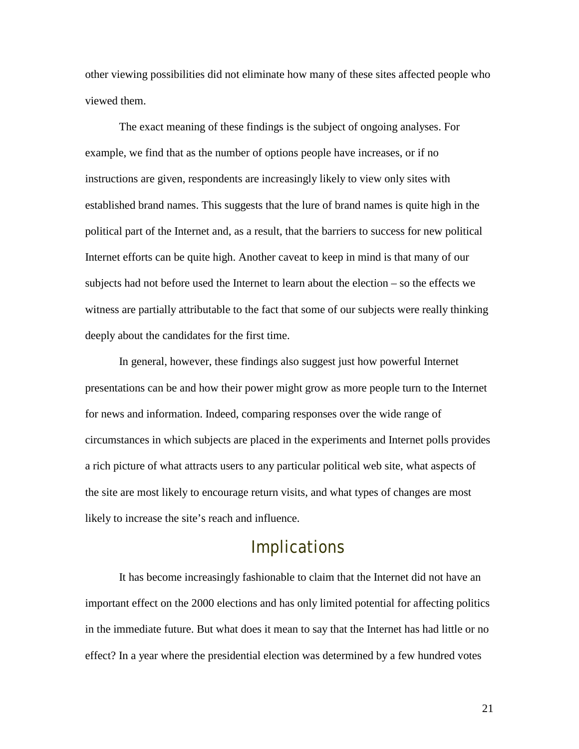other viewing possibilities did not eliminate how many of these sites affected people who viewed them.

The exact meaning of these findings is the subject of ongoing analyses. For example, we find that as the number of options people have increases, or if no instructions are given, respondents are increasingly likely to view only sites with established brand names. This suggests that the lure of brand names is quite high in the political part of the Internet and, as a result, that the barriers to success for new political Internet efforts can be quite high. Another caveat to keep in mind is that many of our subjects had not before used the Internet to learn about the election – so the effects we witness are partially attributable to the fact that some of our subjects were really thinking deeply about the candidates for the first time.

In general, however, these findings also suggest just how powerful Internet presentations can be and how their power might grow as more people turn to the Internet for news and information. Indeed, comparing responses over the wide range of circumstances in which subjects are placed in the experiments and Internet polls provides a rich picture of what attracts users to any particular political web site, what aspects of the site are most likely to encourage return visits, and what types of changes are most likely to increase the site's reach and influence.

## Implications

It has become increasingly fashionable to claim that the Internet did not have an important effect on the 2000 elections and has only limited potential for affecting politics in the immediate future. But what does it mean to say that the Internet has had little or no effect? In a year where the presidential election was determined by a few hundred votes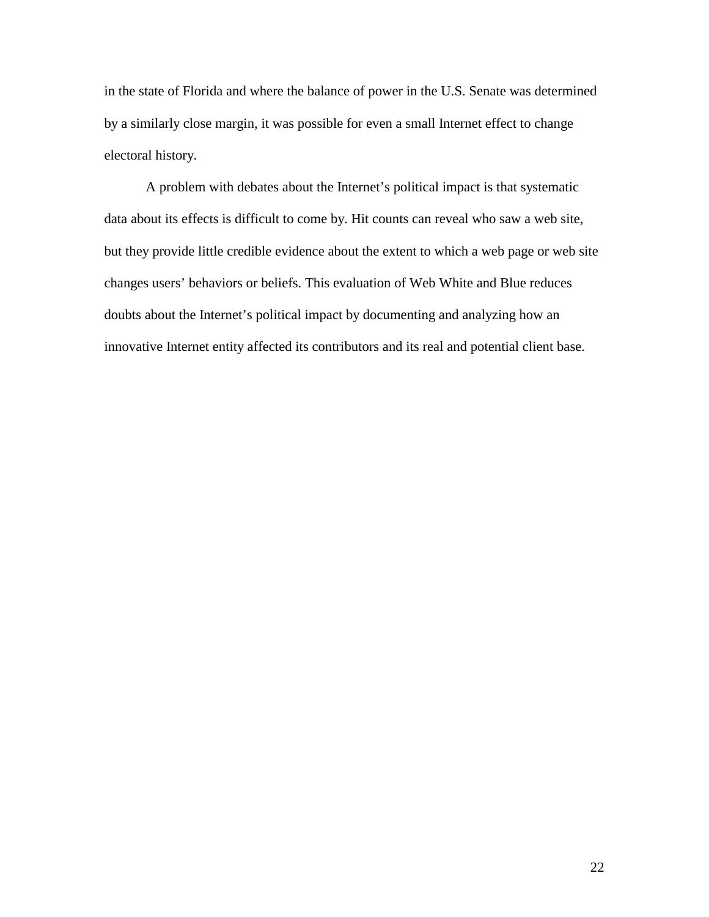in the state of Florida and where the balance of power in the U.S. Senate was determined by a similarly close margin, it was possible for even a small Internet effect to change electoral history.

A problem with debates about the Internet's political impact is that systematic data about its effects is difficult to come by. Hit counts can reveal who saw a web site, but they provide little credible evidence about the extent to which a web page or web site changes users' behaviors or beliefs. This evaluation of Web White and Blue reduces doubts about the Internet's political impact by documenting and analyzing how an innovative Internet entity affected its contributors and its real and potential client base.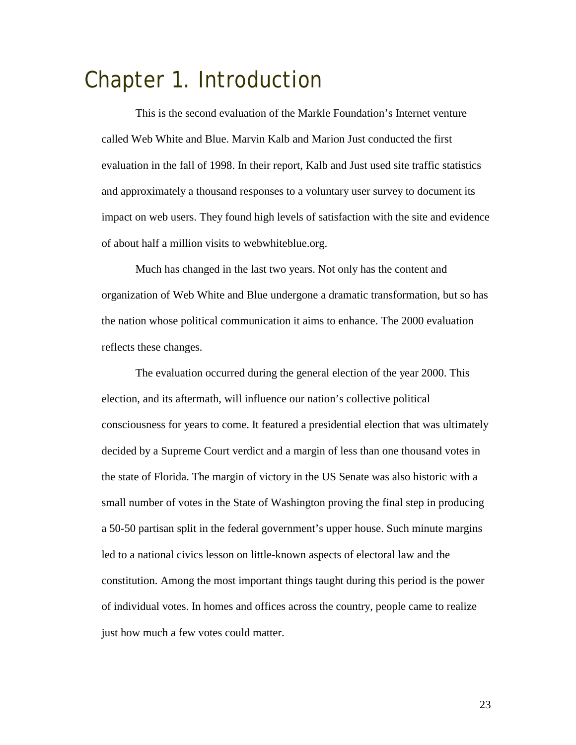# Chapter 1. Introduction

This is the second evaluation of the Markle Foundation's Internet venture called Web White and Blue. Marvin Kalb and Marion Just conducted the first evaluation in the fall of 1998. In their report, Kalb and Just used site traffic statistics and approximately a thousand responses to a voluntary user survey to document its impact on web users. They found high levels of satisfaction with the site and evidence of about half a million visits to webwhiteblue.org.

Much has changed in the last two years. Not only has the content and organization of Web White and Blue undergone a dramatic transformation, but so has the nation whose political communication it aims to enhance. The 2000 evaluation reflects these changes.

The evaluation occurred during the general election of the year 2000. This election, and its aftermath, will influence our nation's collective political consciousness for years to come. It featured a presidential election that was ultimately decided by a Supreme Court verdict and a margin of less than one thousand votes in the state of Florida. The margin of victory in the US Senate was also historic with a small number of votes in the State of Washington proving the final step in producing a 50-50 partisan split in the federal government's upper house. Such minute margins led to a national civics lesson on little-known aspects of electoral law and the constitution. Among the most important things taught during this period is the power of individual votes. In homes and offices across the country, people came to realize just how much a few votes could matter.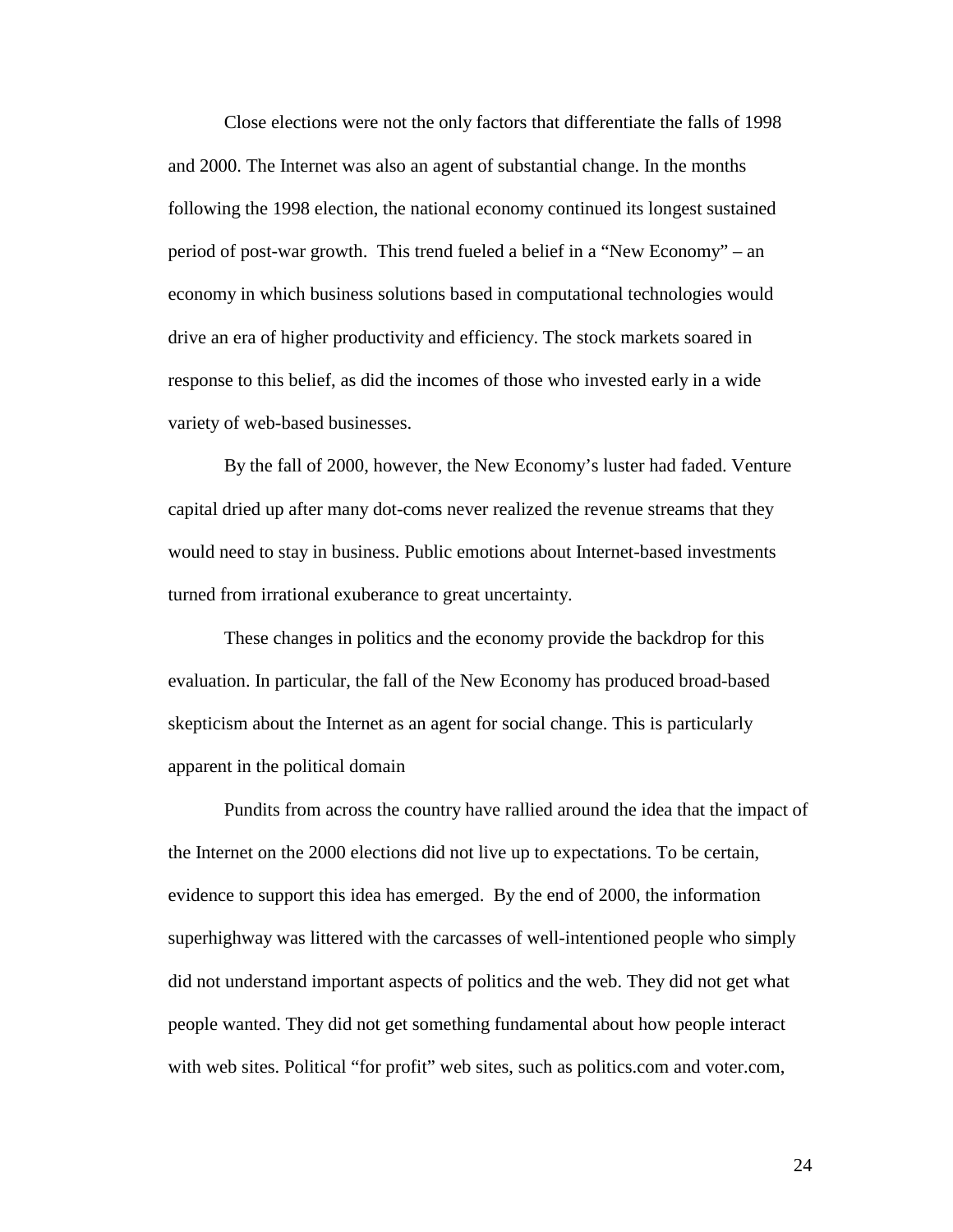Close elections were not the only factors that differentiate the falls of 1998 and 2000. The Internet was also an agent of substantial change. In the months following the 1998 election, the national economy continued its longest sustained period of post-war growth. This trend fueled a belief in a "New Economy" – an economy in which business solutions based in computational technologies would drive an era of higher productivity and efficiency. The stock markets soared in response to this belief, as did the incomes of those who invested early in a wide variety of web-based businesses.

By the fall of 2000, however, the New Economy's luster had faded. Venture capital dried up after many dot-coms never realized the revenue streams that they would need to stay in business. Public emotions about Internet-based investments turned from irrational exuberance to great uncertainty.

These changes in politics and the economy provide the backdrop for this evaluation. In particular, the fall of the New Economy has produced broad-based skepticism about the Internet as an agent for social change. This is particularly apparent in the political domain

Pundits from across the country have rallied around the idea that the impact of the Internet on the 2000 elections did not live up to expectations. To be certain, evidence to support this idea has emerged. By the end of 2000, the information superhighway was littered with the carcasses of well-intentioned people who simply did not understand important aspects of politics and the web. They did not get what people wanted. They did not get something fundamental about how people interact with web sites. Political "for profit" web sites, such as politics.com and voter.com,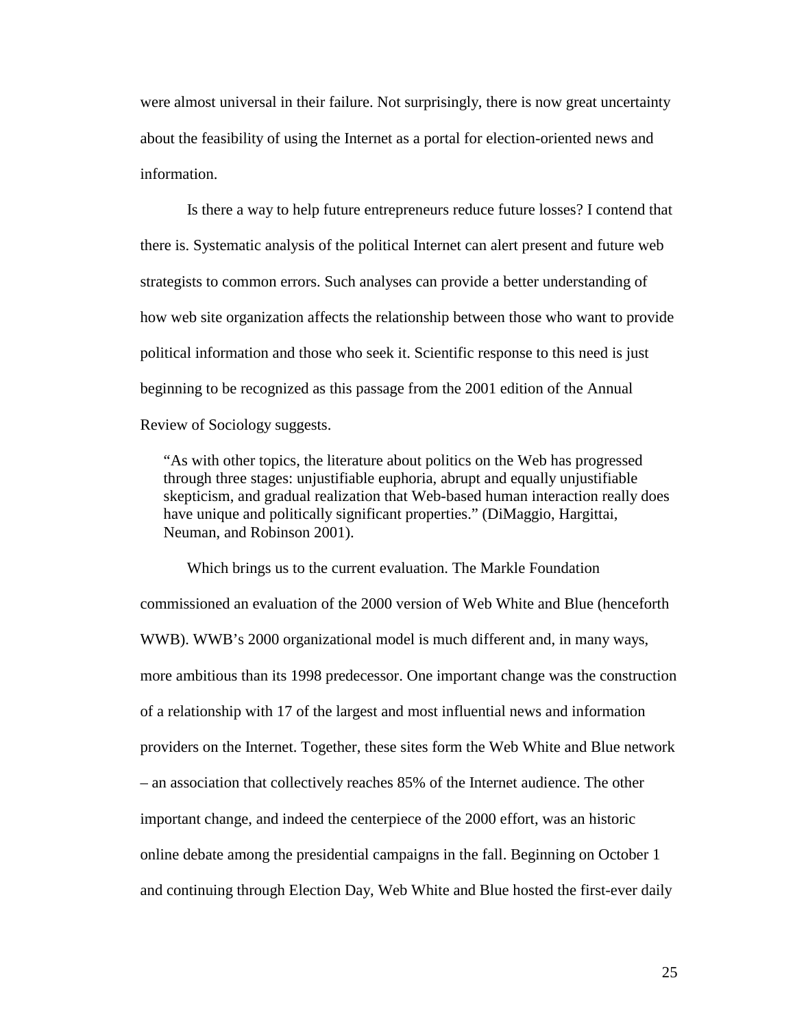were almost universal in their failure. Not surprisingly, there is now great uncertainty about the feasibility of using the Internet as a portal for election-oriented news and information.

Is there a way to help future entrepreneurs reduce future losses? I contend that there is. Systematic analysis of the political Internet can alert present and future web strategists to common errors. Such analyses can provide a better understanding of how web site organization affects the relationship between those who want to provide political information and those who seek it. Scientific response to this need is just beginning to be recognized as this passage from the 2001 edition of the Annual Review of Sociology suggests.

> "As with other topics, the literature about politics on the Web has progressed through three stages: unjustifiable euphoria, abrupt and equally unjustifiable skepticism, and gradual realization that Web-based human interaction really does have unique and politically significant properties." (DiMaggio, Hargittai, Neuman, and Robinson 2001).

Which brings us to the current evaluation. The Markle Foundation commissioned an evaluation of the 2000 version of Web White and Blue (henceforth WWB). WWB's 2000 organizational model is much different and, in many ways, more ambitious than its 1998 predecessor. One important change was the construction of a relationship with 17 of the largest and most influential news and information providers on the Internet. Together, these sites form the Web White and Blue network – an association that collectively reaches 85% of the Internet audience. The other important change, and indeed the centerpiece of the 2000 effort, was an historic online debate among the presidential campaigns in the fall. Beginning on October 1 and continuing through Election Day, Web White and Blue hosted the first-ever daily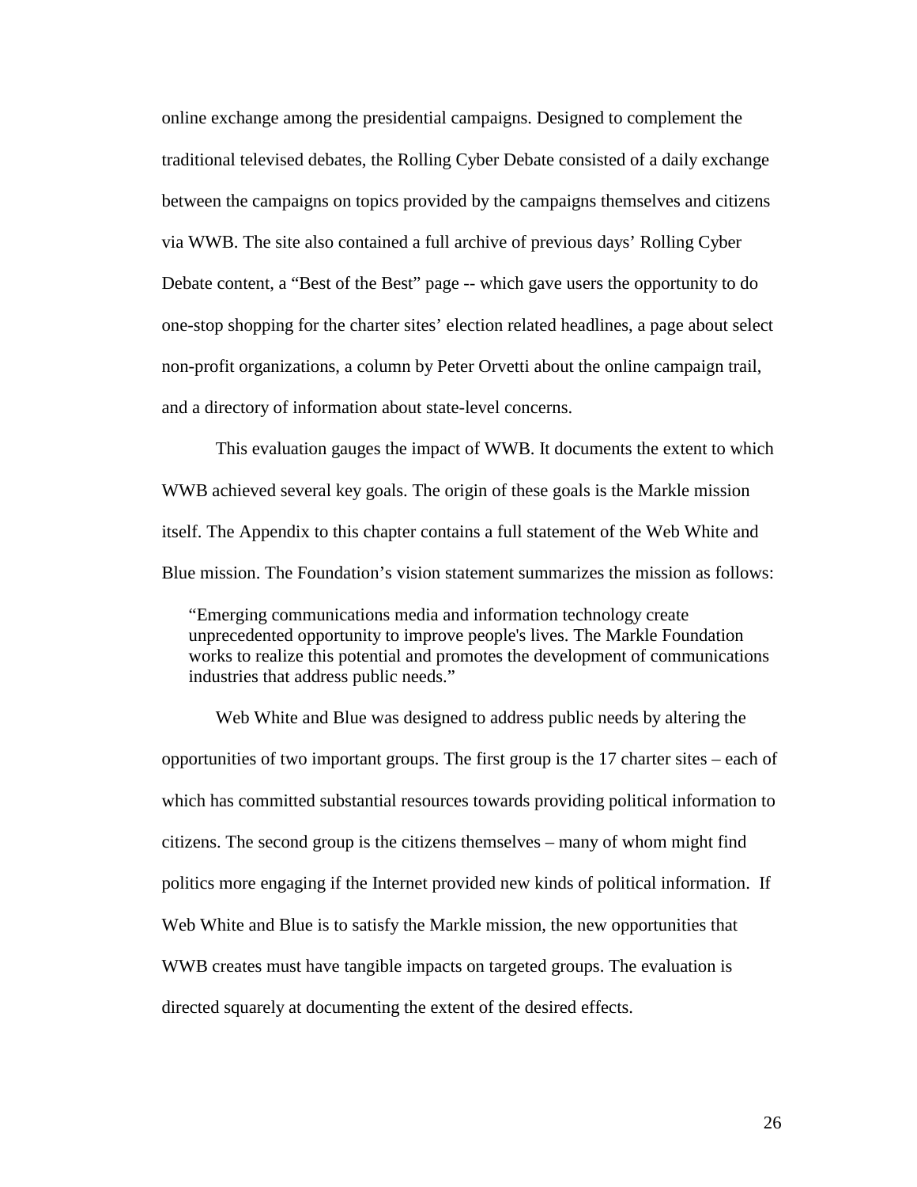online exchange among the presidential campaigns. Designed to complement the traditional televised debates, the Rolling Cyber Debate consisted of a daily exchange between the campaigns on topics provided by the campaigns themselves and citizens via WWB. The site also contained a full archive of previous days' Rolling Cyber Debate content, a "Best of the Best" page -- which gave users the opportunity to do one-stop shopping for the charter sites' election related headlines, a page about select non-profit organizations, a column by Peter Orvetti about the online campaign trail, and a directory of information about state-level concerns.

This evaluation gauges the impact of WWB. It documents the extent to which WWB achieved several key goals. The origin of these goals is the Markle mission itself. The Appendix to this chapter contains a full statement of the Web White and Blue mission. The Foundation's vision statement summarizes the mission as follows:

> "Emerging communications media and information technology create unprecedented opportunity to improve people's lives. The Markle Foundation works to realize this potential and promotes the development of communications industries that address public needs."

Web White and Blue was designed to address public needs by altering the opportunities of two important groups. The first group is the 17 charter sites – each of which has committed substantial resources towards providing political information to citizens. The second group is the citizens themselves – many of whom might find politics more engaging if the Internet provided new kinds of political information. If Web White and Blue is to satisfy the Markle mission, the new opportunities that WWB creates must have tangible impacts on targeted groups. The evaluation is directed squarely at documenting the extent of the desired effects.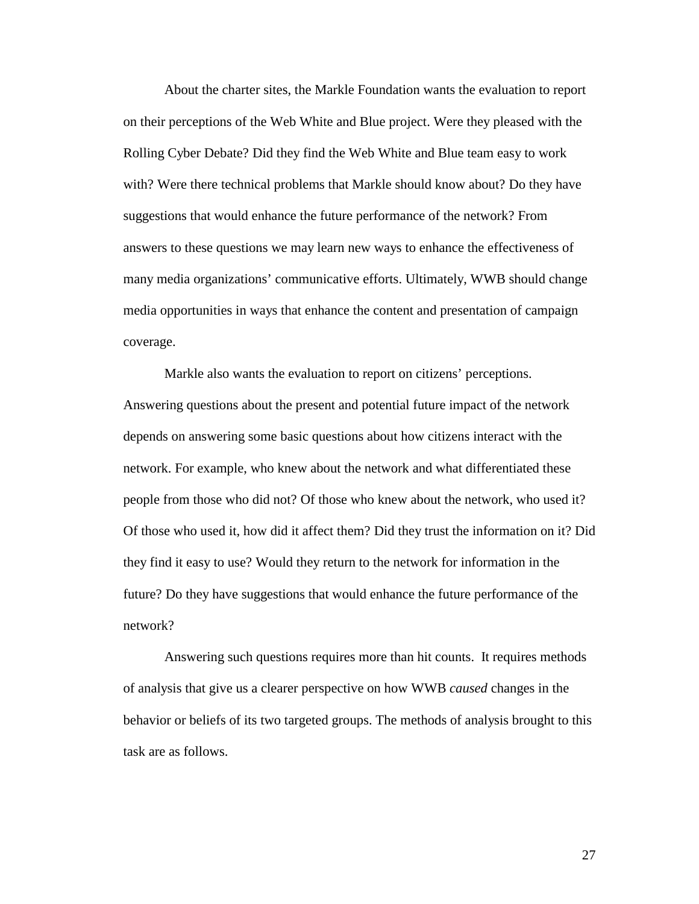About the charter sites, the Markle Foundation wants the evaluation to report on their perceptions of the Web White and Blue project. Were they pleased with the Rolling Cyber Debate? Did they find the Web White and Blue team easy to work with? Were there technical problems that Markle should know about? Do they have suggestions that would enhance the future performance of the network? From answers to these questions we may learn new ways to enhance the effectiveness of many media organizations' communicative efforts. Ultimately, WWB should change media opportunities in ways that enhance the content and presentation of campaign coverage.

Markle also wants the evaluation to report on citizens' perceptions. Answering questions about the present and potential future impact of the network depends on answering some basic questions about how citizens interact with the network. For example, who knew about the network and what differentiated these people from those who did not? Of those who knew about the network, who used it? Of those who used it, how did it affect them? Did they trust the information on it? Did they find it easy to use? Would they return to the network for information in the future? Do they have suggestions that would enhance the future performance of the network?

Answering such questions requires more than hit counts. It requires methods of analysis that give us a clearer perspective on how WWB *caused* changes in the behavior or beliefs of its two targeted groups. The methods of analysis brought to this task are as follows.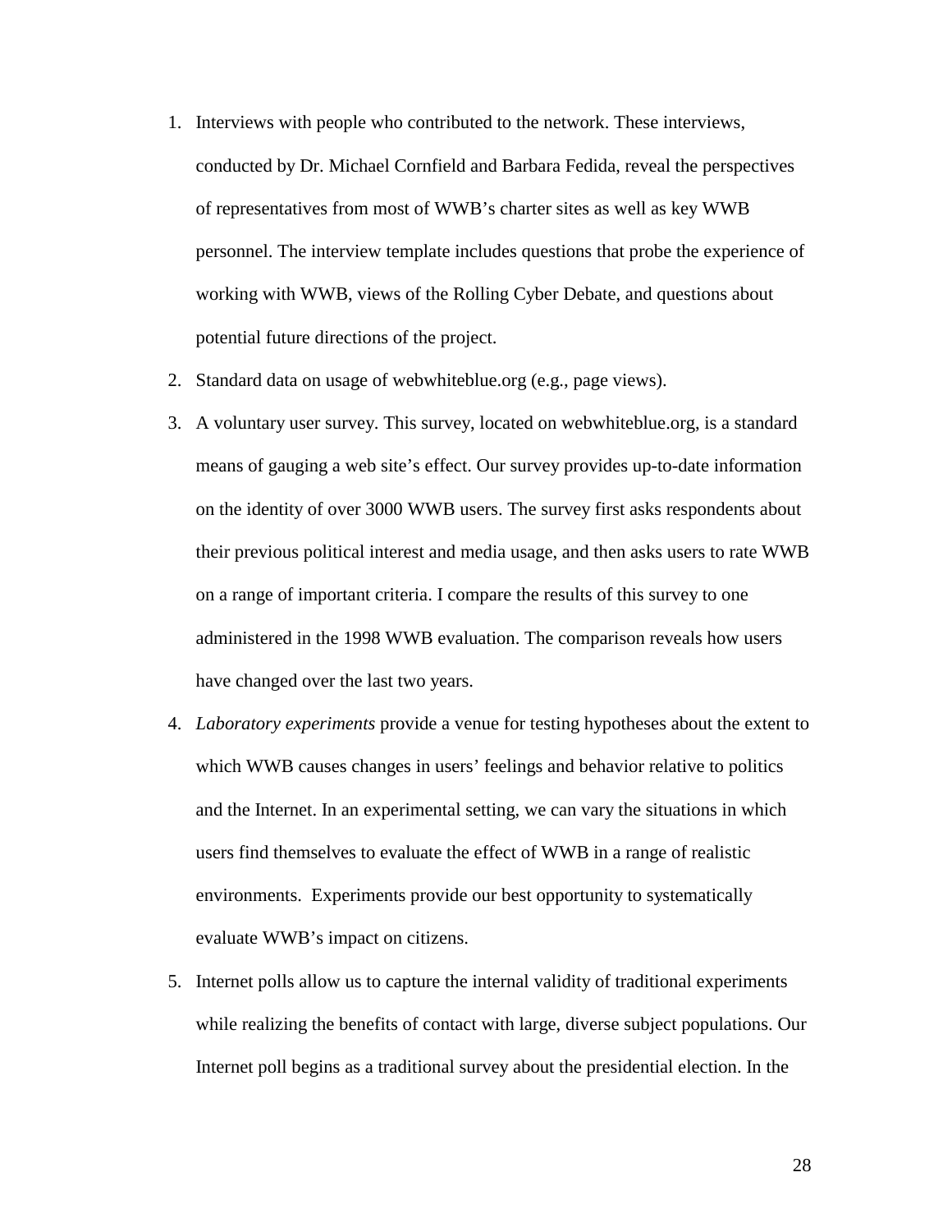1. Interviews with people who contributed to the network. These interviews, conducted by Dr. Michael Cornfield and Barbara Fedida, reveal the perspectives of representatives from most of WWB's charter sites as well as key WWB personnel. The interview template includes questions that probe the experience of working with WWB, views of the Rolling Cyber Debate, and questions about potential future directions of the project.
2. Standard data on usage of webwhiteblue.org (e.g., page views).
3. A voluntary user survey. This survey, located on webwhiteblue.org, is a standard means of gauging a web site's effect. Our survey provides up-to-date information on the identity of over 3000 WWB users. The survey first asks respondents about their previous political interest and media usage, and then asks users to rate WWB on a range of important criteria. I compare the results of this survey to one administered in the 1998 WWB evaluation. The comparison reveals how users have changed over the last two years.
4. *Laboratory experiments* provide a venue for testing hypotheses about the extent to which WWB causes changes in users' feelings and behavior relative to politics and the Internet. In an experimental setting, we can vary the situations in which users find themselves to evaluate the effect of WWB in a range of realistic environments. Experiments provide our best opportunity to systematically evaluate WWB's impact on citizens.
5. Internet polls allow us to capture the internal validity of traditional experiments while realizing the benefits of contact with large, diverse subject populations. Our Internet poll begins as a traditional survey about the presidential election. In the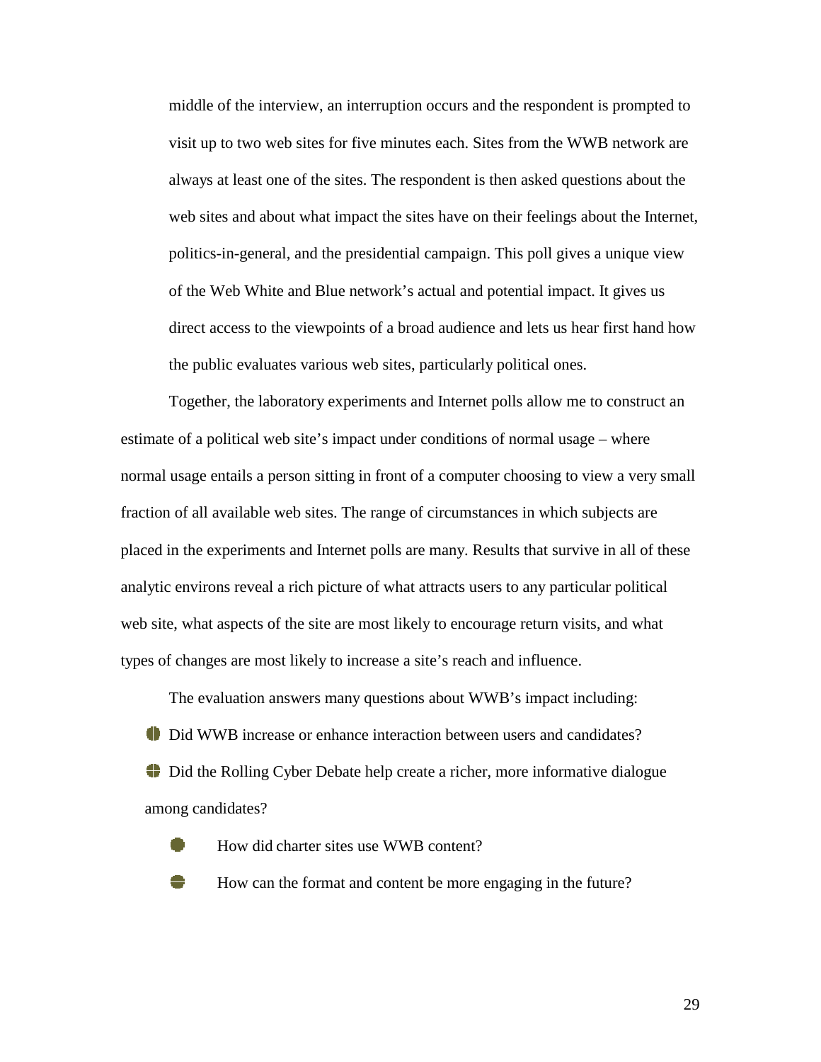middle of the interview, an interruption occurs and the respondent is prompted to visit up to two web sites for five minutes each. Sites from the WWB network are always at least one of the sites. The respondent is then asked questions about the web sites and about what impact the sites have on their feelings about the Internet, politics-in-general, and the presidential campaign. This poll gives a unique view of the Web White and Blue network's actual and potential impact. It gives us direct access to the viewpoints of a broad audience and lets us hear first hand how the public evaluates various web sites, particularly political ones.

Together, the laboratory experiments and Internet polls allow me to construct an estimate of a political web site's impact under conditions of normal usage – where normal usage entails a person sitting in front of a computer choosing to view a very small fraction of all available web sites. The range of circumstances in which subjects are placed in the experiments and Internet polls are many. Results that survive in all of these analytic environs reveal a rich picture of what attracts users to any particular political web site, what aspects of the site are most likely to encourage return visits, and what types of changes are most likely to increase a site's reach and influence.

The evaluation answers many questions about WWB's impact including:

- Did WWB increase or enhance interaction between users and candidates?
- Did the Rolling Cyber Debate help create a richer, more informative dialogue among candidates?
- How did charter sites use WWB content?
- How can the format and content be more engaging in the future?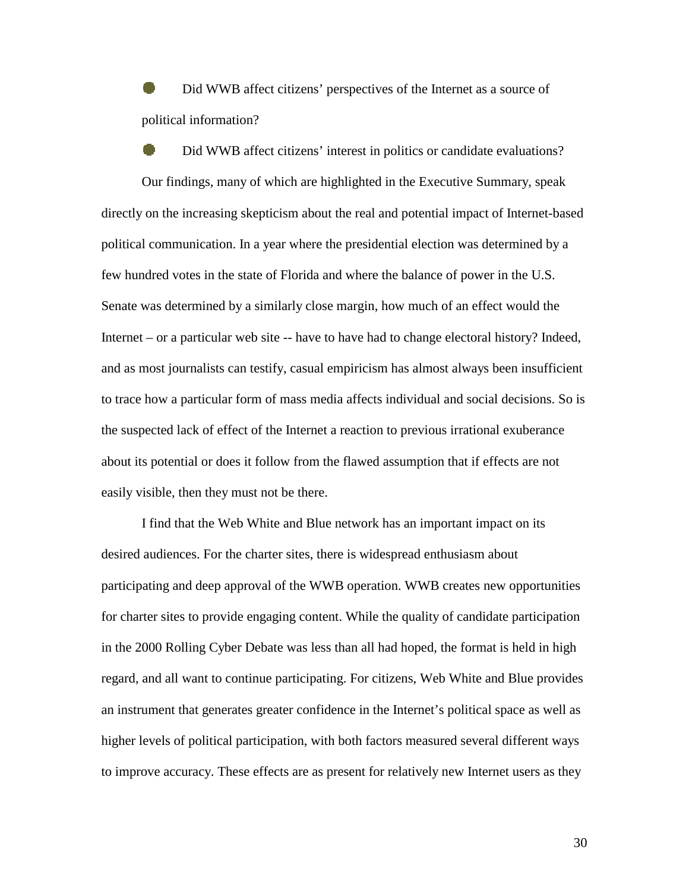- Did WWB affect citizens' perspectives of the Internet as a source of political information?
- Did WWB affect citizens' interest in politics or candidate evaluations?

Our findings, many of which are highlighted in the Executive Summary, speak directly on the increasing skepticism about the real and potential impact of Internet-based political communication. In a year where the presidential election was determined by a few hundred votes in the state of Florida and where the balance of power in the U.S. Senate was determined by a similarly close margin, how much of an effect would the Internet – or a particular web site -- have to have had to change electoral history? Indeed, and as most journalists can testify, casual empiricism has almost always been insufficient to trace how a particular form of mass media affects individual and social decisions. So is the suspected lack of effect of the Internet a reaction to previous irrational exuberance about its potential or does it follow from the flawed assumption that if effects are not easily visible, then they must not be there.

I find that the Web White and Blue network has an important impact on its desired audiences. For the charter sites, there is widespread enthusiasm about participating and deep approval of the WWB operation. WWB creates new opportunities for charter sites to provide engaging content. While the quality of candidate participation in the 2000 Rolling Cyber Debate was less than all had hoped, the format is held in high regard, and all want to continue participating. For citizens, Web White and Blue provides an instrument that generates greater confidence in the Internet's political space as well as higher levels of political participation, with both factors measured several different ways to improve accuracy. These effects are as present for relatively new Internet users as they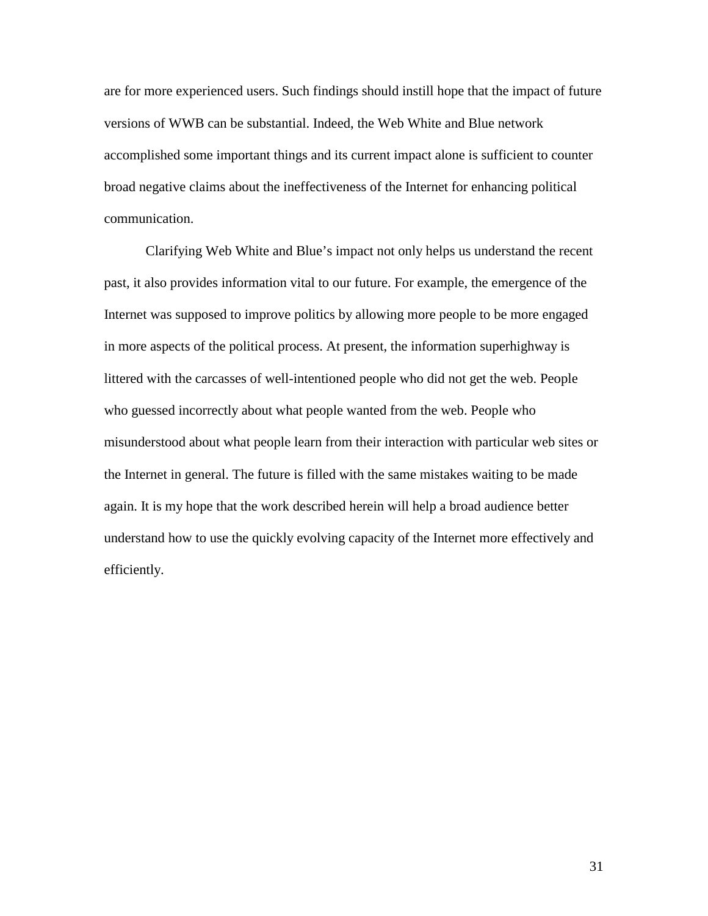are for more experienced users. Such findings should instill hope that the impact of future versions of WWB can be substantial. Indeed, the Web White and Blue network accomplished some important things and its current impact alone is sufficient to counter broad negative claims about the ineffectiveness of the Internet for enhancing political communication.

Clarifying Web White and Blue's impact not only helps us understand the recent past, it also provides information vital to our future. For example, the emergence of the Internet was supposed to improve politics by allowing more people to be more engaged in more aspects of the political process. At present, the information superhighway is littered with the carcasses of well-intentioned people who did not get the web. People who guessed incorrectly about what people wanted from the web. People who misunderstood about what people learn from their interaction with particular web sites or the Internet in general. The future is filled with the same mistakes waiting to be made again. It is my hope that the work described herein will help a broad audience better understand how to use the quickly evolving capacity of the Internet more effectively and efficiently.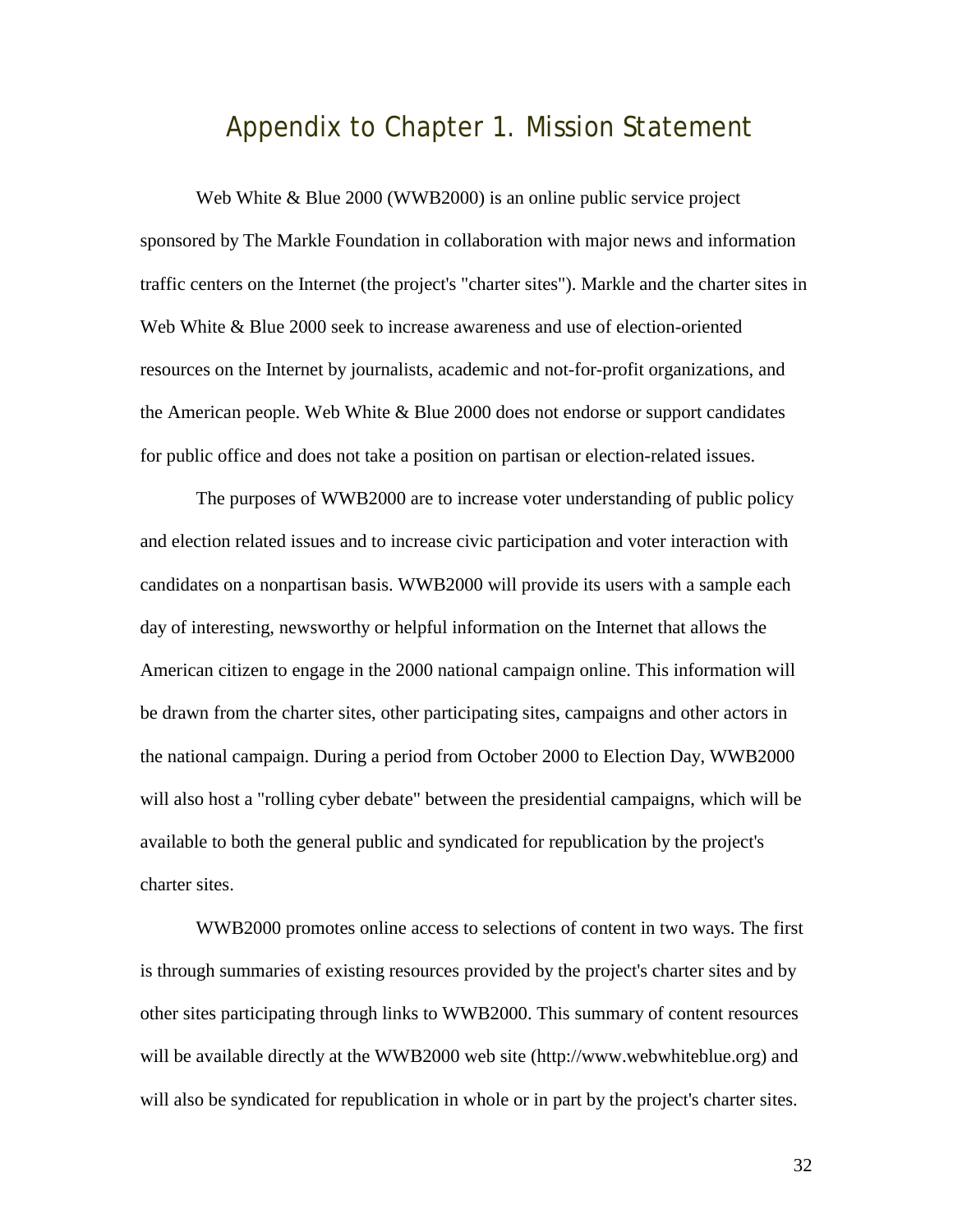# Appendix to Chapter 1. Mission Statement

Web White & Blue 2000 (WWB2000) is an online public service project sponsored by The Markle Foundation in collaboration with major news and information traffic centers on the Internet (the project's "charter sites"). Markle and the charter sites in Web White & Blue 2000 seek to increase awareness and use of election-oriented resources on the Internet by journalists, academic and not-for-profit organizations, and the American people. Web White & Blue 2000 does not endorse or support candidates for public office and does not take a position on partisan or election-related issues.

The purposes of WWB2000 are to increase voter understanding of public policy and election related issues and to increase civic participation and voter interaction with candidates on a nonpartisan basis. WWB2000 will provide its users with a sample each day of interesting, newsworthy or helpful information on the Internet that allows the American citizen to engage in the 2000 national campaign online. This information will be drawn from the charter sites, other participating sites, campaigns and other actors in the national campaign. During a period from October 2000 to Election Day, WWB2000 will also host a "rolling cyber debate" between the presidential campaigns, which will be available to both the general public and syndicated for republication by the project's charter sites.

WWB2000 promotes online access to selections of content in two ways. The first is through summaries of existing resources provided by the project's charter sites and by other sites participating through links to WWB2000. This summary of content resources will be available directly at the WWB2000 web site (http://www.webwhiteblue.org) and will also be syndicated for republication in whole or in part by the project's charter sites.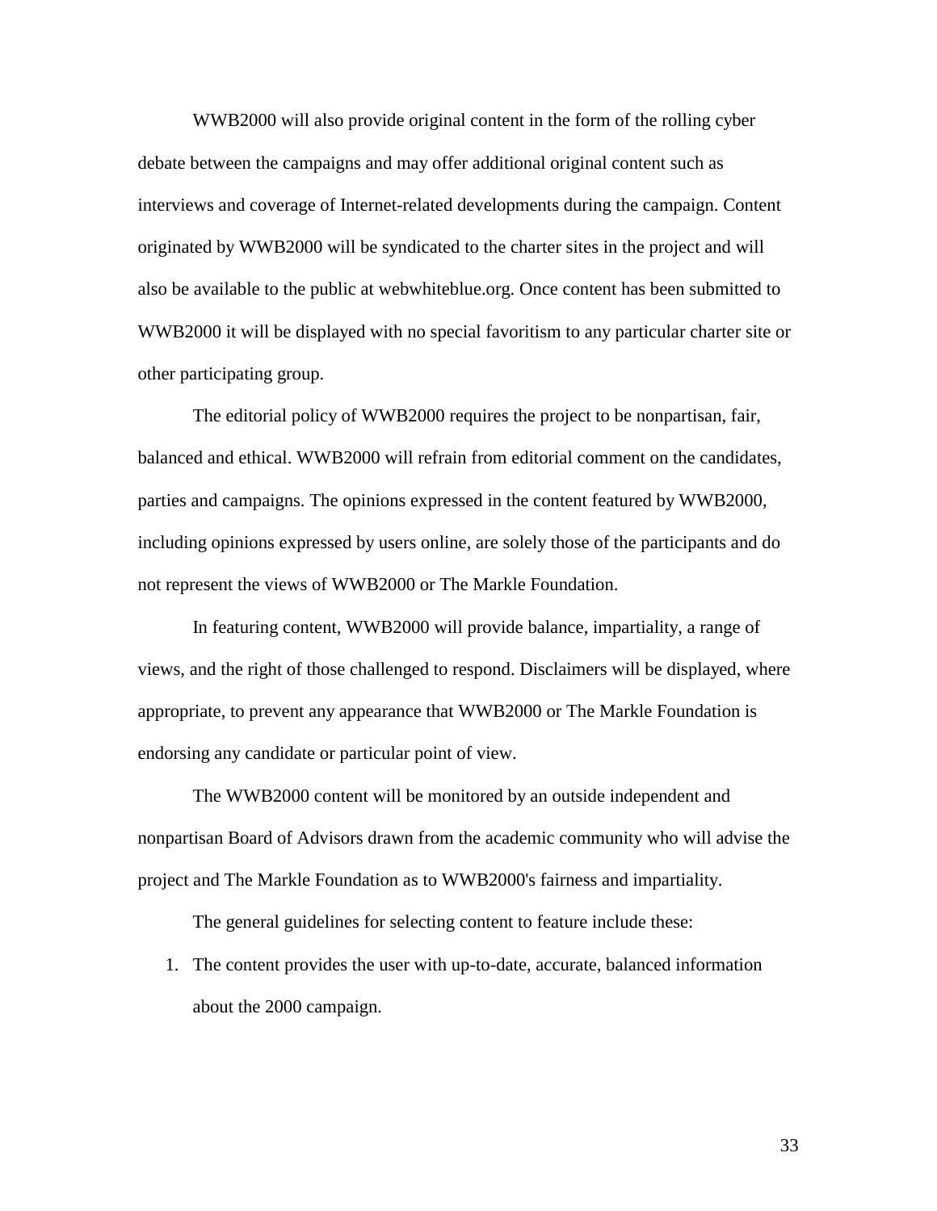WWB2000 will also provide original content in the form of the rolling cyber debate between the campaigns and may offer additional original content such as interviews and coverage of Internet-related developments during the campaign. Content originated by WWB2000 will be syndicated to the charter sites in the project and will also be available to the public at webwhiteblue.org. Once content has been submitted to WWB2000 it will be displayed with no special favoritism to any particular charter site or other participating group.

The editorial policy of WWB2000 requires the project to be nonpartisan, fair, balanced and ethical. WWB2000 will refrain from editorial comment on the candidates, parties and campaigns. The opinions expressed in the content featured by WWB2000, including opinions expressed by users online, are solely those of the participants and do not represent the views of WWB2000 or The Markle Foundation.

In featuring content, WWB2000 will provide balance, impartiality, a range of views, and the right of those challenged to respond. Disclaimers will be displayed, where appropriate, to prevent any appearance that WWB2000 or The Markle Foundation is endorsing any candidate or particular point of view.

The WWB2000 content will be monitored by an outside independent and nonpartisan Board of Advisors drawn from the academic community who will advise the project and The Markle Foundation as to WWB2000's fairness and impartiality.

The general guidelines for selecting content to feature include these:

1. The content provides the user with up-to-date, accurate, balanced information about the 2000 campaign.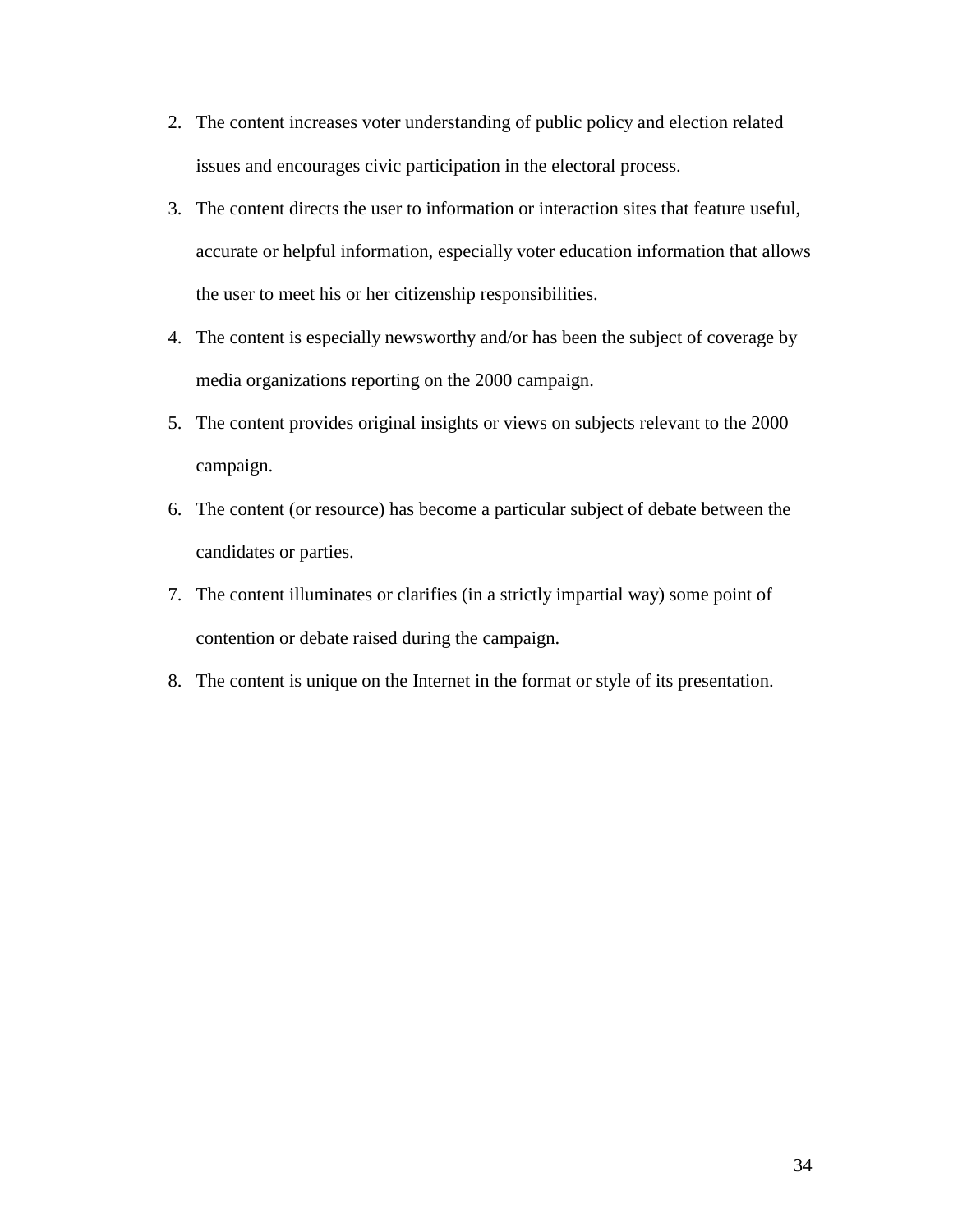2. The content increases voter understanding of public policy and election related issues and encourages civic participation in the electoral process.
3. The content directs the user to information or interaction sites that feature useful, accurate or helpful information, especially voter education information that allows the user to meet his or her citizenship responsibilities.
4. The content is especially newsworthy and/or has been the subject of coverage by media organizations reporting on the 2000 campaign.
5. The content provides original insights or views on subjects relevant to the 2000 campaign.
6. The content (or resource) has become a particular subject of debate between the candidates or parties.
7. The content illuminates or clarifies (in a strictly impartial way) some point of contention or debate raised during the campaign.
8. The content is unique on the Internet in the format or style of its presentation.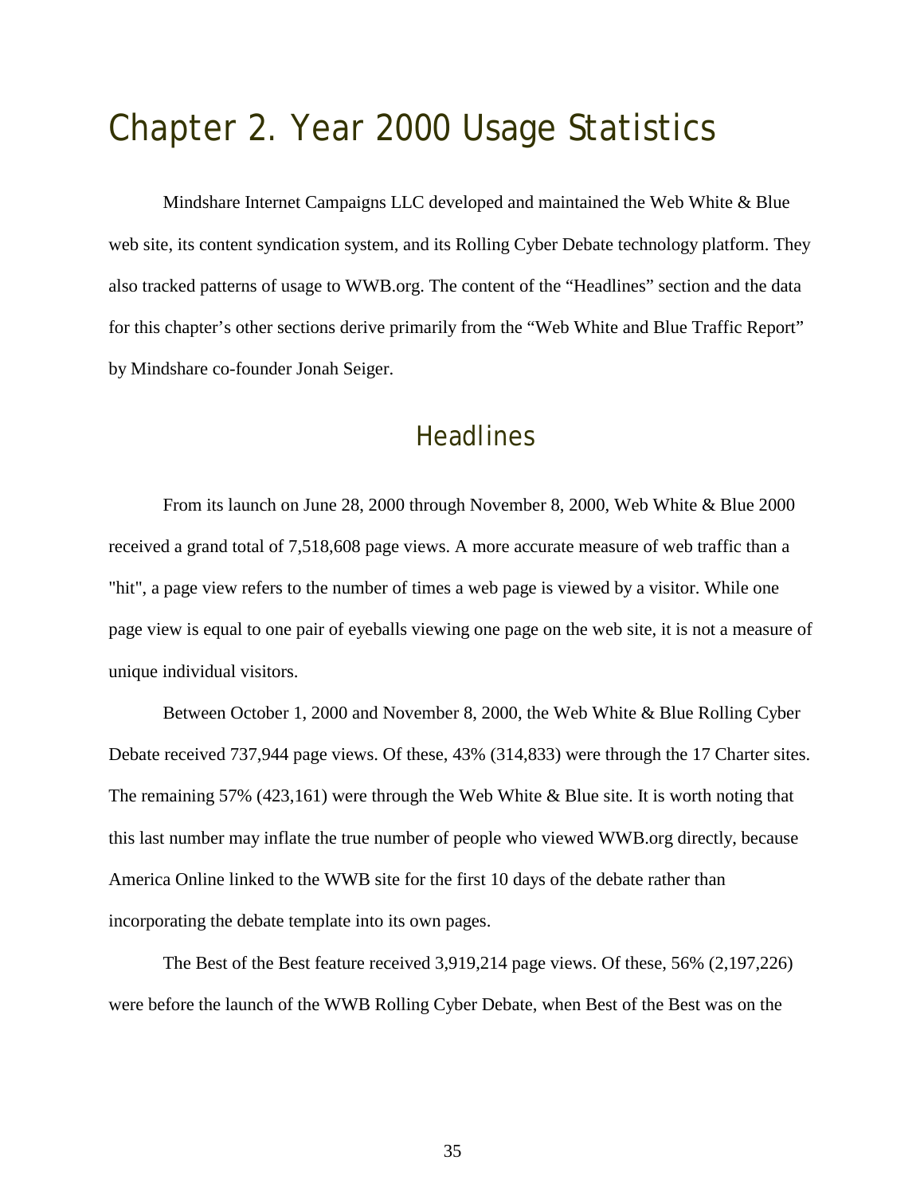# Chapter 2. Year 2000 Usage Statistics

Mindshare Internet Campaigns LLC developed and maintained the Web White & Blue web site, its content syndication system, and its Rolling Cyber Debate technology platform. They also tracked patterns of usage to WWB.org. The content of the "Headlines" section and the data for this chapter's other sections derive primarily from the "Web White and Blue Traffic Report" by Mindshare co-founder Jonah Seiger.

## Headlines

From its launch on June 28, 2000 through November 8, 2000, Web White & Blue 2000 received a grand total of 7,518,608 page views. A more accurate measure of web traffic than a "hit", a page view refers to the number of times a web page is viewed by a visitor. While one page view is equal to one pair of eyeballs viewing one page on the web site, it is not a measure of unique individual visitors.

Between October 1, 2000 and November 8, 2000, the Web White & Blue Rolling Cyber Debate received 737,944 page views. Of these, 43% (314,833) were through the 17 Charter sites. The remaining 57% (423,161) were through the Web White & Blue site. It is worth noting that this last number may inflate the true number of people who viewed WWB.org directly, because America Online linked to the WWB site for the first 10 days of the debate rather than incorporating the debate template into its own pages.

The Best of the Best feature received 3,919,214 page views. Of these, 56% (2,197,226) were before the launch of the WWB Rolling Cyber Debate, when Best of the Best was on the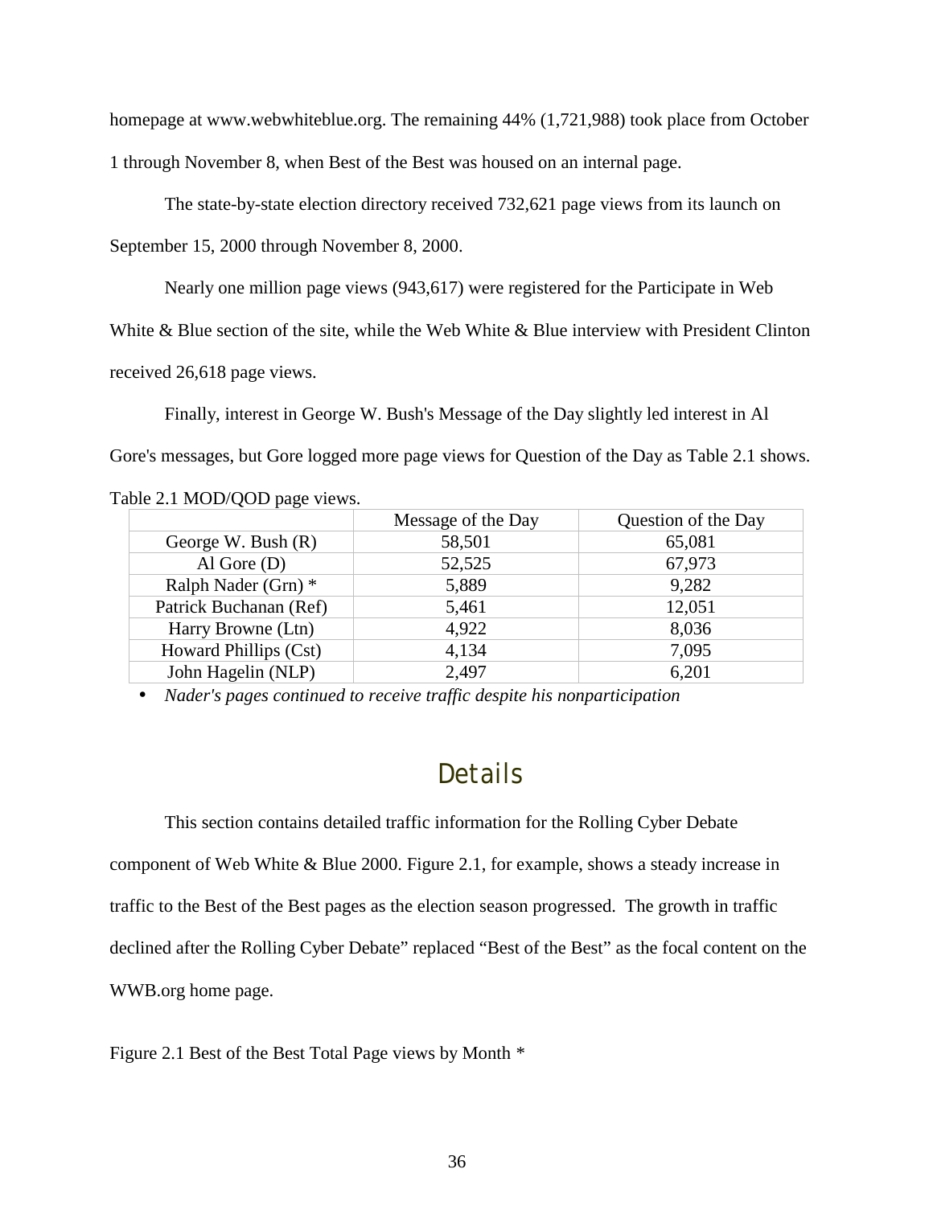homepage at www.webwhiteblue.org. The remaining 44% (1,721,988) took place from October 1 through November 8, when Best of the Best was housed on an internal page.

The state-by-state election directory received 732,621 page views from its launch on September 15, 2000 through November 8, 2000.

Nearly one million page views (943,617) were registered for the Participate in Web White & Blue section of the site, while the Web White & Blue interview with President Clinton received 26,618 page views.

Finally, interest in George W. Bush's Message of the Day slightly led interest in Al Gore's messages, but Gore logged more page views for Question of the Day as Table 2.1 shows.

Table 2.1 MOD/QOD page views.

| | Message of the Day | Question of the Day |
|---|---|---|
| George W. Bush (R) | 58,501 | 65,081 |
| Al Gore (D) | 52,525 | 67,973 |
| Ralph Nader (Grn) * | 5,889 | 9,282 |
| Patrick Buchanan (Ref) | 5,461 | 12,051 |
| Harry Browne (Ltn) | 4,922 | 8,036 |
| Howard Phillips (Cst) | 4,134 | 7,095 |
| John Hagelin (NLP) | 2,497 | 6,201 |

- *Nader's pages continued to receive traffic despite his nonparticipation*

## Details

This section contains detailed traffic information for the Rolling Cyber Debate component of Web White & Blue 2000. Figure 2.1, for example, shows a steady increase in traffic to the Best of the Best pages as the election season progressed. The growth in traffic declined after the Rolling Cyber Debate" replaced "Best of the Best" as the focal content on the WWB.org home page.

Figure 2.1 Best of the Best Total Page views by Month *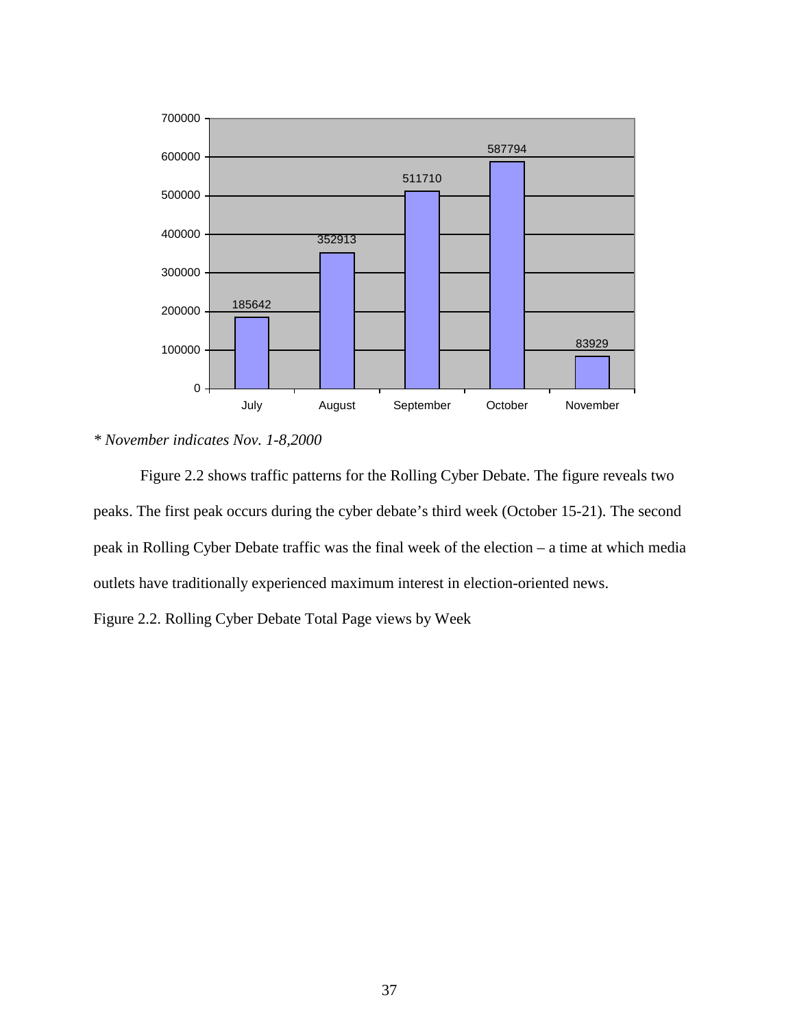| | July | August | September | October | November |
|---|---|---|---|---|---|
| Total Page views | 185642 | 352913 | 511710 | 587794 | 83929 |

*\* November indicates Nov. 1-8,2000*

Figure 2.2 shows traffic patterns for the Rolling Cyber Debate. The figure reveals two peaks. The first peak occurs during the cyber debate's third week (October 15-21). The second peak in Rolling Cyber Debate traffic was the final week of the election – a time at which media outlets have traditionally experienced maximum interest in election-oriented news.

Figure 2.2. Rolling Cyber Debate Total Page views by Week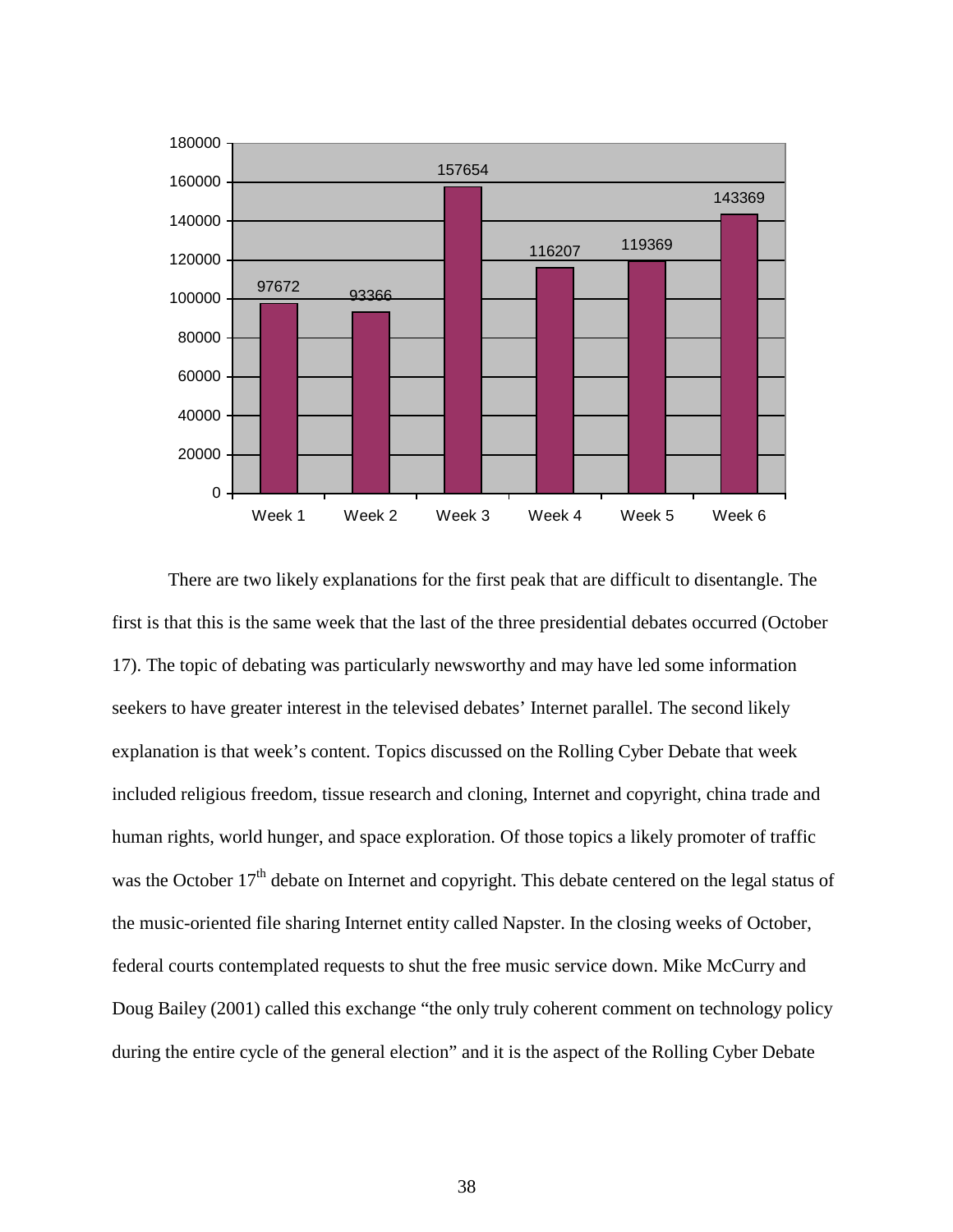| | Week 1 | Week 2 | Week 3 | Week 4 | Week 5 | Week 6 |
|---|---|---|---|---|---|---|
| | 97672 | 93366 | 157654 | 116207 | 119369 | 143369 |

There are two likely explanations for the first peak that are difficult to disentangle. The first is that this is the same week that the last of the three presidential debates occurred (October 17). The topic of debating was particularly newsworthy and may have led some information seekers to have greater interest in the televised debates' Internet parallel. The second likely explanation is that week's content. Topics discussed on the Rolling Cyber Debate that week included religious freedom, tissue research and cloning, Internet and copyright, china trade and human rights, world hunger, and space exploration. Of those topics a likely promoter of traffic was the October 17th debate on Internet and copyright. This debate centered on the legal status of the music-oriented file sharing Internet entity called Napster. In the closing weeks of October, federal courts contemplated requests to shut the free music service down. Mike McCurry and Doug Bailey (2001) called this exchange "the only truly coherent comment on technology policy during the entire cycle of the general election" and it is the aspect of the Rolling Cyber Debate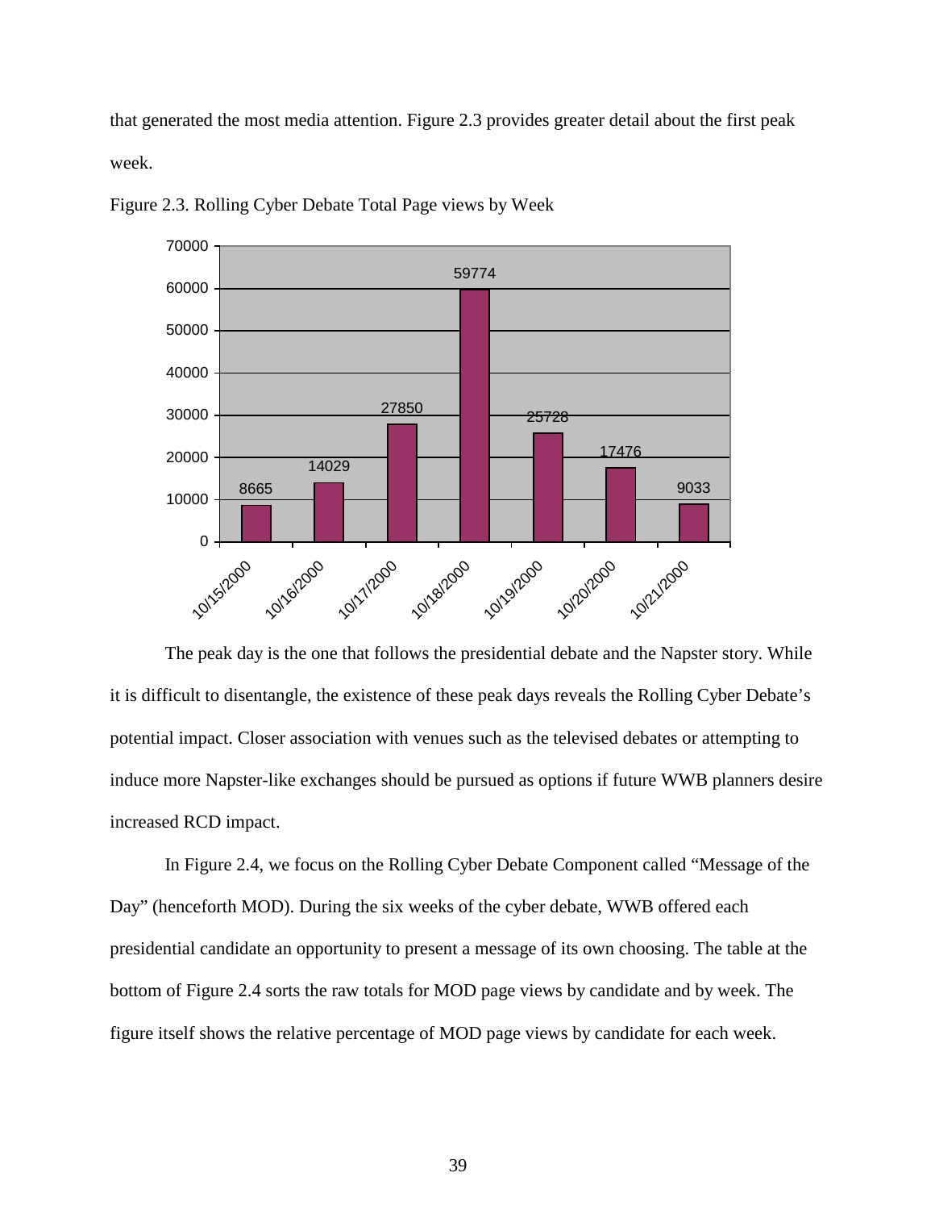that generated the most media attention. Figure 2.3 provides greater detail about the first peak week.

Figure 2.3. Rolling Cyber Debate Total Page views by Week

| Date | Page views |
|---|---|
| 10/15/2000 | 8665 |
| 10/16/2000 | 14029 |
| 10/17/2000 | 27850 |
| 10/18/2000 | 59774 |
| 10/19/2000 | 25728 |
| 10/20/2000 | 17476 |
| 10/21/2000 | 9033 |

The peak day is the one that follows the presidential debate and the Napster story. While it is difficult to disentangle, the existence of these peak days reveals the Rolling Cyber Debate's potential impact. Closer association with venues such as the televised debates or attempting to induce more Napster-like exchanges should be pursued as options if future WWB planners desire increased RCD impact.

In Figure 2.4, we focus on the Rolling Cyber Debate Component called "Message of the Day" (henceforth MOD). During the six weeks of the cyber debate, WWB offered each presidential candidate an opportunity to present a message of its own choosing. The table at the bottom of Figure 2.4 sorts the raw totals for MOD page views by candidate and by week. The figure itself shows the relative percentage of MOD page views by candidate for each week.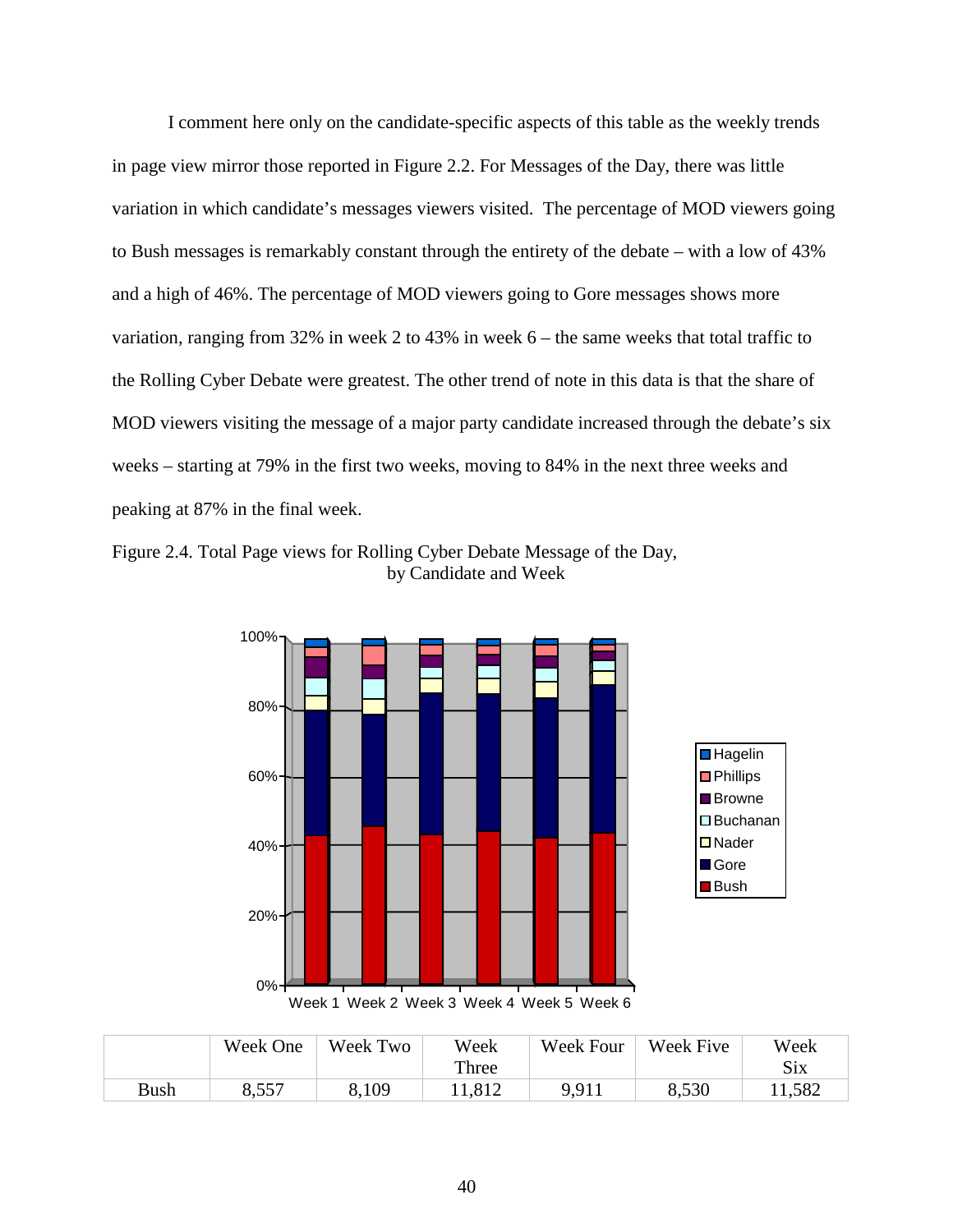I comment here only on the candidate-specific aspects of this table as the weekly trends in page view mirror those reported in Figure 2.2. For Messages of the Day, there was little variation in which candidate's messages viewers visited. The percentage of MOD viewers going to Bush messages is remarkably constant through the entirety of the debate – with a low of 43% and a high of 46%. The percentage of MOD viewers going to Gore messages shows more variation, ranging from 32% in week 2 to 43% in week 6 – the same weeks that total traffic to the Rolling Cyber Debate were greatest. The other trend of note in this data is that the share of MOD viewers visiting the message of a major party candidate increased through the debate's six weeks – starting at 79% in the first two weeks, moving to 84% in the next three weeks and peaking at 87% in the final week.

Figure 2.4. Total Page views for Rolling Cyber Debate Message of the Day, by Candidate and Week

| | Week One | Week Two | Week Three | Week Four | Week Five | Week Six |
|---|---|---|---|---|---|---|
| Bush | 8,557 | 8,109 | 11,812 | 9,911 | 8,530 | 11,582 |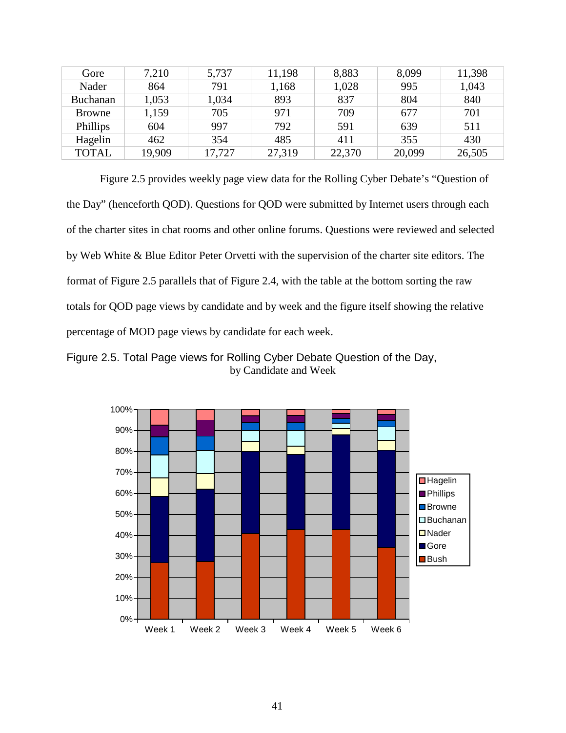| Gore | 7,210 | 5,737 | 11,198 | 8,883 | 8,099 | 11,398 |
|---|---|---|---|---|---|---|
| Nader | 864 | 791 | 1,168 | 1,028 | 995 | 1,043 |
| Buchanan | 1,053 | 1,034 | 893 | 837 | 804 | 840 |
| Browne | 1,159 | 705 | 971 | 709 | 677 | 701 |
| Phillips | 604 | 997 | 792 | 591 | 639 | 511 |
| Hagelin | 462 | 354 | 485 | 411 | 355 | 430 |
| TOTAL | 19,909 | 17,727 | 27,319 | 22,370 | 20,099 | 26,505 |

Figure 2.5 provides weekly page view data for the Rolling Cyber Debate's "Question of the Day" (henceforth QOD). Questions for QOD were submitted by Internet users through each of the charter sites in chat rooms and other online forums. Questions were reviewed and selected by Web White & Blue Editor Peter Orvetti with the supervision of the charter site editors. The format of Figure 2.5 parallels that of Figure 2.4, with the table at the bottom sorting the raw totals for QOD page views by candidate and by week and the figure itself showing the relative percentage of MOD page views by candidate for each week.

Figure 2.5. Total Page views for Rolling Cyber Debate Question of the Day, by Candidate and Week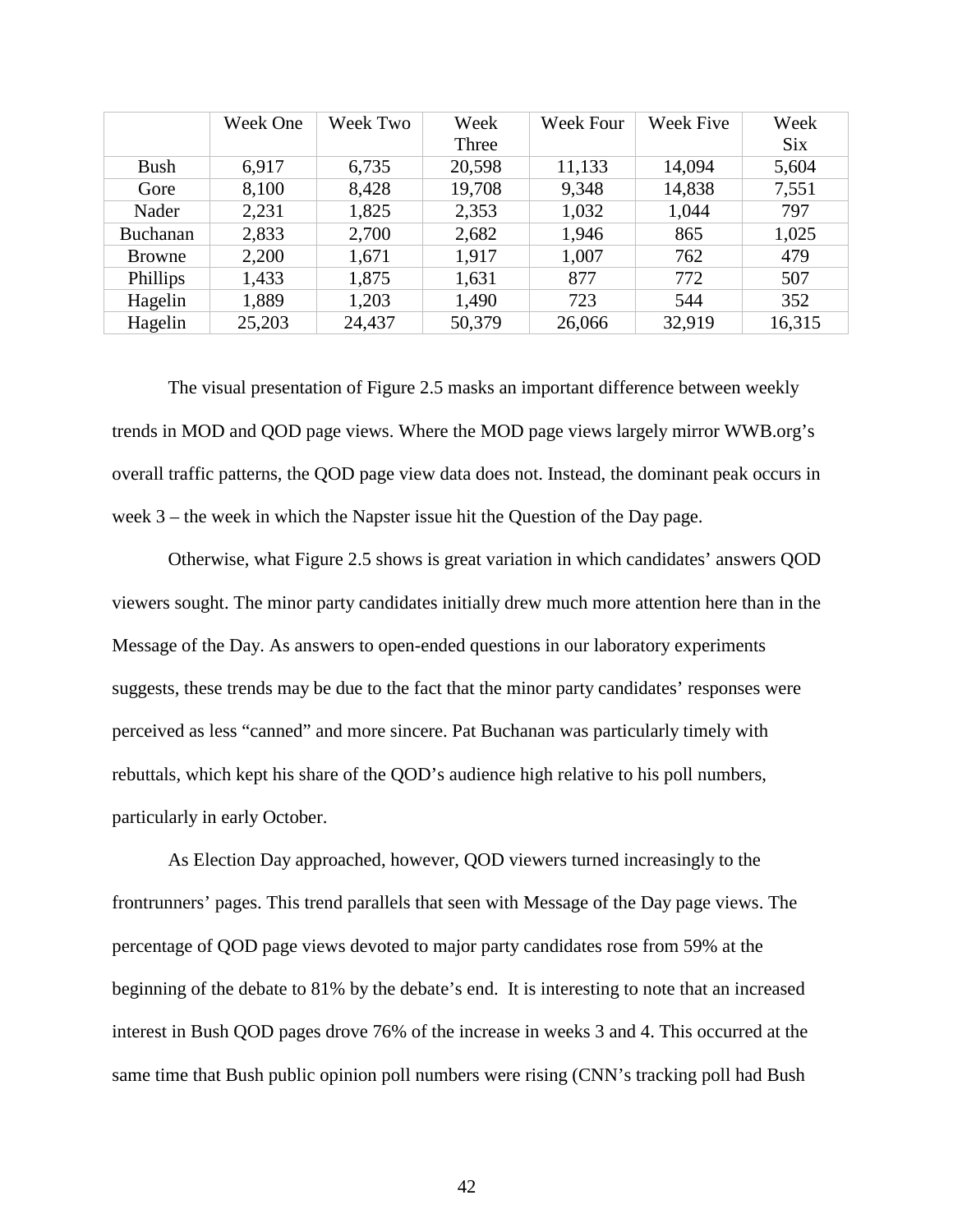| | Week One | Week Two | Week Three | Week Four | Week Five | Week Six |
|---|---|---|---|---|---|---|
| Bush | 6,917 | 6,735 | 20,598 | 11,133 | 14,094 | 5,604 |
| Gore | 8,100 | 8,428 | 19,708 | 9,348 | 14,838 | 7,551 |
| Nader | 2,231 | 1,825 | 2,353 | 1,032 | 1,044 | 797 |
| Buchanan | 2,833 | 2,700 | 2,682 | 1,946 | 865 | 1,025 |
| Browne | 2,200 | 1,671 | 1,917 | 1,007 | 762 | 479 |
| Phillips | 1,433 | 1,875 | 1,631 | 877 | 772 | 507 |
| Hagelin | 1,889 | 1,203 | 1,490 | 723 | 544 | 352 |
| Hagelin | 25,203 | 24,437 | 50,379 | 26,066 | 32,919 | 16,315 |

The visual presentation of Figure 2.5 masks an important difference between weekly trends in MOD and QOD page views. Where the MOD page views largely mirror WWB.org's overall traffic patterns, the QOD page view data does not. Instead, the dominant peak occurs in week 3 – the week in which the Napster issue hit the Question of the Day page.

Otherwise, what Figure 2.5 shows is great variation in which candidates' answers QOD viewers sought. The minor party candidates initially drew much more attention here than in the Message of the Day. As answers to open-ended questions in our laboratory experiments suggests, these trends may be due to the fact that the minor party candidates' responses were perceived as less "canned" and more sincere. Pat Buchanan was particularly timely with rebuttals, which kept his share of the QOD's audience high relative to his poll numbers, particularly in early October.

As Election Day approached, however, QOD viewers turned increasingly to the frontrunners' pages. This trend parallels that seen with Message of the Day page views. The percentage of QOD page views devoted to major party candidates rose from 59% at the beginning of the debate to 81% by the debate's end. It is interesting to note that an increased interest in Bush QOD pages drove 76% of the increase in weeks 3 and 4. This occurred at the same time that Bush public opinion poll numbers were rising (CNN's tracking poll had Bush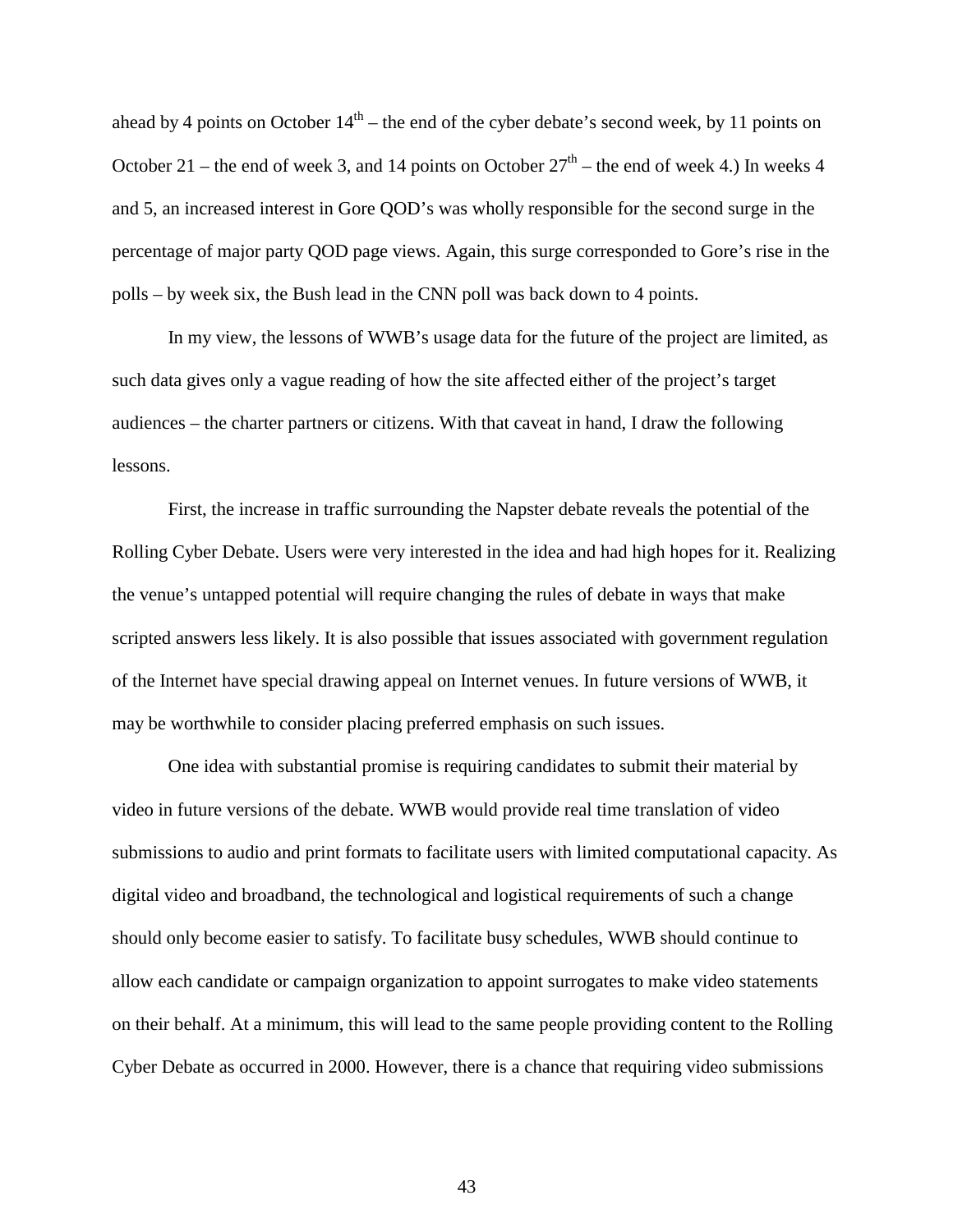ahead by 4 points on October 14th – the end of the cyber debate's second week, by 11 points on October 21 – the end of week 3, and 14 points on October 27th – the end of week 4.) In weeks 4 and 5, an increased interest in Gore QOD's was wholly responsible for the second surge in the percentage of major party QOD page views. Again, this surge corresponded to Gore's rise in the polls – by week six, the Bush lead in the CNN poll was back down to 4 points.

In my view, the lessons of WWB's usage data for the future of the project are limited, as such data gives only a vague reading of how the site affected either of the project's target audiences – the charter partners or citizens. With that caveat in hand, I draw the following lessons.

First, the increase in traffic surrounding the Napster debate reveals the potential of the Rolling Cyber Debate. Users were very interested in the idea and had high hopes for it. Realizing the venue's untapped potential will require changing the rules of debate in ways that make scripted answers less likely. It is also possible that issues associated with government regulation of the Internet have special drawing appeal on Internet venues. In future versions of WWB, it may be worthwhile to consider placing preferred emphasis on such issues.

One idea with substantial promise is requiring candidates to submit their material by video in future versions of the debate. WWB would provide real time translation of video submissions to audio and print formats to facilitate users with limited computational capacity. As digital video and broadband, the technological and logistical requirements of such a change should only become easier to satisfy. To facilitate busy schedules, WWB should continue to allow each candidate or campaign organization to appoint surrogates to make video statements on their behalf. At a minimum, this will lead to the same people providing content to the Rolling Cyber Debate as occurred in 2000. However, there is a chance that requiring video submissions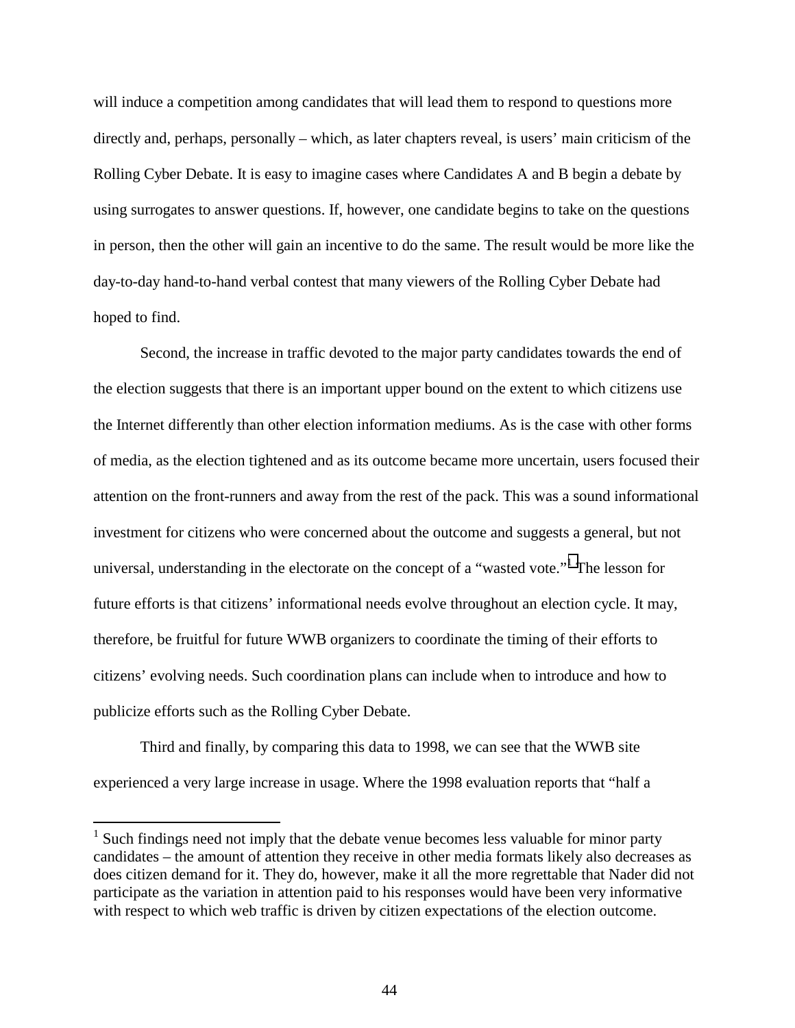will induce a competition among candidates that will lead them to respond to questions more directly and, perhaps, personally – which, as later chapters reveal, is users' main criticism of the Rolling Cyber Debate. It is easy to imagine cases where Candidates A and B begin a debate by using surrogates to answer questions. If, however, one candidate begins to take on the questions in person, then the other will gain an incentive to do the same. The result would be more like the day-to-day hand-to-hand verbal contest that many viewers of the Rolling Cyber Debate had hoped to find.

Second, the increase in traffic devoted to the major party candidates towards the end of the election suggests that there is an important upper bound on the extent to which citizens use the Internet differently than other election information mediums. As is the case with other forms of media, as the election tightened and as its outcome became more uncertain, users focused their attention on the front-runners and away from the rest of the pack. This was a sound informational investment for citizens who were concerned about the outcome and suggests a general, but not universal, understanding in the electorate on the concept of a "wasted vote."[1] The lesson for future efforts is that citizens' informational needs evolve throughout an election cycle. It may, therefore, be fruitful for future WWB organizers to coordinate the timing of their efforts to citizens' evolving needs. Such coordination plans can include when to introduce and how to publicize efforts such as the Rolling Cyber Debate.

Third and finally, by comparing this data to 1998, we can see that the WWB site experienced a very large increase in usage. Where the 1998 evaluation reports that "half a

---

[1] Such findings need not imply that the debate venue becomes less valuable for minor party candidates – the amount of attention they receive in other media formats likely also decreases as does citizen demand for it. They do, however, make it all the more regrettable that Nader did not participate as the variation in attention paid to his responses would have been very informative with respect to which web traffic is driven by citizen expectations of the election outcome.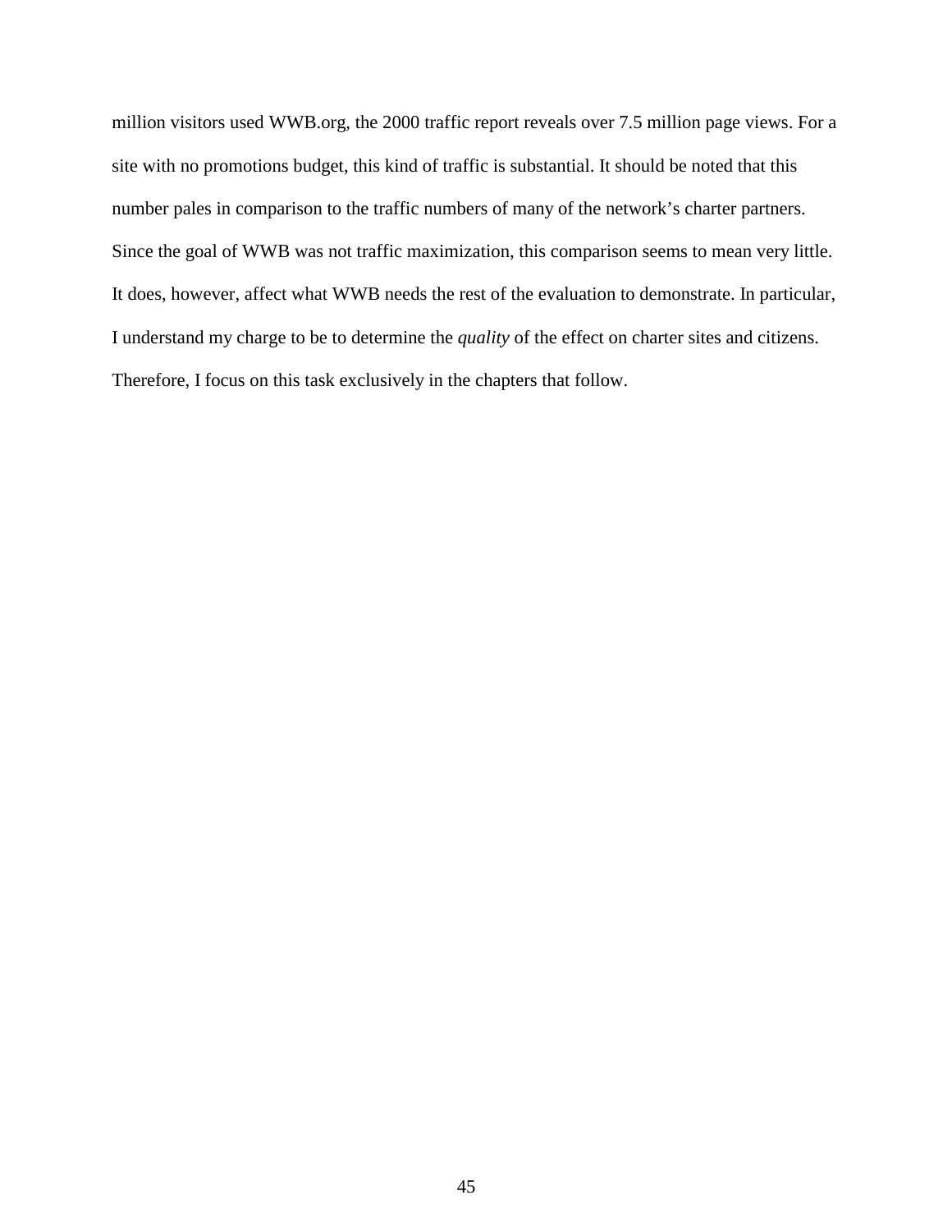million visitors used WWB.org, the 2000 traffic report reveals over 7.5 million page views. For a site with no promotions budget, this kind of traffic is substantial. It should be noted that this number pales in comparison to the traffic numbers of many of the network's charter partners. Since the goal of WWB was not traffic maximization, this comparison seems to mean very little. It does, however, affect what WWB needs the rest of the evaluation to demonstrate. In particular, I understand my charge to be to determine the *quality* of the effect on charter sites and citizens. Therefore, I focus on this task exclusively in the chapters that follow.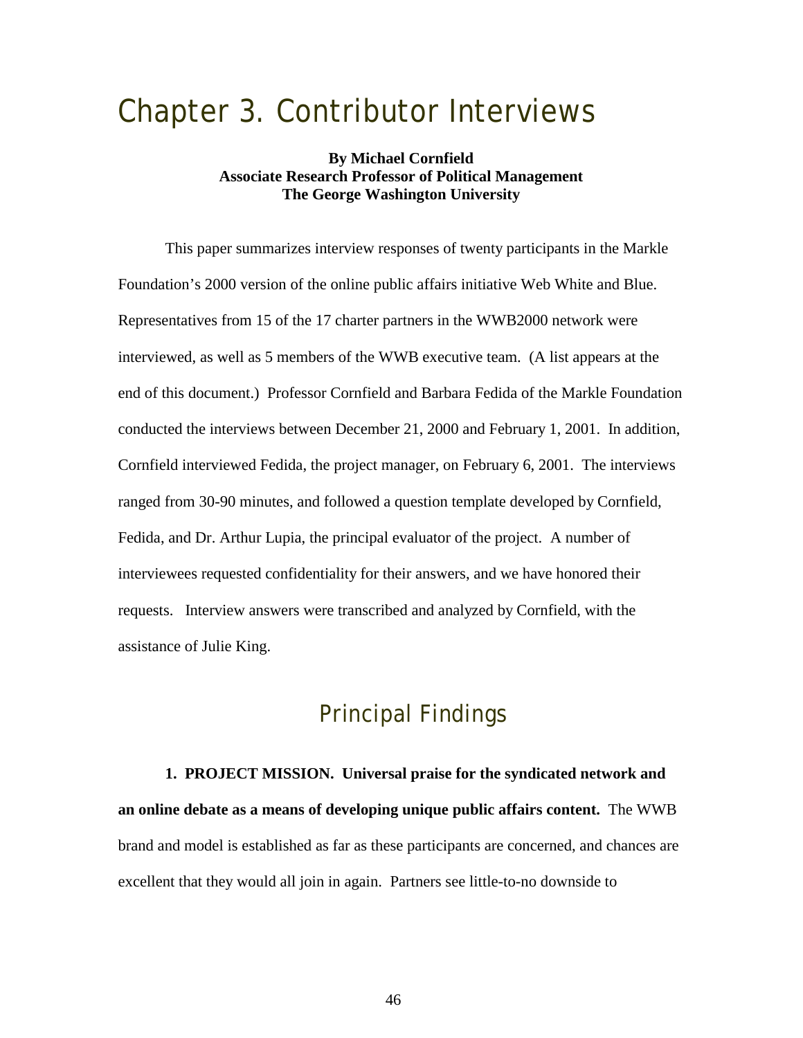# Chapter 3. Contributor Interviews

**By Michael Cornfield**
**Associate Research Professor of Political Management**
**The George Washington University**

This paper summarizes interview responses of twenty participants in the Markle Foundation's 2000 version of the online public affairs initiative Web White and Blue. Representatives from 15 of the 17 charter partners in the WWB2000 network were interviewed, as well as 5 members of the WWB executive team. (A list appears at the end of this document.) Professor Cornfield and Barbara Fedida of the Markle Foundation conducted the interviews between December 21, 2000 and February 1, 2001. In addition, Cornfield interviewed Fedida, the project manager, on February 6, 2001. The interviews ranged from 30-90 minutes, and followed a question template developed by Cornfield, Fedida, and Dr. Arthur Lupia, the principal evaluator of the project. A number of interviewees requested confidentiality for their answers, and we have honored their requests. Interview answers were transcribed and analyzed by Cornfield, with the assistance of Julie King.

## Principal Findings

**1. PROJECT MISSION. Universal praise for the syndicated network and an online debate as a means of developing unique public affairs content.** The WWB brand and model is established as far as these participants are concerned, and chances are excellent that they would all join in again. Partners see little-to-no downside to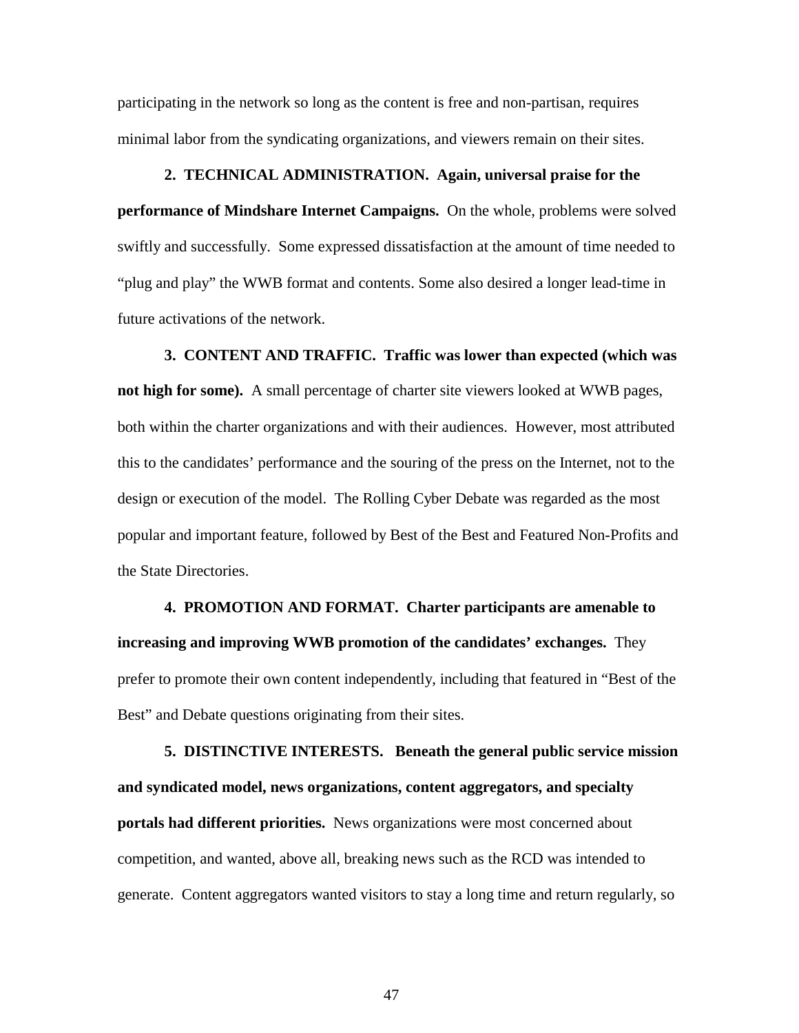participating in the network so long as the content is free and non-partisan, requires minimal labor from the syndicating organizations, and viewers remain on their sites.

**2. TECHNICAL ADMINISTRATION. Again, universal praise for the performance of Mindshare Internet Campaigns.** On the whole, problems were solved swiftly and successfully. Some expressed dissatisfaction at the amount of time needed to "plug and play" the WWB format and contents. Some also desired a longer lead-time in future activations of the network.

**3. CONTENT AND TRAFFIC. Traffic was lower than expected (which was not high for some).** A small percentage of charter site viewers looked at WWB pages, both within the charter organizations and with their audiences. However, most attributed this to the candidates' performance and the souring of the press on the Internet, not to the design or execution of the model. The Rolling Cyber Debate was regarded as the most popular and important feature, followed by Best of the Best and Featured Non-Profits and the State Directories.

**4. PROMOTION AND FORMAT. Charter participants are amenable to increasing and improving WWB promotion of the candidates' exchanges.** They prefer to promote their own content independently, including that featured in "Best of the Best" and Debate questions originating from their sites.

**5. DISTINCTIVE INTERESTS. Beneath the general public service mission and syndicated model, news organizations, content aggregators, and specialty portals had different priorities.** News organizations were most concerned about competition, and wanted, above all, breaking news such as the RCD was intended to generate. Content aggregators wanted visitors to stay a long time and return regularly, so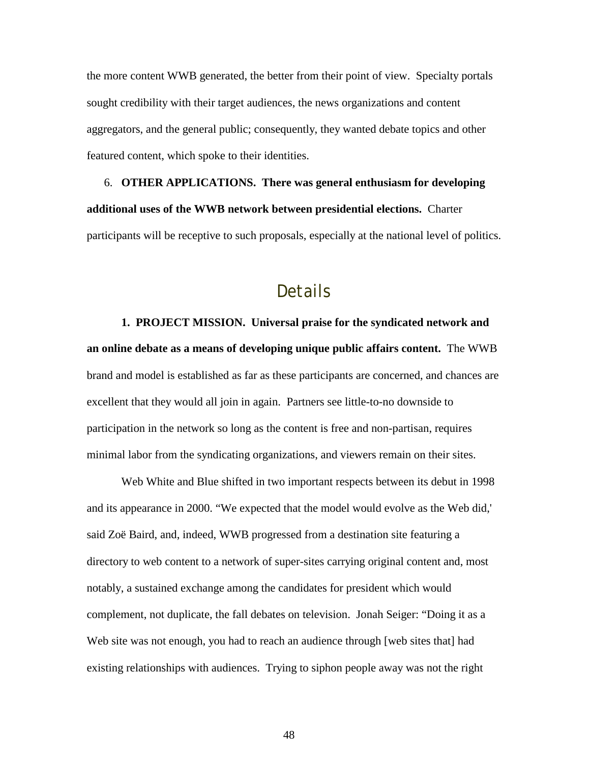the more content WWB generated, the better from their point of view. Specialty portals sought credibility with their target audiences, the news organizations and content aggregators, and the general public; consequently, they wanted debate topics and other featured content, which spoke to their identities.

6. **OTHER APPLICATIONS. There was general enthusiasm for developing additional uses of the WWB network between presidential elections.** Charter participants will be receptive to such proposals, especially at the national level of politics.

## Details

**1. PROJECT MISSION. Universal praise for the syndicated network and an online debate as a means of developing unique public affairs content.** The WWB brand and model is established as far as these participants are concerned, and chances are excellent that they would all join in again. Partners see little-to-no downside to participation in the network so long as the content is free and non-partisan, requires minimal labor from the syndicating organizations, and viewers remain on their sites.

Web White and Blue shifted in two important respects between its debut in 1998 and its appearance in 2000. "We expected that the model would evolve as the Web did,' said Zoë Baird, and, indeed, WWB progressed from a destination site featuring a directory to web content to a network of super-sites carrying original content and, most notably, a sustained exchange among the candidates for president which would complement, not duplicate, the fall debates on television. Jonah Seiger: "Doing it as a Web site was not enough, you had to reach an audience through [web sites that] had existing relationships with audiences. Trying to siphon people away was not the right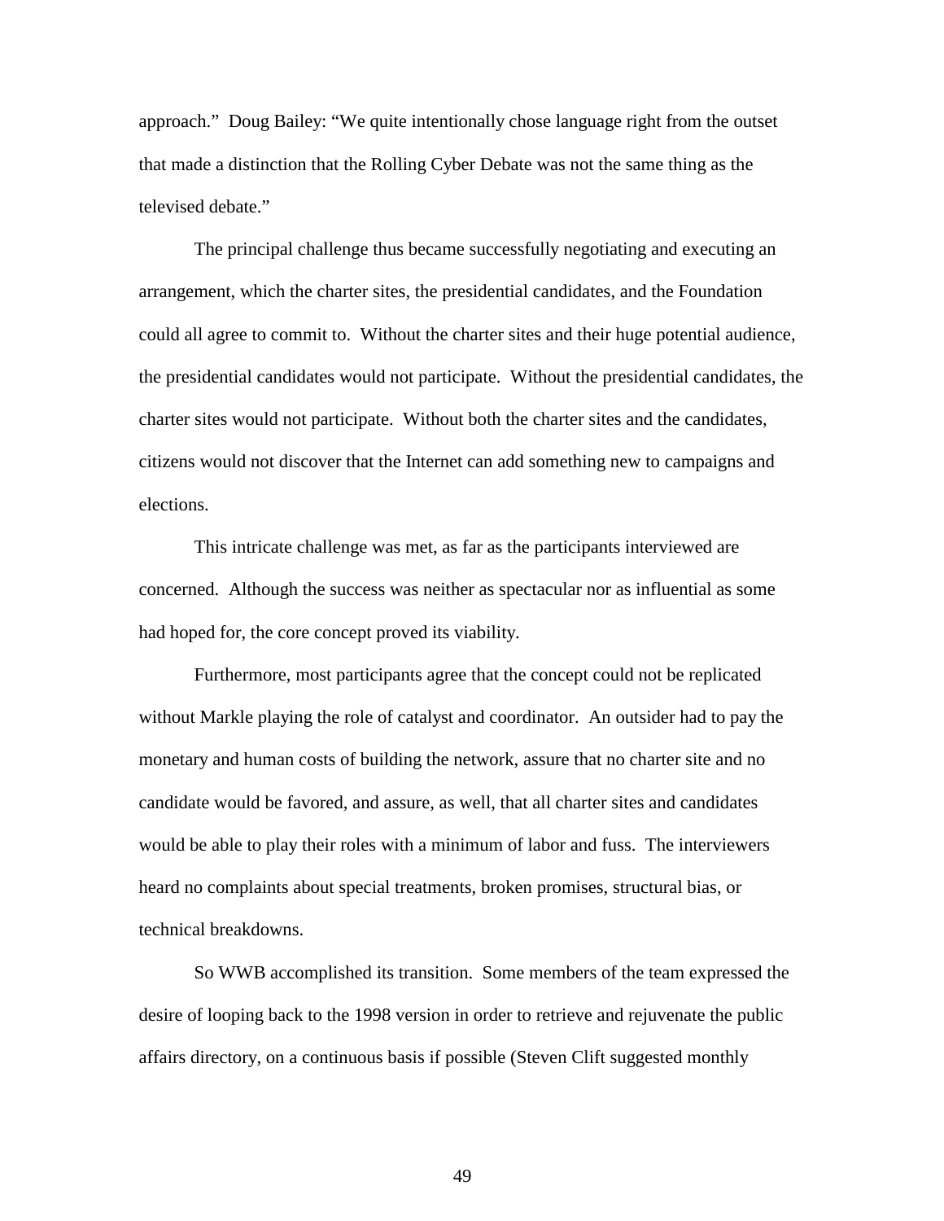approach." Doug Bailey: "We quite intentionally chose language right from the outset that made a distinction that the Rolling Cyber Debate was not the same thing as the televised debate."

The principal challenge thus became successfully negotiating and executing an arrangement, which the charter sites, the presidential candidates, and the Foundation could all agree to commit to. Without the charter sites and their huge potential audience, the presidential candidates would not participate. Without the presidential candidates, the charter sites would not participate. Without both the charter sites and the candidates, citizens would not discover that the Internet can add something new to campaigns and elections.

This intricate challenge was met, as far as the participants interviewed are concerned. Although the success was neither as spectacular nor as influential as some had hoped for, the core concept proved its viability.

Furthermore, most participants agree that the concept could not be replicated without Markle playing the role of catalyst and coordinator. An outsider had to pay the monetary and human costs of building the network, assure that no charter site and no candidate would be favored, and assure, as well, that all charter sites and candidates would be able to play their roles with a minimum of labor and fuss. The interviewers heard no complaints about special treatments, broken promises, structural bias, or technical breakdowns.

So WWB accomplished its transition. Some members of the team expressed the desire of looping back to the 1998 version in order to retrieve and rejuvenate the public affairs directory, on a continuous basis if possible (Steven Clift suggested monthly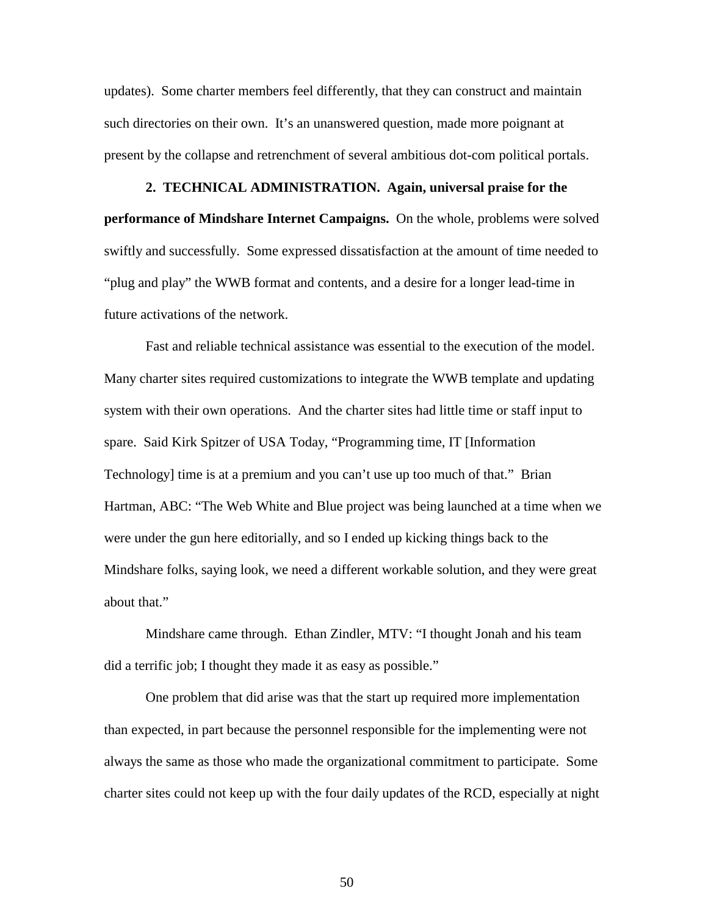updates). Some charter members feel differently, that they can construct and maintain such directories on their own. It's an unanswered question, made more poignant at present by the collapse and retrenchment of several ambitious dot-com political portals.

**2. TECHNICAL ADMINISTRATION. Again, universal praise for the performance of Mindshare Internet Campaigns.** On the whole, problems were solved swiftly and successfully. Some expressed dissatisfaction at the amount of time needed to "plug and play" the WWB format and contents, and a desire for a longer lead-time in future activations of the network.

Fast and reliable technical assistance was essential to the execution of the model. Many charter sites required customizations to integrate the WWB template and updating system with their own operations. And the charter sites had little time or staff input to spare. Said Kirk Spitzer of USA Today, "Programming time, IT [Information Technology] time is at a premium and you can't use up too much of that." Brian Hartman, ABC: "The Web White and Blue project was being launched at a time when we were under the gun here editorially, and so I ended up kicking things back to the Mindshare folks, saying look, we need a different workable solution, and they were great about that."

Mindshare came through. Ethan Zindler, MTV: "I thought Jonah and his team did a terrific job; I thought they made it as easy as possible."

One problem that did arise was that the start up required more implementation than expected, in part because the personnel responsible for the implementing were not always the same as those who made the organizational commitment to participate. Some charter sites could not keep up with the four daily updates of the RCD, especially at night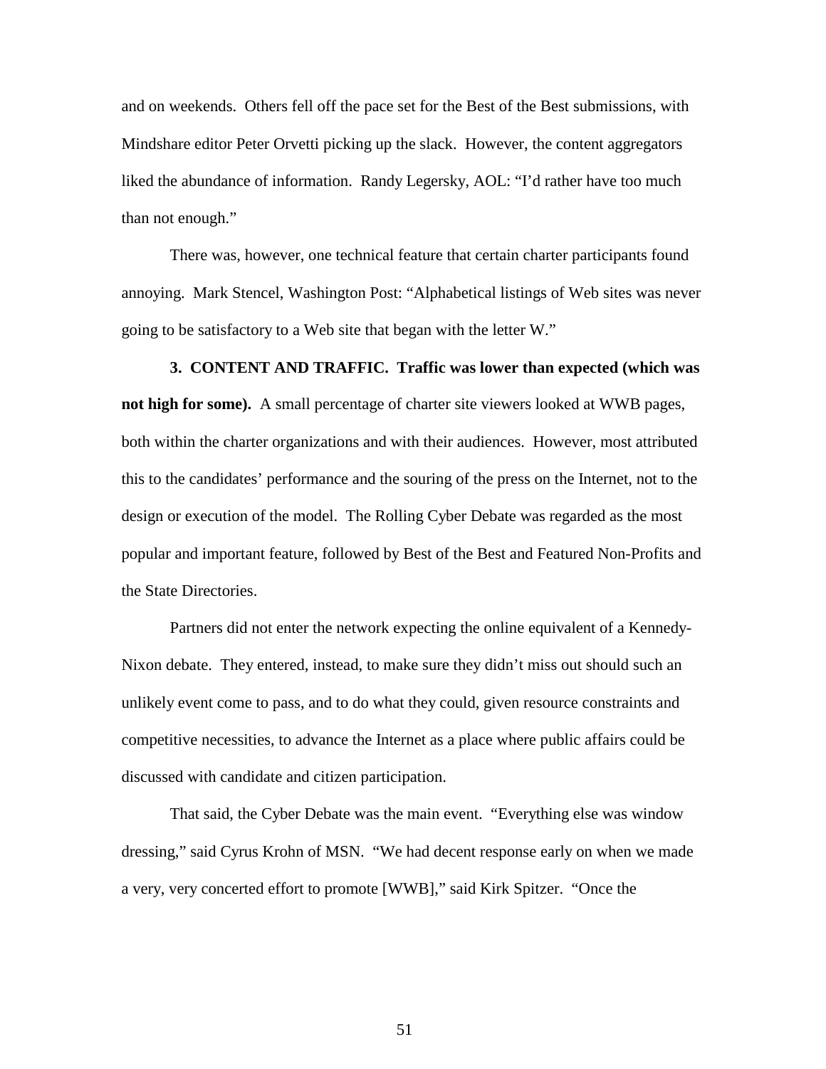and on weekends. Others fell off the pace set for the Best of the Best submissions, with Mindshare editor Peter Orvetti picking up the slack. However, the content aggregators liked the abundance of information. Randy Legersky, AOL: "I'd rather have too much than not enough."

There was, however, one technical feature that certain charter participants found annoying. Mark Stencel, Washington Post: "Alphabetical listings of Web sites was never going to be satisfactory to a Web site that began with the letter W."

**3. CONTENT AND TRAFFIC. Traffic was lower than expected (which was not high for some).** A small percentage of charter site viewers looked at WWB pages, both within the charter organizations and with their audiences. However, most attributed this to the candidates' performance and the souring of the press on the Internet, not to the design or execution of the model. The Rolling Cyber Debate was regarded as the most popular and important feature, followed by Best of the Best and Featured Non-Profits and the State Directories.

Partners did not enter the network expecting the online equivalent of a Kennedy-Nixon debate. They entered, instead, to make sure they didn't miss out should such an unlikely event come to pass, and to do what they could, given resource constraints and competitive necessities, to advance the Internet as a place where public affairs could be discussed with candidate and citizen participation.

That said, the Cyber Debate was the main event. "Everything else was window dressing," said Cyrus Krohn of MSN. "We had decent response early on when we made a very, very concerted effort to promote [WWB]," said Kirk Spitzer. "Once the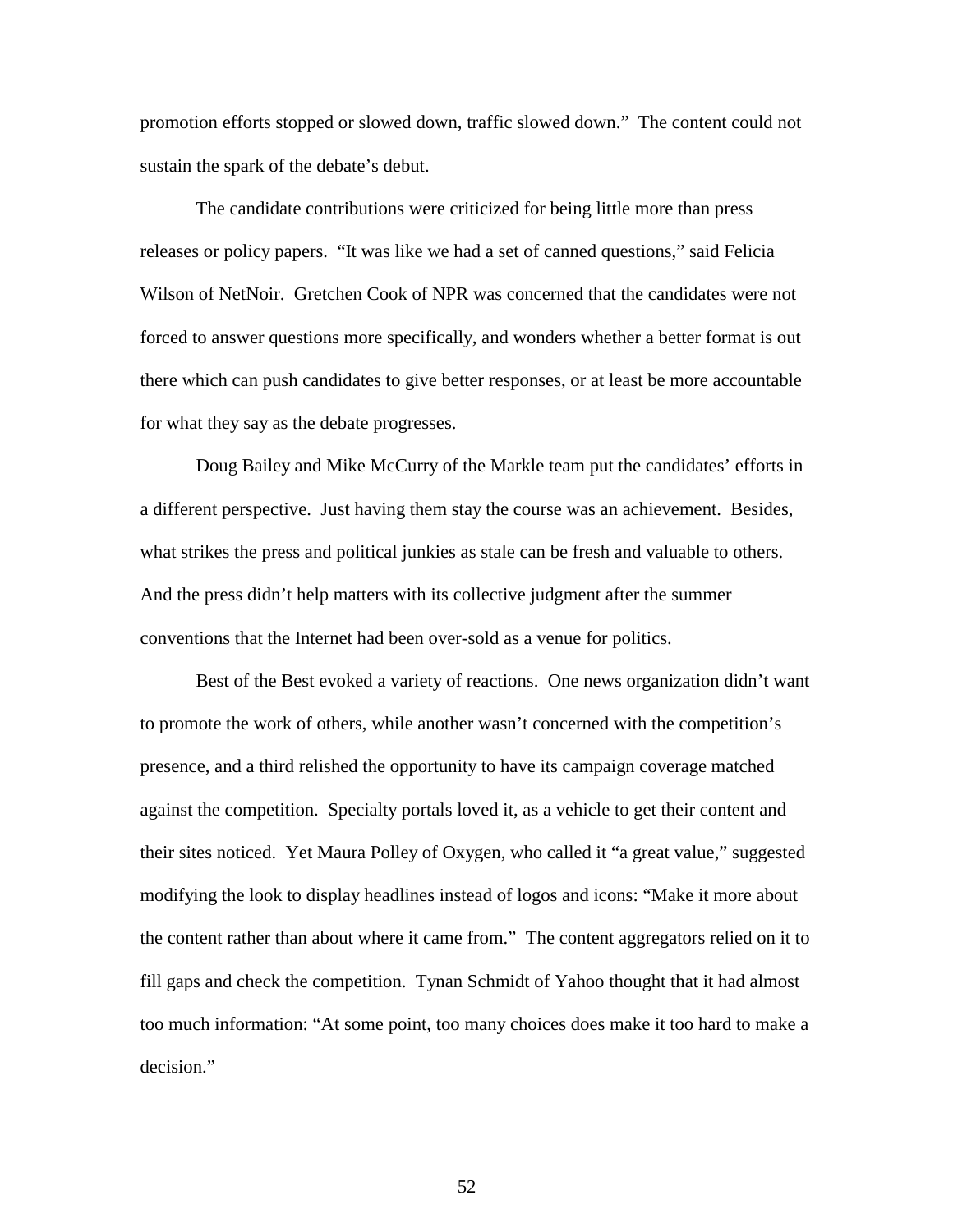promotion efforts stopped or slowed down, traffic slowed down." The content could not sustain the spark of the debate's debut.

The candidate contributions were criticized for being little more than press releases or policy papers. "It was like we had a set of canned questions," said Felicia Wilson of NetNoir. Gretchen Cook of NPR was concerned that the candidates were not forced to answer questions more specifically, and wonders whether a better format is out there which can push candidates to give better responses, or at least be more accountable for what they say as the debate progresses.

Doug Bailey and Mike McCurry of the Markle team put the candidates' efforts in a different perspective. Just having them stay the course was an achievement. Besides, what strikes the press and political junkies as stale can be fresh and valuable to others. And the press didn't help matters with its collective judgment after the summer conventions that the Internet had been over-sold as a venue for politics.

Best of the Best evoked a variety of reactions. One news organization didn't want to promote the work of others, while another wasn't concerned with the competition's presence, and a third relished the opportunity to have its campaign coverage matched against the competition. Specialty portals loved it, as a vehicle to get their content and their sites noticed. Yet Maura Polley of Oxygen, who called it "a great value," suggested modifying the look to display headlines instead of logos and icons: "Make it more about the content rather than about where it came from." The content aggregators relied on it to fill gaps and check the competition. Tynan Schmidt of Yahoo thought that it had almost too much information: "At some point, too many choices does make it too hard to make a decision."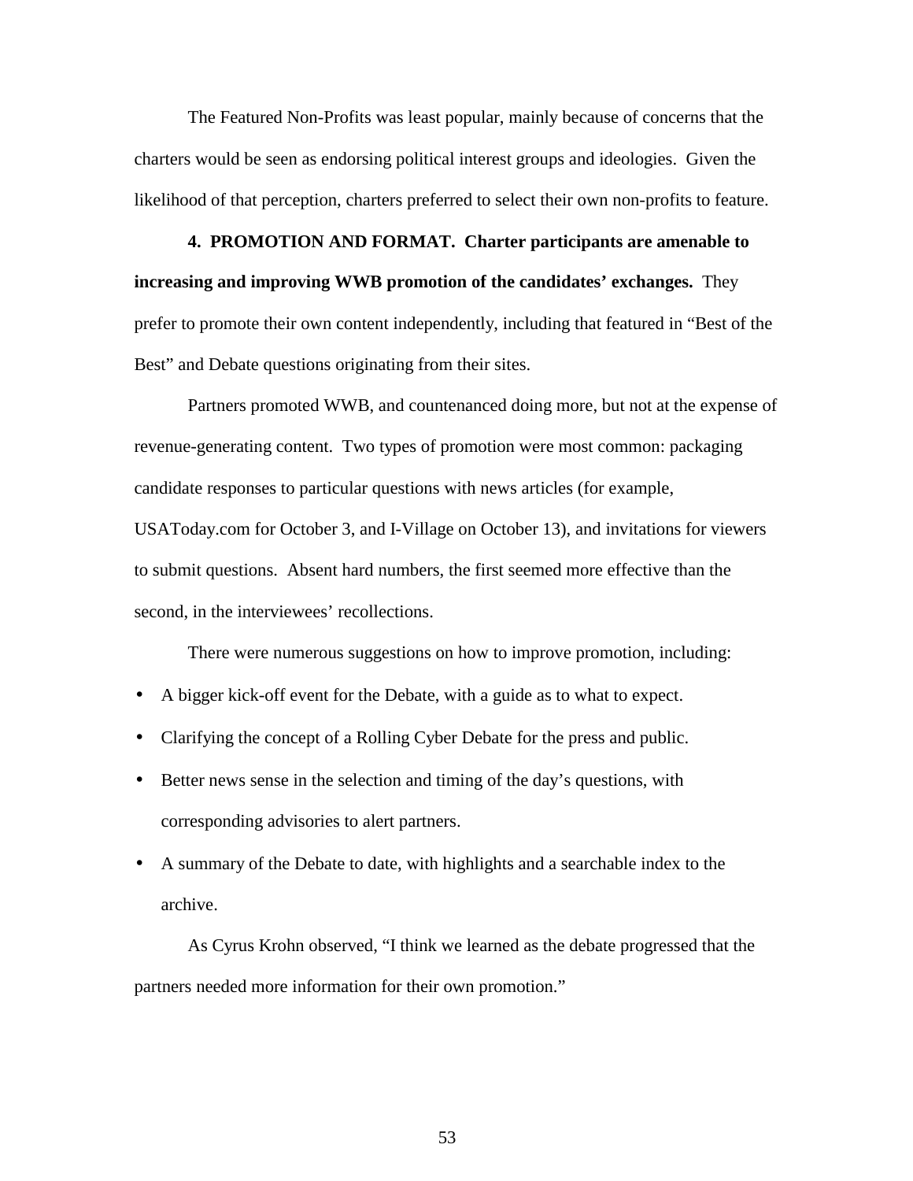The Featured Non-Profits was least popular, mainly because of concerns that the charters would be seen as endorsing political interest groups and ideologies. Given the likelihood of that perception, charters preferred to select their own non-profits to feature.

**4. PROMOTION AND FORMAT. Charter participants are amenable to increasing and improving WWB promotion of the candidates' exchanges.** They prefer to promote their own content independently, including that featured in "Best of the Best" and Debate questions originating from their sites.

Partners promoted WWB, and countenanced doing more, but not at the expense of revenue-generating content. Two types of promotion were most common: packaging candidate responses to particular questions with news articles (for example, USAToday.com for October 3, and I-Village on October 13), and invitations for viewers to submit questions. Absent hard numbers, the first seemed more effective than the second, in the interviewees' recollections.

There were numerous suggestions on how to improve promotion, including:

- A bigger kick-off event for the Debate, with a guide as to what to expect.
- Clarifying the concept of a Rolling Cyber Debate for the press and public.
- Better news sense in the selection and timing of the day's questions, with corresponding advisories to alert partners.
- A summary of the Debate to date, with highlights and a searchable index to the archive.

As Cyrus Krohn observed, "I think we learned as the debate progressed that the partners needed more information for their own promotion."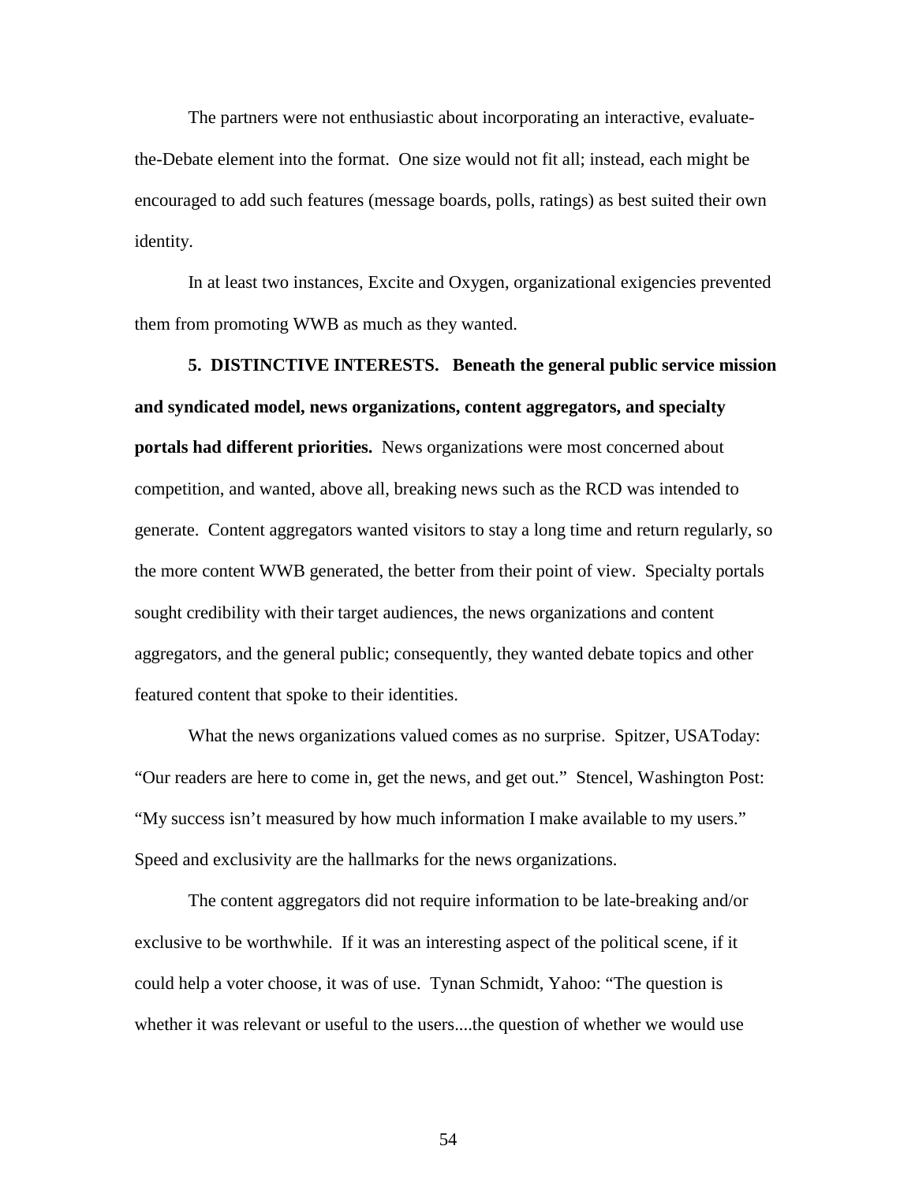The partners were not enthusiastic about incorporating an interactive, evaluate-the-Debate element into the format. One size would not fit all; instead, each might be encouraged to add such features (message boards, polls, ratings) as best suited their own identity.

In at least two instances, Excite and Oxygen, organizational exigencies prevented them from promoting WWB as much as they wanted.

**5. DISTINCTIVE INTERESTS. Beneath the general public service mission and syndicated model, news organizations, content aggregators, and specialty portals had different priorities.** News organizations were most concerned about competition, and wanted, above all, breaking news such as the RCD was intended to generate. Content aggregators wanted visitors to stay a long time and return regularly, so the more content WWB generated, the better from their point of view. Specialty portals sought credibility with their target audiences, the news organizations and content aggregators, and the general public; consequently, they wanted debate topics and other featured content that spoke to their identities.

What the news organizations valued comes as no surprise. Spitzer, USAToday: "Our readers are here to come in, get the news, and get out." Stencel, Washington Post: "My success isn't measured by how much information I make available to my users." Speed and exclusivity are the hallmarks for the news organizations.

The content aggregators did not require information to be late-breaking and/or exclusive to be worthwhile. If it was an interesting aspect of the political scene, if it could help a voter choose, it was of use. Tynan Schmidt, Yahoo: "The question is whether it was relevant or useful to the users....the question of whether we would use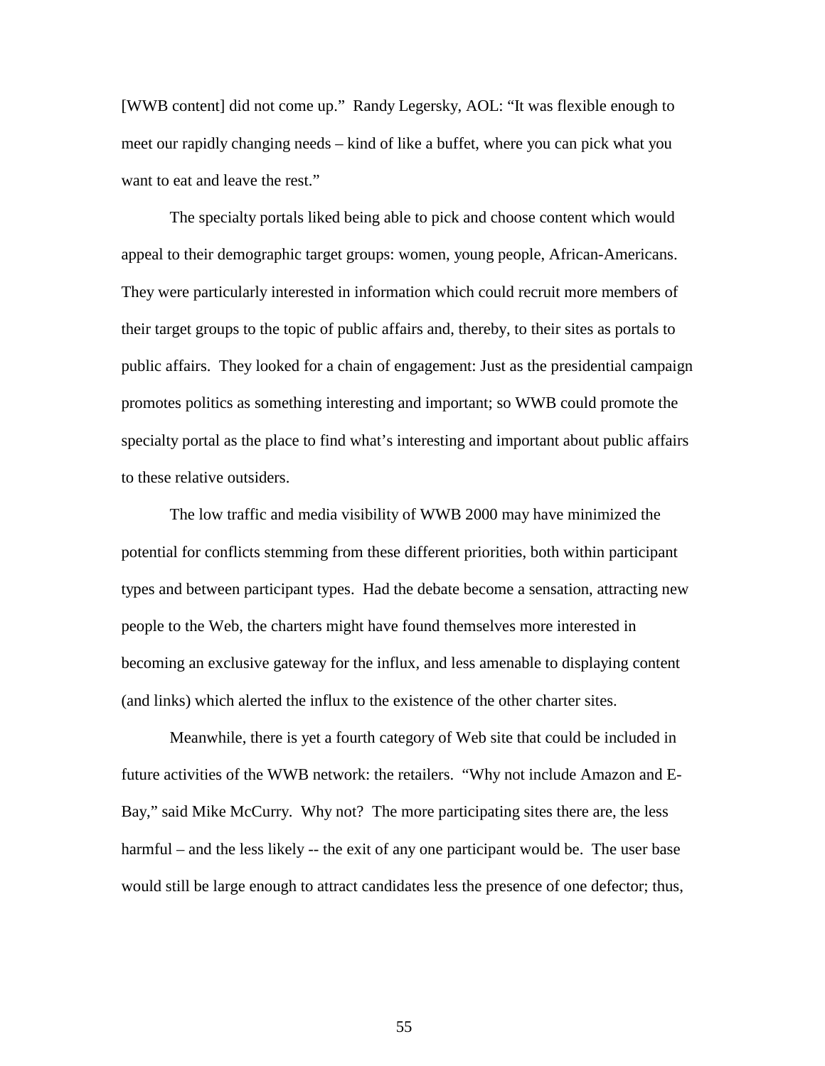[WWB content] did not come up." Randy Legersky, AOL: "It was flexible enough to meet our rapidly changing needs – kind of like a buffet, where you can pick what you want to eat and leave the rest."

The specialty portals liked being able to pick and choose content which would appeal to their demographic target groups: women, young people, African-Americans. They were particularly interested in information which could recruit more members of their target groups to the topic of public affairs and, thereby, to their sites as portals to public affairs. They looked for a chain of engagement: Just as the presidential campaign promotes politics as something interesting and important; so WWB could promote the specialty portal as the place to find what's interesting and important about public affairs to these relative outsiders.

The low traffic and media visibility of WWB 2000 may have minimized the potential for conflicts stemming from these different priorities, both within participant types and between participant types. Had the debate become a sensation, attracting new people to the Web, the charters might have found themselves more interested in becoming an exclusive gateway for the influx, and less amenable to displaying content (and links) which alerted the influx to the existence of the other charter sites.

Meanwhile, there is yet a fourth category of Web site that could be included in future activities of the WWB network: the retailers. "Why not include Amazon and E-Bay," said Mike McCurry. Why not? The more participating sites there are, the less harmful – and the less likely -- the exit of any one participant would be. The user base would still be large enough to attract candidates less the presence of one defector; thus,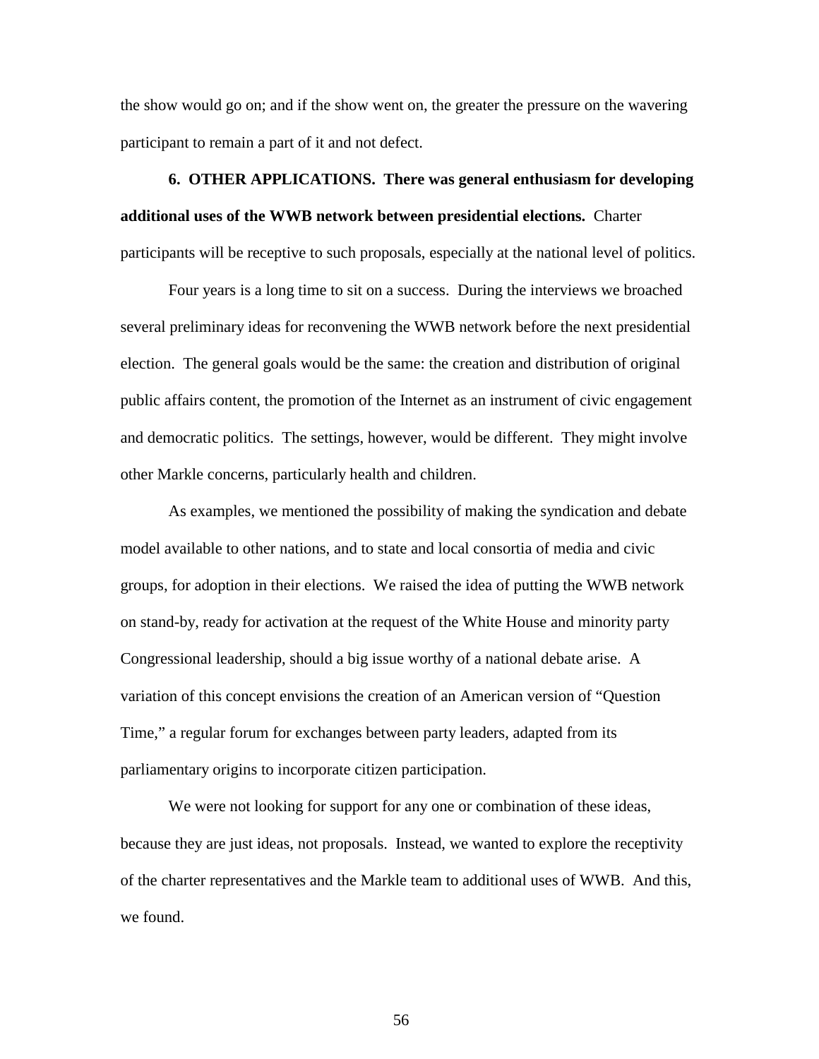the show would go on; and if the show went on, the greater the pressure on the wavering participant to remain a part of it and not defect.

**6. OTHER APPLICATIONS. There was general enthusiasm for developing additional uses of the WWB network between presidential elections.** Charter participants will be receptive to such proposals, especially at the national level of politics.

Four years is a long time to sit on a success. During the interviews we broached several preliminary ideas for reconvening the WWB network before the next presidential election. The general goals would be the same: the creation and distribution of original public affairs content, the promotion of the Internet as an instrument of civic engagement and democratic politics. The settings, however, would be different. They might involve other Markle concerns, particularly health and children.

As examples, we mentioned the possibility of making the syndication and debate model available to other nations, and to state and local consortia of media and civic groups, for adoption in their elections. We raised the idea of putting the WWB network on stand-by, ready for activation at the request of the White House and minority party Congressional leadership, should a big issue worthy of a national debate arise. A variation of this concept envisions the creation of an American version of "Question Time," a regular forum for exchanges between party leaders, adapted from its parliamentary origins to incorporate citizen participation.

We were not looking for support for any one or combination of these ideas, because they are just ideas, not proposals. Instead, we wanted to explore the receptivity of the charter representatives and the Markle team to additional uses of WWB. And this, we found.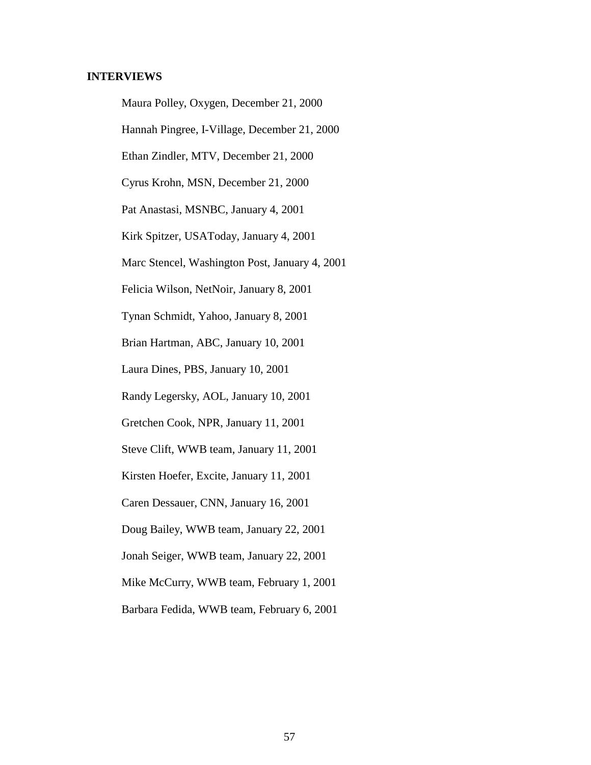## INTERVIEWS

Maura Polley, Oxygen, December 21, 2000

Hannah Pingree, I-Village, December 21, 2000

Ethan Zindler, MTV, December 21, 2000

Cyrus Krohn, MSN, December 21, 2000

Pat Anastasi, MSNBC, January 4, 2001

Kirk Spitzer, USAToday, January 4, 2001

Marc Stencel, Washington Post, January 4, 2001

Felicia Wilson, NetNoir, January 8, 2001

Tynan Schmidt, Yahoo, January 8, 2001

Brian Hartman, ABC, January 10, 2001

Laura Dines, PBS, January 10, 2001

Randy Legersky, AOL, January 10, 2001

Gretchen Cook, NPR, January 11, 2001

Steve Clift, WWB team, January 11, 2001

Kirsten Hoefer, Excite, January 11, 2001

Caren Dessauer, CNN, January 16, 2001

Doug Bailey, WWB team, January 22, 2001

Jonah Seiger, WWB team, January 22, 2001

Mike McCurry, WWB team, February 1, 2001

Barbara Fedida, WWB team, February 6, 2001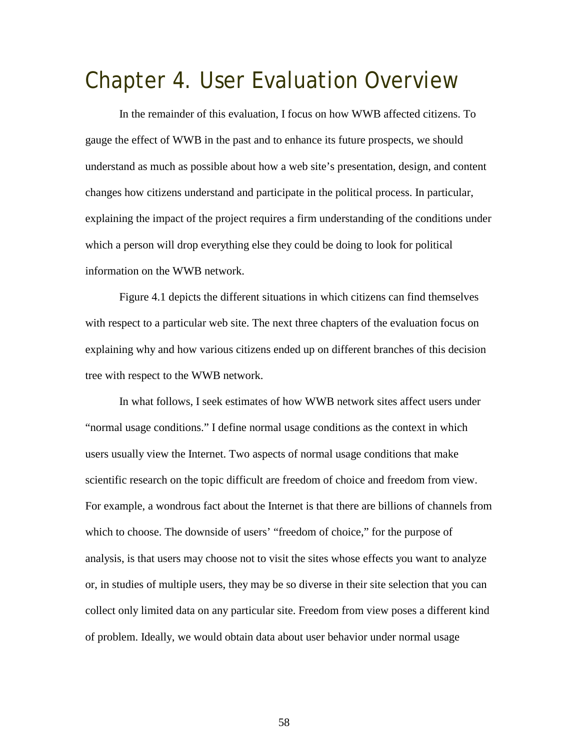# Chapter 4. User Evaluation Overview

In the remainder of this evaluation, I focus on how WWB affected citizens. To gauge the effect of WWB in the past and to enhance its future prospects, we should understand as much as possible about how a web site's presentation, design, and content changes how citizens understand and participate in the political process. In particular, explaining the impact of the project requires a firm understanding of the conditions under which a person will drop everything else they could be doing to look for political information on the WWB network.

Figure 4.1 depicts the different situations in which citizens can find themselves with respect to a particular web site. The next three chapters of the evaluation focus on explaining why and how various citizens ended up on different branches of this decision tree with respect to the WWB network.

In what follows, I seek estimates of how WWB network sites affect users under "normal usage conditions." I define normal usage conditions as the context in which users usually view the Internet. Two aspects of normal usage conditions that make scientific research on the topic difficult are freedom of choice and freedom from view. For example, a wondrous fact about the Internet is that there are billions of channels from which to choose. The downside of users' "freedom of choice," for the purpose of analysis, is that users may choose not to visit the sites whose effects you want to analyze or, in studies of multiple users, they may be so diverse in their site selection that you can collect only limited data on any particular site. Freedom from view poses a different kind of problem. Ideally, we would obtain data about user behavior under normal usage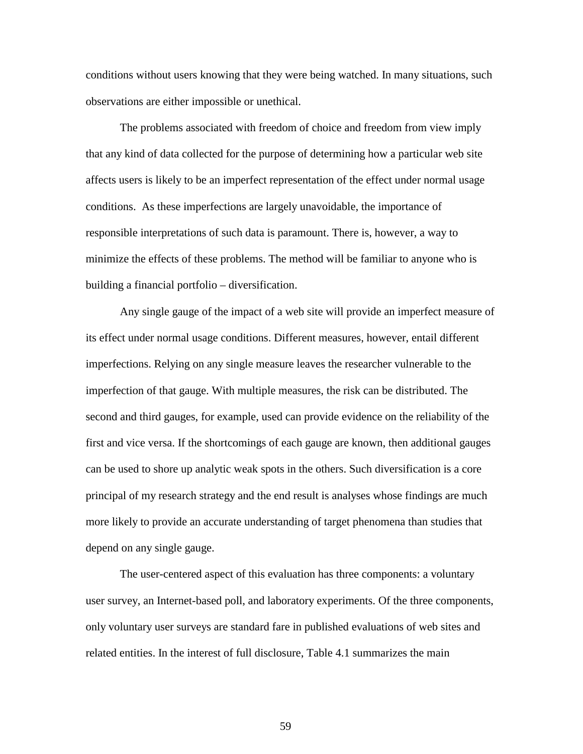conditions without users knowing that they were being watched. In many situations, such observations are either impossible or unethical.

The problems associated with freedom of choice and freedom from view imply that any kind of data collected for the purpose of determining how a particular web site affects users is likely to be an imperfect representation of the effect under normal usage conditions. As these imperfections are largely unavoidable, the importance of responsible interpretations of such data is paramount. There is, however, a way to minimize the effects of these problems. The method will be familiar to anyone who is building a financial portfolio – diversification.

Any single gauge of the impact of a web site will provide an imperfect measure of its effect under normal usage conditions. Different measures, however, entail different imperfections. Relying on any single measure leaves the researcher vulnerable to the imperfection of that gauge. With multiple measures, the risk can be distributed. The second and third gauges, for example, used can provide evidence on the reliability of the first and vice versa. If the shortcomings of each gauge are known, then additional gauges can be used to shore up analytic weak spots in the others. Such diversification is a core principal of my research strategy and the end result is analyses whose findings are much more likely to provide an accurate understanding of target phenomena than studies that depend on any single gauge.

The user-centered aspect of this evaluation has three components: a voluntary user survey, an Internet-based poll, and laboratory experiments. Of the three components, only voluntary user surveys are standard fare in published evaluations of web sites and related entities. In the interest of full disclosure, Table 4.1 summarizes the main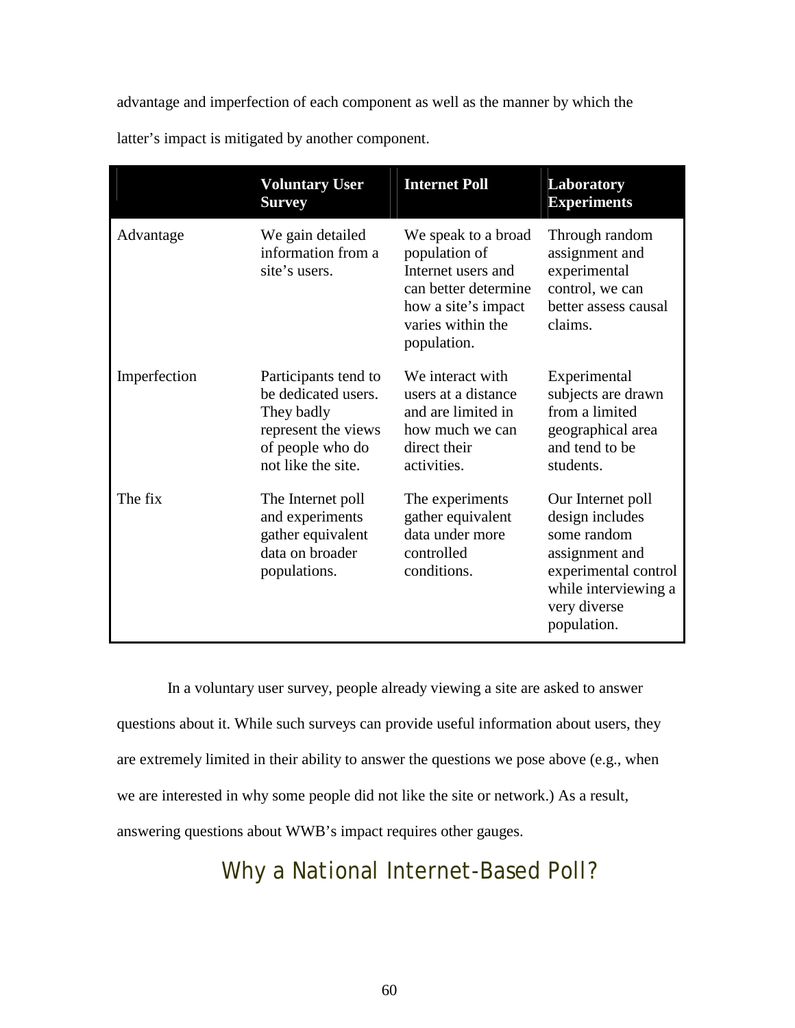advantage and imperfection of each component as well as the manner by which the latter's impact is mitigated by another component.

| | Voluntary User Survey | Internet Poll | Laboratory Experiments |
|---|---|---|---|
| Advantage | We gain detailed information from a site's users. | We speak to a broad population of Internet users and can better determine how a site's impact varies within the population. | Through random assignment and experimental control, we can better assess causal claims. |
| Imperfection | Participants tend to be dedicated users. They badly represent the views of people who do not like the site. | We interact with users at a distance and are limited in how much we can direct their activities. | Experimental subjects are drawn from a limited geographical area and tend to be students. |
| The fix | The Internet poll and experiments gather equivalent data on broader populations. | The experiments gather equivalent data under more controlled conditions. | Our Internet poll design includes some random assignment and experimental control while interviewing a very diverse population. |

In a voluntary user survey, people already viewing a site are asked to answer questions about it. While such surveys can provide useful information about users, they are extremely limited in their ability to answer the questions we pose above (e.g., when we are interested in why some people did not like the site or network.) As a result, answering questions about WWB's impact requires other gauges.

## Why a National Internet-Based Poll?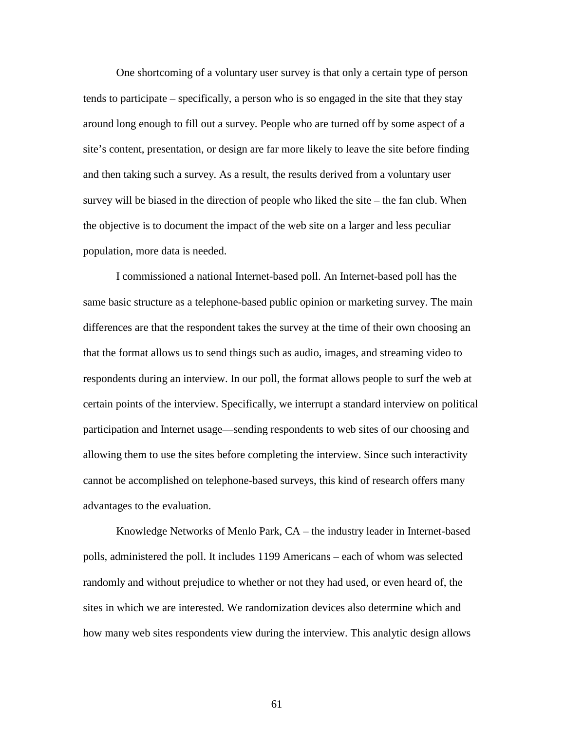One shortcoming of a voluntary user survey is that only a certain type of person tends to participate – specifically, a person who is so engaged in the site that they stay around long enough to fill out a survey. People who are turned off by some aspect of a site's content, presentation, or design are far more likely to leave the site before finding and then taking such a survey. As a result, the results derived from a voluntary user survey will be biased in the direction of people who liked the site – the fan club. When the objective is to document the impact of the web site on a larger and less peculiar population, more data is needed.

I commissioned a national Internet-based poll. An Internet-based poll has the same basic structure as a telephone-based public opinion or marketing survey. The main differences are that the respondent takes the survey at the time of their own choosing an that the format allows us to send things such as audio, images, and streaming video to respondents during an interview. In our poll, the format allows people to surf the web at certain points of the interview. Specifically, we interrupt a standard interview on political participation and Internet usage—sending respondents to web sites of our choosing and allowing them to use the sites before completing the interview. Since such interactivity cannot be accomplished on telephone-based surveys, this kind of research offers many advantages to the evaluation.

Knowledge Networks of Menlo Park, CA – the industry leader in Internet-based polls, administered the poll. It includes 1199 Americans – each of whom was selected randomly and without prejudice to whether or not they had used, or even heard of, the sites in which we are interested. We randomization devices also determine which and how many web sites respondents view during the interview. This analytic design allows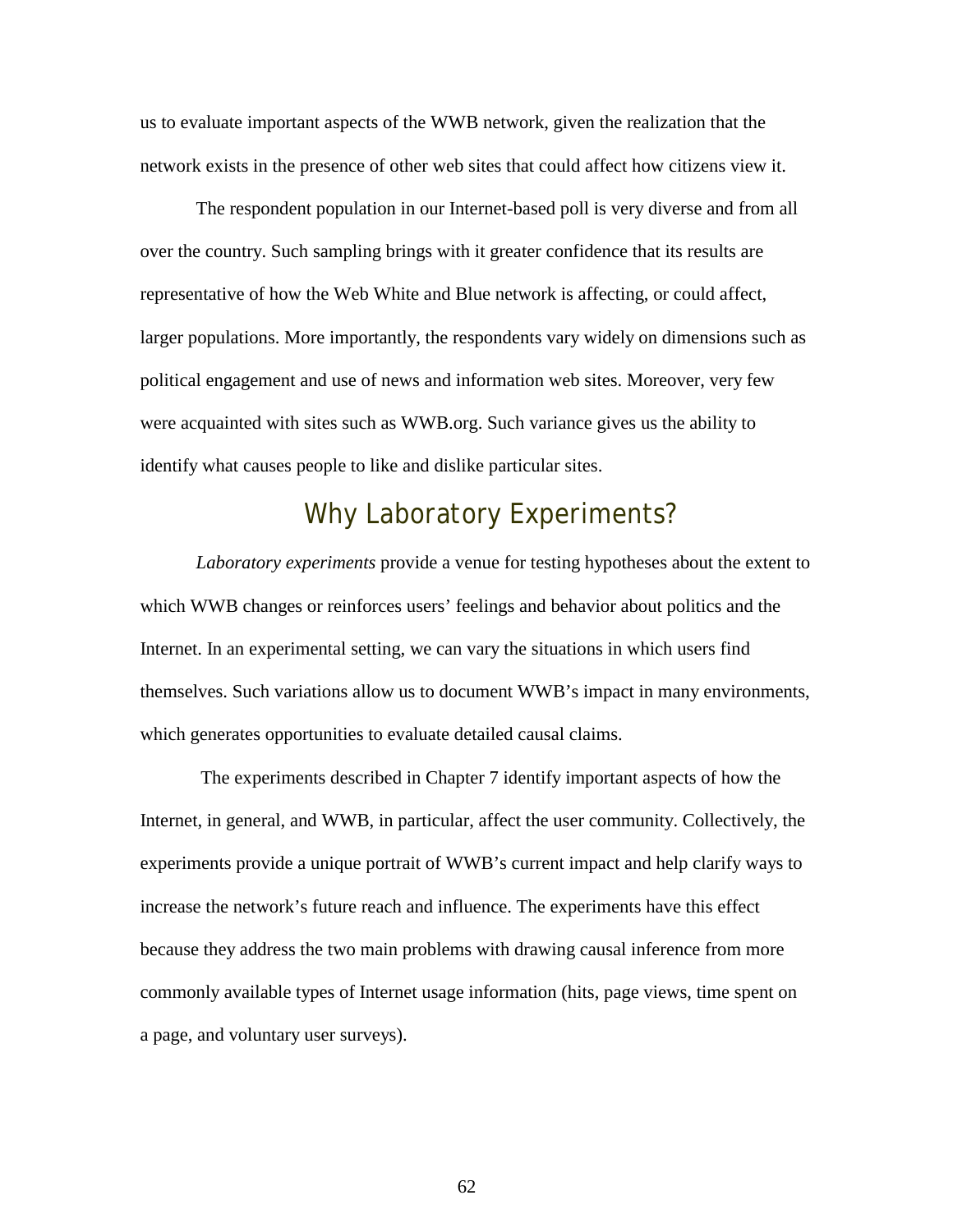us to evaluate important aspects of the WWB network, given the realization that the network exists in the presence of other web sites that could affect how citizens view it.

The respondent population in our Internet-based poll is very diverse and from all over the country. Such sampling brings with it greater confidence that its results are representative of how the Web White and Blue network is affecting, or could affect, larger populations. More importantly, the respondents vary widely on dimensions such as political engagement and use of news and information web sites. Moreover, very few were acquainted with sites such as WWB.org. Such variance gives us the ability to identify what causes people to like and dislike particular sites.

## Why Laboratory Experiments?

*Laboratory experiments* provide a venue for testing hypotheses about the extent to which WWB changes or reinforces users' feelings and behavior about politics and the Internet. In an experimental setting, we can vary the situations in which users find themselves. Such variations allow us to document WWB's impact in many environments, which generates opportunities to evaluate detailed causal claims.

The experiments described in Chapter 7 identify important aspects of how the Internet, in general, and WWB, in particular, affect the user community. Collectively, the experiments provide a unique portrait of WWB's current impact and help clarify ways to increase the network's future reach and influence. The experiments have this effect because they address the two main problems with drawing causal inference from more commonly available types of Internet usage information (hits, page views, time spent on a page, and voluntary user surveys).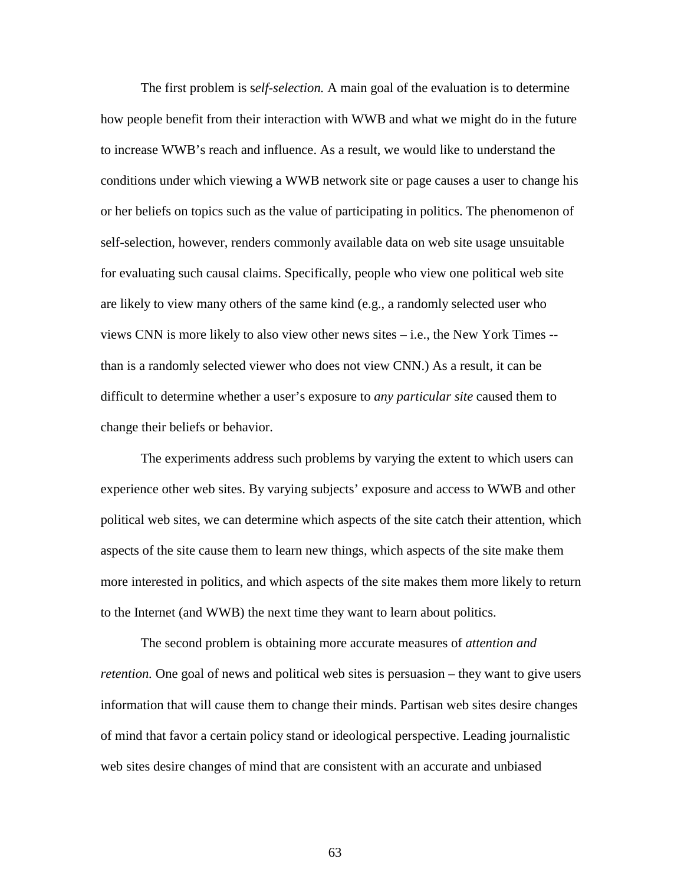The first problem is s*elf-selection.* A main goal of the evaluation is to determine how people benefit from their interaction with WWB and what we might do in the future to increase WWB's reach and influence. As a result, we would like to understand the conditions under which viewing a WWB network site or page causes a user to change his or her beliefs on topics such as the value of participating in politics. The phenomenon of self-selection, however, renders commonly available data on web site usage unsuitable for evaluating such causal claims. Specifically, people who view one political web site are likely to view many others of the same kind (e.g., a randomly selected user who views CNN is more likely to also view other news sites – i.e., the New York Times -- than is a randomly selected viewer who does not view CNN.) As a result, it can be difficult to determine whether a user's exposure to *any particular site* caused them to change their beliefs or behavior.

The experiments address such problems by varying the extent to which users can experience other web sites. By varying subjects' exposure and access to WWB and other political web sites, we can determine which aspects of the site catch their attention, which aspects of the site cause them to learn new things, which aspects of the site make them more interested in politics, and which aspects of the site makes them more likely to return to the Internet (and WWB) the next time they want to learn about politics.

The second problem is obtaining more accurate measures of *attention and retention.* One goal of news and political web sites is persuasion – they want to give users information that will cause them to change their minds. Partisan web sites desire changes of mind that favor a certain policy stand or ideological perspective. Leading journalistic web sites desire changes of mind that are consistent with an accurate and unbiased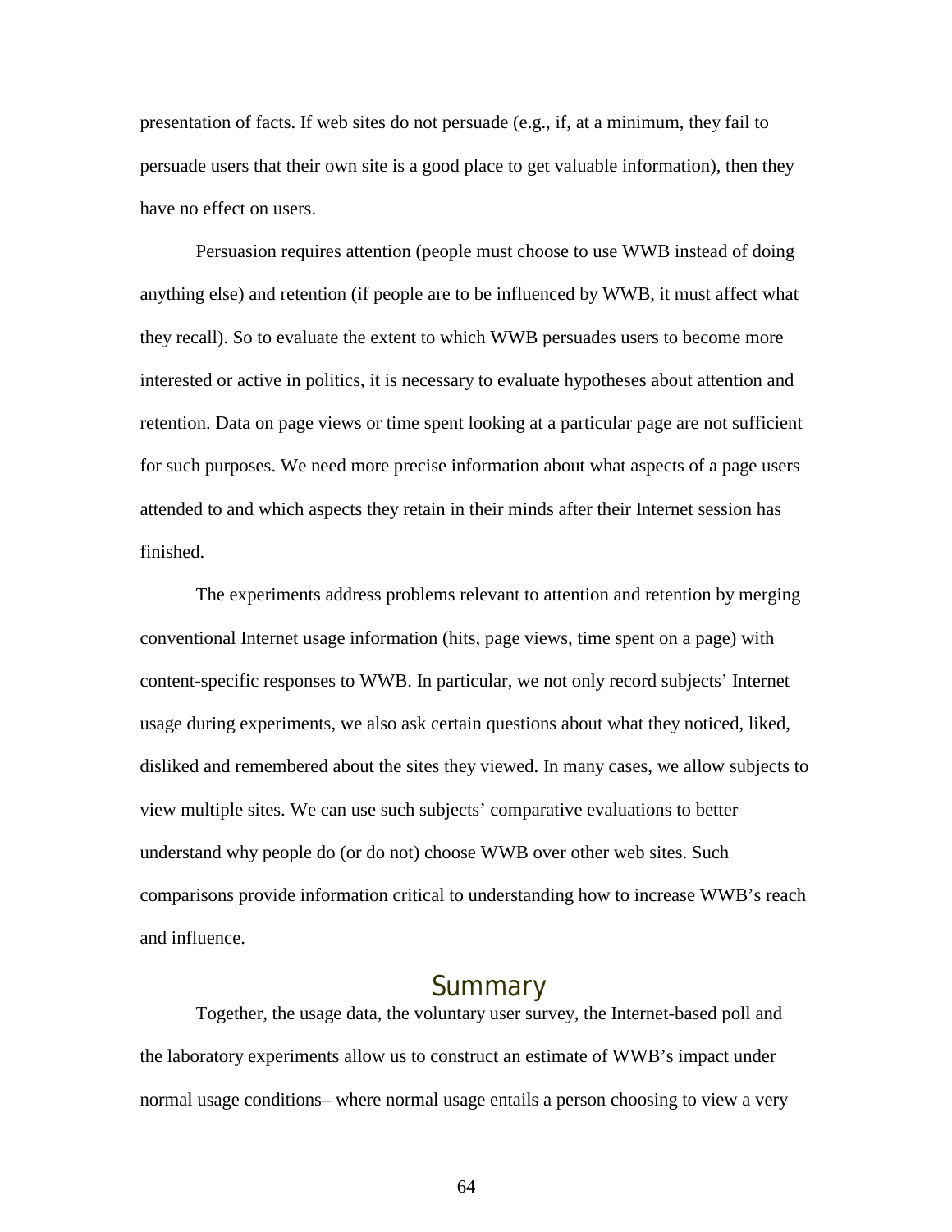presentation of facts. If web sites do not persuade (e.g., if, at a minimum, they fail to persuade users that their own site is a good place to get valuable information), then they have no effect on users.

Persuasion requires attention (people must choose to use WWB instead of doing anything else) and retention (if people are to be influenced by WWB, it must affect what they recall). So to evaluate the extent to which WWB persuades users to become more interested or active in politics, it is necessary to evaluate hypotheses about attention and retention. Data on page views or time spent looking at a particular page are not sufficient for such purposes. We need more precise information about what aspects of a page users attended to and which aspects they retain in their minds after their Internet session has finished.

The experiments address problems relevant to attention and retention by merging conventional Internet usage information (hits, page views, time spent on a page) with content-specific responses to WWB. In particular, we not only record subjects' Internet usage during experiments, we also ask certain questions about what they noticed, liked, disliked and remembered about the sites they viewed. In many cases, we allow subjects to view multiple sites. We can use such subjects' comparative evaluations to better understand why people do (or do not) choose WWB over other web sites. Such comparisons provide information critical to understanding how to increase WWB's reach and influence.

## Summary

Together, the usage data, the voluntary user survey, the Internet-based poll and the laboratory experiments allow us to construct an estimate of WWB's impact under normal usage conditions– where normal usage entails a person choosing to view a very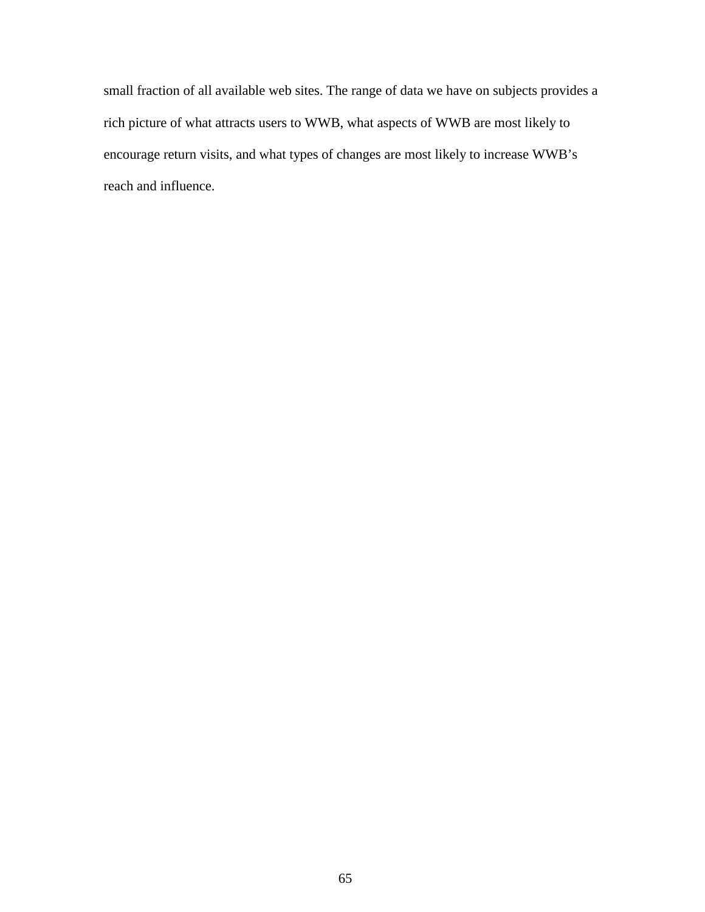small fraction of all available web sites. The range of data we have on subjects provides a rich picture of what attracts users to WWB, what aspects of WWB are most likely to encourage return visits, and what types of changes are most likely to increase WWB’s reach and influence.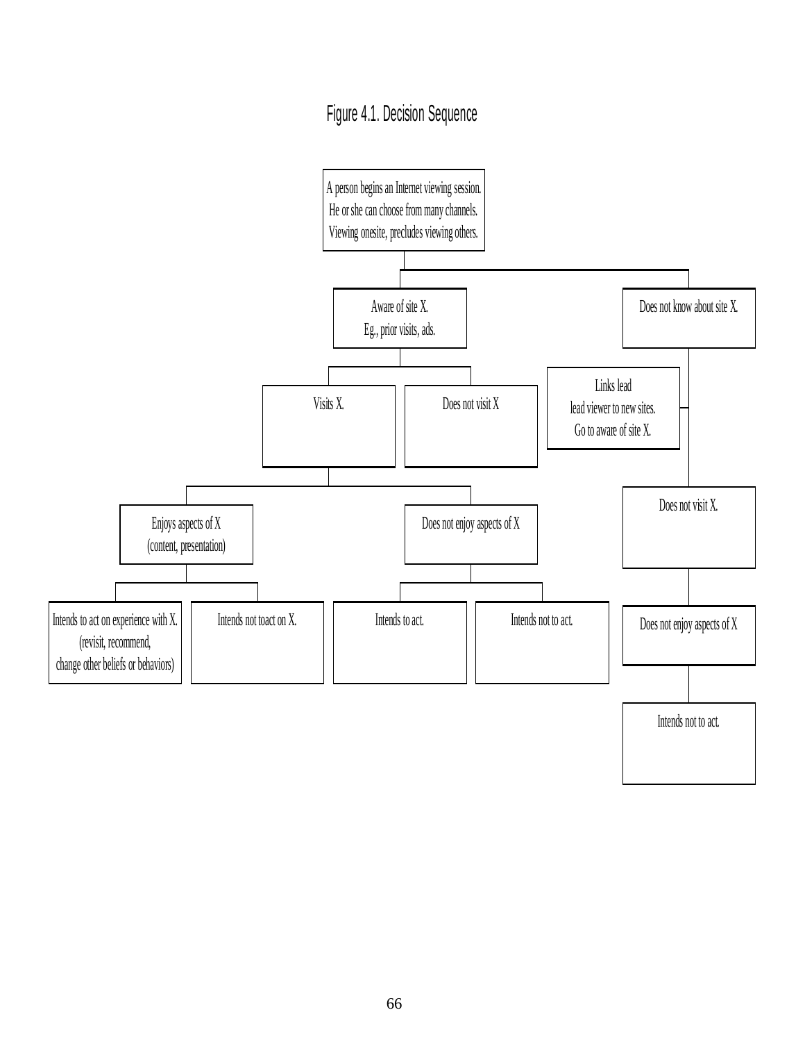Figure 4.1. Decision Sequence

A person begins an Internet viewing session.
He or she can choose from many channels.
Viewing onesite, precludes viewing others.

Aware of site X.
Eg., prior visits, ads.

Does not know about site X.

Visits X.

Does not visit X

Links lead
lead viewer to new sites.
Go to aware of site X.

Enjoys aspects of X
(content, presentation)

Does not enjoy aspects of X

Does not visit X.

Intends to act on experience with X.
(revisit, recommend,
change other beliefs or behaviors)

Intends not toact on X.

Intends to act.

Intends not to act.

Does not enjoy aspects of X

Intends not to act.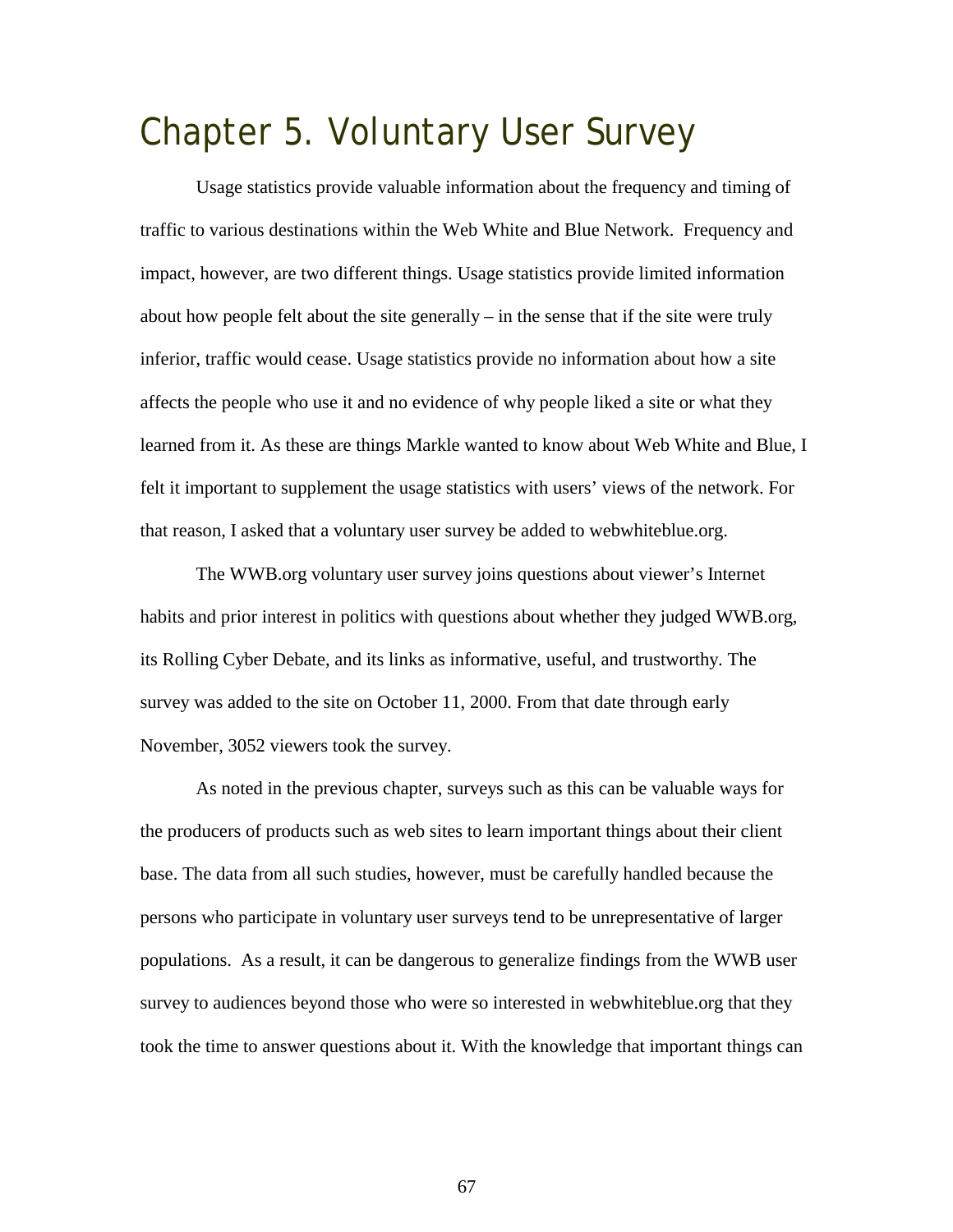# Chapter 5. Voluntary User Survey

Usage statistics provide valuable information about the frequency and timing of traffic to various destinations within the Web White and Blue Network. Frequency and impact, however, are two different things. Usage statistics provide limited information about how people felt about the site generally – in the sense that if the site were truly inferior, traffic would cease. Usage statistics provide no information about how a site affects the people who use it and no evidence of why people liked a site or what they learned from it. As these are things Markle wanted to know about Web White and Blue, I felt it important to supplement the usage statistics with users' views of the network. For that reason, I asked that a voluntary user survey be added to webwhiteblue.org.

The WWB.org voluntary user survey joins questions about viewer's Internet habits and prior interest in politics with questions about whether they judged WWB.org, its Rolling Cyber Debate, and its links as informative, useful, and trustworthy. The survey was added to the site on October 11, 2000. From that date through early November, 3052 viewers took the survey.

As noted in the previous chapter, surveys such as this can be valuable ways for the producers of products such as web sites to learn important things about their client base. The data from all such studies, however, must be carefully handled because the persons who participate in voluntary user surveys tend to be unrepresentative of larger populations. As a result, it can be dangerous to generalize findings from the WWB user survey to audiences beyond those who were so interested in webwhiteblue.org that they took the time to answer questions about it. With the knowledge that important things can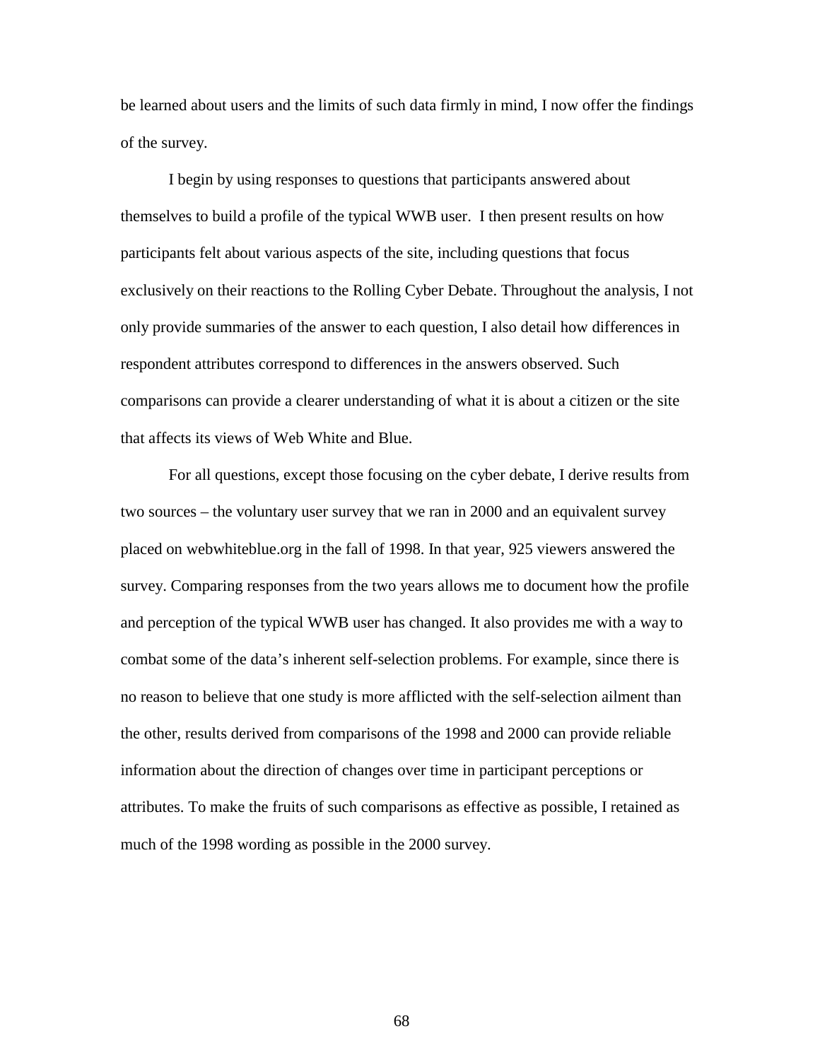be learned about users and the limits of such data firmly in mind, I now offer the findings of the survey.

I begin by using responses to questions that participants answered about themselves to build a profile of the typical WWB user. I then present results on how participants felt about various aspects of the site, including questions that focus exclusively on their reactions to the Rolling Cyber Debate. Throughout the analysis, I not only provide summaries of the answer to each question, I also detail how differences in respondent attributes correspond to differences in the answers observed. Such comparisons can provide a clearer understanding of what it is about a citizen or the site that affects its views of Web White and Blue.

For all questions, except those focusing on the cyber debate, I derive results from two sources – the voluntary user survey that we ran in 2000 and an equivalent survey placed on webwhiteblue.org in the fall of 1998. In that year, 925 viewers answered the survey. Comparing responses from the two years allows me to document how the profile and perception of the typical WWB user has changed. It also provides me with a way to combat some of the data's inherent self-selection problems. For example, since there is no reason to believe that one study is more afflicted with the self-selection ailment than the other, results derived from comparisons of the 1998 and 2000 can provide reliable information about the direction of changes over time in participant perceptions or attributes. To make the fruits of such comparisons as effective as possible, I retained as much of the 1998 wording as possible in the 2000 survey.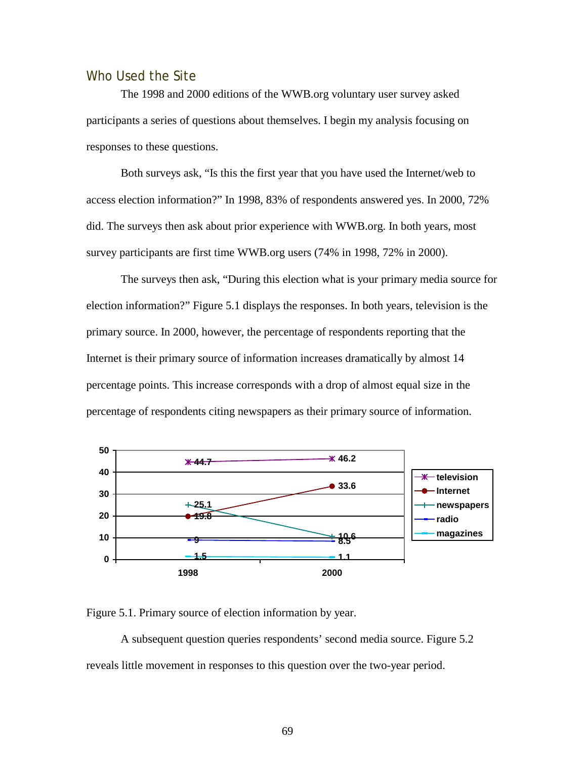## Who Used the Site

The 1998 and 2000 editions of the WWB.org voluntary user survey asked participants a series of questions about themselves. I begin my analysis focusing on responses to these questions.

Both surveys ask, “Is this the first year that you have used the Internet/web to access election information?” In 1998, 83% of respondents answered yes. In 2000, 72% did. The surveys then ask about prior experience with WWB.org. In both years, most survey participants are first time WWB.org users (74% in 1998, 72% in 2000).

The surveys then ask, “During this election what is your primary media source for election information?” Figure 5.1 displays the responses. In both years, television is the primary source. In 2000, however, the percentage of respondents reporting that the Internet is their primary source of information increases dramatically by almost 14 percentage points. This increase corresponds with a drop of almost equal size in the percentage of respondents citing newspapers as their primary source of information.

| | 1998 | 2000 |
|---|---|---|
| television | 44.7 | 46.2 |
| Internet | 19.8 | 33.6 |
| newspapers | 25.1 | 10.6 |
| radio | 9 | 8.5 |
| magazines | 1.5 | 1.1 |

Figure 5.1. Primary source of election information by year.

A subsequent question queries respondents’ second media source. Figure 5.2 reveals little movement in responses to this question over the two-year period.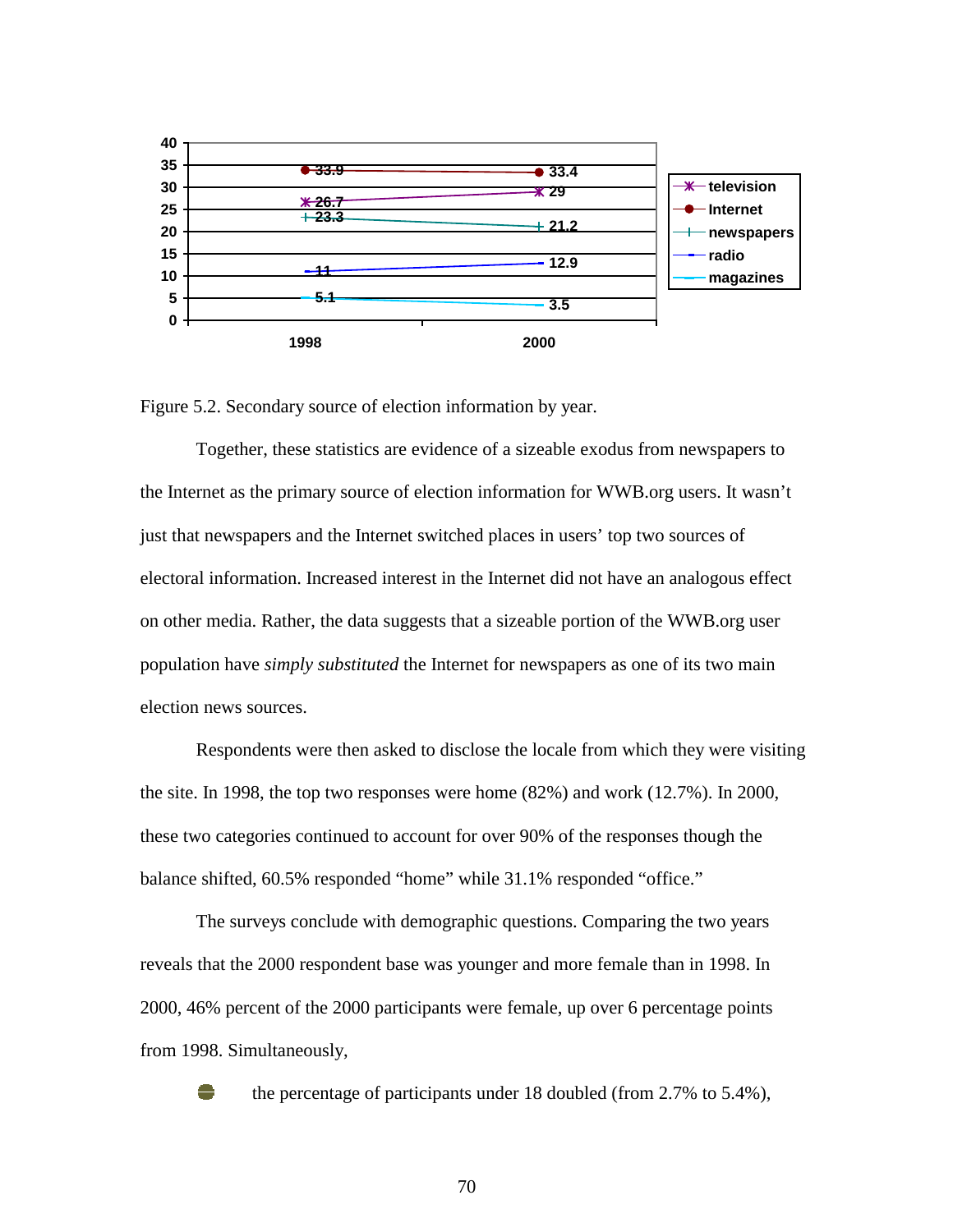| | 1998 | 2000 |
|---|---|---|
| television | 26.7 | 29 |
| Internet | 33.9 | 33.4 |
| newspapers | 23.3 | 21.2 |
| radio | 11 | 12.9 |
| magazines | 5.1 | 3.5 |

Figure 5.2. Secondary source of election information by year.

Together, these statistics are evidence of a sizeable exodus from newspapers to the Internet as the primary source of election information for WWB.org users. It wasn't just that newspapers and the Internet switched places in users' top two sources of electoral information. Increased interest in the Internet did not have an analogous effect on other media. Rather, the data suggests that a sizeable portion of the WWB.org user population have *simply substituted* the Internet for newspapers as one of its two main election news sources.

Respondents were then asked to disclose the locale from which they were visiting the site. In 1998, the top two responses were home (82%) and work (12.7%). In 2000, these two categories continued to account for over 90% of the responses though the balance shifted, 60.5% responded "home" while 31.1% responded "office."

The surveys conclude with demographic questions. Comparing the two years reveals that the 2000 respondent base was younger and more female than in 1998. In 2000, 46% percent of the 2000 participants were female, up over 6 percentage points from 1998. Simultaneously,

- the percentage of participants under 18 doubled (from 2.7% to 5.4%),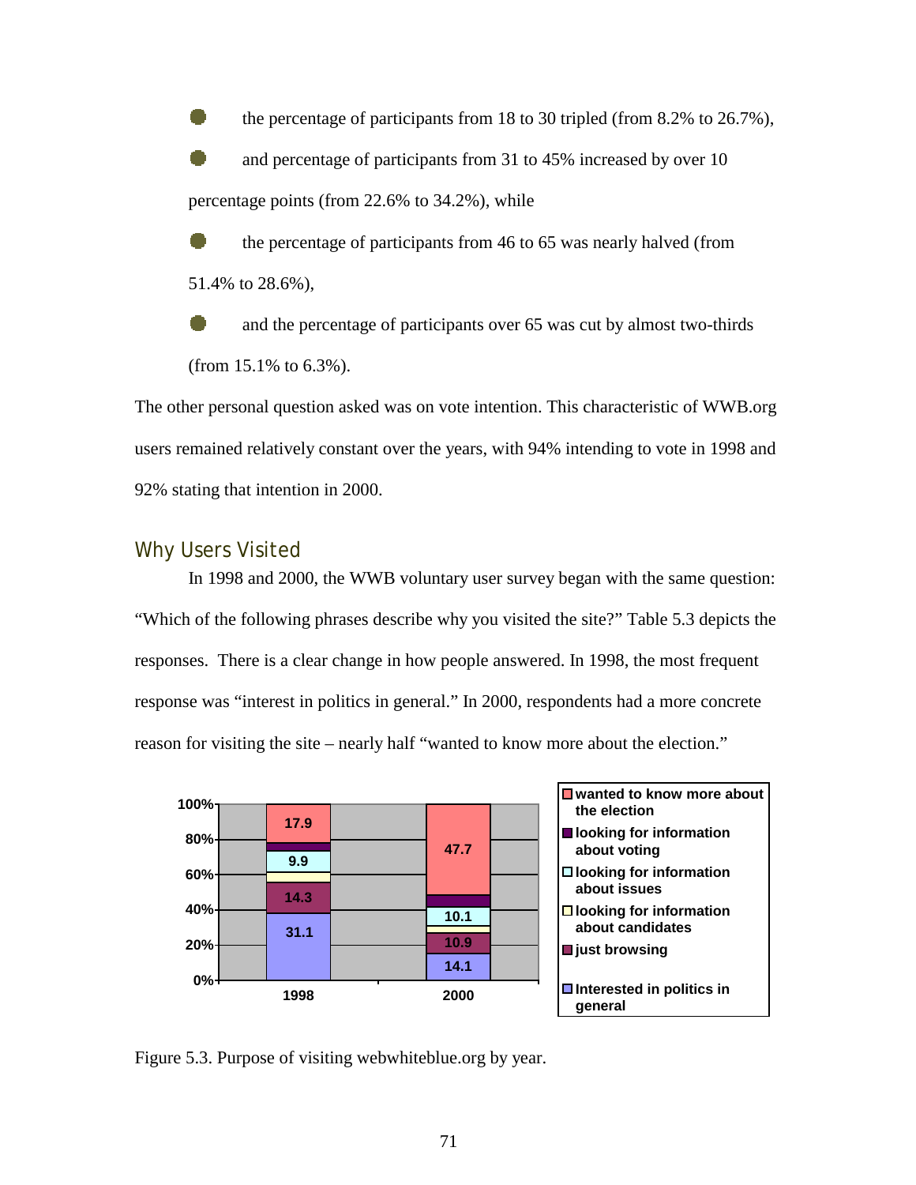- the percentage of participants from 18 to 30 tripled (from 8.2% to 26.7%),
- and percentage of participants from 31 to 45% increased by over 10 percentage points (from 22.6% to 34.2%), while
- the percentage of participants from 46 to 65 was nearly halved (from 51.4% to 28.6%),
- and the percentage of participants over 65 was cut by almost two-thirds (from 15.1% to 6.3%).

The other personal question asked was on vote intention. This characteristic of WWB.org users remained relatively constant over the years, with 94% intending to vote in 1998 and 92% stating that intention in 2000.

## Why Users Visited

In 1998 and 2000, the WWB voluntary user survey began with the same question: "Which of the following phrases describe why you visited the site?" Table 5.3 depicts the responses. There is a clear change in how people answered. In 1998, the most frequent response was "interest in politics in general." In 2000, respondents had a more concrete reason for visiting the site – nearly half "wanted to know more about the election."

| | 1998 | 2000 |
|---|---|---|
| wanted to know more about the election | 17.9 | 47.7 |
| looking for information about voting | | |
| looking for information about issues | 9.9 | 10.1 |
| looking for information about candidates | | |
| just browsing | 14.3 | 10.9 |
| Interested in politics in general | 31.1 | 14.1 |

Figure 5.3. Purpose of visiting webwhiteblue.org by year.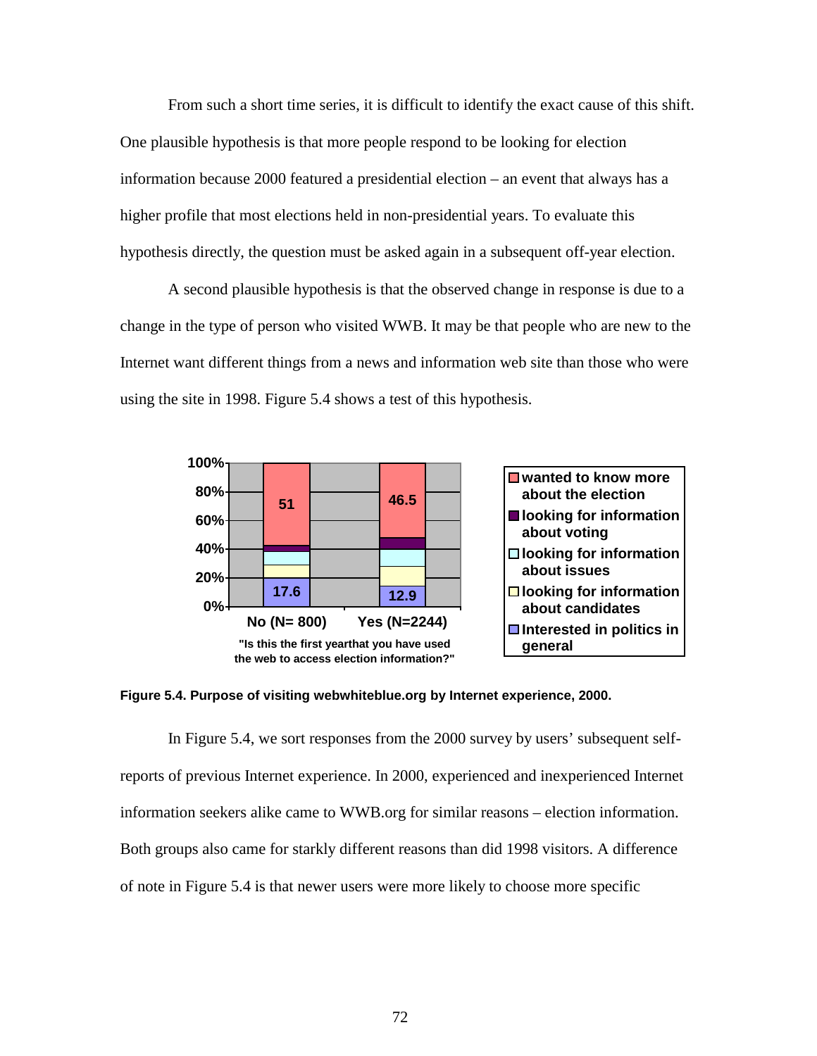From such a short time series, it is difficult to identify the exact cause of this shift. One plausible hypothesis is that more people respond to be looking for election information because 2000 featured a presidential election – an event that always has a higher profile that most elections held in non-presidential years. To evaluate this hypothesis directly, the question must be asked again in a subsequent off-year election.

A second plausible hypothesis is that the observed change in response is due to a change in the type of person who visited WWB. It may be that people who are new to the Internet want different things from a news and information web site than those who were using the site in 1998. Figure 5.4 shows a test of this hypothesis.

**Figure 5.4. Purpose of visiting webwhiteblue.org by Internet experience, 2000.**

In Figure 5.4, we sort responses from the 2000 survey by users' subsequent self-reports of previous Internet experience. In 2000, experienced and inexperienced Internet information seekers alike came to WWB.org for similar reasons – election information. Both groups also came for starkly different reasons than did 1998 visitors. A difference of note in Figure 5.4 is that newer users were more likely to choose more specific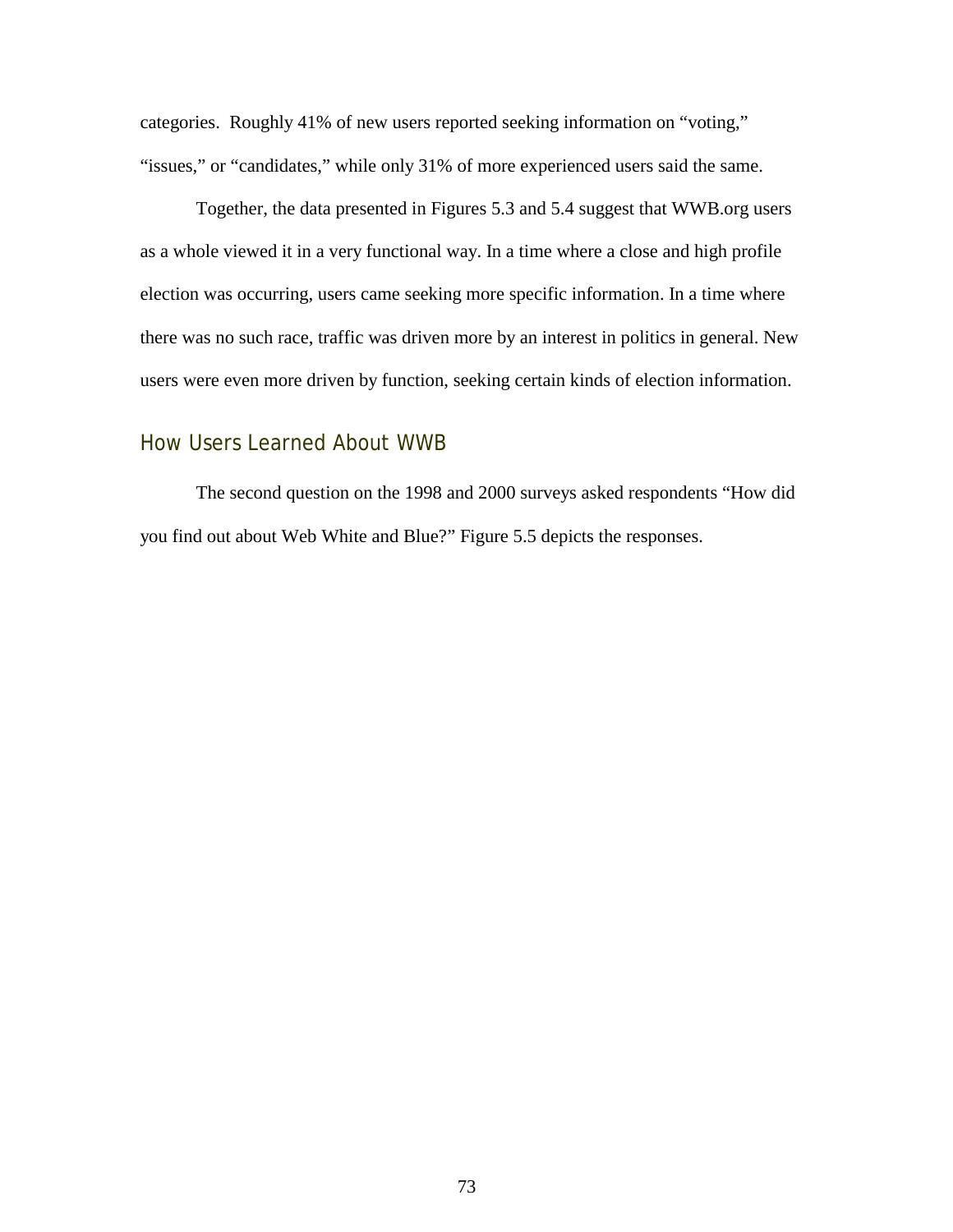categories. Roughly 41% of new users reported seeking information on "voting," "issues," or "candidates," while only 31% of more experienced users said the same.

Together, the data presented in Figures 5.3 and 5.4 suggest that WWB.org users as a whole viewed it in a very functional way. In a time where a close and high profile election was occurring, users came seeking more specific information. In a time where there was no such race, traffic was driven more by an interest in politics in general. New users were even more driven by function, seeking certain kinds of election information.

## How Users Learned About WWB

The second question on the 1998 and 2000 surveys asked respondents "How did you find out about Web White and Blue?" Figure 5.5 depicts the responses.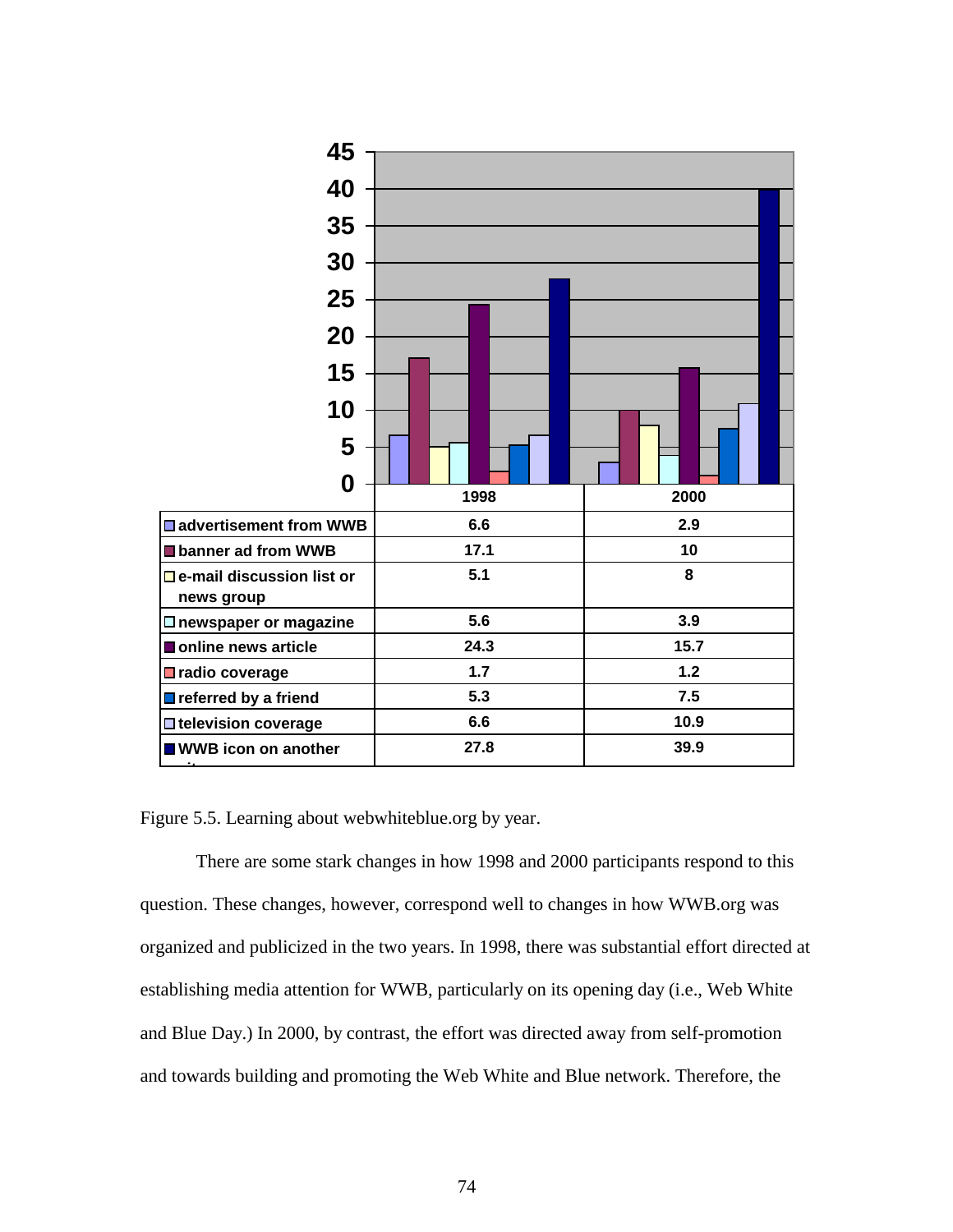| | 1998 | 2000 |
|---|---|---|
| advertisement from WWB | 6.6 | 2.9 |
| banner ad from WWB | 17.1 | 10 |
| e-mail discussion list or news group | 5.1 | 8 |
| newspaper or magazine | 5.6 | 3.9 |
| online news article | 24.3 | 15.7 |
| radio coverage | 1.7 | 1.2 |
| referred by a friend | 5.3 | 7.5 |
| television coverage | 6.6 | 10.9 |
| WWB icon on another site | 27.8 | 39.9 |

Figure 5.5. Learning about webwhiteblue.org by year.

There are some stark changes in how 1998 and 2000 participants respond to this question. These changes, however, correspond well to changes in how WWB.org was organized and publicized in the two years. In 1998, there was substantial effort directed at establishing media attention for WWB, particularly on its opening day (i.e., Web White and Blue Day.) In 2000, by contrast, the effort was directed away from self-promotion and towards building and promoting the Web White and Blue network. Therefore, the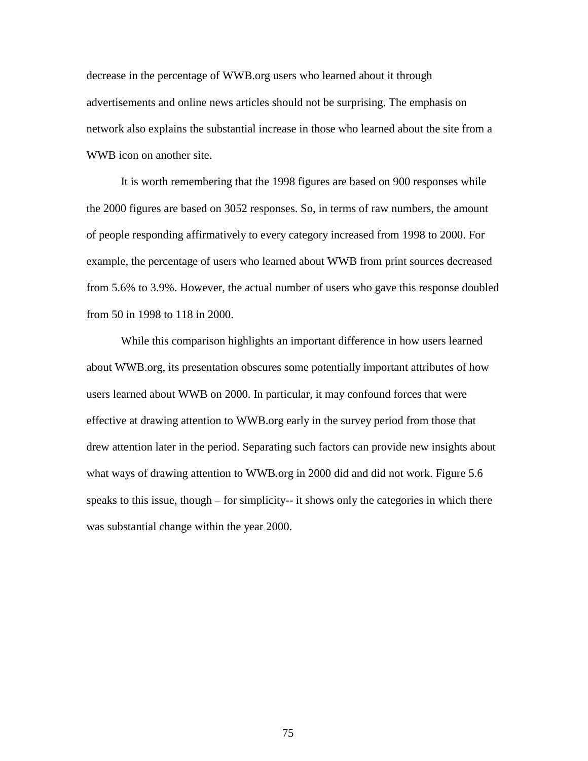decrease in the percentage of WWB.org users who learned about it through advertisements and online news articles should not be surprising. The emphasis on network also explains the substantial increase in those who learned about the site from a WWB icon on another site.

It is worth remembering that the 1998 figures are based on 900 responses while the 2000 figures are based on 3052 responses. So, in terms of raw numbers, the amount of people responding affirmatively to every category increased from 1998 to 2000. For example, the percentage of users who learned about WWB from print sources decreased from 5.6% to 3.9%. However, the actual number of users who gave this response doubled from 50 in 1998 to 118 in 2000.

While this comparison highlights an important difference in how users learned about WWB.org, its presentation obscures some potentially important attributes of how users learned about WWB on 2000. In particular, it may confound forces that were effective at drawing attention to WWB.org early in the survey period from those that drew attention later in the period. Separating such factors can provide new insights about what ways of drawing attention to WWB.org in 2000 did and did not work. Figure 5.6 speaks to this issue, though – for simplicity-- it shows only the categories in which there was substantial change within the year 2000.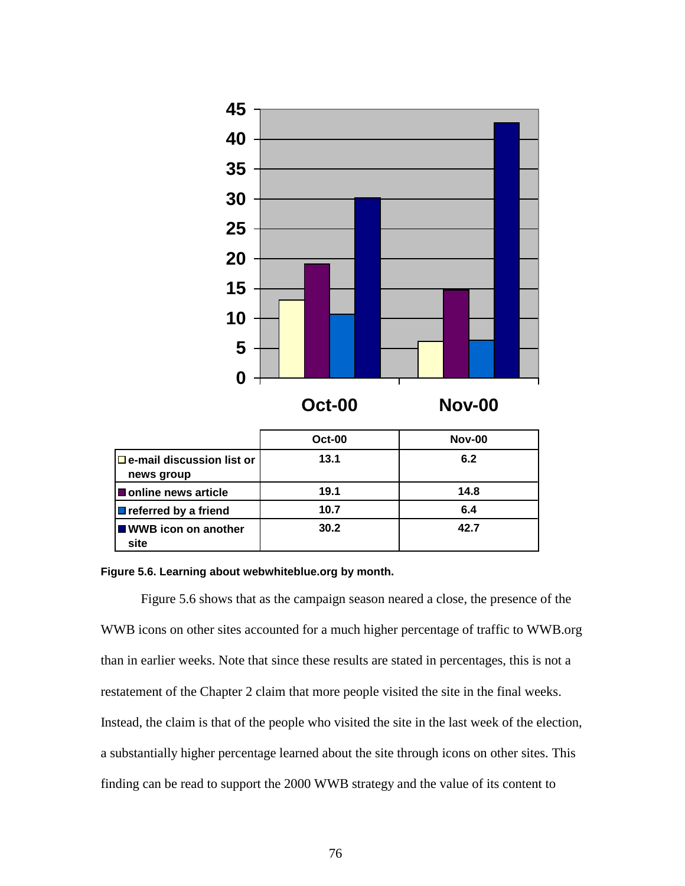| | Oct-00 | Nov-00 |
|---|---|---|
| e-mail discussion list or news group | 13.1 | 6.2 |
| online news article | 19.1 | 14.8 |
| referred by a friend | 10.7 | 6.4 |
| WWB icon on another site | 30.2 | 42.7 |

**Figure 5.6. Learning about webwhiteblue.org by month.**

Figure 5.6 shows that as the campaign season neared a close, the presence of the WWB icons on other sites accounted for a much higher percentage of traffic to WWB.org than in earlier weeks. Note that since these results are stated in percentages, this is not a restatement of the Chapter 2 claim that more people visited the site in the final weeks. Instead, the claim is that of the people who visited the site in the last week of the election, a substantially higher percentage learned about the site through icons on other sites. This finding can be read to support the 2000 WWB strategy and the value of its content to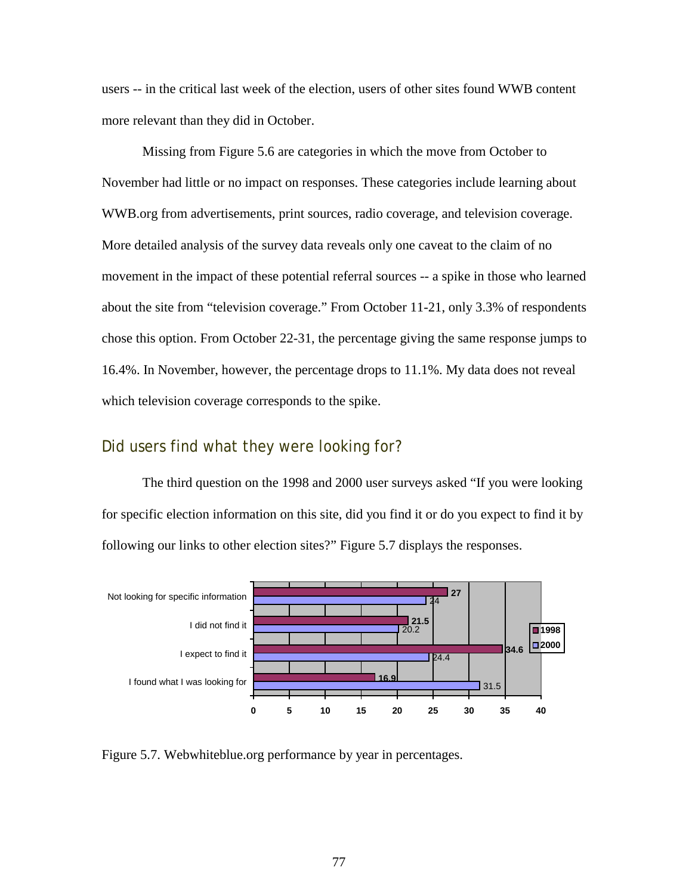users -- in the critical last week of the election, users of other sites found WWB content more relevant than they did in October.

Missing from Figure 5.6 are categories in which the move from October to November had little or no impact on responses. These categories include learning about WWB.org from advertisements, print sources, radio coverage, and television coverage. More detailed analysis of the survey data reveals only one caveat to the claim of no movement in the impact of these potential referral sources -- a spike in those who learned about the site from "television coverage." From October 11-21, only 3.3% of respondents chose this option. From October 22-31, the percentage giving the same response jumps to 16.4%. In November, however, the percentage drops to 11.1%. My data does not reveal which television coverage corresponds to the spike.

## Did users find what they were looking for?

The third question on the 1998 and 2000 user surveys asked "If you were looking for specific election information on this site, did you find it or do you expect to find it by following our links to other election sites?" Figure 5.7 displays the responses.

| | 1998 | 2000 |
|---|---|---|
| Not looking for specific information | 27 | 24 |
| I did not find it | 21.5 | 20.2 |
| I expect to find it | 34.6 | 24.4 |
| I found what I was looking for | 16.9 | 31.5 |

Figure 5.7. Webwhiteblue.org performance by year in percentages.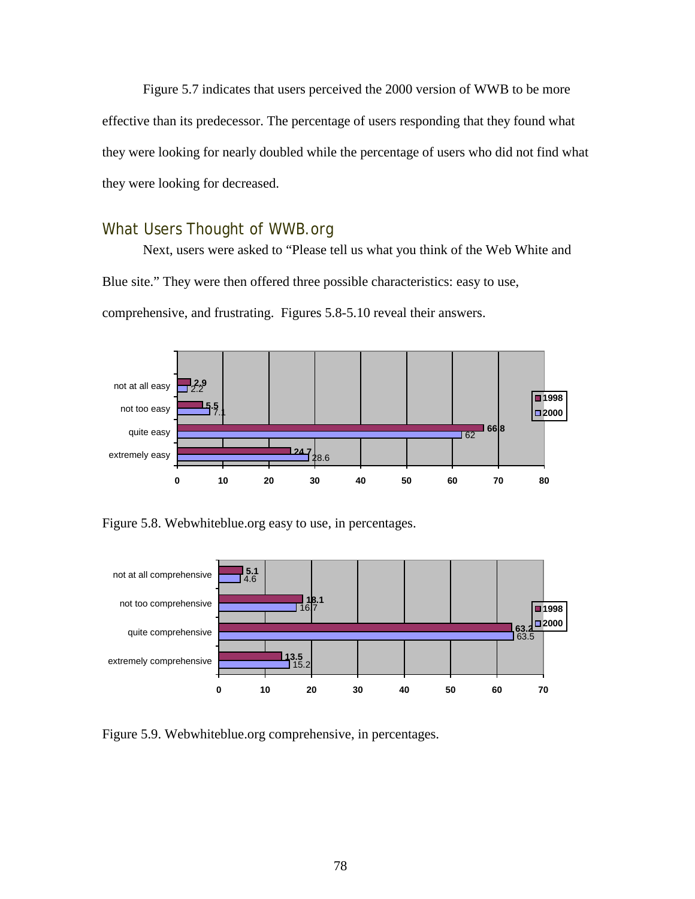Figure 5.7 indicates that users perceived the 2000 version of WWB to be more effective than its predecessor. The percentage of users responding that they found what they were looking for nearly doubled while the percentage of users who did not find what they were looking for decreased.

## What Users Thought of WWB.org

Next, users were asked to "Please tell us what you think of the Web White and Blue site." They were then offered three possible characteristics: easy to use, comprehensive, and frustrating. Figures 5.8-5.10 reveal their answers.

| | 1998 | 2000 |
|---|---|---|
| not at all easy | 2.9 | 2.2 |
| not too easy | 5.5 | 7.1 |
| quite easy | 66.8 | 62 |
| extremely easy | 24.7 | 28.6 |

Figure 5.8. Webwhiteblue.org easy to use, in percentages.

| | 1998 | 2000 |
|---|---|---|
| not at all comprehensive | 5.1 | 4.6 |
| not too comprehensive | 18.1 | 16.7 |
| quite comprehensive | 63.2 | 63.5 |
| extremely comprehensive | 13.5 | 15.2 |

Figure 5.9. Webwhiteblue.org comprehensive, in percentages.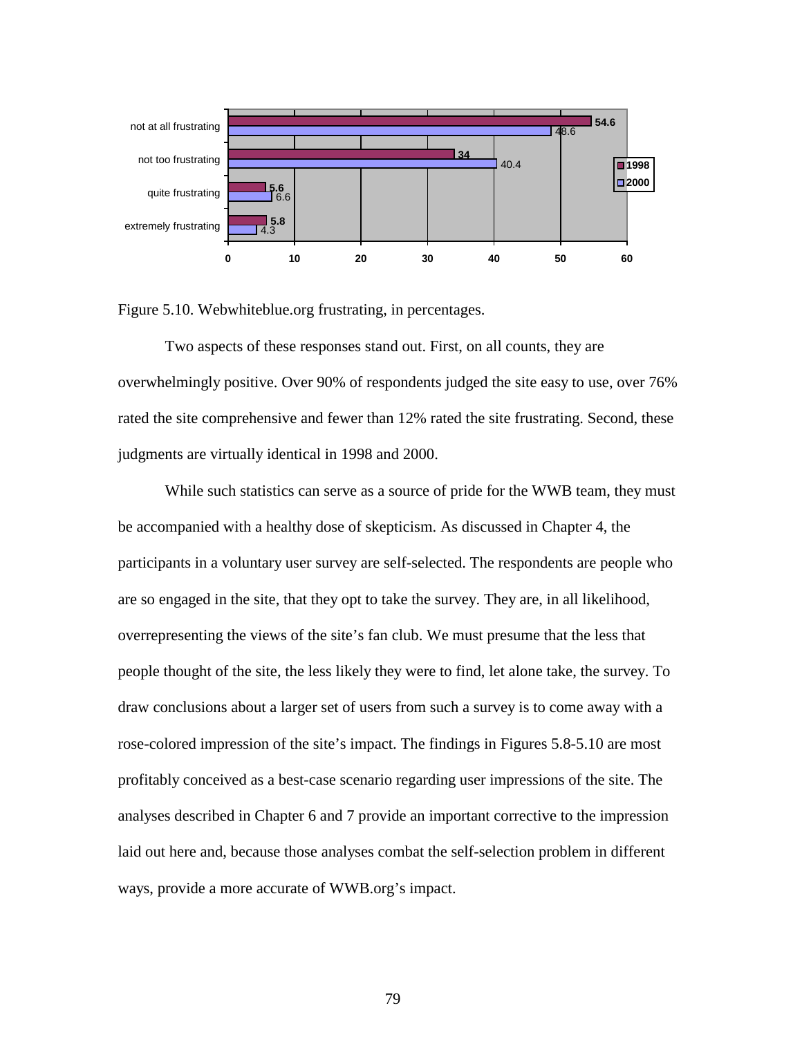| | 1998 | 2000 |
|---|---|---|
| not at all frustrating | 54.6 | 48.6 |
| not too frustrating | 34 | 40.4 |
| quite frustrating | 5.6 | 6.6 |
| extremely frustrating | 5.8 | 4.3 |

Figure 5.10. Webwhiteblue.org frustrating, in percentages.

Two aspects of these responses stand out. First, on all counts, they are overwhelmingly positive. Over 90% of respondents judged the site easy to use, over 76% rated the site comprehensive and fewer than 12% rated the site frustrating. Second, these judgments are virtually identical in 1998 and 2000.

While such statistics can serve as a source of pride for the WWB team, they must be accompanied with a healthy dose of skepticism. As discussed in Chapter 4, the participants in a voluntary user survey are self-selected. The respondents are people who are so engaged in the site, that they opt to take the survey. They are, in all likelihood, overrepresenting the views of the site's fan club. We must presume that the less that people thought of the site, the less likely they were to find, let alone take, the survey. To draw conclusions about a larger set of users from such a survey is to come away with a rose-colored impression of the site's impact. The findings in Figures 5.8-5.10 are most profitably conceived as a best-case scenario regarding user impressions of the site. The analyses described in Chapter 6 and 7 provide an important corrective to the impression laid out here and, because those analyses combat the self-selection problem in different ways, provide a more accurate of WWB.org's impact.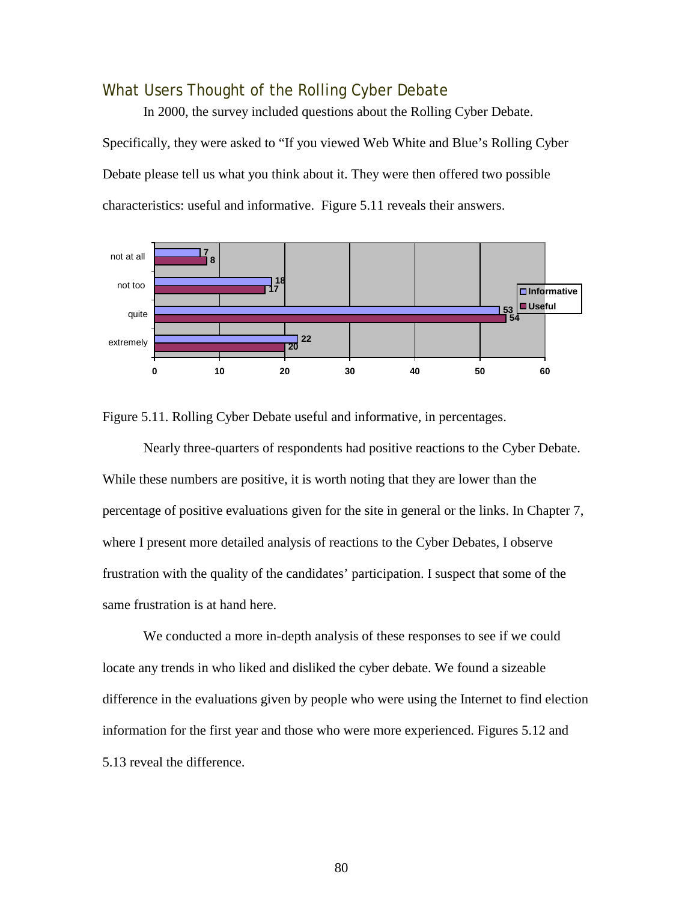## What Users Thought of the Rolling Cyber Debate

In 2000, the survey included questions about the Rolling Cyber Debate. Specifically, they were asked to "If you viewed Web White and Blue's Rolling Cyber Debate please tell us what you think about it. They were then offered two possible characteristics: useful and informative. Figure 5.11 reveals their answers.

| | Informative | Useful |
|---|---|---|
| not at all | 7 | 8 |
| not too | 18 | 17 |
| quite | 53 | 54 |
| extremely | 22 | 20 |

Figure 5.11. Rolling Cyber Debate useful and informative, in percentages.

Nearly three-quarters of respondents had positive reactions to the Cyber Debate. While these numbers are positive, it is worth noting that they are lower than the percentage of positive evaluations given for the site in general or the links. In Chapter 7, where I present more detailed analysis of reactions to the Cyber Debates, I observe frustration with the quality of the candidates' participation. I suspect that some of the same frustration is at hand here.

We conducted a more in-depth analysis of these responses to see if we could locate any trends in who liked and disliked the cyber debate. We found a sizeable difference in the evaluations given by people who were using the Internet to find election information for the first year and those who were more experienced. Figures 5.12 and 5.13 reveal the difference.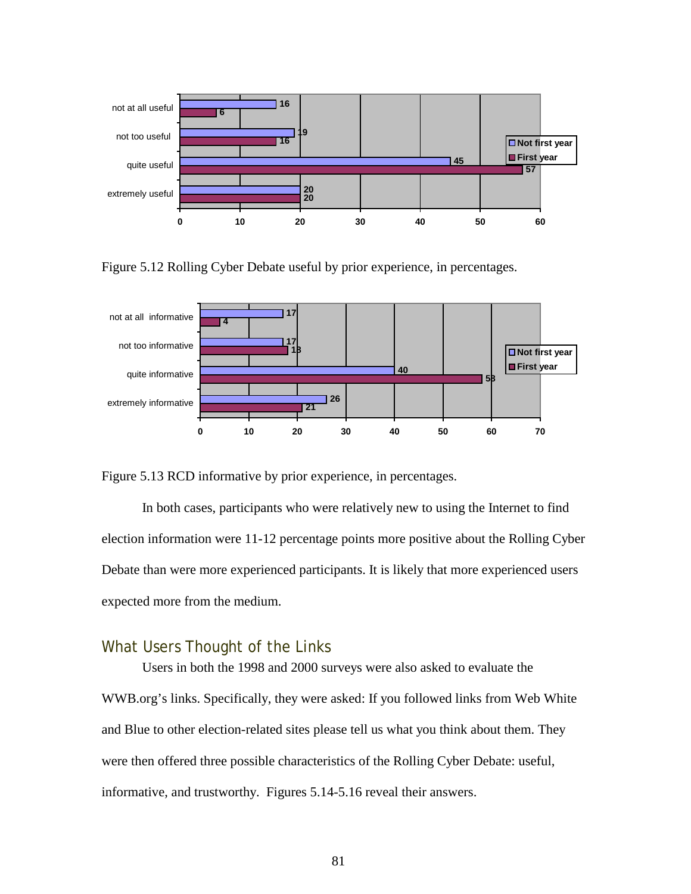Figure 5.12 Rolling Cyber Debate useful by prior experience, in percentages.

Figure 5.13 RCD informative by prior experience, in percentages.

In both cases, participants who were relatively new to using the Internet to find election information were 11-12 percentage points more positive about the Rolling Cyber Debate than were more experienced participants. It is likely that more experienced users expected more from the medium.

## What Users Thought of the Links

Users in both the 1998 and 2000 surveys were also asked to evaluate the WWB.org's links. Specifically, they were asked: If you followed links from Web White and Blue to other election-related sites please tell us what you think about them. They were then offered three possible characteristics of the Rolling Cyber Debate: useful, informative, and trustworthy. Figures 5.14-5.16 reveal their answers.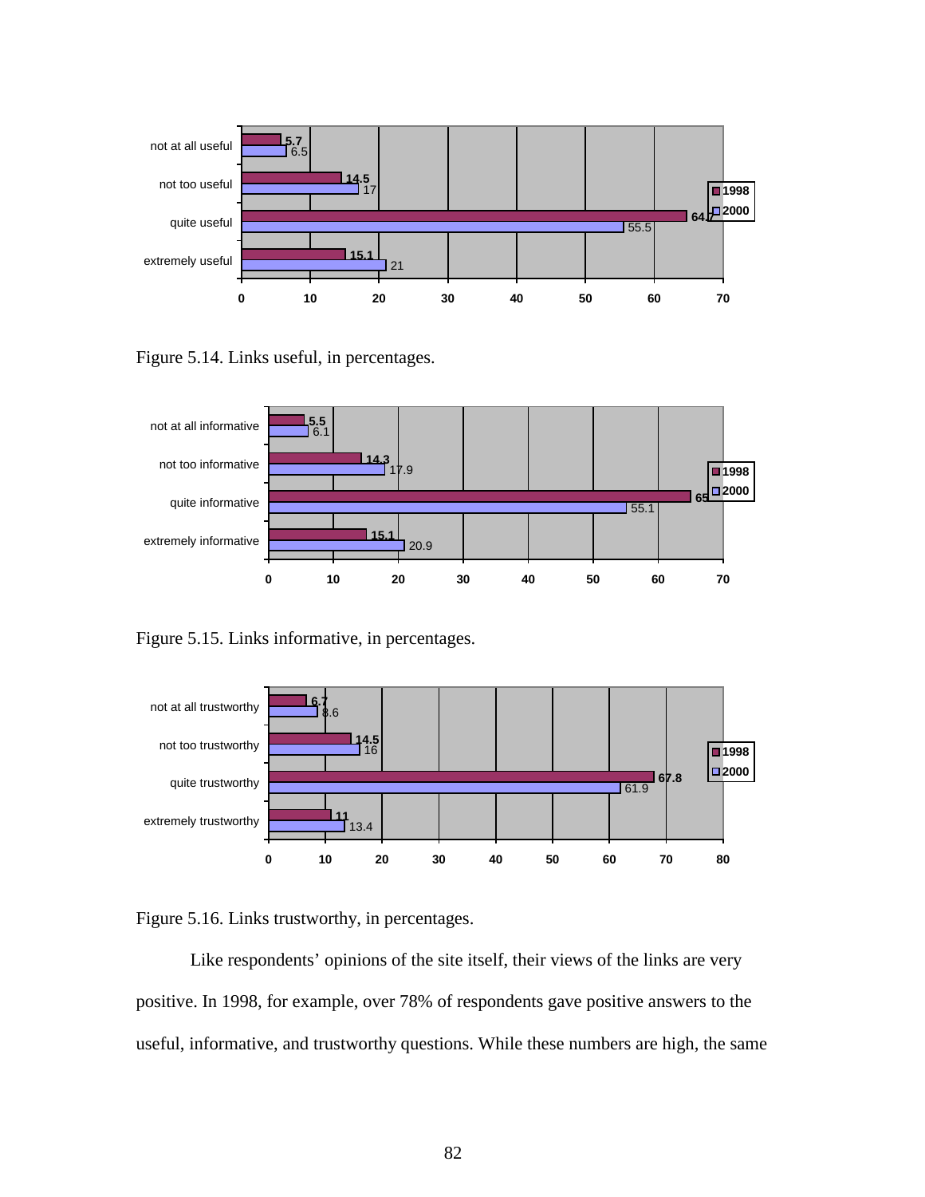| | 1998 | 2000 |
|---|---|---|
| not at all useful | 5.7 | 6.5 |
| not too useful | 14.5 | 17 |
| quite useful | 64.7 | 55.5 |
| extremely useful | 15.1 | 21 |

Figure 5.14. Links useful, in percentages.

| | 1998 | 2000 |
|---|---|---|
| not at all informative | 5.5 | 6.1 |
| not too informative | 14.3 | 17.9 |
| quite informative | 65 | 55.1 |
| extremely informative | 15.1 | 20.9 |

Figure 5.15. Links informative, in percentages.

| | 1998 | 2000 |
|---|---|---|
| not at all trustworthy | 6.7 | 8.6 |
| not too trustworthy | 14.5 | 16 |
| quite trustworthy | 67.8 | 61.9 |
| extremely trustworthy | 11 | 13.4 |

Figure 5.16. Links trustworthy, in percentages.

Like respondents' opinions of the site itself, their views of the links are very positive. In 1998, for example, over 78% of respondents gave positive answers to the useful, informative, and trustworthy questions. While these numbers are high, the same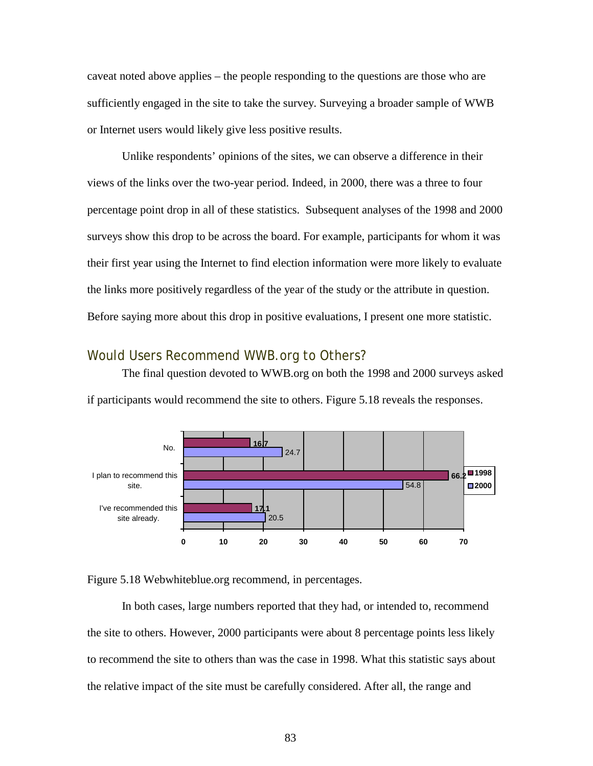caveat noted above applies – the people responding to the questions are those who are sufficiently engaged in the site to take the survey. Surveying a broader sample of WWB or Internet users would likely give less positive results.

Unlike respondents' opinions of the sites, we can observe a difference in their views of the links over the two-year period. Indeed, in 2000, there was a three to four percentage point drop in all of these statistics. Subsequent analyses of the 1998 and 2000 surveys show this drop to be across the board. For example, participants for whom it was their first year using the Internet to find election information were more likely to evaluate the links more positively regardless of the year of the study or the attribute in question. Before saying more about this drop in positive evaluations, I present one more statistic.

## Would Users Recommend WWB.org to Others?

The final question devoted to WWB.org on both the 1998 and 2000 surveys asked if participants would recommend the site to others. Figure 5.18 reveals the responses.

| | 1998 | 2000 |
|---|---|---|
| No. | 16.7 | 24.7 |
| I plan to recommend this site. | 66.2 | 54.8 |
| I've recommended this site already. | 17.1 | 20.5 |

Figure 5.18 Webwhiteblue.org recommend, in percentages.

In both cases, large numbers reported that they had, or intended to, recommend the site to others. However, 2000 participants were about 8 percentage points less likely to recommend the site to others than was the case in 1998. What this statistic says about the relative impact of the site must be carefully considered. After all, the range and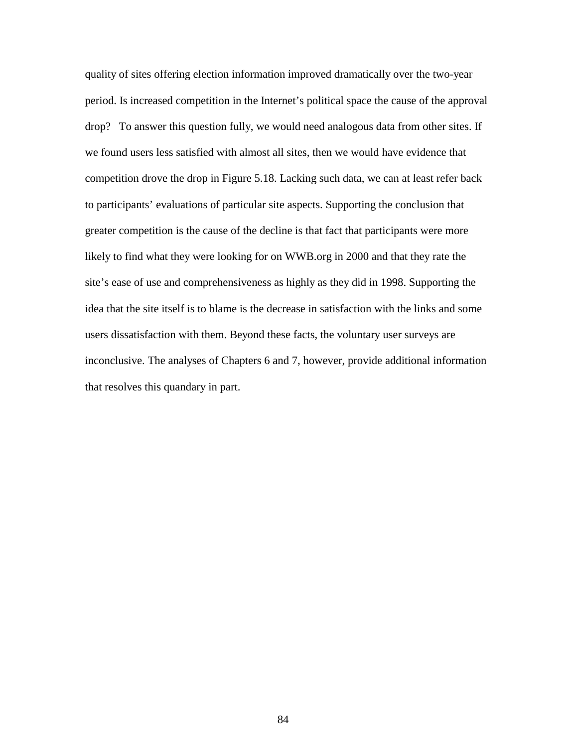quality of sites offering election information improved dramatically over the two-year period. Is increased competition in the Internet's political space the cause of the approval drop? To answer this question fully, we would need analogous data from other sites. If we found users less satisfied with almost all sites, then we would have evidence that competition drove the drop in Figure 5.18. Lacking such data, we can at least refer back to participants' evaluations of particular site aspects. Supporting the conclusion that greater competition is the cause of the decline is that fact that participants were more likely to find what they were looking for on WWB.org in 2000 and that they rate the site's ease of use and comprehensiveness as highly as they did in 1998. Supporting the idea that the site itself is to blame is the decrease in satisfaction with the links and some users dissatisfaction with them. Beyond these facts, the voluntary user surveys are inconclusive. The analyses of Chapters 6 and 7, however, provide additional information that resolves this quandary in part.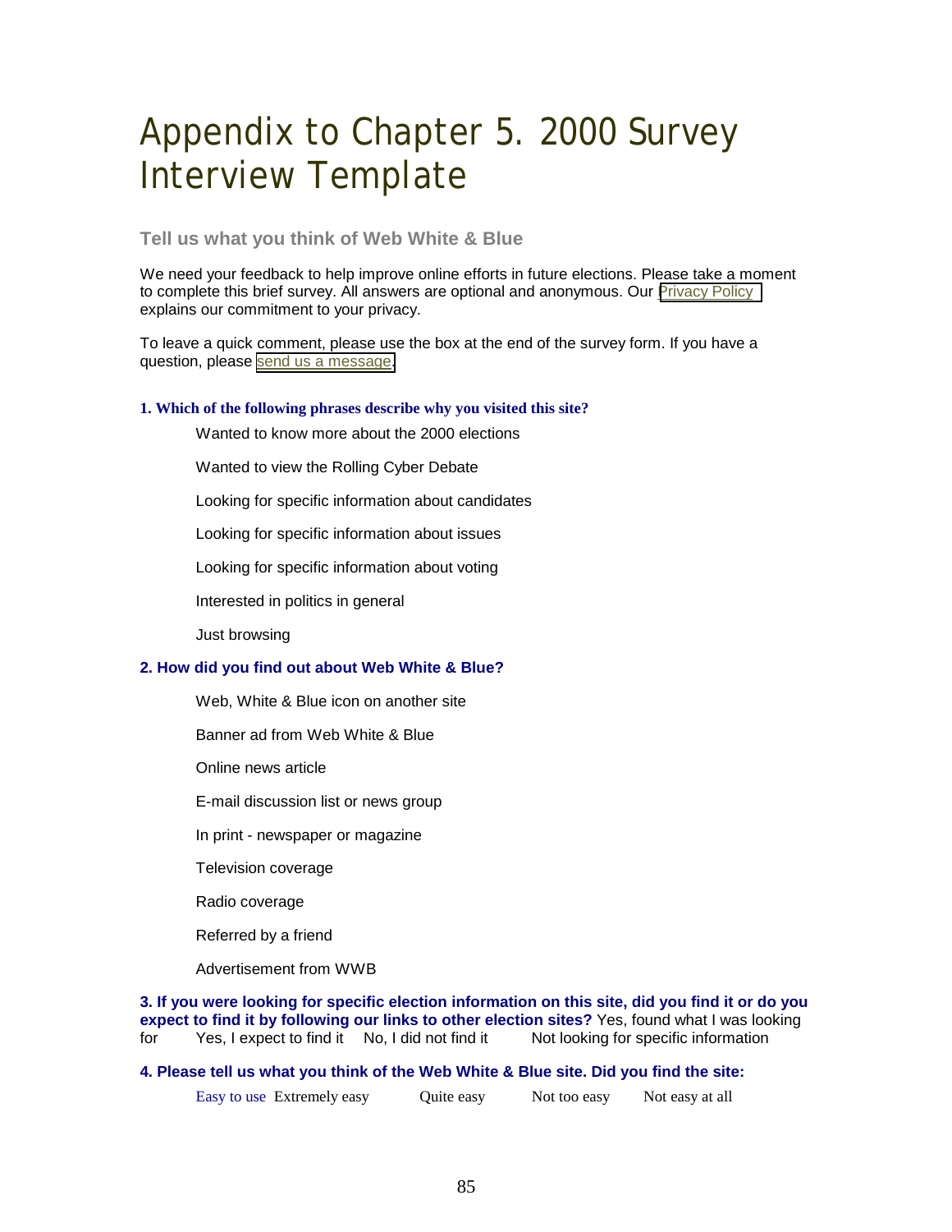# Appendix to Chapter 5. 2000 Survey Interview Template

### Tell us what you think of Web White & Blue

We need your feedback to help improve online efforts in future elections. Please take a moment to complete this brief survey. All answers are optional and anonymous. Our Privacy Policy explains our commitment to your privacy.

To leave a quick comment, please use the box at the end of the survey form. If you have a question, please send us a message.

**1. Which of the following phrases describe why you visited this site?**

Wanted to know more about the 2000 elections

Wanted to view the Rolling Cyber Debate

Looking for specific information about candidates

Looking for specific information about issues

Looking for specific information about voting

Interested in politics in general

Just browsing

**2. How did you find out about Web White & Blue?**

Web, White & Blue icon on another site

Banner ad from Web White & Blue

Online news article

E-mail discussion list or news group

In print - newspaper or magazine

Television coverage

Radio coverage

Referred by a friend

Advertisement from WWB

**3. If you were looking for specific election information on this site, did you find it or do you expect to find it by following our links to other election sites?** Yes, found what I was looking for Yes, I expect to find it No, I did not find it Not looking for specific information

**4. Please tell us what you think of the Web White & Blue site. Did you find the site:**

Easy to use Extremely easy Quite easy Not too easy Not easy at all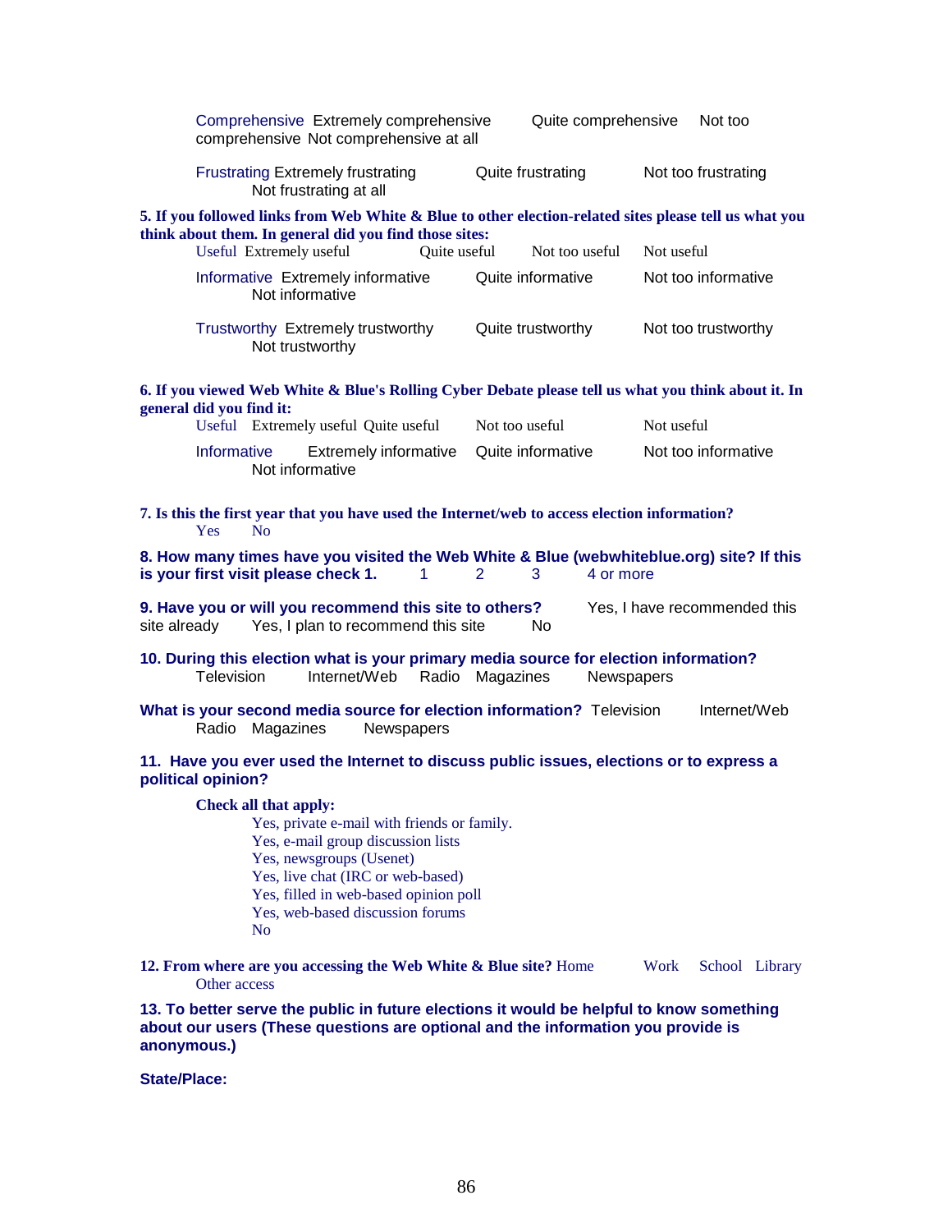Comprehensive Extremely comprehensive Quite comprehensive Not too comprehensive Not comprehensive at all

Frustrating Extremely frustrating Quite frustrating Not too frustrating Not frustrating at all

**5. If you followed links from Web White & Blue to other election-related sites please tell us what you think about them. In general did you find those sites:**

Useful Extremely useful Quite useful Not too useful Not useful

Informative Extremely informative Quite informative Not too informative Not informative

Trustworthy Extremely trustworthy Quite trustworthy Not too trustworthy Not trustworthy

**6. If you viewed Web White & Blue's Rolling Cyber Debate please tell us what you think about it. In general did you find it:**

Useful Extremely useful Quite useful Not too useful Not useful

Informative Extremely informative Quite informative Not too informative Not informative

**7. Is this the first year that you have used the Internet/web to access election information?**

Yes No

**8. How many times have you visited the Web White & Blue (webwhiteblue.org) site? If this is your first visit please check 1.** 1 2 3 4 or more

**9. Have you or will you recommend this site to others?** Yes, I have recommended this site already Yes, I plan to recommend this site No

**10. During this election what is your primary media source for election information?**

Television Internet/Web Radio Magazines Newspapers

**What is your second media source for election information?** Television Internet/Web Radio Magazines Newspapers

**11. Have you ever used the Internet to discuss public issues, elections or to express a political opinion?**

**Check all that apply:**

Yes, private e-mail with friends or family.
Yes, e-mail group discussion lists
Yes, newsgroups (Usenet)
Yes, live chat (IRC or web-based)
Yes, filled in web-based opinion poll
Yes, web-based discussion forums
No

**12. From where are you accessing the Web White & Blue site?** Home Work School Library Other access

**13. To better serve the public in future elections it would be helpful to know something about our users (These questions are optional and the information you provide is anonymous.)**

**State/Place:**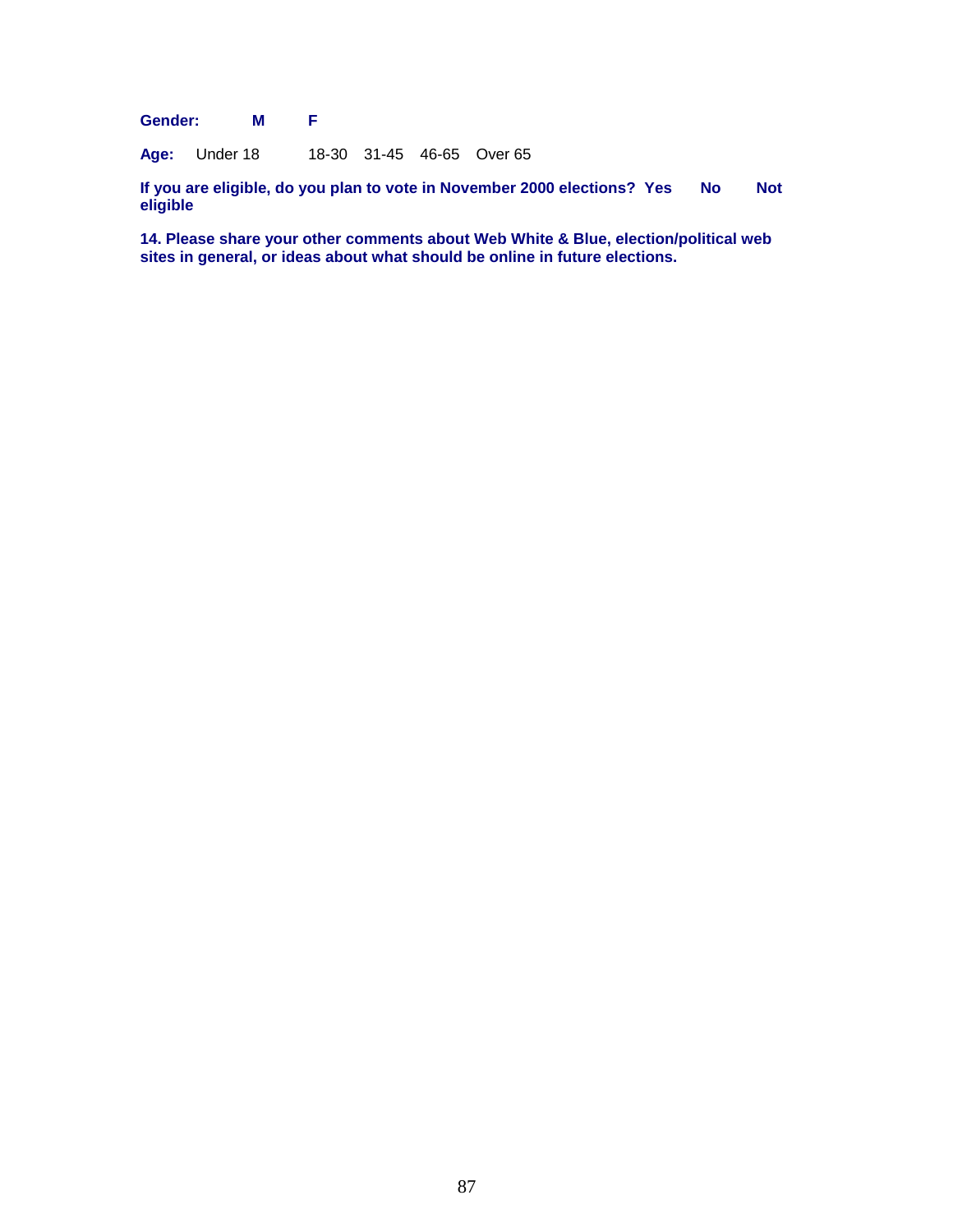**Gender:** **M** **F**

**Age:** Under 18 18-30 31-45 46-65 Over 65

**If you are eligible, do you plan to vote in November 2000 elections? Yes No Not eligible**

**14. Please share your other comments about Web White & Blue, election/political web sites in general, or ideas about what should be online in future elections.**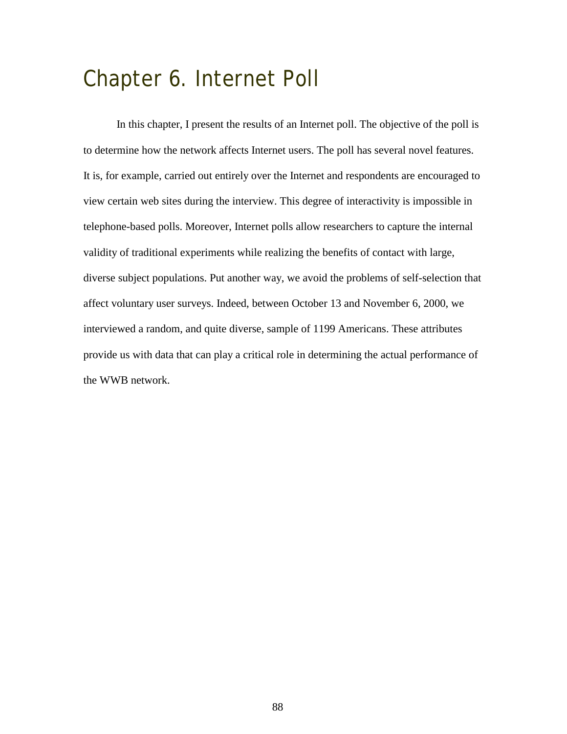# Chapter 6. Internet Poll

In this chapter, I present the results of an Internet poll. The objective of the poll is to determine how the network affects Internet users. The poll has several novel features. It is, for example, carried out entirely over the Internet and respondents are encouraged to view certain web sites during the interview. This degree of interactivity is impossible in telephone-based polls. Moreover, Internet polls allow researchers to capture the internal validity of traditional experiments while realizing the benefits of contact with large, diverse subject populations. Put another way, we avoid the problems of self-selection that affect voluntary user surveys. Indeed, between October 13 and November 6, 2000, we interviewed a random, and quite diverse, sample of 1199 Americans. These attributes provide us with data that can play a critical role in determining the actual performance of the WWB network.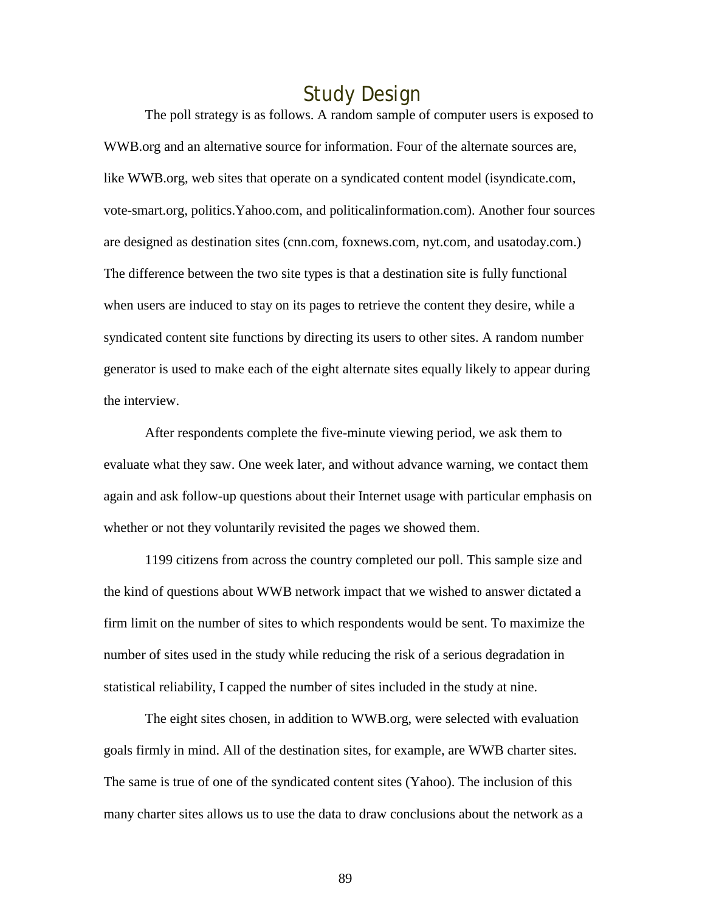## Study Design

The poll strategy is as follows. A random sample of computer users is exposed to WWB.org and an alternative source for information. Four of the alternate sources are, like WWB.org, web sites that operate on a syndicated content model (isyndicate.com, vote-smart.org, politics.Yahoo.com, and politicalinformation.com). Another four sources are designed as destination sites (cnn.com, foxnews.com, nyt.com, and usatoday.com.) The difference between the two site types is that a destination site is fully functional when users are induced to stay on its pages to retrieve the content they desire, while a syndicated content site functions by directing its users to other sites. A random number generator is used to make each of the eight alternate sites equally likely to appear during the interview.

After respondents complete the five-minute viewing period, we ask them to evaluate what they saw. One week later, and without advance warning, we contact them again and ask follow-up questions about their Internet usage with particular emphasis on whether or not they voluntarily revisited the pages we showed them.

1199 citizens from across the country completed our poll. This sample size and the kind of questions about WWB network impact that we wished to answer dictated a firm limit on the number of sites to which respondents would be sent. To maximize the number of sites used in the study while reducing the risk of a serious degradation in statistical reliability, I capped the number of sites included in the study at nine.

The eight sites chosen, in addition to WWB.org, were selected with evaluation goals firmly in mind. All of the destination sites, for example, are WWB charter sites. The same is true of one of the syndicated content sites (Yahoo). The inclusion of this many charter sites allows us to use the data to draw conclusions about the network as a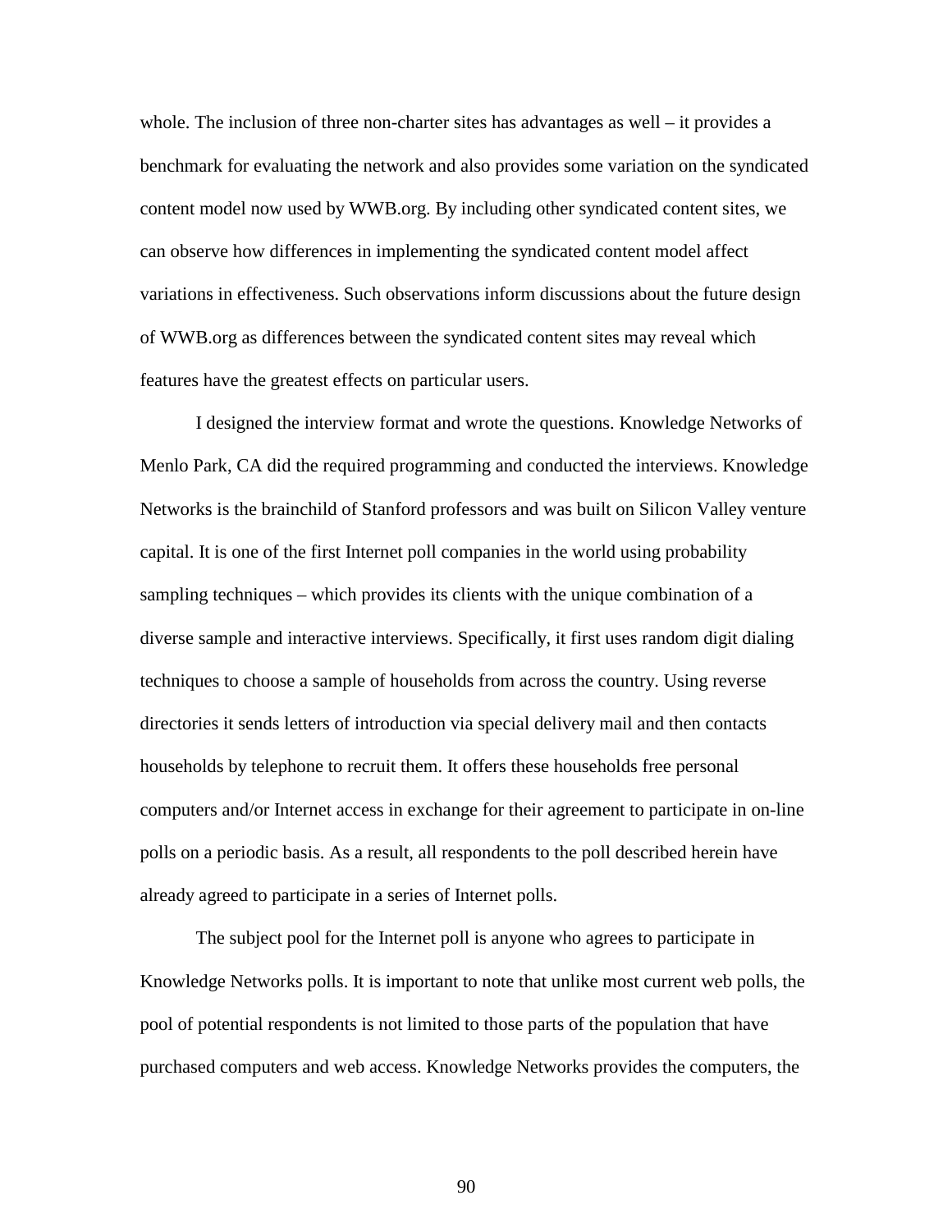whole. The inclusion of three non-charter sites has advantages as well – it provides a benchmark for evaluating the network and also provides some variation on the syndicated content model now used by WWB.org. By including other syndicated content sites, we can observe how differences in implementing the syndicated content model affect variations in effectiveness. Such observations inform discussions about the future design of WWB.org as differences between the syndicated content sites may reveal which features have the greatest effects on particular users.

I designed the interview format and wrote the questions. Knowledge Networks of Menlo Park, CA did the required programming and conducted the interviews. Knowledge Networks is the brainchild of Stanford professors and was built on Silicon Valley venture capital. It is one of the first Internet poll companies in the world using probability sampling techniques – which provides its clients with the unique combination of a diverse sample and interactive interviews. Specifically, it first uses random digit dialing techniques to choose a sample of households from across the country. Using reverse directories it sends letters of introduction via special delivery mail and then contacts households by telephone to recruit them. It offers these households free personal computers and/or Internet access in exchange for their agreement to participate in on-line polls on a periodic basis. As a result, all respondents to the poll described herein have already agreed to participate in a series of Internet polls.

The subject pool for the Internet poll is anyone who agrees to participate in Knowledge Networks polls. It is important to note that unlike most current web polls, the pool of potential respondents is not limited to those parts of the population that have purchased computers and web access. Knowledge Networks provides the computers, the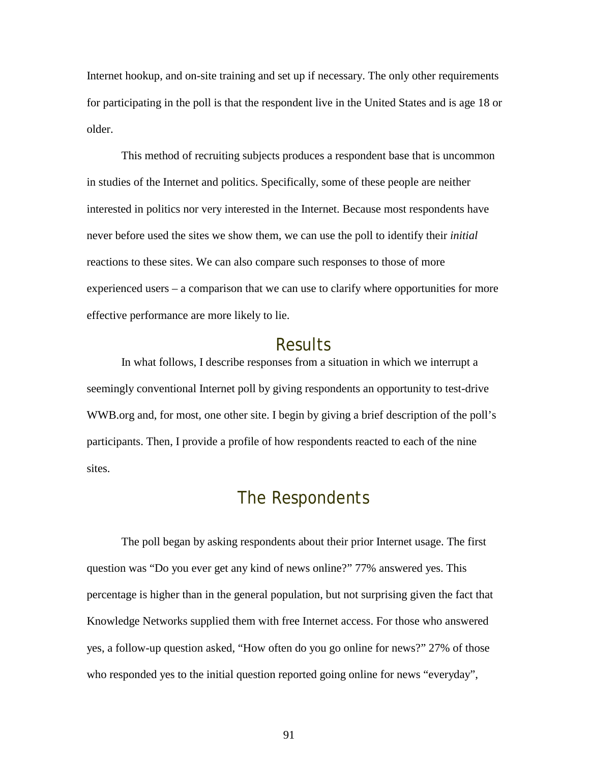Internet hookup, and on-site training and set up if necessary. The only other requirements for participating in the poll is that the respondent live in the United States and is age 18 or older.

This method of recruiting subjects produces a respondent base that is uncommon in studies of the Internet and politics. Specifically, some of these people are neither interested in politics nor very interested in the Internet. Because most respondents have never before used the sites we show them, we can use the poll to identify their *initial* reactions to these sites. We can also compare such responses to those of more experienced users – a comparison that we can use to clarify where opportunities for more effective performance are more likely to lie.

## Results

In what follows, I describe responses from a situation in which we interrupt a seemingly conventional Internet poll by giving respondents an opportunity to test-drive WWB.org and, for most, one other site. I begin by giving a brief description of the poll's participants. Then, I provide a profile of how respondents reacted to each of the nine sites.

## The Respondents

The poll began by asking respondents about their prior Internet usage. The first question was "Do you ever get any kind of news online?" 77% answered yes. This percentage is higher than in the general population, but not surprising given the fact that Knowledge Networks supplied them with free Internet access. For those who answered yes, a follow-up question asked, "How often do you go online for news?" 27% of those who responded yes to the initial question reported going online for news "everyday",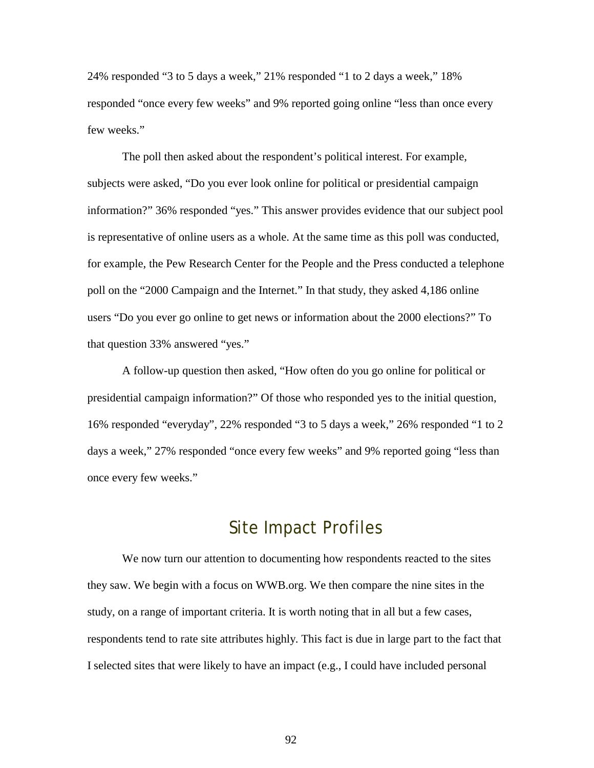24% responded "3 to 5 days a week," 21% responded "1 to 2 days a week," 18% responded "once every few weeks" and 9% reported going online "less than once every few weeks."

The poll then asked about the respondent's political interest. For example, subjects were asked, "Do you ever look online for political or presidential campaign information?" 36% responded "yes." This answer provides evidence that our subject pool is representative of online users as a whole. At the same time as this poll was conducted, for example, the Pew Research Center for the People and the Press conducted a telephone poll on the "2000 Campaign and the Internet." In that study, they asked 4,186 online users "Do you ever go online to get news or information about the 2000 elections?" To that question 33% answered "yes."

A follow-up question then asked, "How often do you go online for political or presidential campaign information?" Of those who responded yes to the initial question, 16% responded "everyday", 22% responded "3 to 5 days a week," 26% responded "1 to 2 days a week," 27% responded "once every few weeks" and 9% reported going "less than once every few weeks."

## Site Impact Profiles

We now turn our attention to documenting how respondents reacted to the sites they saw. We begin with a focus on WWB.org. We then compare the nine sites in the study, on a range of important criteria. It is worth noting that in all but a few cases, respondents tend to rate site attributes highly. This fact is due in large part to the fact that I selected sites that were likely to have an impact (e.g., I could have included personal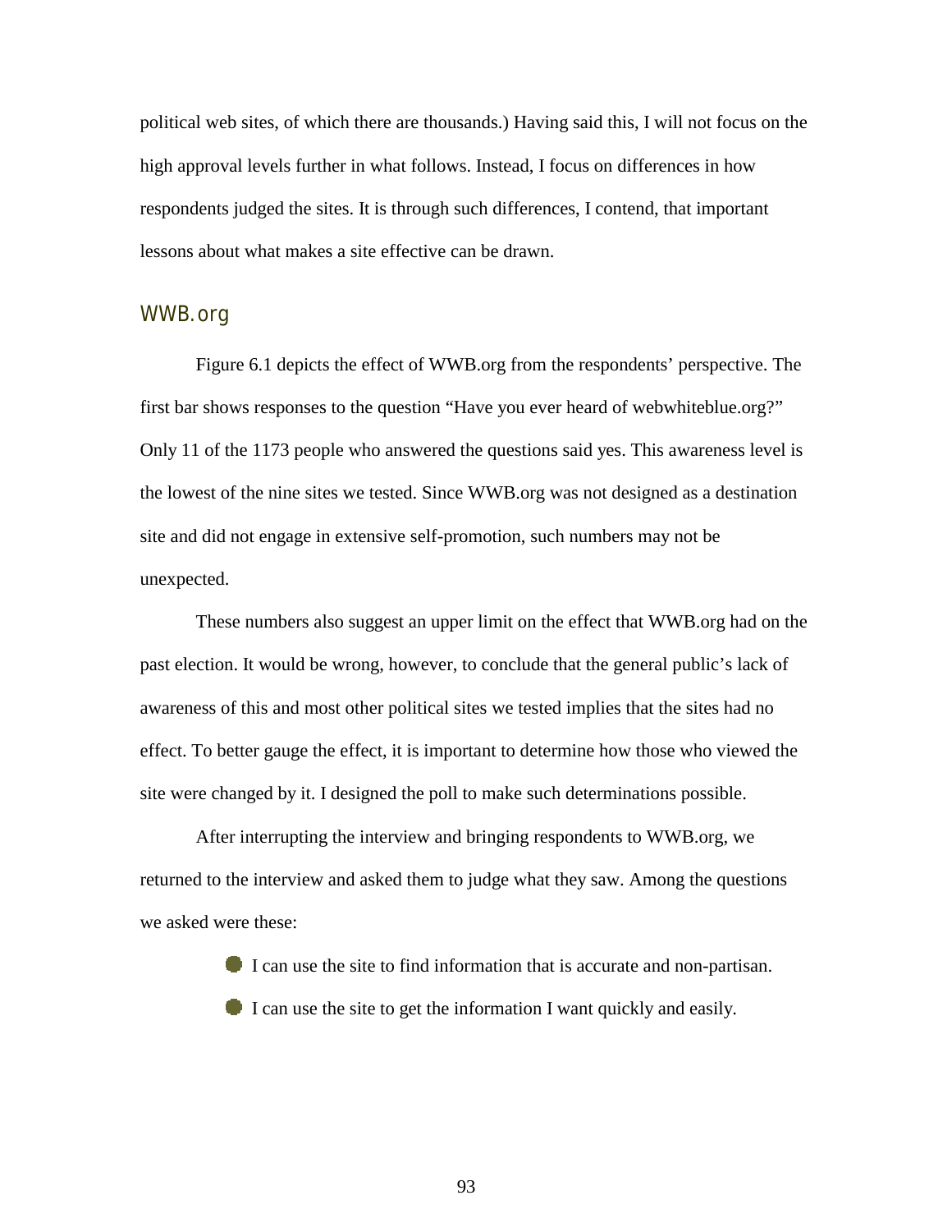political web sites, of which there are thousands.) Having said this, I will not focus on the high approval levels further in what follows. Instead, I focus on differences in how respondents judged the sites. It is through such differences, I contend, that important lessons about what makes a site effective can be drawn.

## WWB.org

Figure 6.1 depicts the effect of WWB.org from the respondents' perspective. The first bar shows responses to the question "Have you ever heard of webwhiteblue.org?" Only 11 of the 1173 people who answered the questions said yes. This awareness level is the lowest of the nine sites we tested. Since WWB.org was not designed as a destination site and did not engage in extensive self-promotion, such numbers may not be unexpected.

These numbers also suggest an upper limit on the effect that WWB.org had on the past election. It would be wrong, however, to conclude that the general public's lack of awareness of this and most other political sites we tested implies that the sites had no effect. To better gauge the effect, it is important to determine how those who viewed the site were changed by it. I designed the poll to make such determinations possible.

After interrupting the interview and bringing respondents to WWB.org, we returned to the interview and asked them to judge what they saw. Among the questions we asked were these:

- I can use the site to find information that is accurate and non-partisan.
- I can use the site to get the information I want quickly and easily.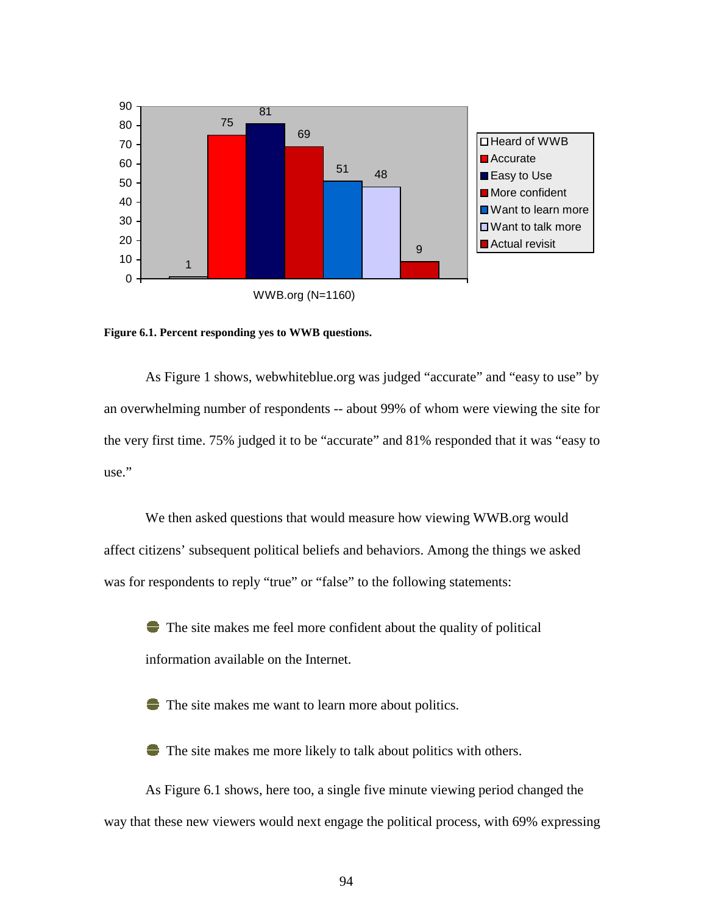**Figure 6.1. Percent responding yes to WWB questions.**

As Figure 1 shows, webwhiteblue.org was judged "accurate" and "easy to use" by an overwhelming number of respondents -- about 99% of whom were viewing the site for the very first time. 75% judged it to be "accurate" and 81% responded that it was "easy to use."

We then asked questions that would measure how viewing WWB.org would affect citizens' subsequent political beliefs and behaviors. Among the things we asked was for respondents to reply "true" or "false" to the following statements:

- The site makes me feel more confident about the quality of political information available on the Internet.
- The site makes me want to learn more about politics.
- The site makes me more likely to talk about politics with others.

As Figure 6.1 shows, here too, a single five minute viewing period changed the way that these new viewers would next engage the political process, with 69% expressing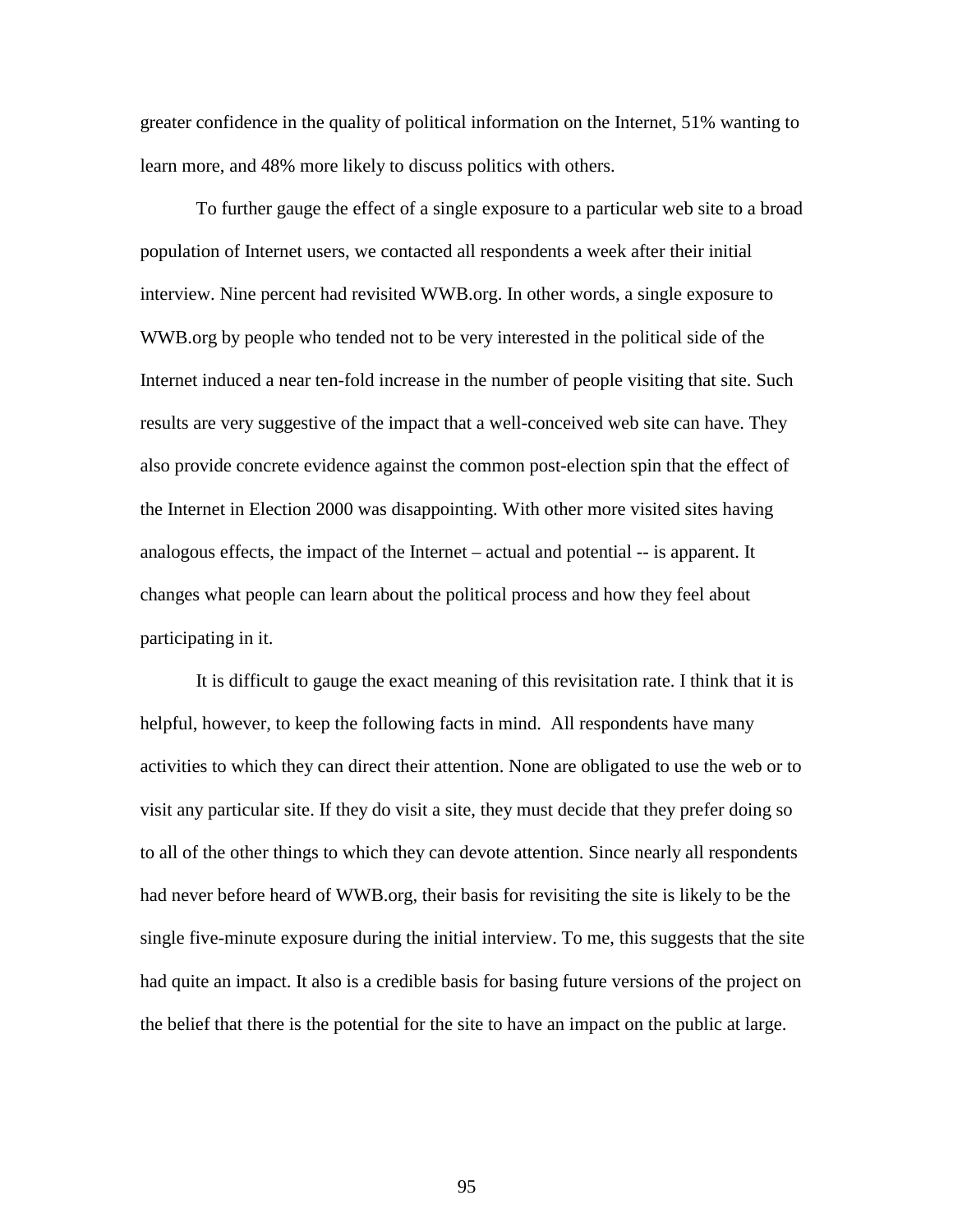greater confidence in the quality of political information on the Internet, 51% wanting to learn more, and 48% more likely to discuss politics with others.

To further gauge the effect of a single exposure to a particular web site to a broad population of Internet users, we contacted all respondents a week after their initial interview. Nine percent had revisited WWB.org. In other words, a single exposure to WWB.org by people who tended not to be very interested in the political side of the Internet induced a near ten-fold increase in the number of people visiting that site. Such results are very suggestive of the impact that a well-conceived web site can have. They also provide concrete evidence against the common post-election spin that the effect of the Internet in Election 2000 was disappointing. With other more visited sites having analogous effects, the impact of the Internet – actual and potential -- is apparent. It changes what people can learn about the political process and how they feel about participating in it.

It is difficult to gauge the exact meaning of this revisitation rate. I think that it is helpful, however, to keep the following facts in mind. All respondents have many activities to which they can direct their attention. None are obligated to use the web or to visit any particular site. If they do visit a site, they must decide that they prefer doing so to all of the other things to which they can devote attention. Since nearly all respondents had never before heard of WWB.org, their basis for revisiting the site is likely to be the single five-minute exposure during the initial interview. To me, this suggests that the site had quite an impact. It also is a credible basis for basing future versions of the project on the belief that there is the potential for the site to have an impact on the public at large.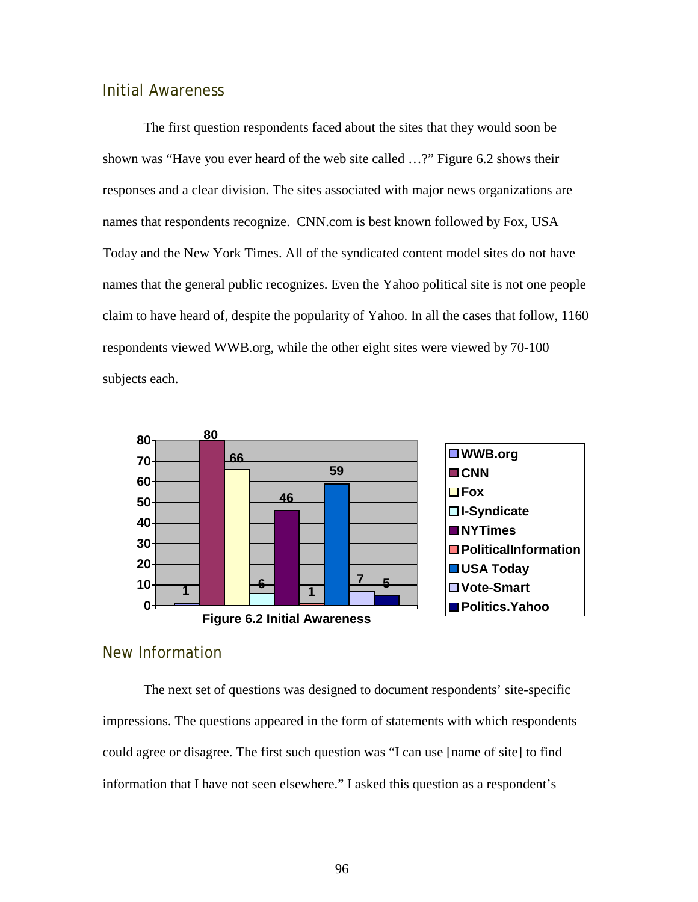## Initial Awareness

The first question respondents faced about the sites that they would soon be shown was "Have you ever heard of the web site called …?" Figure 6.2 shows their responses and a clear division. The sites associated with major news organizations are names that respondents recognize. CNN.com is best known followed by Fox, USA Today and the New York Times. All of the syndicated content model sites do not have names that the general public recognizes. Even the Yahoo political site is not one people claim to have heard of, despite the popularity of Yahoo. In all the cases that follow, 1160 respondents viewed WWB.org, while the other eight sites were viewed by 70-100 subjects each.

| Site | Value |
|---|---|
| WWB.org | 1 |
| CNN | 80 |
| Fox | 66 |
| I-Syndicate | 6 |
| NYTimes | 46 |
| PoliticalInformation | 1 |
| USA Today | 59 |
| Vote-Smart | 7 |
| Politics.Yahoo | 5 |

**Figure 6.2 Initial Awareness**

## New Information

The next set of questions was designed to document respondents' site-specific impressions. The questions appeared in the form of statements with which respondents could agree or disagree. The first such question was "I can use [name of site] to find information that I have not seen elsewhere." I asked this question as a respondent's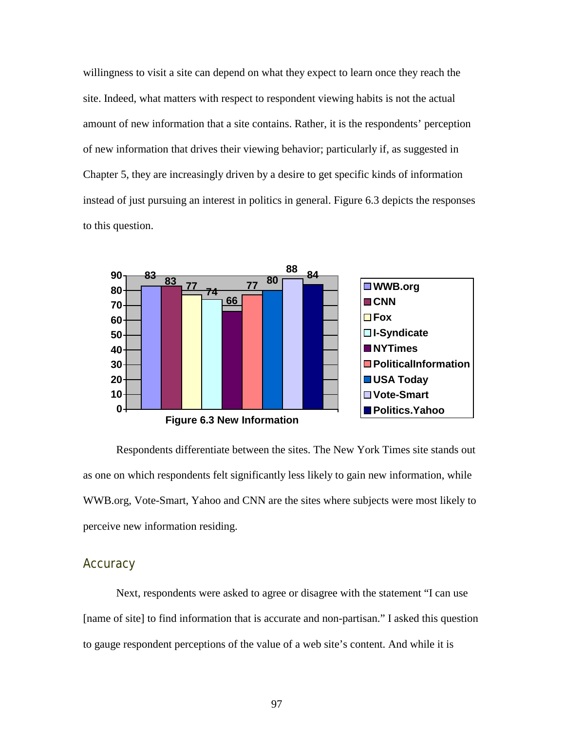willingness to visit a site can depend on what they expect to learn once they reach the site. Indeed, what matters with respect to respondent viewing habits is not the actual amount of new information that a site contains. Rather, it is the respondents' perception of new information that drives their viewing behavior; particularly if, as suggested in Chapter 5, they are increasingly driven by a desire to get specific kinds of information instead of just pursuing an interest in politics in general. Figure 6.3 depicts the responses to this question.

| Site | Value |
|---|---|
| WWB.org | 83 |
| CNN | 83 |
| Fox | 77 |
| I-Syndicate | 74 |
| NYTimes | 66 |
| PoliticalInformation | 77 |
| USA Today | 80 |
| Vote-Smart | 88 |
| Politics.Yahoo | 84 |

**Figure 6.3 New Information**

Respondents differentiate between the sites. The New York Times site stands out as one on which respondents felt significantly less likely to gain new information, while WWB.org, Vote-Smart, Yahoo and CNN are the sites where subjects were most likely to perceive new information residing.

## Accuracy

Next, respondents were asked to agree or disagree with the statement "I can use [name of site] to find information that is accurate and non-partisan." I asked this question to gauge respondent perceptions of the value of a web site's content. And while it is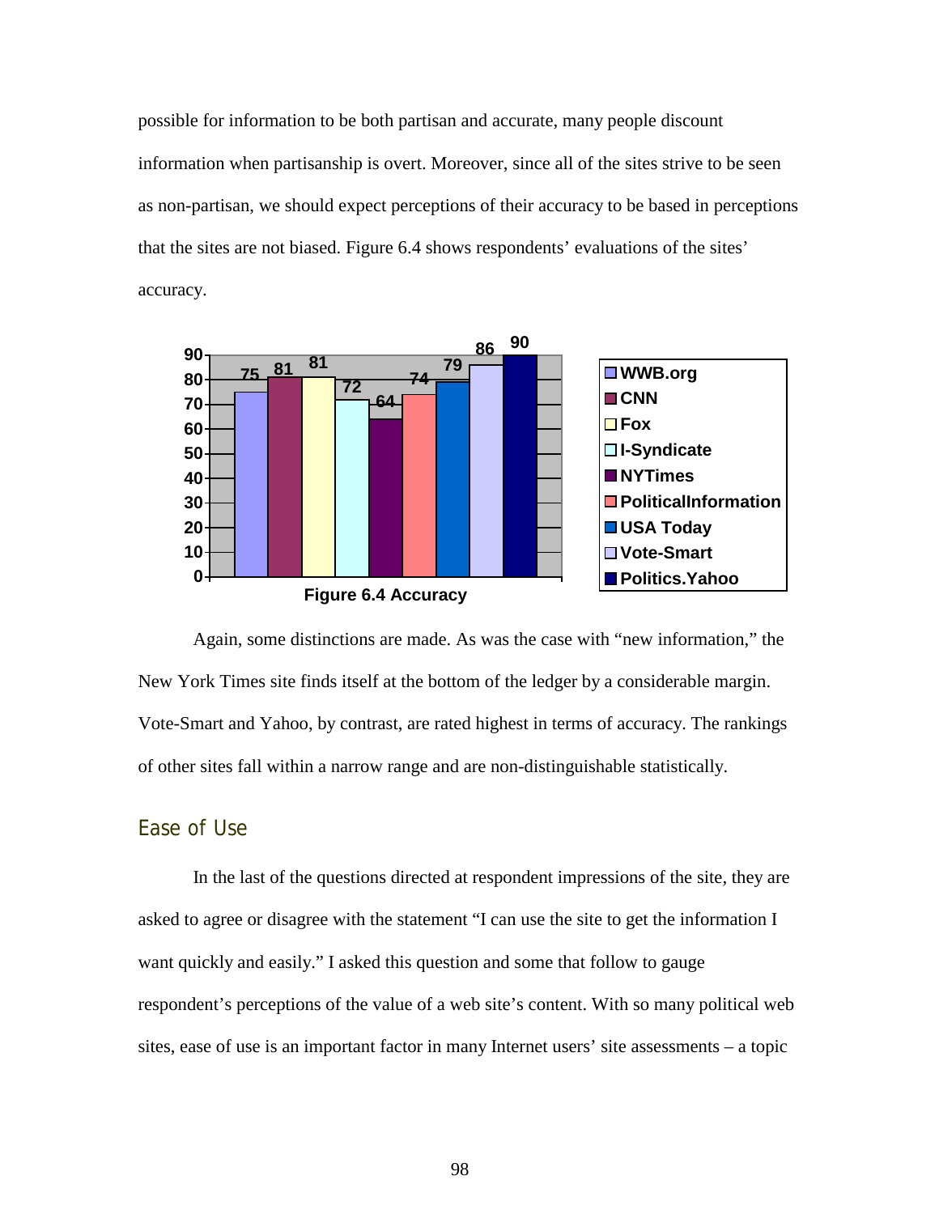possible for information to be both partisan and accurate, many people discount information when partisanship is overt. Moreover, since all of the sites strive to be seen as non-partisan, we should expect perceptions of their accuracy to be based in perceptions that the sites are not biased. Figure 6.4 shows respondents' evaluations of the sites' accuracy.

| Site | Accuracy |
|---|---|
| WWB.org | 75 |
| CNN | 81 |
| Fox | 81 |
| I-Syndicate | 72 |
| NYTimes | 64 |
| PoliticalInformation | 74 |
| USA Today | 79 |
| Vote-Smart | 86 |
| Politics.Yahoo | 90 |

**Figure 6.4 Accuracy**

Again, some distinctions are made. As was the case with "new information," the New York Times site finds itself at the bottom of the ledger by a considerable margin. Vote-Smart and Yahoo, by contrast, are rated highest in terms of accuracy. The rankings of other sites fall within a narrow range and are non-distinguishable statistically.

## Ease of Use

In the last of the questions directed at respondent impressions of the site, they are asked to agree or disagree with the statement "I can use the site to get the information I want quickly and easily." I asked this question and some that follow to gauge respondent's perceptions of the value of a web site's content. With so many political web sites, ease of use is an important factor in many Internet users' site assessments – a topic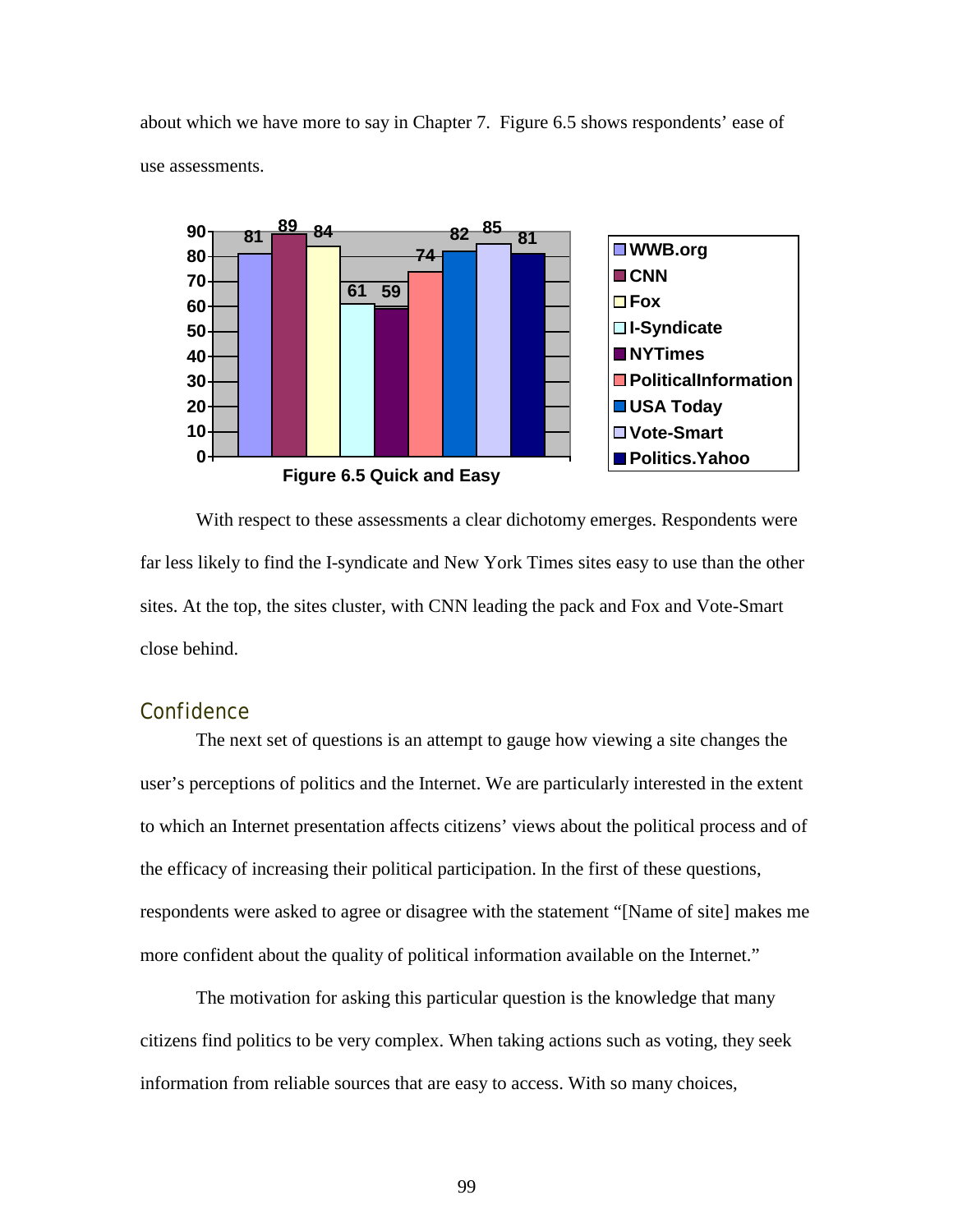about which we have more to say in Chapter 7. Figure 6.5 shows respondents' ease of use assessments.

| Site | Value |
|---|---|
| WWB.org | 81 |
| CNN | 89 |
| Fox | 84 |
| I-Syndicate | 61 |
| NYTimes | 59 |
| PoliticalInformation | 74 |
| USA Today | 82 |
| Vote-Smart | 85 |
| Politics.Yahoo | 81 |

**Figure 6.5 Quick and Easy**

With respect to these assessments a clear dichotomy emerges. Respondents were far less likely to find the I-syndicate and New York Times sites easy to use than the other sites. At the top, the sites cluster, with CNN leading the pack and Fox and Vote-Smart close behind.

## Confidence

The next set of questions is an attempt to gauge how viewing a site changes the user's perceptions of politics and the Internet. We are particularly interested in the extent to which an Internet presentation affects citizens' views about the political process and of the efficacy of increasing their political participation. In the first of these questions, respondents were asked to agree or disagree with the statement "[Name of site] makes me more confident about the quality of political information available on the Internet."

The motivation for asking this particular question is the knowledge that many citizens find politics to be very complex. When taking actions such as voting, they seek information from reliable sources that are easy to access. With so many choices,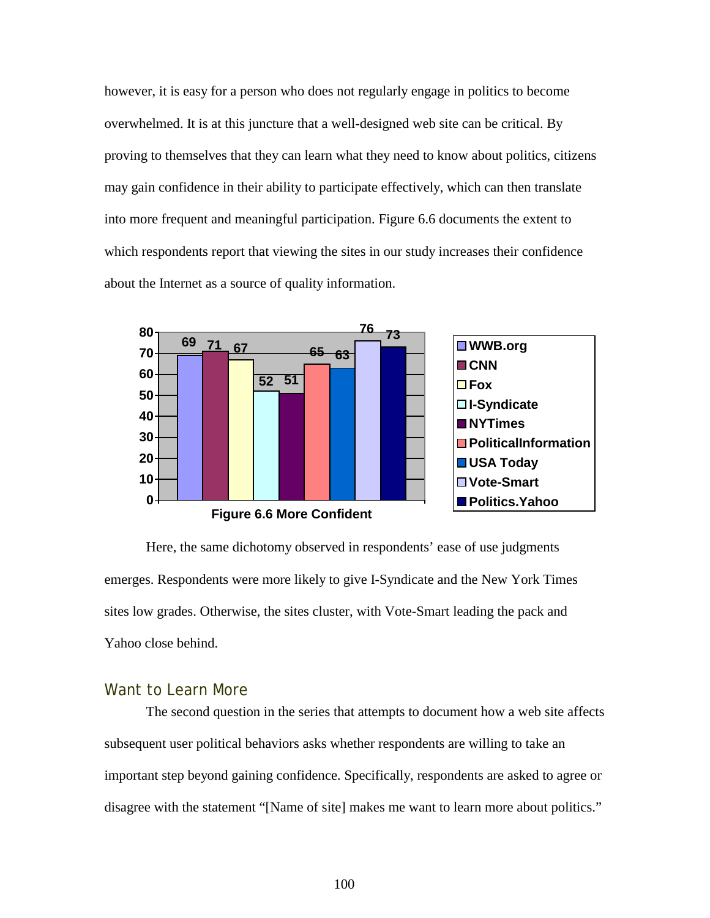however, it is easy for a person who does not regularly engage in politics to become overwhelmed. It is at this juncture that a well-designed web site can be critical. By proving to themselves that they can learn what they need to know about politics, citizens may gain confidence in their ability to participate effectively, which can then translate into more frequent and meaningful participation. Figure 6.6 documents the extent to which respondents report that viewing the sites in our study increases their confidence about the Internet as a source of quality information.

| Site | More Confident |
|---|---|
| WWB.org | 69 |
| CNN | 71 |
| Fox | 67 |
| I-Syndicate | 52 |
| NYTimes | 51 |
| PoliticalInformation | 65 |
| USA Today | 63 |
| Vote-Smart | 76 |
| Politics.Yahoo | 73 |

**Figure 6.6 More Confident**

Here, the same dichotomy observed in respondents' ease of use judgments emerges. Respondents were more likely to give I-Syndicate and the New York Times sites low grades. Otherwise, the sites cluster, with Vote-Smart leading the pack and Yahoo close behind.

## Want to Learn More

The second question in the series that attempts to document how a web site affects subsequent user political behaviors asks whether respondents are willing to take an important step beyond gaining confidence. Specifically, respondents are asked to agree or disagree with the statement "[Name of site] makes me want to learn more about politics."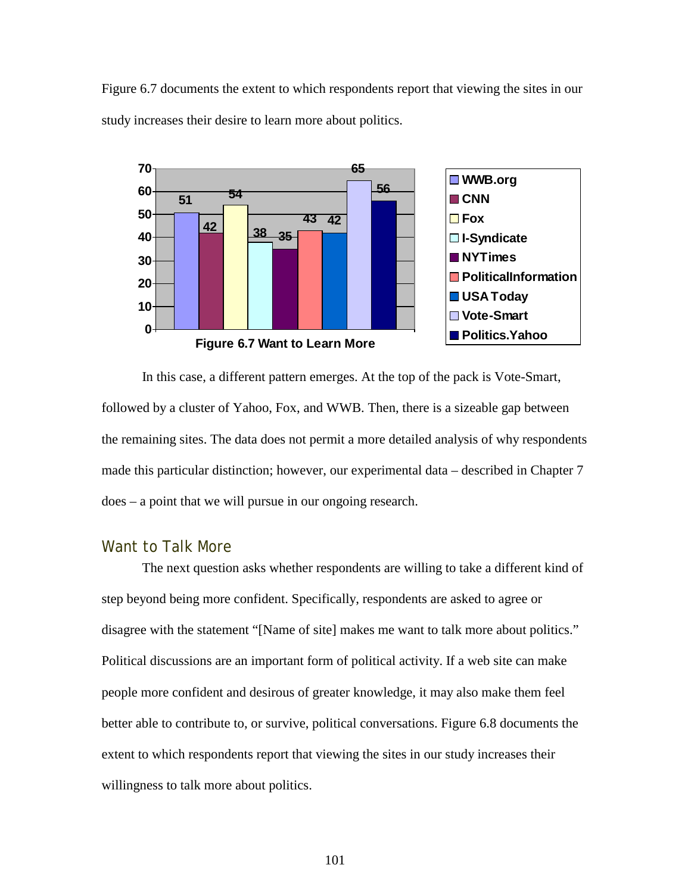Figure 6.7 documents the extent to which respondents report that viewing the sites in our study increases their desire to learn more about politics.

| Site | Value |
|---|---|
| WWB.org | 51 |
| CNN | 42 |
| Fox | 54 |
| I-Syndicate | 38 |
| NYTimes | 35 |
| PoliticalInformation | 43 |
| USA Today | 42 |
| Vote-Smart | 65 |
| Politics.Yahoo | 56 |

**Figure 6.7 Want to Learn More**

In this case, a different pattern emerges. At the top of the pack is Vote-Smart, followed by a cluster of Yahoo, Fox, and WWB. Then, there is a sizeable gap between the remaining sites. The data does not permit a more detailed analysis of why respondents made this particular distinction; however, our experimental data – described in Chapter 7 does – a point that we will pursue in our ongoing research.

## Want to Talk More

The next question asks whether respondents are willing to take a different kind of step beyond being more confident. Specifically, respondents are asked to agree or disagree with the statement "[Name of site] makes me want to talk more about politics." Political discussions are an important form of political activity. If a web site can make people more confident and desirous of greater knowledge, it may also make them feel better able to contribute to, or survive, political conversations. Figure 6.8 documents the extent to which respondents report that viewing the sites in our study increases their willingness to talk more about politics.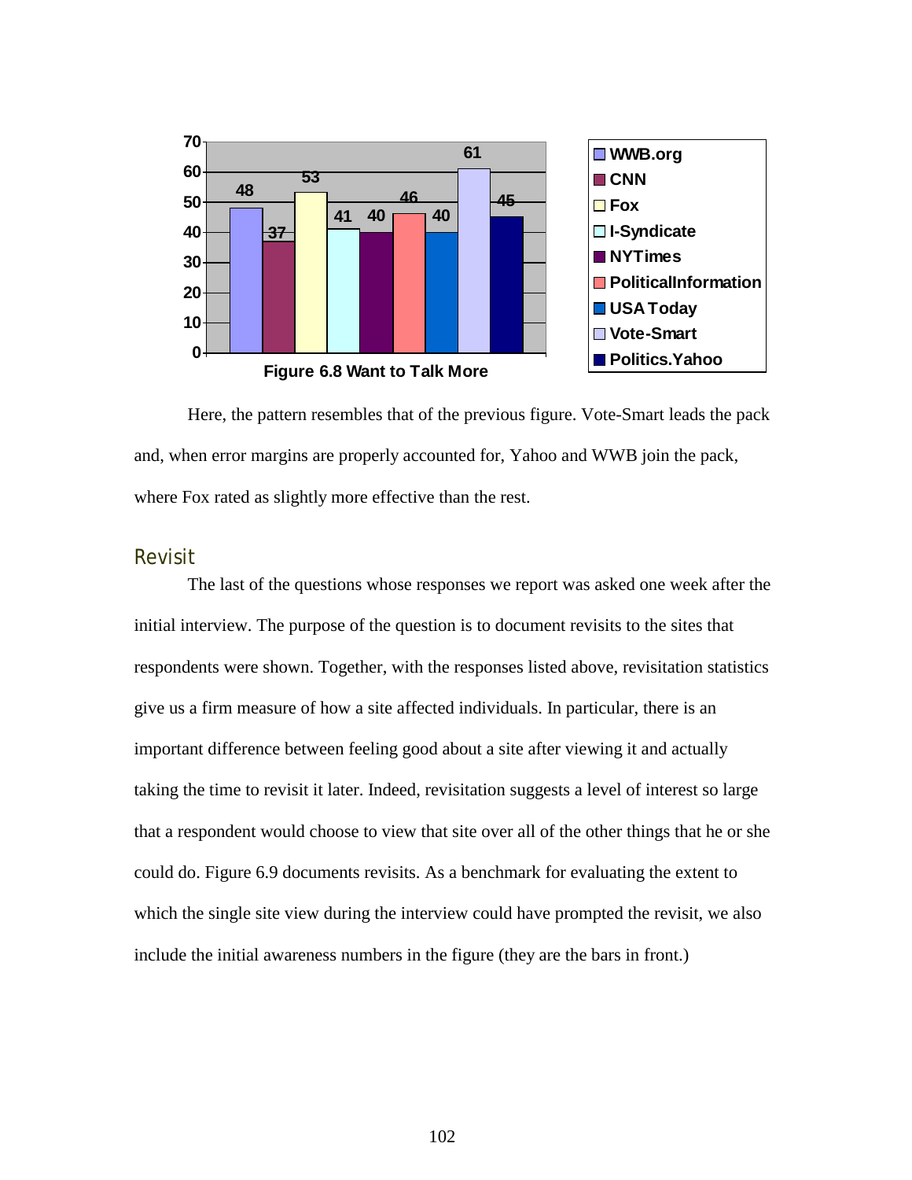| Site | Value |
|---|---|
| WWB.org | 48 |
| CNN | 37 |
| Fox | 53 |
| I-Syndicate | 41 |
| NYTimes | 40 |
| PoliticalInformation | 46 |
| USA Today | 40 |
| Vote-Smart | 61 |
| Politics.Yahoo | 45 |

**Figure 6.8 Want to Talk More**

Here, the pattern resembles that of the previous figure. Vote-Smart leads the pack and, when error margins are properly accounted for, Yahoo and WWB join the pack, where Fox rated as slightly more effective than the rest.

## Revisit

The last of the questions whose responses we report was asked one week after the initial interview. The purpose of the question is to document revisits to the sites that respondents were shown. Together, with the responses listed above, revisitation statistics give us a firm measure of how a site affected individuals. In particular, there is an important difference between feeling good about a site after viewing it and actually taking the time to revisit it later. Indeed, revisitation suggests a level of interest so large that a respondent would choose to view that site over all of the other things that he or she could do. Figure 6.9 documents revisits. As a benchmark for evaluating the extent to which the single site view during the interview could have prompted the revisit, we also include the initial awareness numbers in the figure (they are the bars in front.)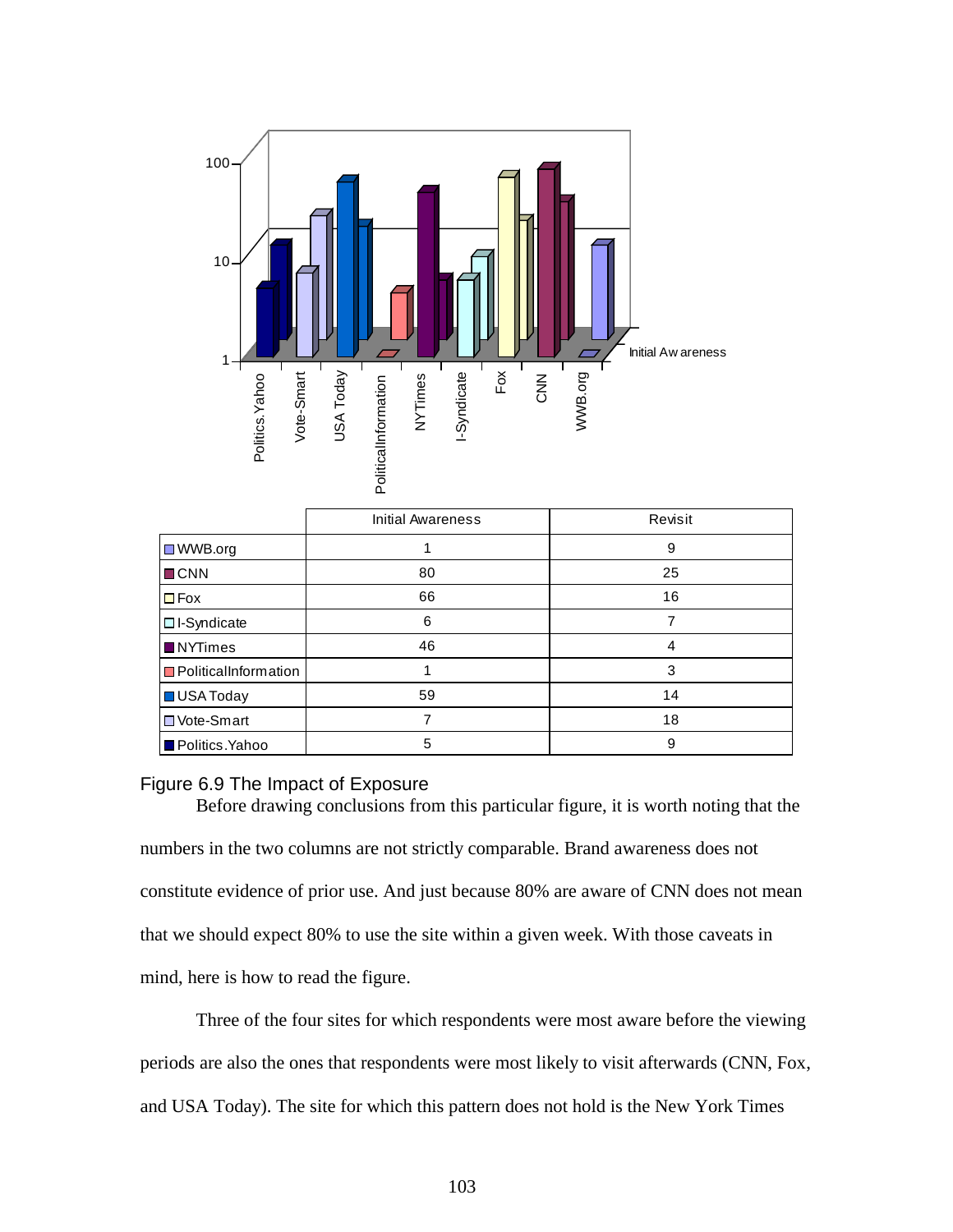| | Initial Awareness | Revisit |
|---|---|---|
| WWB.org | 1 | 9 |
| CNN | 80 | 25 |
| Fox | 66 | 16 |
| I-Syndicate | 6 | 7 |
| NYTimes | 46 | 4 |
| PoliticalInformation | 1 | 3 |
| USA Today | 59 | 14 |
| Vote-Smart | 7 | 18 |
| Politics.Yahoo | 5 | 9 |

Figure 6.9 The Impact of Exposure

Before drawing conclusions from this particular figure, it is worth noting that the numbers in the two columns are not strictly comparable. Brand awareness does not constitute evidence of prior use. And just because 80% are aware of CNN does not mean that we should expect 80% to use the site within a given week. With those caveats in mind, here is how to read the figure.

Three of the four sites for which respondents were most aware before the viewing periods are also the ones that respondents were most likely to visit afterwards (CNN, Fox, and USA Today). The site for which this pattern does not hold is the New York Times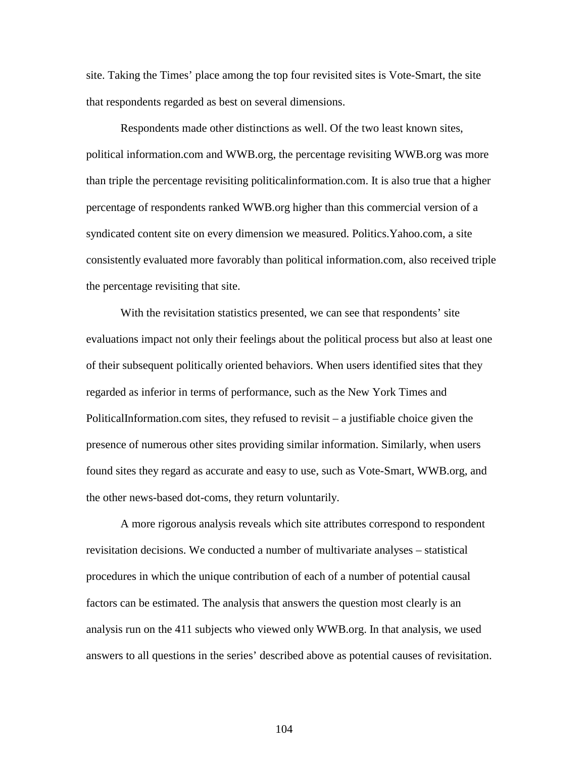site. Taking the Times' place among the top four revisited sites is Vote-Smart, the site that respondents regarded as best on several dimensions.

Respondents made other distinctions as well. Of the two least known sites, political information.com and WWB.org, the percentage revisiting WWB.org was more than triple the percentage revisiting politicalinformation.com. It is also true that a higher percentage of respondents ranked WWB.org higher than this commercial version of a syndicated content site on every dimension we measured. Politics.Yahoo.com, a site consistently evaluated more favorably than political information.com, also received triple the percentage revisiting that site.

With the revisitation statistics presented, we can see that respondents' site evaluations impact not only their feelings about the political process but also at least one of their subsequent politically oriented behaviors. When users identified sites that they regarded as inferior in terms of performance, such as the New York Times and PoliticalInformation.com sites, they refused to revisit – a justifiable choice given the presence of numerous other sites providing similar information. Similarly, when users found sites they regard as accurate and easy to use, such as Vote-Smart, WWB.org, and the other news-based dot-coms, they return voluntarily.

A more rigorous analysis reveals which site attributes correspond to respondent revisitation decisions. We conducted a number of multivariate analyses – statistical procedures in which the unique contribution of each of a number of potential causal factors can be estimated. The analysis that answers the question most clearly is an analysis run on the 411 subjects who viewed only WWB.org. In that analysis, we used answers to all questions in the series' described above as potential causes of revisitation.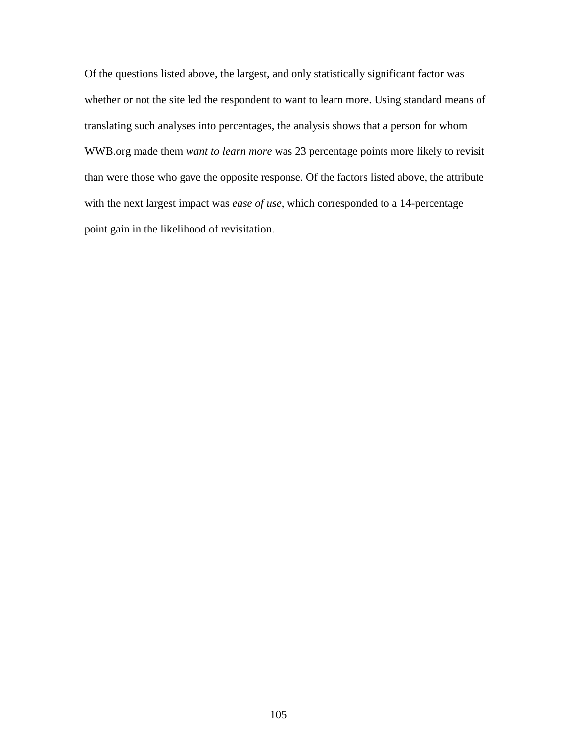Of the questions listed above, the largest, and only statistically significant factor was whether or not the site led the respondent to want to learn more. Using standard means of translating such analyses into percentages, the analysis shows that a person for whom WWB.org made them *want to learn more* was 23 percentage points more likely to revisit than were those who gave the opposite response. Of the factors listed above, the attribute with the next largest impact was *ease of use*, which corresponded to a 14-percentage point gain in the likelihood of revisitation.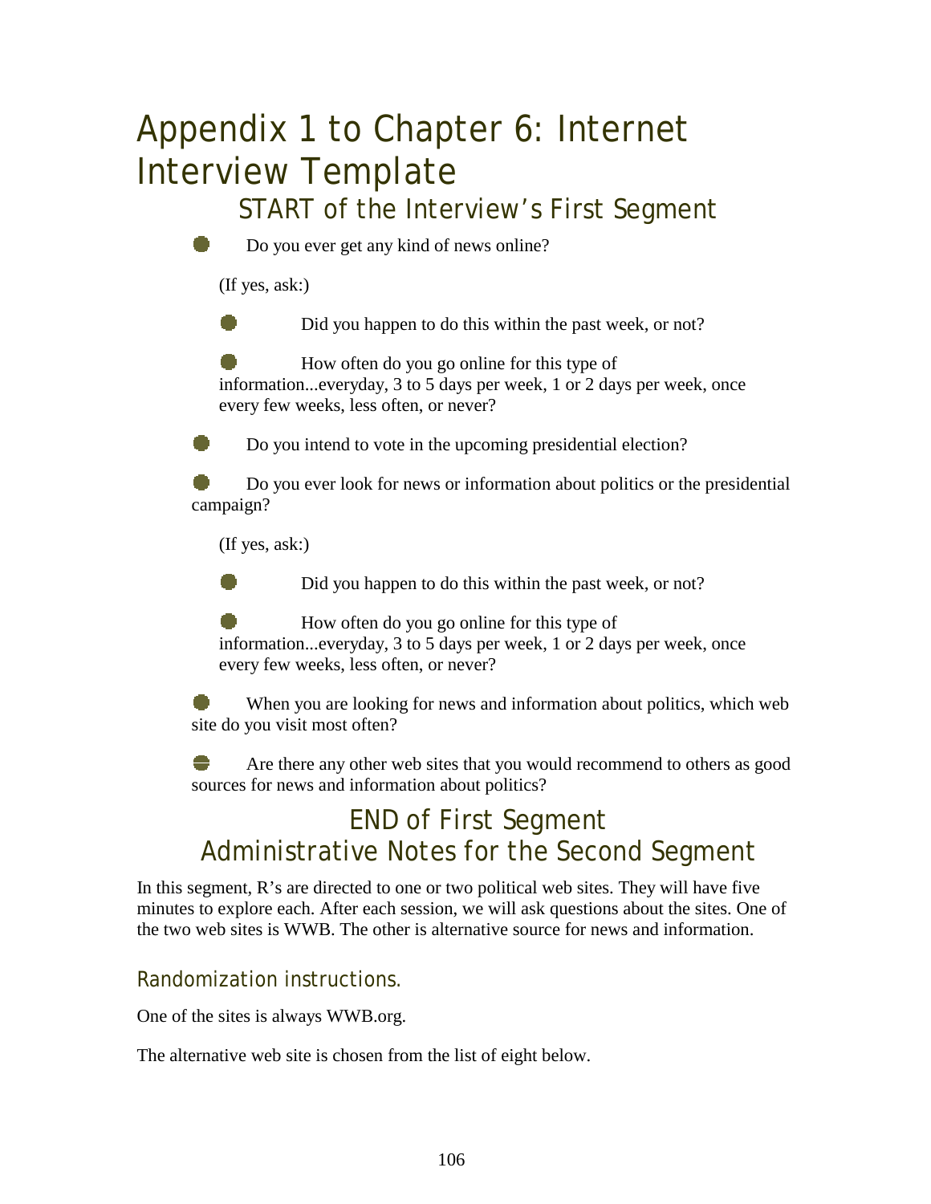# Appendix 1 to Chapter 6: Internet Interview Template

## START of the Interview's First Segment

- Do you ever get any kind of news online?

  (If yes, ask:)

  - Did you happen to do this within the past week, or not?
  - How often do you go online for this type of information...everyday, 3 to 5 days per week, 1 or 2 days per week, once every few weeks, less often, or never?

- Do you intend to vote in the upcoming presidential election?
- Do you ever look for news or information about politics or the presidential campaign?

  (If yes, ask:)

  - Did you happen to do this within the past week, or not?
  - How often do you go online for this type of information...everyday, 3 to 5 days per week, 1 or 2 days per week, once every few weeks, less often, or never?

- When you are looking for news and information about politics, which web site do you visit most often?
- Are there any other web sites that you would recommend to others as good sources for news and information about politics?

## END of First Segment

## Administrative Notes for the Second Segment

In this segment, R's are directed to one or two political web sites. They will have five minutes to explore each. After each session, we will ask questions about the sites. One of the two web sites is WWB. The other is alternative source for news and information.

### Randomization instructions.

One of the sites is always WWB.org.

The alternative web site is chosen from the list of eight below.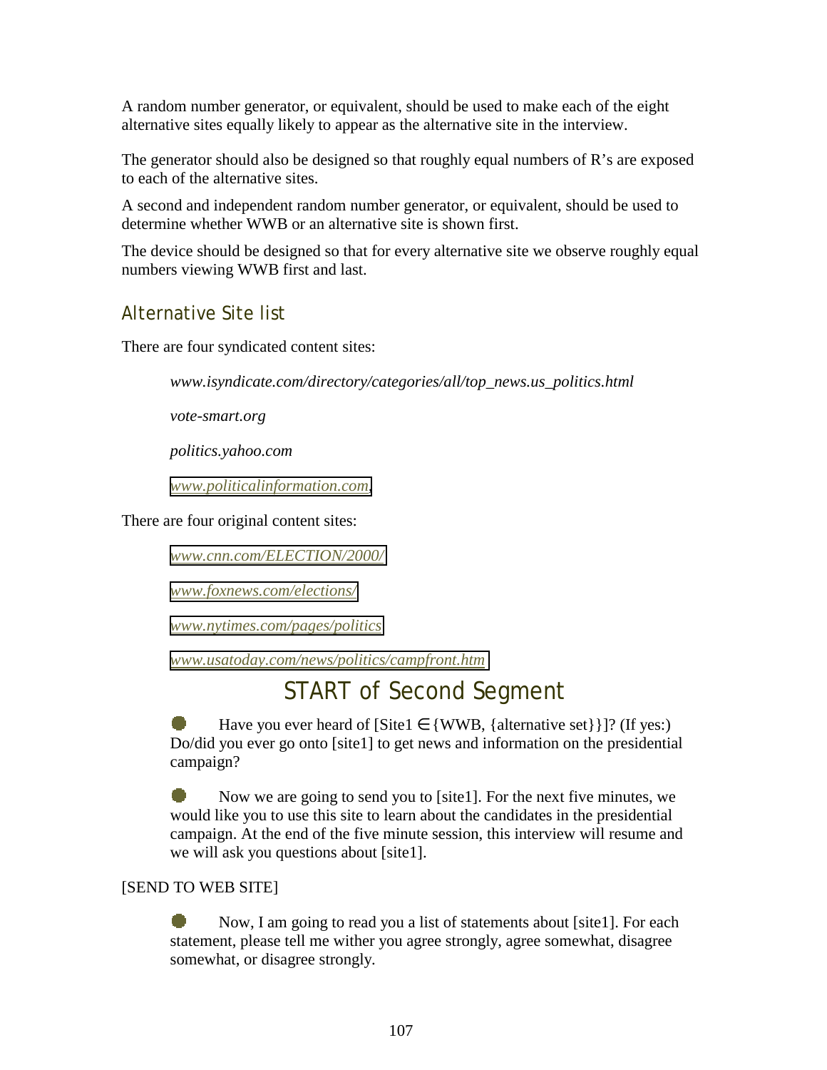A random number generator, or equivalent, should be used to make each of the eight alternative sites equally likely to appear as the alternative site in the interview.

The generator should also be designed so that roughly equal numbers of R's are exposed to each of the alternative sites.

A second and independent random number generator, or equivalent, should be used to determine whether WWB or an alternative site is shown first.

The device should be designed so that for every alternative site we observe roughly equal numbers viewing WWB first and last.

## Alternative Site list

There are four syndicated content sites:

*www.isyndicate.com/directory/categories/all/top_news.us_politics.html*

*vote-smart.org*

*politics.yahoo.com*

*www.politicalinformation.com*

There are four original content sites:

*www.cnn.com/ELECTION/2000/*

*www.foxnews.com/elections/*

*www.nytimes.com/pages/politics*

*www.usatoday.com/news/politics/campfront.htm*

# START of Second Segment

- Have you ever heard of [Site1 $\in$ {WWB, {alternative set}}]? (If yes:) Do/did you ever go onto [site1] to get news and information on the presidential campaign?

- Now we are going to send you to [site1]. For the next five minutes, we would like you to use this site to learn about the candidates in the presidential campaign. At the end of the five minute session, this interview will resume and we will ask you questions about [site1].

[SEND TO WEB SITE]

- Now, I am going to read you a list of statements about [site1]. For each statement, please tell me wither you agree strongly, agree somewhat, disagree somewhat, or disagree strongly.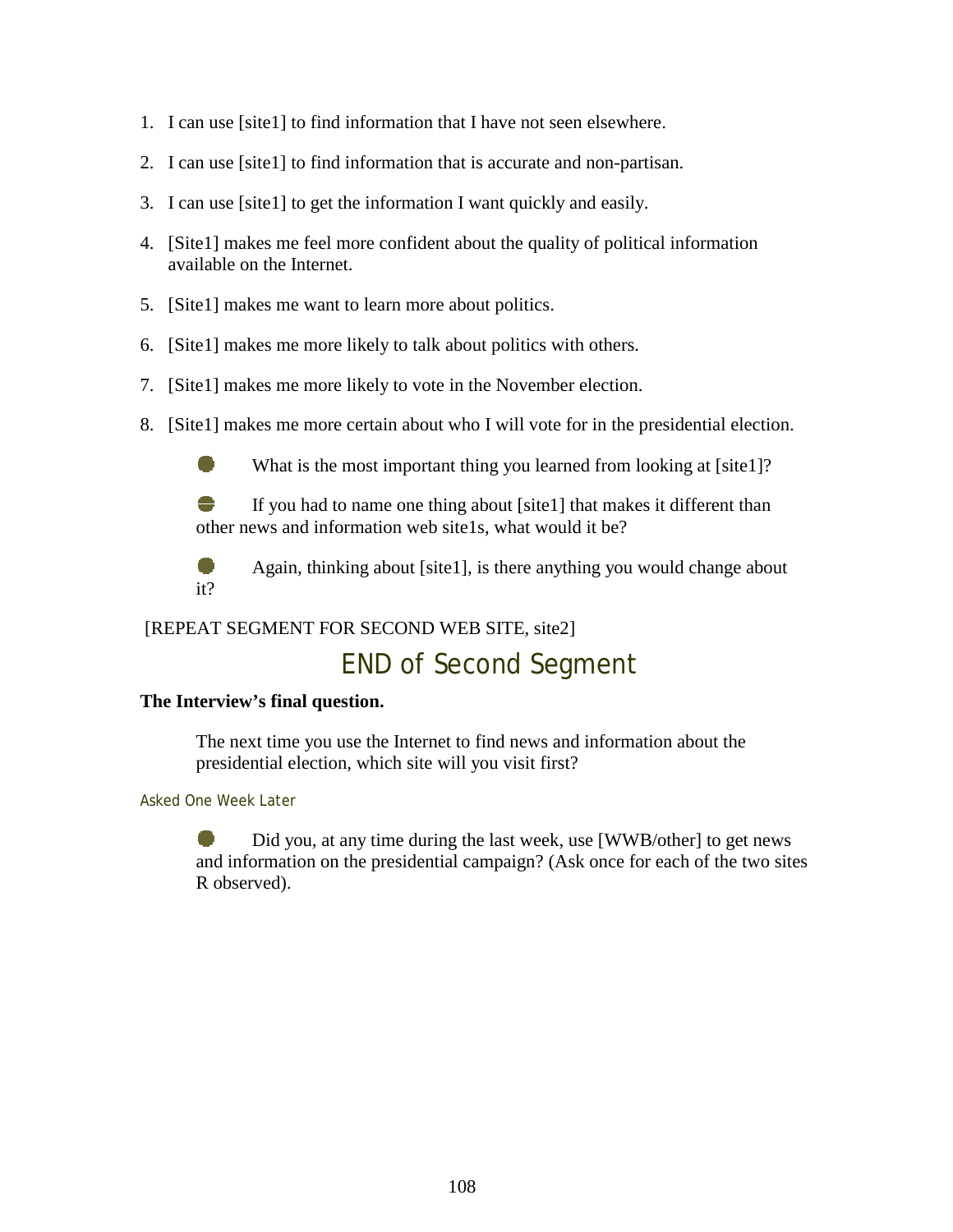1. I can use [site1] to find information that I have not seen elsewhere.
2. I can use [site1] to find information that is accurate and non-partisan.
3. I can use [site1] to get the information I want quickly and easily.
4. [Site1] makes me feel more confident about the quality of political information available on the Internet.
5. [Site1] makes me want to learn more about politics.
6. [Site1] makes me more likely to talk about politics with others.
7. [Site1] makes me more likely to vote in the November election.
8. [Site1] makes me more certain about who I will vote for in the presidential election.

- What is the most important thing you learned from looking at [site1]?
- If you had to name one thing about [site1] that makes it different than other news and information web site1s, what would it be?
- Again, thinking about [site1], is there anything you would change about it?

[REPEAT SEGMENT FOR SECOND WEB SITE, site2]

## END of Second Segment

**The Interview's final question.**

The next time you use the Internet to find news and information about the presidential election, which site will you visit first?

Asked One Week Later

- Did you, at any time during the last week, use [WWB/other] to get news and information on the presidential campaign? (Ask once for each of the two sites R observed).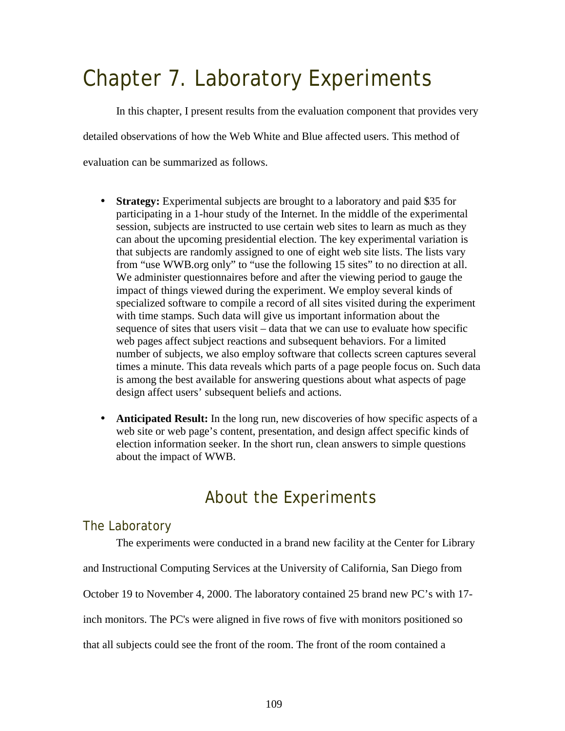# Chapter 7. Laboratory Experiments

In this chapter, I present results from the evaluation component that provides very detailed observations of how the Web White and Blue affected users. This method of evaluation can be summarized as follows.

- **Strategy:** Experimental subjects are brought to a laboratory and paid $35 for participating in a 1-hour study of the Internet. In the middle of the experimental session, subjects are instructed to use certain web sites to learn as much as they can about the upcoming presidential election. The key experimental variation is that subjects are randomly assigned to one of eight web site lists. The lists vary from "use WWB.org only" to "use the following 15 sites" to no direction at all. We administer questionnaires before and after the viewing period to gauge the impact of things viewed during the experiment. We employ several kinds of specialized software to compile a record of all sites visited during the experiment with time stamps. Such data will give us important information about the sequence of sites that users visit – data that we can use to evaluate how specific web pages affect subject reactions and subsequent behaviors. For a limited number of subjects, we also employ software that collects screen captures several times a minute. This data reveals which parts of a page people focus on. Such data is among the best available for answering questions about what aspects of page design affect users' subsequent beliefs and actions.

- **Anticipated Result:** In the long run, new discoveries of how specific aspects of a web site or web page's content, presentation, and design affect specific kinds of election information seeker. In the short run, clean answers to simple questions about the impact of WWB.

## About the Experiments

### The Laboratory

The experiments were conducted in a brand new facility at the Center for Library and Instructional Computing Services at the University of California, San Diego from October 19 to November 4, 2000. The laboratory contained 25 brand new PC's with 17-inch monitors. The PC's were aligned in five rows of five with monitors positioned so that all subjects could see the front of the room. The front of the room contained a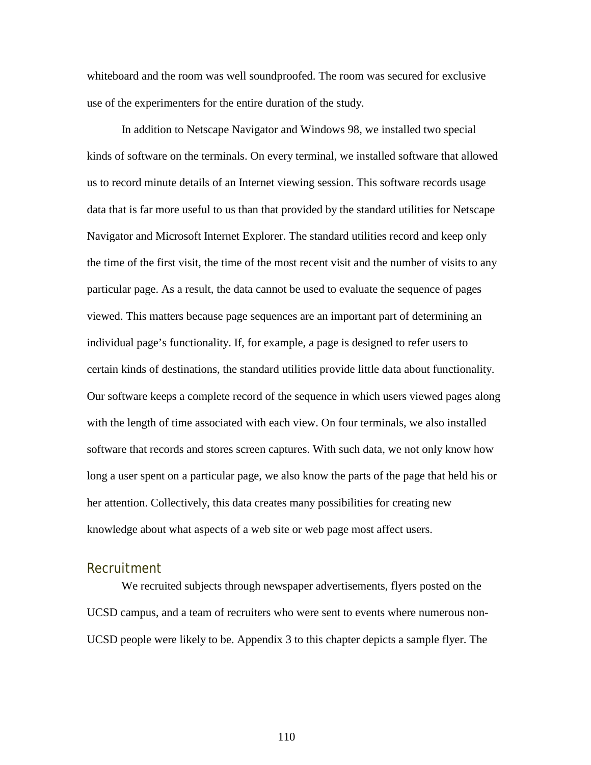whiteboard and the room was well soundproofed. The room was secured for exclusive use of the experimenters for the entire duration of the study.

In addition to Netscape Navigator and Windows 98, we installed two special kinds of software on the terminals. On every terminal, we installed software that allowed us to record minute details of an Internet viewing session. This software records usage data that is far more useful to us than that provided by the standard utilities for Netscape Navigator and Microsoft Internet Explorer. The standard utilities record and keep only the time of the first visit, the time of the most recent visit and the number of visits to any particular page. As a result, the data cannot be used to evaluate the sequence of pages viewed. This matters because page sequences are an important part of determining an individual page's functionality. If, for example, a page is designed to refer users to certain kinds of destinations, the standard utilities provide little data about functionality. Our software keeps a complete record of the sequence in which users viewed pages along with the length of time associated with each view. On four terminals, we also installed software that records and stores screen captures. With such data, we not only know how long a user spent on a particular page, we also know the parts of the page that held his or her attention. Collectively, this data creates many possibilities for creating new knowledge about what aspects of a web site or web page most affect users.

## Recruitment

We recruited subjects through newspaper advertisements, flyers posted on the UCSD campus, and a team of recruiters who were sent to events where numerous non-UCSD people were likely to be. Appendix 3 to this chapter depicts a sample flyer. The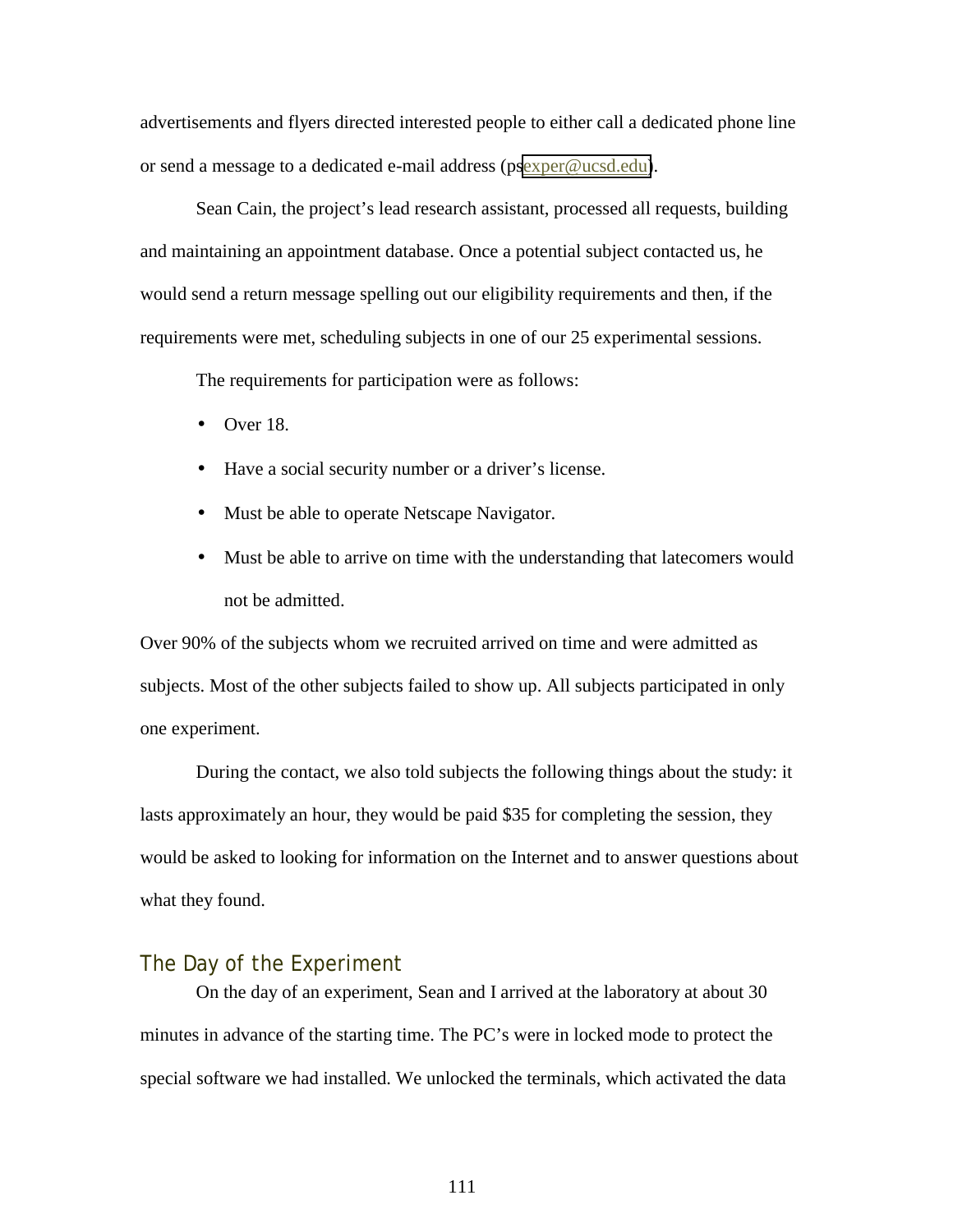advertisements and flyers directed interested people to either call a dedicated phone line or send a message to a dedicated e-mail address (psexper@ucsd.edu).

Sean Cain, the project's lead research assistant, processed all requests, building and maintaining an appointment database. Once a potential subject contacted us, he would send a return message spelling out our eligibility requirements and then, if the requirements were met, scheduling subjects in one of our 25 experimental sessions.

The requirements for participation were as follows:

- Over 18.
- Have a social security number or a driver's license.
- Must be able to operate Netscape Navigator.
- Must be able to arrive on time with the understanding that latecomers would not be admitted.

Over 90% of the subjects whom we recruited arrived on time and were admitted as subjects. Most of the other subjects failed to show up. All subjects participated in only one experiment.

During the contact, we also told subjects the following things about the study: it lasts approximately an hour, they would be paid $35 for completing the session, they would be asked to looking for information on the Internet and to answer questions about what they found.

## The Day of the Experiment

On the day of an experiment, Sean and I arrived at the laboratory at about 30 minutes in advance of the starting time. The PC's were in locked mode to protect the special software we had installed. We unlocked the terminals, which activated the data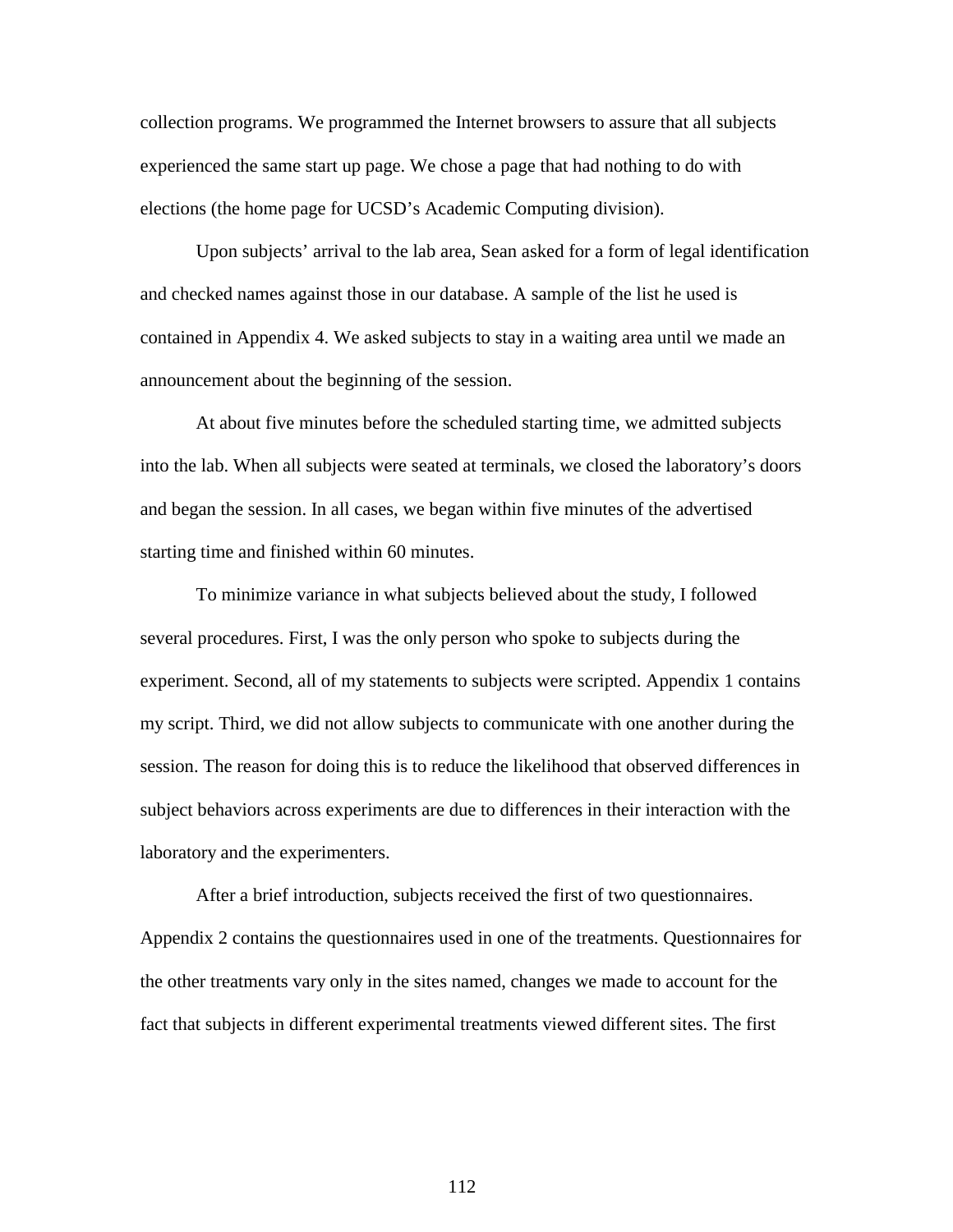collection programs. We programmed the Internet browsers to assure that all subjects experienced the same start up page. We chose a page that had nothing to do with elections (the home page for UCSD's Academic Computing division).

Upon subjects' arrival to the lab area, Sean asked for a form of legal identification and checked names against those in our database. A sample of the list he used is contained in Appendix 4. We asked subjects to stay in a waiting area until we made an announcement about the beginning of the session.

At about five minutes before the scheduled starting time, we admitted subjects into the lab. When all subjects were seated at terminals, we closed the laboratory's doors and began the session. In all cases, we began within five minutes of the advertised starting time and finished within 60 minutes.

To minimize variance in what subjects believed about the study, I followed several procedures. First, I was the only person who spoke to subjects during the experiment. Second, all of my statements to subjects were scripted. Appendix 1 contains my script. Third, we did not allow subjects to communicate with one another during the session. The reason for doing this is to reduce the likelihood that observed differences in subject behaviors across experiments are due to differences in their interaction with the laboratory and the experimenters.

After a brief introduction, subjects received the first of two questionnaires. Appendix 2 contains the questionnaires used in one of the treatments. Questionnaires for the other treatments vary only in the sites named, changes we made to account for the fact that subjects in different experimental treatments viewed different sites. The first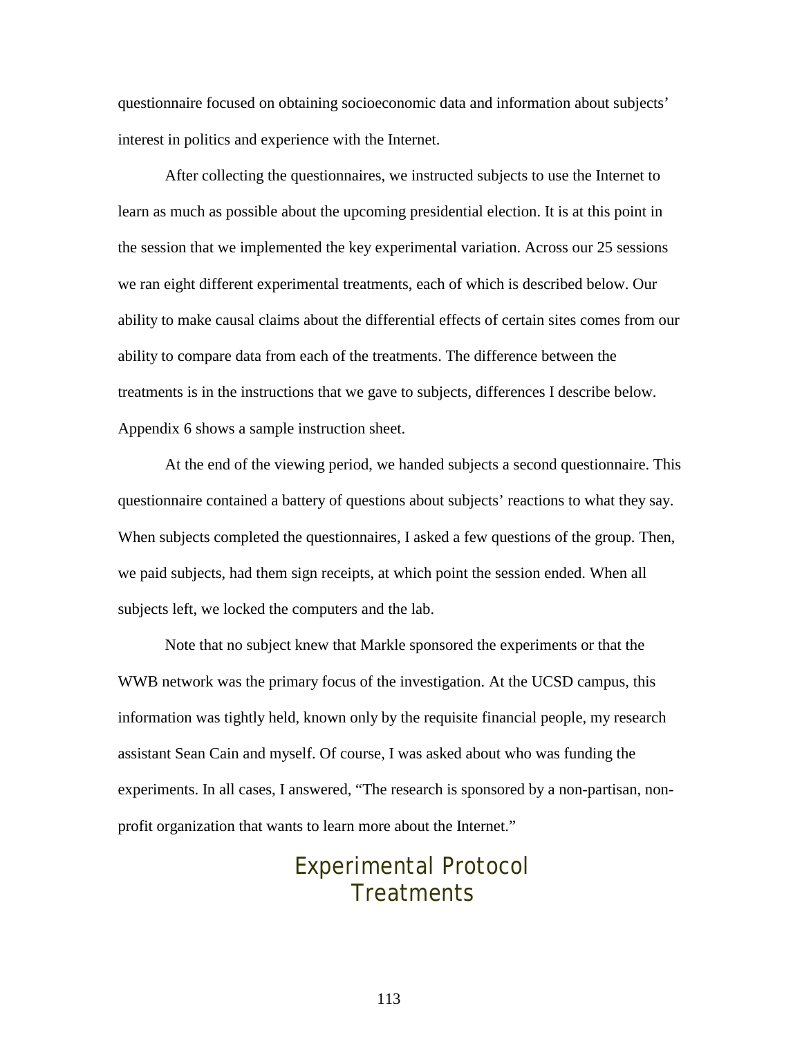questionnaire focused on obtaining socioeconomic data and information about subjects' interest in politics and experience with the Internet.

After collecting the questionnaires, we instructed subjects to use the Internet to learn as much as possible about the upcoming presidential election. It is at this point in the session that we implemented the key experimental variation. Across our 25 sessions we ran eight different experimental treatments, each of which is described below. Our ability to make causal claims about the differential effects of certain sites comes from our ability to compare data from each of the treatments. The difference between the treatments is in the instructions that we gave to subjects, differences I describe below. Appendix 6 shows a sample instruction sheet.

At the end of the viewing period, we handed subjects a second questionnaire. This questionnaire contained a battery of questions about subjects' reactions to what they say. When subjects completed the questionnaires, I asked a few questions of the group. Then, we paid subjects, had them sign receipts, at which point the session ended. When all subjects left, we locked the computers and the lab.

Note that no subject knew that Markle sponsored the experiments or that the WWB network was the primary focus of the investigation. At the UCSD campus, this information was tightly held, known only by the requisite financial people, my research assistant Sean Cain and myself. Of course, I was asked about who was funding the experiments. In all cases, I answered, "The research is sponsored by a non-partisan, non-profit organization that wants to learn more about the Internet."

## Experimental Protocol Treatments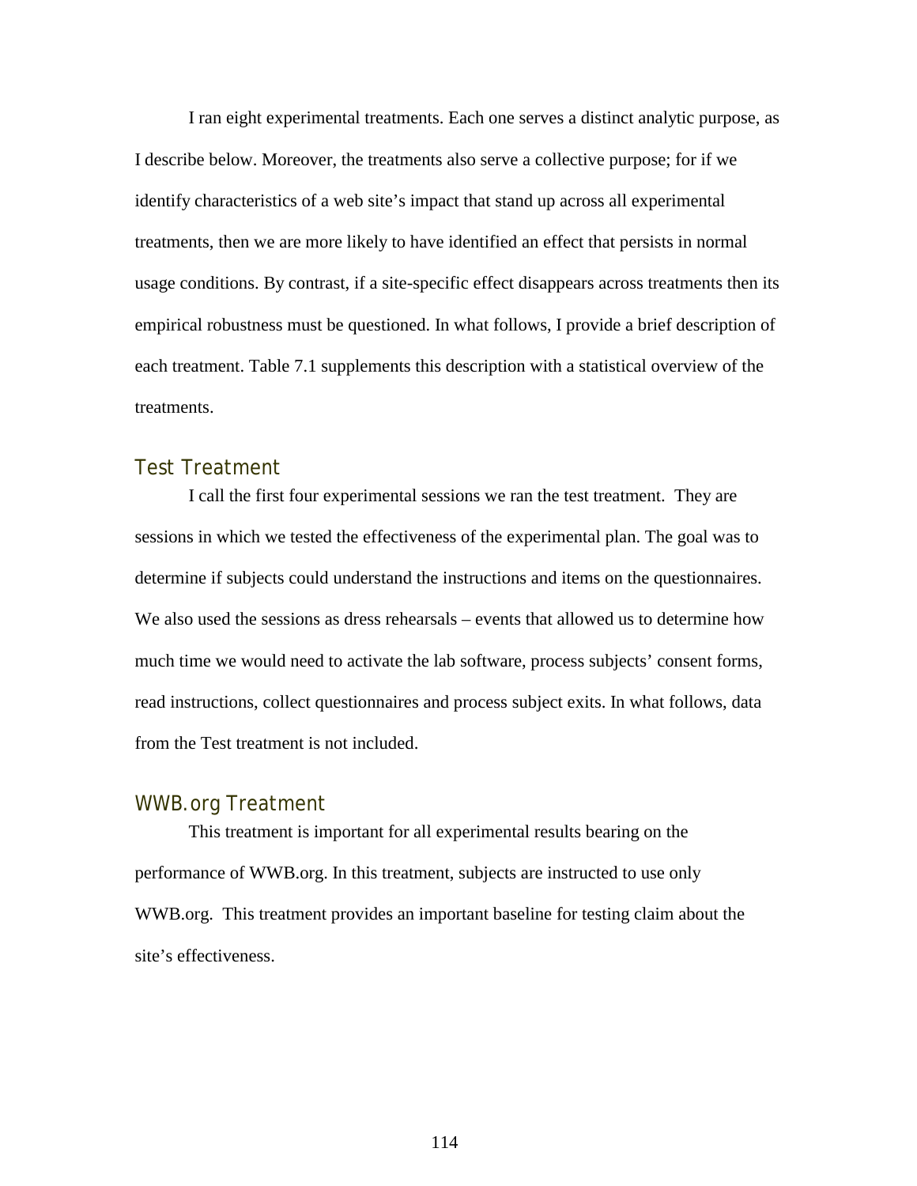I ran eight experimental treatments. Each one serves a distinct analytic purpose, as I describe below. Moreover, the treatments also serve a collective purpose; for if we identify characteristics of a web site's impact that stand up across all experimental treatments, then we are more likely to have identified an effect that persists in normal usage conditions. By contrast, if a site-specific effect disappears across treatments then its empirical robustness must be questioned. In what follows, I provide a brief description of each treatment. Table 7.1 supplements this description with a statistical overview of the treatments.

## Test Treatment

I call the first four experimental sessions we ran the test treatment. They are sessions in which we tested the effectiveness of the experimental plan. The goal was to determine if subjects could understand the instructions and items on the questionnaires. We also used the sessions as dress rehearsals – events that allowed us to determine how much time we would need to activate the lab software, process subjects' consent forms, read instructions, collect questionnaires and process subject exits. In what follows, data from the Test treatment is not included.

## WWB.org Treatment

This treatment is important for all experimental results bearing on the performance of WWB.org. In this treatment, subjects are instructed to use only WWB.org. This treatment provides an important baseline for testing claim about the site's effectiveness.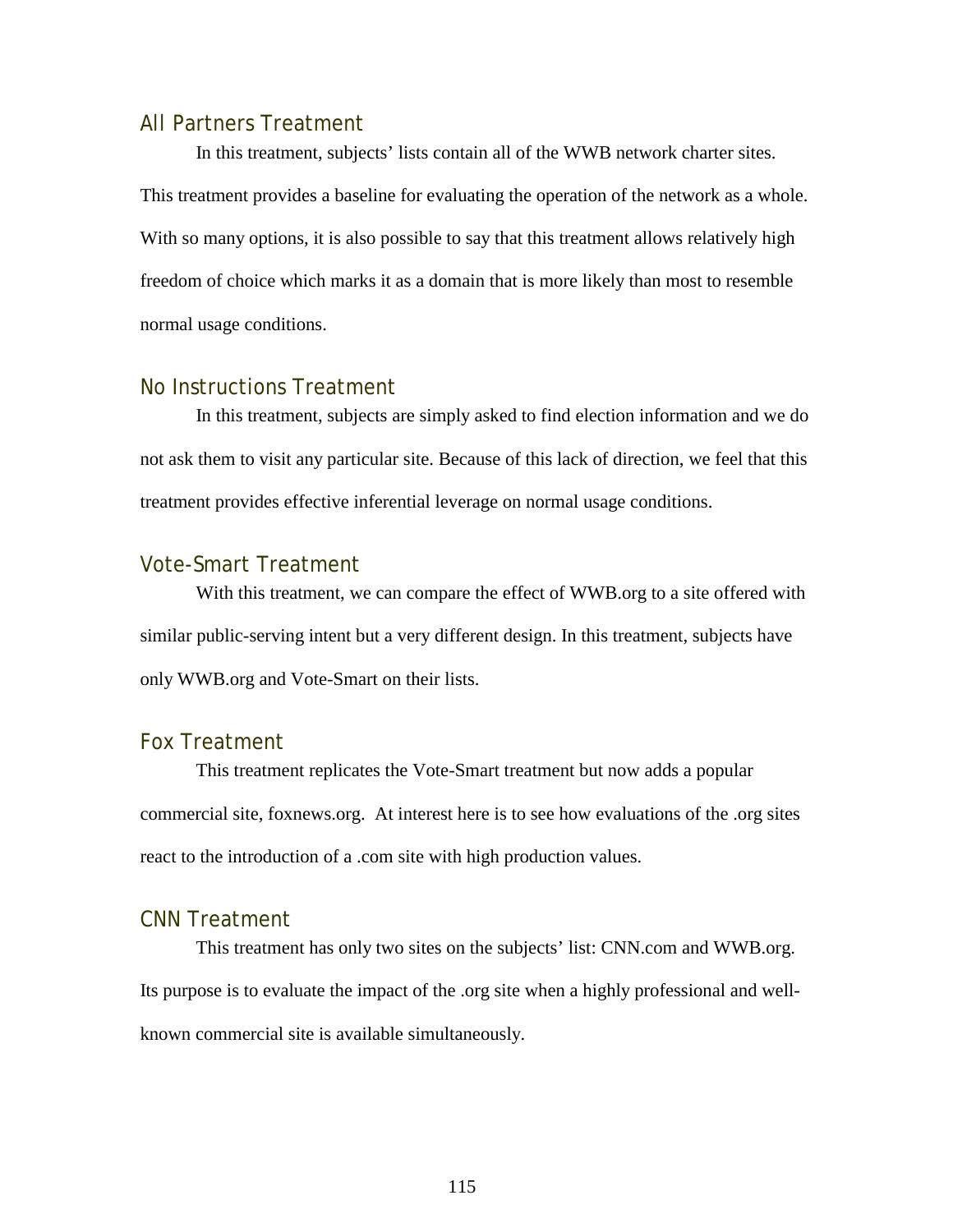### All Partners Treatment

In this treatment, subjects' lists contain all of the WWB network charter sites. This treatment provides a baseline for evaluating the operation of the network as a whole. With so many options, it is also possible to say that this treatment allows relatively high freedom of choice which marks it as a domain that is more likely than most to resemble normal usage conditions.

### No Instructions Treatment

In this treatment, subjects are simply asked to find election information and we do not ask them to visit any particular site. Because of this lack of direction, we feel that this treatment provides effective inferential leverage on normal usage conditions.

### Vote-Smart Treatment

With this treatment, we can compare the effect of WWB.org to a site offered with similar public-serving intent but a very different design. In this treatment, subjects have only WWB.org and Vote-Smart on their lists.

### Fox Treatment

This treatment replicates the Vote-Smart treatment but now adds a popular commercial site, foxnews.org. At interest here is to see how evaluations of the .org sites react to the introduction of a .com site with high production values.

### CNN Treatment

This treatment has only two sites on the subjects' list: CNN.com and WWB.org. Its purpose is to evaluate the impact of the .org site when a highly professional and well-known commercial site is available simultaneously.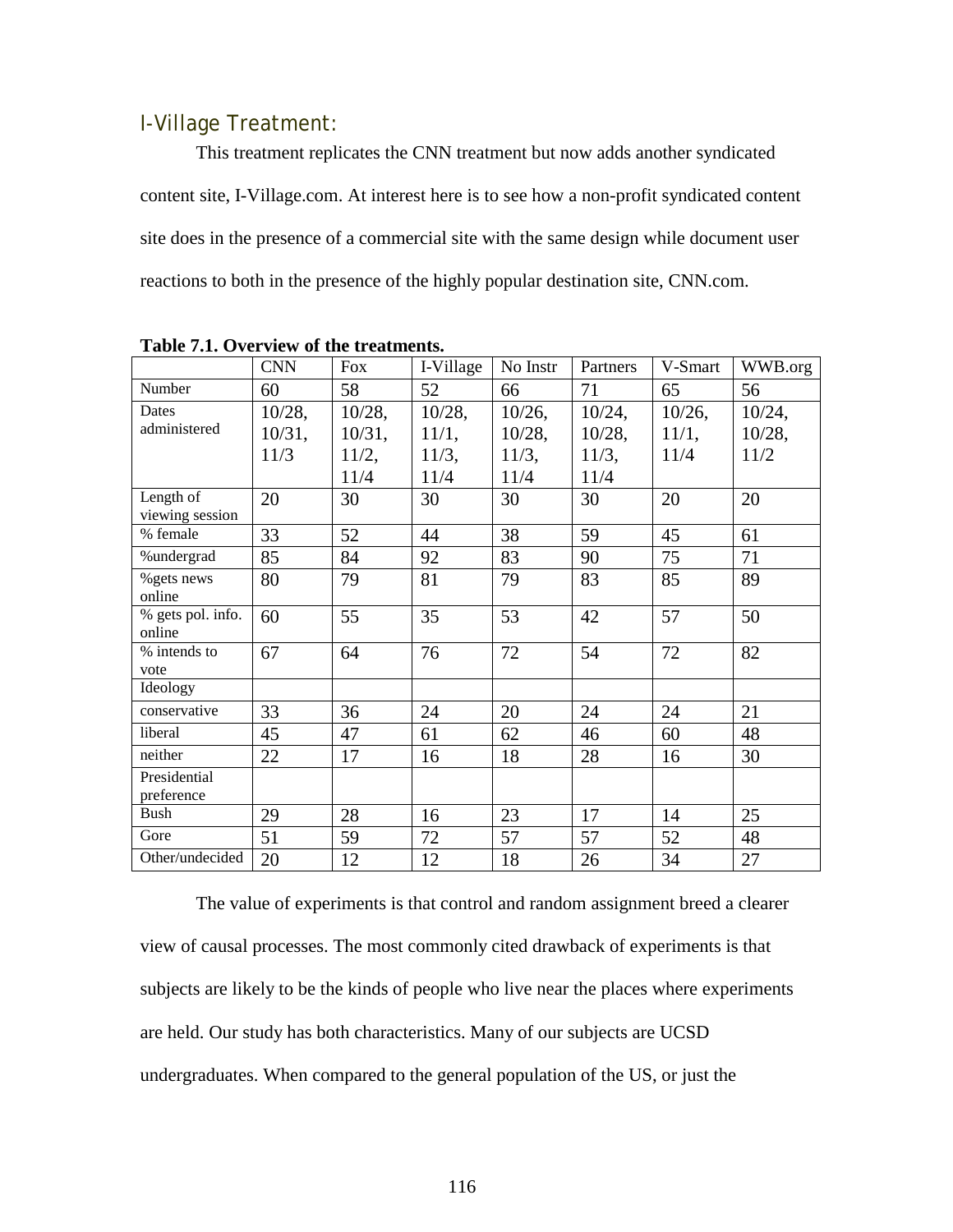## I-Village Treatment:

This treatment replicates the CNN treatment but now adds another syndicated content site, I-Village.com. At interest here is to see how a non-profit syndicated content site does in the presence of a commercial site with the same design while document user reactions to both in the presence of the highly popular destination site, CNN.com.

**Table 7.1. Overview of the treatments.**

| | CNN | Fox | I-Village | No Instr | Partners | V-Smart | WWB.org |
|---|---|---|---|---|---|---|---|
| Number | 60 | 58 | 52 | 66 | 71 | 65 | 56 |
| Dates administered | 10/28, 10/31, 11/3 | 10/28, 10/31, 11/2, 11/4 | 10/28, 11/1, 11/3, 11/4 | 10/26, 10/28, 11/3, 11/4 | 10/24, 10/28, 11/3, 11/4 | 10/26, 11/1, 11/4 | 10/24, 10/28, 11/2 |
| Length of viewing session | 20 | 30 | 30 | 30 | 30 | 20 | 20 |
| % female | 33 | 52 | 44 | 38 | 59 | 45 | 61 |
| %undergrad | 85 | 84 | 92 | 83 | 90 | 75 | 71 |
| %gets news online | 80 | 79 | 81 | 79 | 83 | 85 | 89 |
| % gets pol. info. online | 60 | 55 | 35 | 53 | 42 | 57 | 50 |
| % intends to vote | 67 | 64 | 76 | 72 | 54 | 72 | 82 |
| Ideology | | | | | | | |
| conservative | 33 | 36 | 24 | 20 | 24 | 24 | 21 |
| liberal | 45 | 47 | 61 | 62 | 46 | 60 | 48 |
| neither | 22 | 17 | 16 | 18 | 28 | 16 | 30 |
| Presidential preference | | | | | | | |
| Bush | 29 | 28 | 16 | 23 | 17 | 14 | 25 |
| Gore | 51 | 59 | 72 | 57 | 57 | 52 | 48 |
| Other/undecided | 20 | 12 | 12 | 18 | 26 | 34 | 27 |

The value of experiments is that control and random assignment breed a clearer view of causal processes. The most commonly cited drawback of experiments is that subjects are likely to be the kinds of people who live near the places where experiments are held. Our study has both characteristics. Many of our subjects are UCSD undergraduates. When compared to the general population of the US, or just the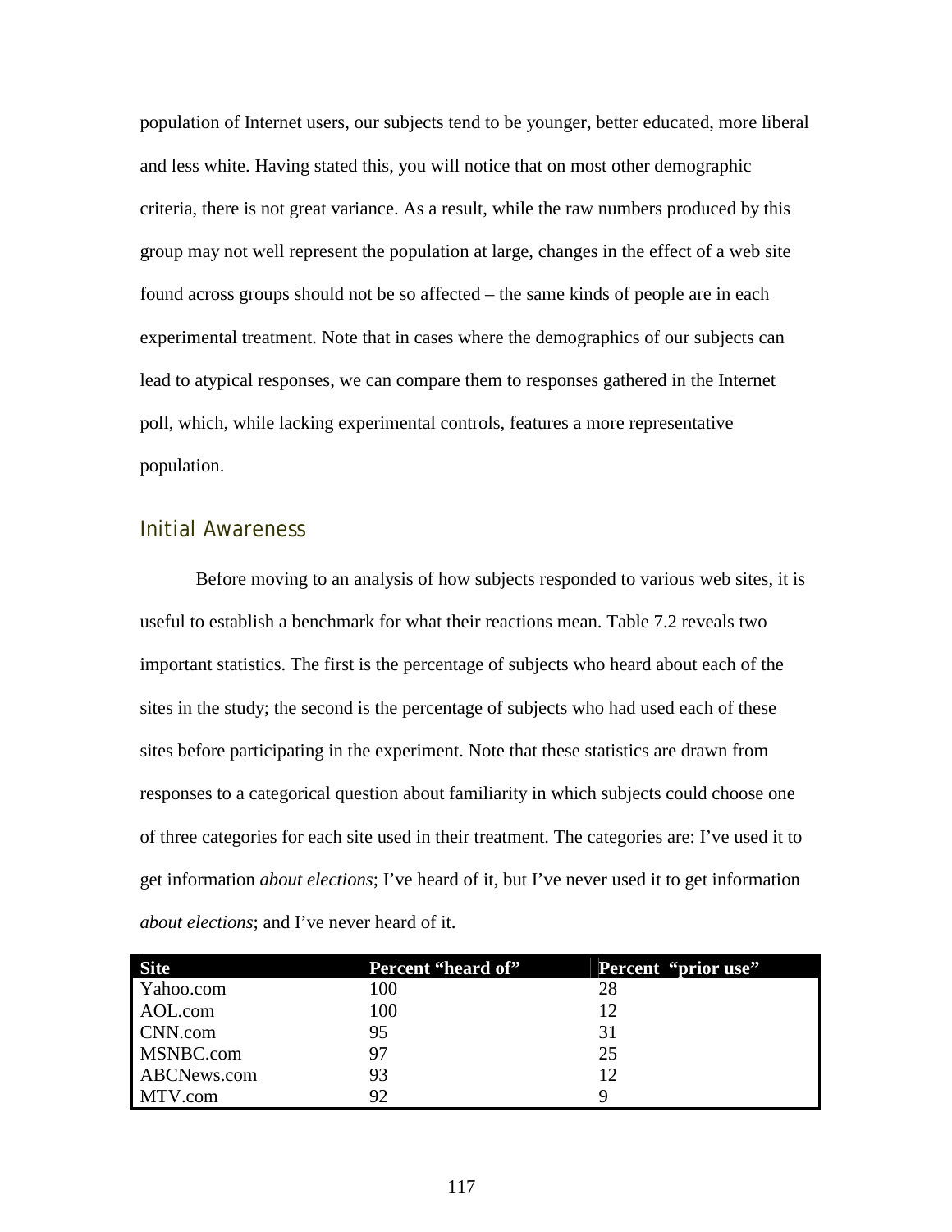population of Internet users, our subjects tend to be younger, better educated, more liberal and less white. Having stated this, you will notice that on most other demographic criteria, there is not great variance. As a result, while the raw numbers produced by this group may not well represent the population at large, changes in the effect of a web site found across groups should not be so affected – the same kinds of people are in each experimental treatment. Note that in cases where the demographics of our subjects can lead to atypical responses, we can compare them to responses gathered in the Internet poll, which, while lacking experimental controls, features a more representative population.

## Initial Awareness

Before moving to an analysis of how subjects responded to various web sites, it is useful to establish a benchmark for what their reactions mean. Table 7.2 reveals two important statistics. The first is the percentage of subjects who heard about each of the sites in the study; the second is the percentage of subjects who had used each of these sites before participating in the experiment. Note that these statistics are drawn from responses to a categorical question about familiarity in which subjects could choose one of three categories for each site used in their treatment. The categories are: I've used it to get information *about elections*; I've heard of it, but I've never used it to get information *about elections*; and I've never heard of it.

| Site | Percent "heard of" | Percent "prior use" |
|---|---|---|
| Yahoo.com | 100 | 28 |
| AOL.com | 100 | 12 |
| CNN.com | 95 | 31 |
| MSNBC.com | 97 | 25 |
| ABCNews.com | 93 | 12 |
| MTV.com | 92 | 9 |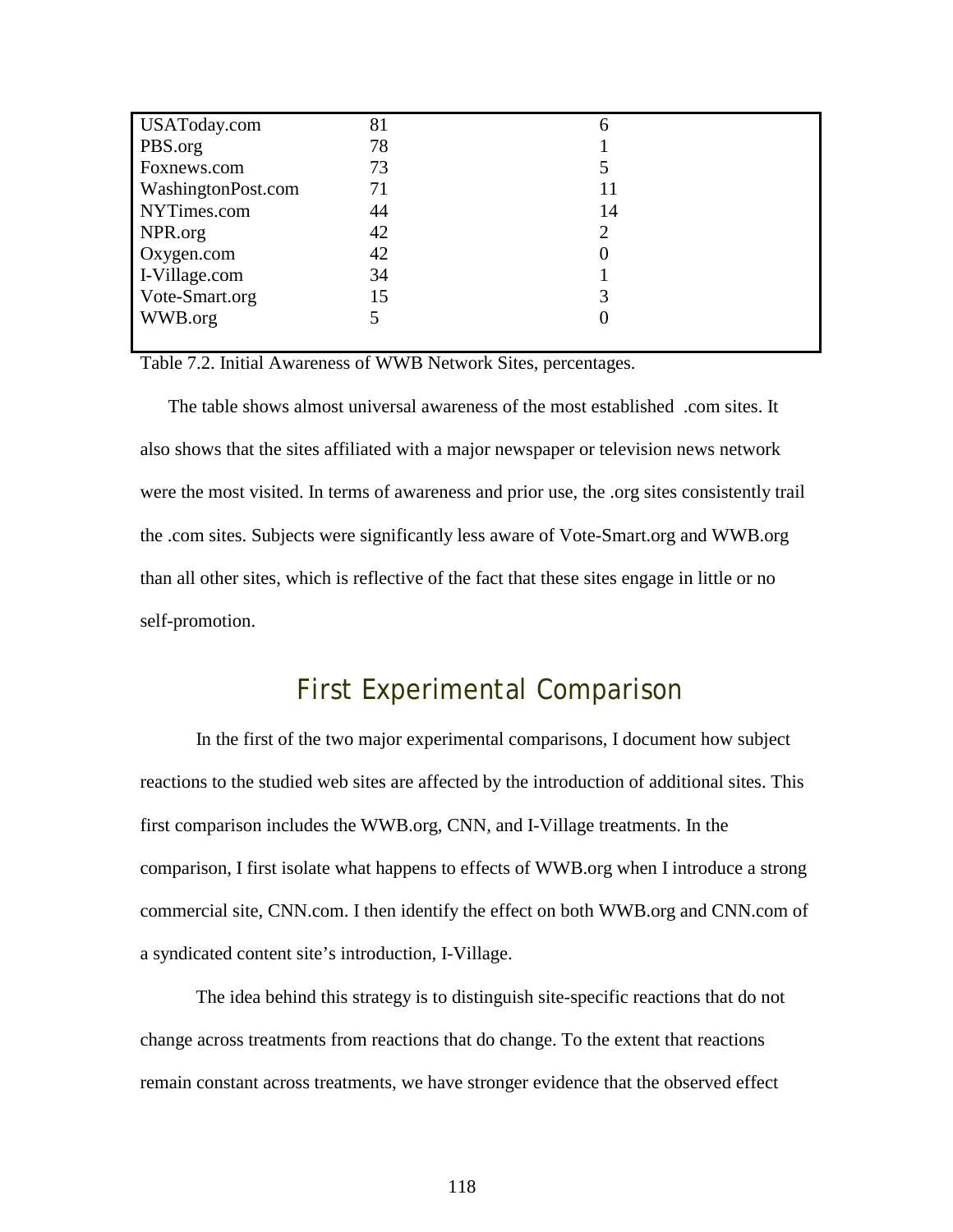| | | |
|---|---|---|
| USAToday.com | 81 | 6 |
| PBS.org | 78 | 1 |
| Foxnews.com | 73 | 5 |
| WashingtonPost.com | 71 | 11 |
| NYTimes.com | 44 | 14 |
| NPR.org | 42 | 2 |
| Oxygen.com | 42 | 0 |
| I-Village.com | 34 | 1 |
| Vote-Smart.org | 15 | 3 |
| WWB.org | 5 | 0 |

Table 7.2. Initial Awareness of WWB Network Sites, percentages.

The table shows almost universal awareness of the most established .com sites. It also shows that the sites affiliated with a major newspaper or television news network were the most visited. In terms of awareness and prior use, the .org sites consistently trail the .com sites. Subjects were significantly less aware of Vote-Smart.org and WWB.org than all other sites, which is reflective of the fact that these sites engage in little or no self-promotion.

## First Experimental Comparison

In the first of the two major experimental comparisons, I document how subject reactions to the studied web sites are affected by the introduction of additional sites. This first comparison includes the WWB.org, CNN, and I-Village treatments. In the comparison, I first isolate what happens to effects of WWB.org when I introduce a strong commercial site, CNN.com. I then identify the effect on both WWB.org and CNN.com of a syndicated content site's introduction, I-Village.

The idea behind this strategy is to distinguish site-specific reactions that do not change across treatments from reactions that do change. To the extent that reactions remain constant across treatments, we have stronger evidence that the observed effect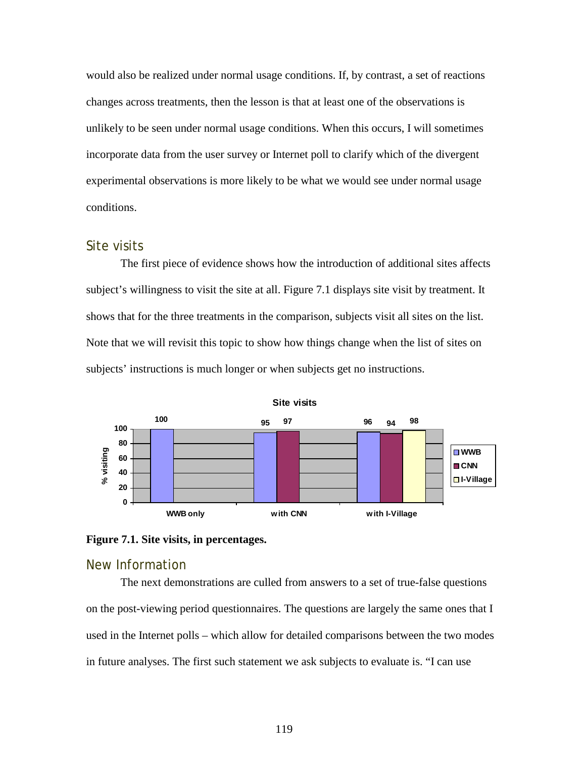would also be realized under normal usage conditions. If, by contrast, a set of reactions changes across treatments, then the lesson is that at least one of the observations is unlikely to be seen under normal usage conditions. When this occurs, I will sometimes incorporate data from the user survey or Internet poll to clarify which of the divergent experimental observations is more likely to be what we would see under normal usage conditions.

## Site visits

The first piece of evidence shows how the introduction of additional sites affects subject's willingness to visit the site at all. Figure 7.1 displays site visit by treatment. It shows that for the three treatments in the comparison, subjects visit all sites on the list. Note that we will revisit this topic to show how things change when the list of sites on subjects' instructions is much longer or when subjects get no instructions.

**Site visits**

| | WWB | CNN | I-Village |
|---|---|---|---|
| WWB only | 100 | | |
| with CNN | 95 | 97 | |
| with I-Village | 96 | 94 | 98 |

**Figure 7.1. Site visits, in percentages.**

## New Information

The next demonstrations are culled from answers to a set of true-false questions on the post-viewing period questionnaires. The questions are largely the same ones that I used in the Internet polls – which allow for detailed comparisons between the two modes in future analyses. The first such statement we ask subjects to evaluate is. "I can use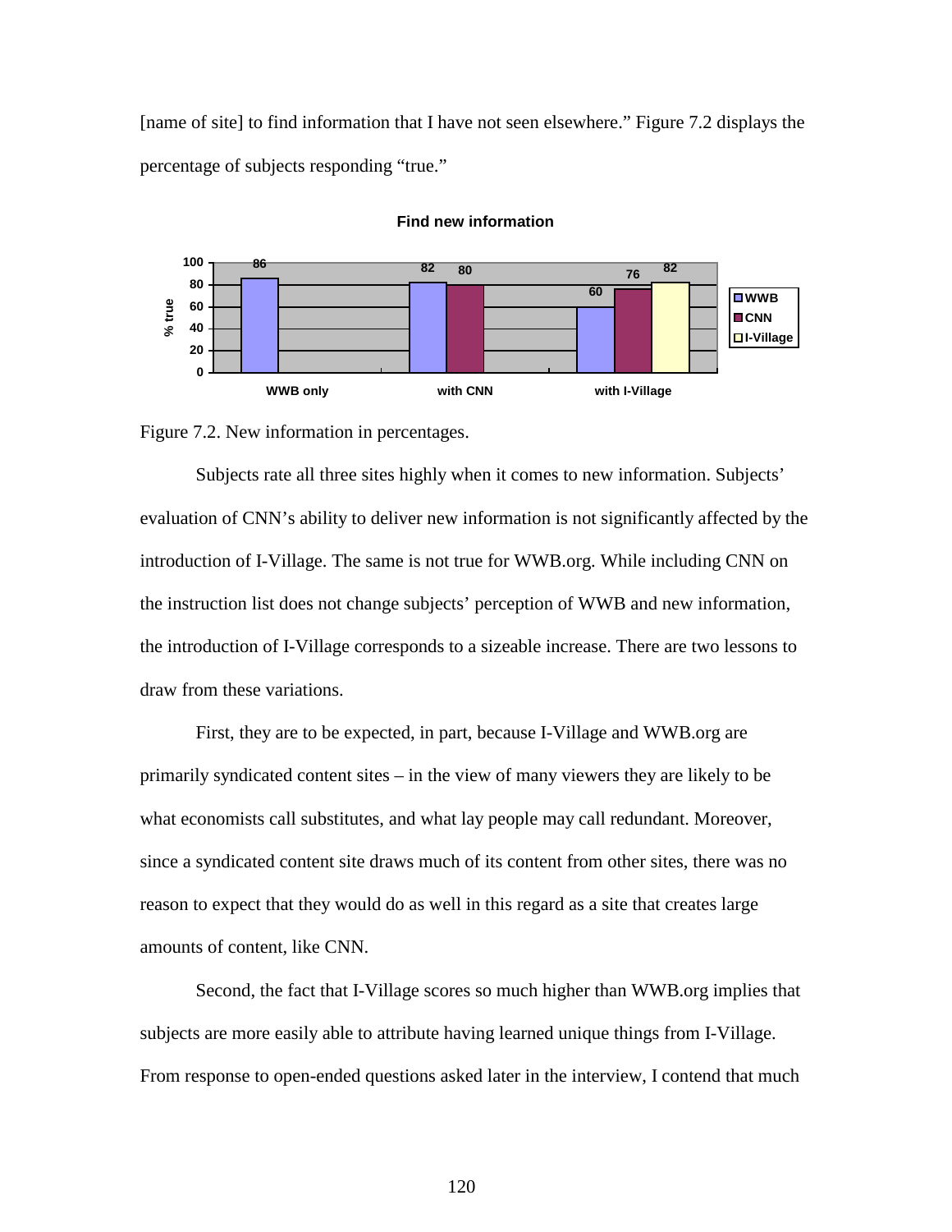[name of site] to find information that I have not seen elsewhere." Figure 7.2 displays the percentage of subjects responding "true."

**Find new information**

| | WWB | CNN | I-Village |
|---|---|---|---|
| WWB only | 86 | | |
| with CNN | 82 | 80 | |
| with I-Village | 60 | 76 | 82 |

Figure 7.2. New information in percentages.

Subjects rate all three sites highly when it comes to new information. Subjects' evaluation of CNN's ability to deliver new information is not significantly affected by the introduction of I-Village. The same is not true for WWB.org. While including CNN on the instruction list does not change subjects' perception of WWB and new information, the introduction of I-Village corresponds to a sizeable increase. There are two lessons to draw from these variations.

First, they are to be expected, in part, because I-Village and WWB.org are primarily syndicated content sites – in the view of many viewers they are likely to be what economists call substitutes, and what lay people may call redundant. Moreover, since a syndicated content site draws much of its content from other sites, there was no reason to expect that they would do as well in this regard as a site that creates large amounts of content, like CNN.

Second, the fact that I-Village scores so much higher than WWB.org implies that subjects are more easily able to attribute having learned unique things from I-Village. From response to open-ended questions asked later in the interview, I contend that much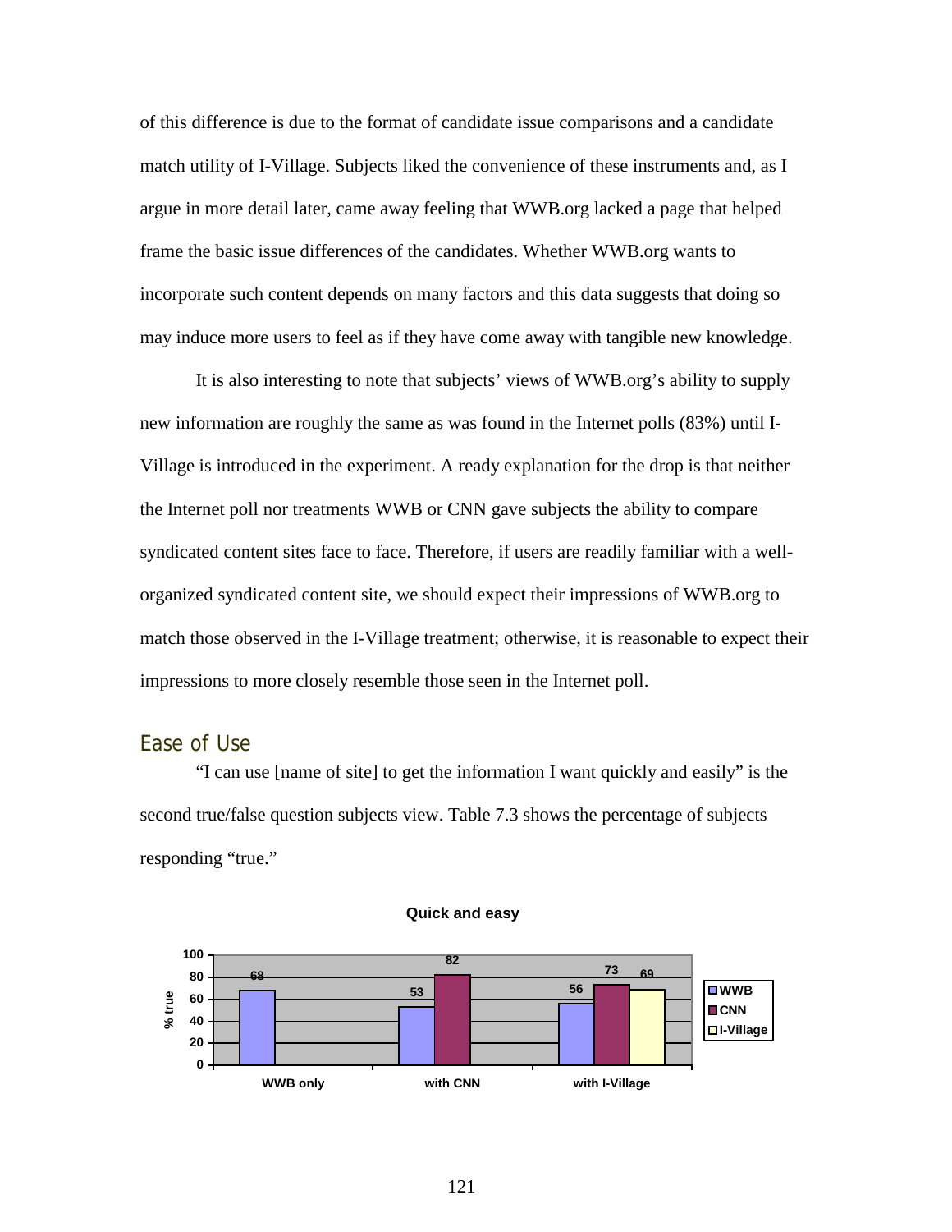of this difference is due to the format of candidate issue comparisons and a candidate match utility of I-Village. Subjects liked the convenience of these instruments and, as I argue in more detail later, came away feeling that WWB.org lacked a page that helped frame the basic issue differences of the candidates. Whether WWB.org wants to incorporate such content depends on many factors and this data suggests that doing so may induce more users to feel as if they have come away with tangible new knowledge.

It is also interesting to note that subjects' views of WWB.org's ability to supply new information are roughly the same as was found in the Internet polls (83%) until I-Village is introduced in the experiment. A ready explanation for the drop is that neither the Internet poll nor treatments WWB or CNN gave subjects the ability to compare syndicated content sites face to face. Therefore, if users are readily familiar with a well-organized syndicated content site, we should expect their impressions of WWB.org to match those observed in the I-Village treatment; otherwise, it is reasonable to expect their impressions to more closely resemble those seen in the Internet poll.

## Ease of Use

"I can use [name of site] to get the information I want quickly and easily" is the second true/false question subjects view. Table 7.3 shows the percentage of subjects responding "true."

**Quick and easy**

| % true | WWB | CNN | I-Village |
|---|---|---|---|
| WWB only | 68 | | |
| with CNN | 53 | 82 | |
| with I-Village | 56 | 73 | 69 |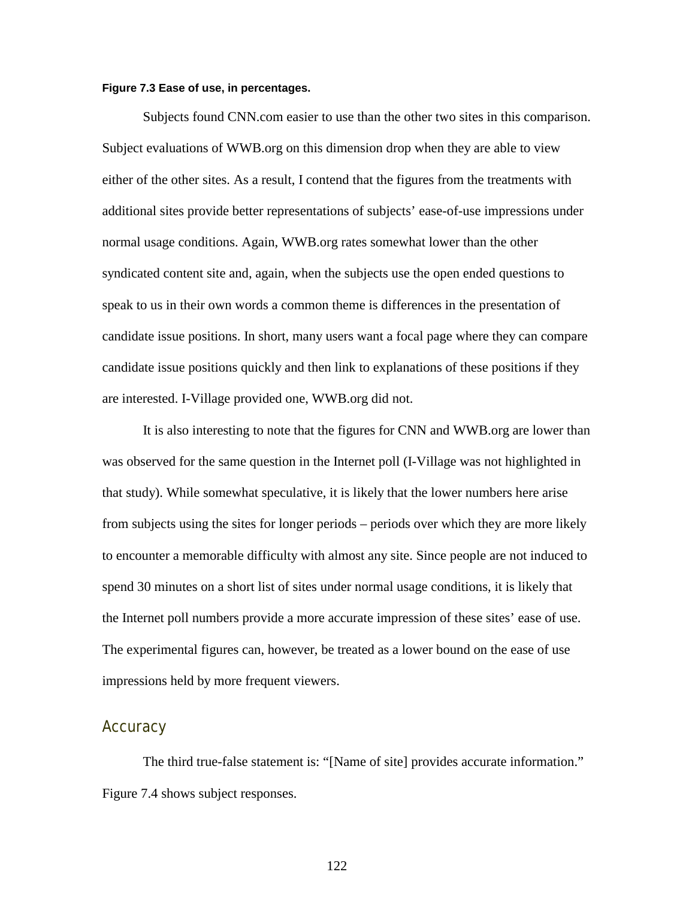**Figure 7.3 Ease of use, in percentages.**

Subjects found CNN.com easier to use than the other two sites in this comparison. Subject evaluations of WWB.org on this dimension drop when they are able to view either of the other sites. As a result, I contend that the figures from the treatments with additional sites provide better representations of subjects' ease-of-use impressions under normal usage conditions. Again, WWB.org rates somewhat lower than the other syndicated content site and, again, when the subjects use the open ended questions to speak to us in their own words a common theme is differences in the presentation of candidate issue positions. In short, many users want a focal page where they can compare candidate issue positions quickly and then link to explanations of these positions if they are interested. I-Village provided one, WWB.org did not.

It is also interesting to note that the figures for CNN and WWB.org are lower than was observed for the same question in the Internet poll (I-Village was not highlighted in that study). While somewhat speculative, it is likely that the lower numbers here arise from subjects using the sites for longer periods – periods over which they are more likely to encounter a memorable difficulty with almost any site. Since people are not induced to spend 30 minutes on a short list of sites under normal usage conditions, it is likely that the Internet poll numbers provide a more accurate impression of these sites' ease of use. The experimental figures can, however, be treated as a lower bound on the ease of use impressions held by more frequent viewers.

## Accuracy

The third true-false statement is: "[Name of site] provides accurate information." Figure 7.4 shows subject responses.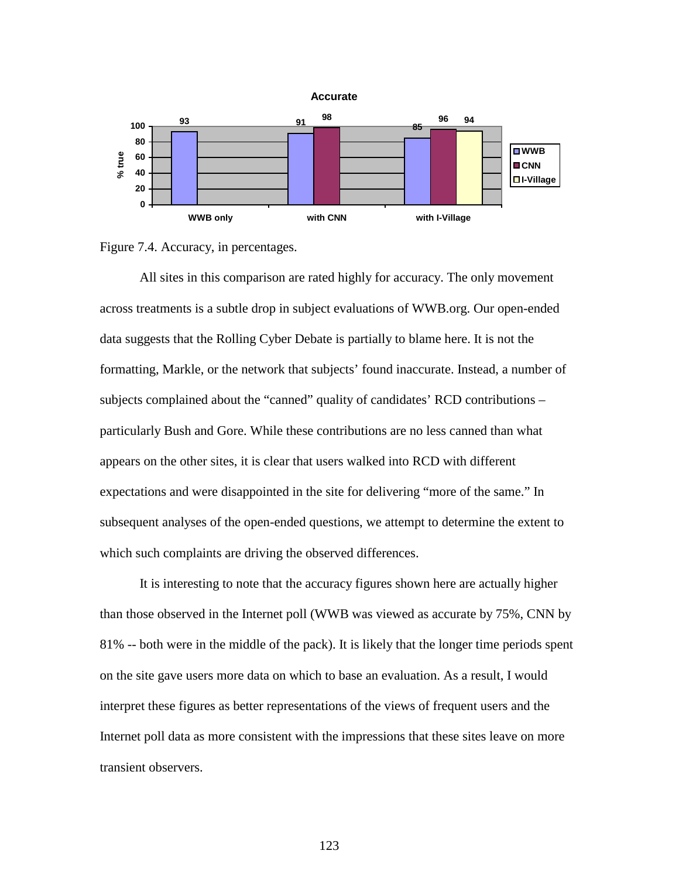Figure 7.4. Accuracy, in percentages.

All sites in this comparison are rated highly for accuracy. The only movement across treatments is a subtle drop in subject evaluations of WWB.org. Our open-ended data suggests that the Rolling Cyber Debate is partially to blame here. It is not the formatting, Markle, or the network that subjects' found inaccurate. Instead, a number of subjects complained about the "canned" quality of candidates' RCD contributions – particularly Bush and Gore. While these contributions are no less canned than what appears on the other sites, it is clear that users walked into RCD with different expectations and were disappointed in the site for delivering "more of the same." In subsequent analyses of the open-ended questions, we attempt to determine the extent to which such complaints are driving the observed differences.

It is interesting to note that the accuracy figures shown here are actually higher than those observed in the Internet poll (WWB was viewed as accurate by 75%, CNN by 81% -- both were in the middle of the pack). It is likely that the longer time periods spent on the site gave users more data on which to base an evaluation. As a result, I would interpret these figures as better representations of the views of frequent users and the Internet poll data as more consistent with the impressions that these sites leave on more transient observers.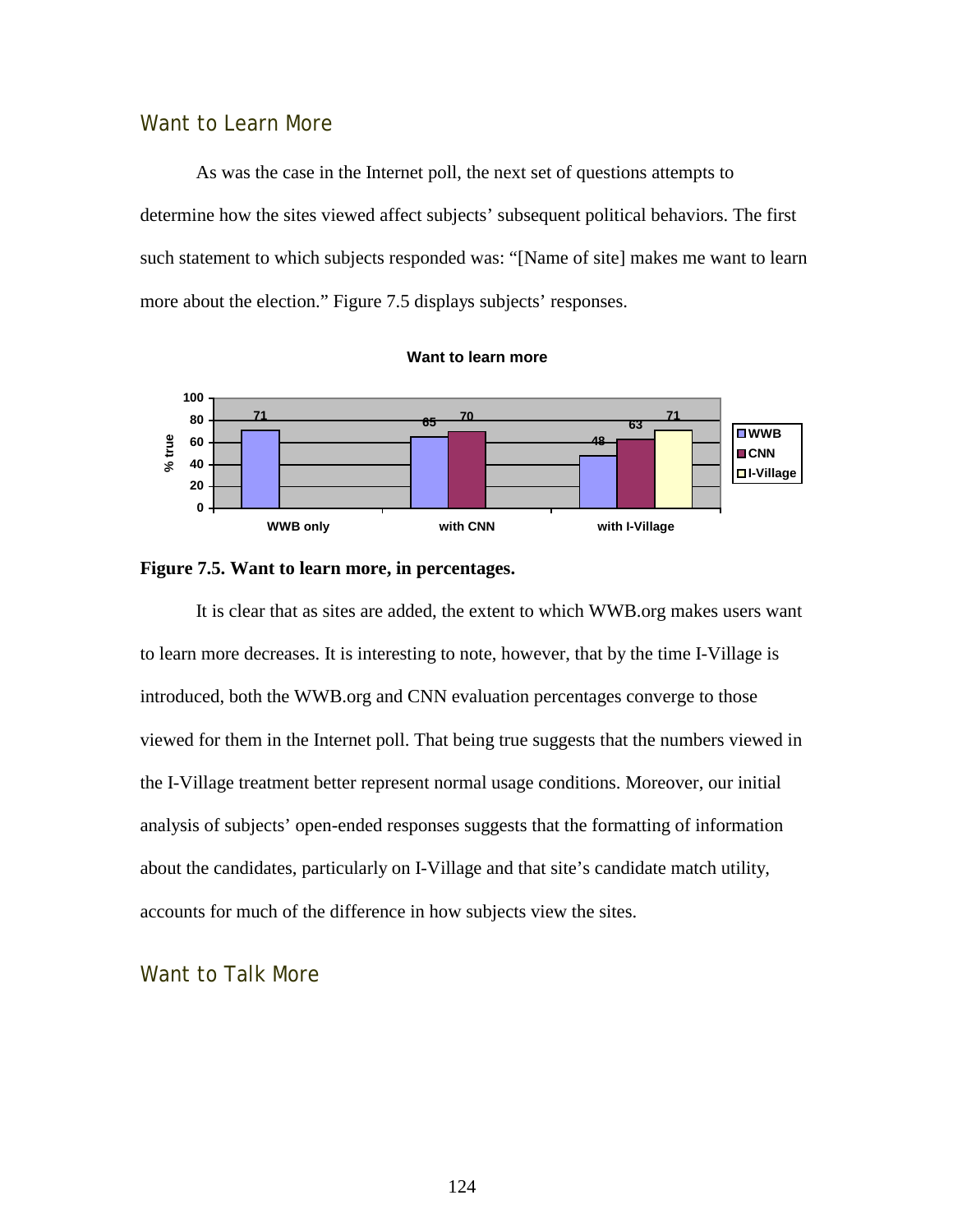## Want to Learn More

As was the case in the Internet poll, the next set of questions attempts to determine how the sites viewed affect subjects' subsequent political behaviors. The first such statement to which subjects responded was: "[Name of site] makes me want to learn more about the election." Figure 7.5 displays subjects' responses.

**Want to learn more**

| | WWB | CNN | I-Village |
|---|---|---|---|
| WWB only | 71 | | |
| with CNN | 65 | 70 | |
| with I-Village | 48 | 63 | 71 |

**Figure 7.5. Want to learn more, in percentages.**

It is clear that as sites are added, the extent to which WWB.org makes users want to learn more decreases. It is interesting to note, however, that by the time I-Village is introduced, both the WWB.org and CNN evaluation percentages converge to those viewed for them in the Internet poll. That being true suggests that the numbers viewed in the I-Village treatment better represent normal usage conditions. Moreover, our initial analysis of subjects' open-ended responses suggests that the formatting of information about the candidates, particularly on I-Village and that site's candidate match utility, accounts for much of the difference in how subjects view the sites.

## Want to Talk More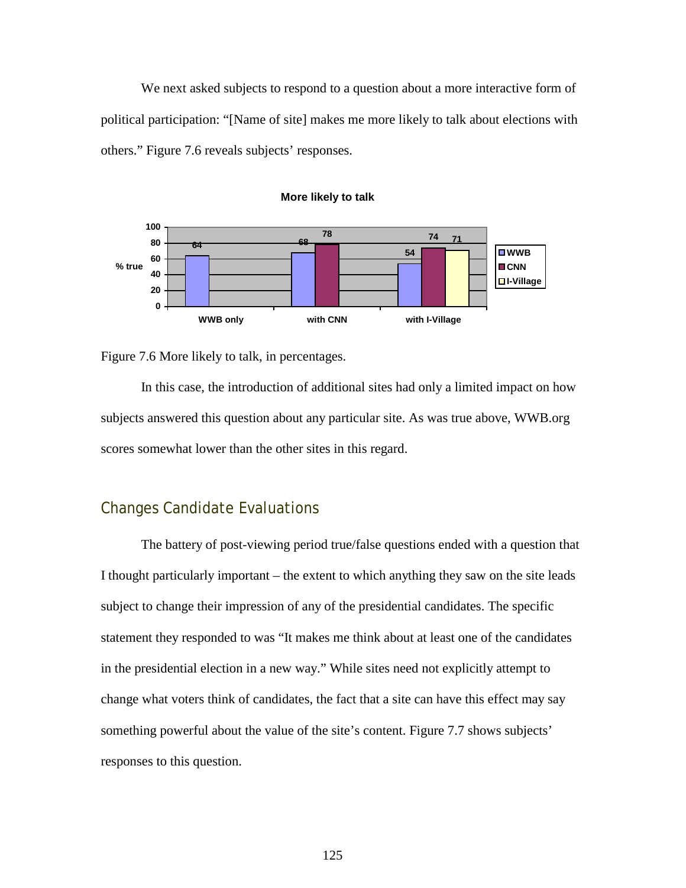We next asked subjects to respond to a question about a more interactive form of political participation: "[Name of site] makes me more likely to talk about elections with others." Figure 7.6 reveals subjects' responses.

Figure 7.6 More likely to talk, in percentages.

In this case, the introduction of additional sites had only a limited impact on how subjects answered this question about any particular site. As was true above, WWB.org scores somewhat lower than the other sites in this regard.

## Changes Candidate Evaluations

The battery of post-viewing period true/false questions ended with a question that I thought particularly important – the extent to which anything they saw on the site leads subject to change their impression of any of the presidential candidates. The specific statement they responded to was "It makes me think about at least one of the candidates in the presidential election in a new way." While sites need not explicitly attempt to change what voters think of candidates, the fact that a site can have this effect may say something powerful about the value of the site's content. Figure 7.7 shows subjects' responses to this question.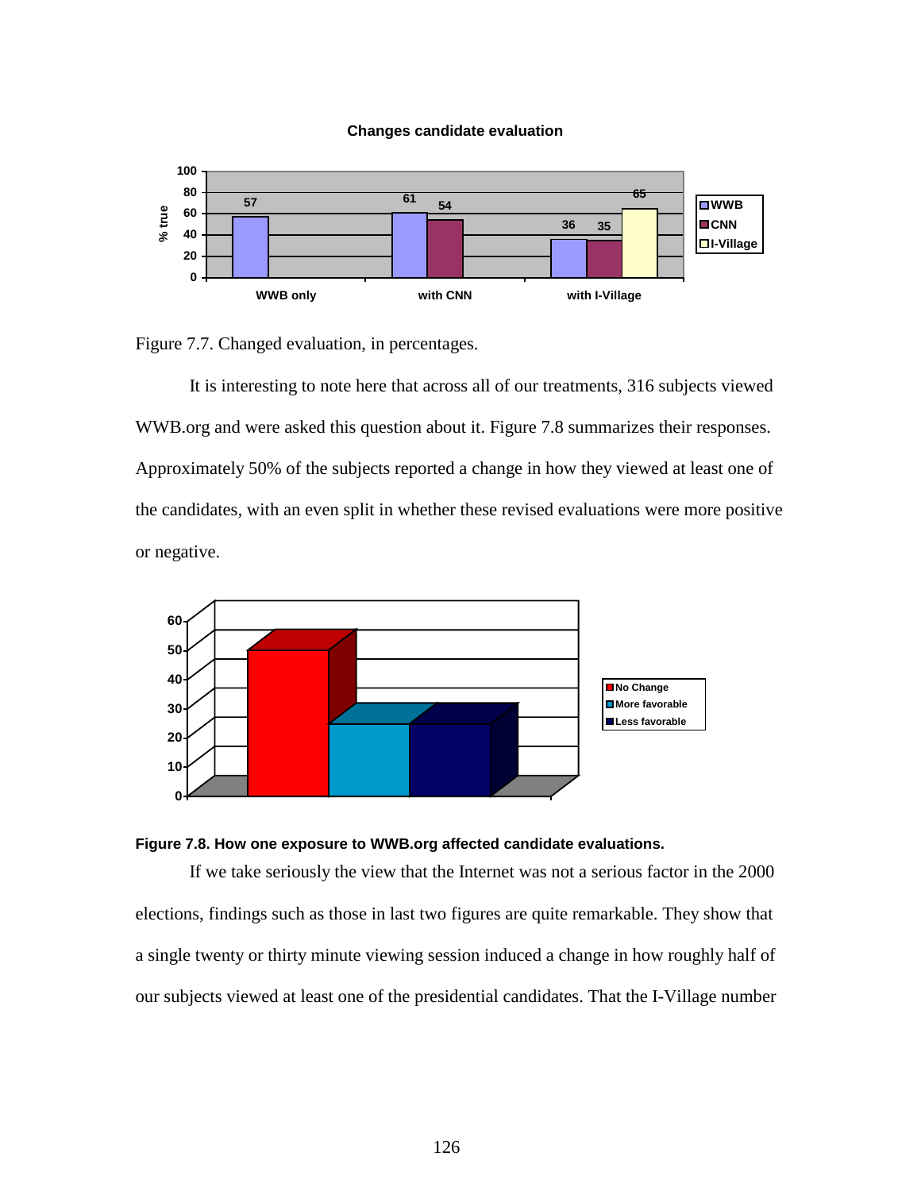Figure 7.7. Changed evaluation, in percentages.

It is interesting to note here that across all of our treatments, 316 subjects viewed WWB.org and were asked this question about it. Figure 7.8 summarizes their responses. Approximately 50% of the subjects reported a change in how they viewed at least one of the candidates, with an even split in whether these revised evaluations were more positive or negative.

**Figure 7.8. How one exposure to WWB.org affected candidate evaluations.**

If we take seriously the view that the Internet was not a serious factor in the 2000 elections, findings such as those in last two figures are quite remarkable. They show that a single twenty or thirty minute viewing session induced a change in how roughly half of our subjects viewed at least one of the presidential candidates. That the I-Village number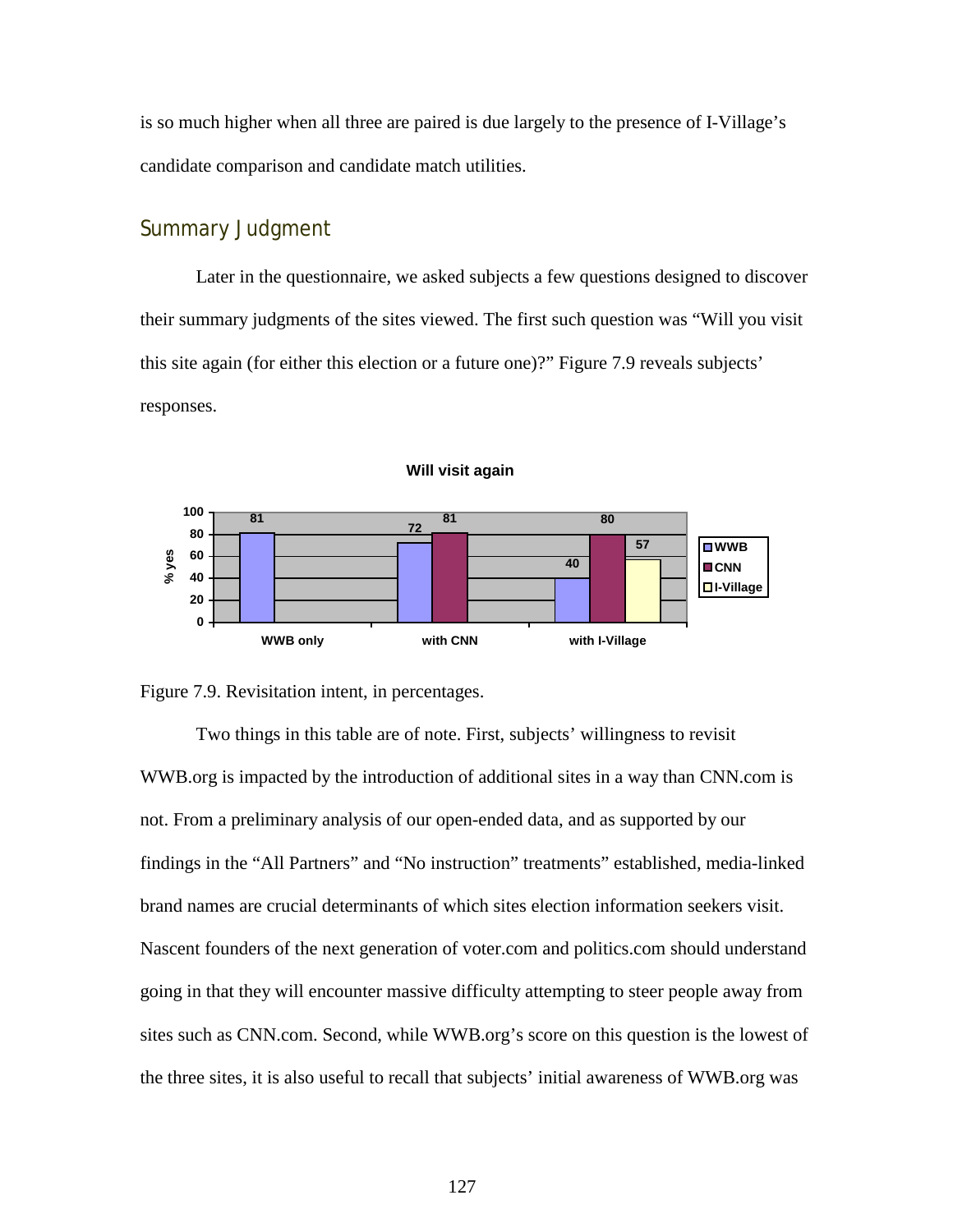is so much higher when all three are paired is due largely to the presence of I-Village's candidate comparison and candidate match utilities.

## Summary Judgment

Later in the questionnaire, we asked subjects a few questions designed to discover their summary judgments of the sites viewed. The first such question was "Will you visit this site again (for either this election or a future one)?" Figure 7.9 reveals subjects' responses.

**Will visit again**

| % yes | WWB | CNN | I-Village |
|---|---|---|---|
| WWB only | 81 | | |
| with CNN | 72 | 81 | |
| with I-Village | 40 | 80 | 57 |

Figure 7.9. Revisitation intent, in percentages.

Two things in this table are of note. First, subjects' willingness to revisit WWB.org is impacted by the introduction of additional sites in a way than CNN.com is not. From a preliminary analysis of our open-ended data, and as supported by our findings in the "All Partners" and "No instruction" treatments" established, media-linked brand names are crucial determinants of which sites election information seekers visit. Nascent founders of the next generation of voter.com and politics.com should understand going in that they will encounter massive difficulty attempting to steer people away from sites such as CNN.com. Second, while WWB.org's score on this question is the lowest of the three sites, it is also useful to recall that subjects' initial awareness of WWB.org was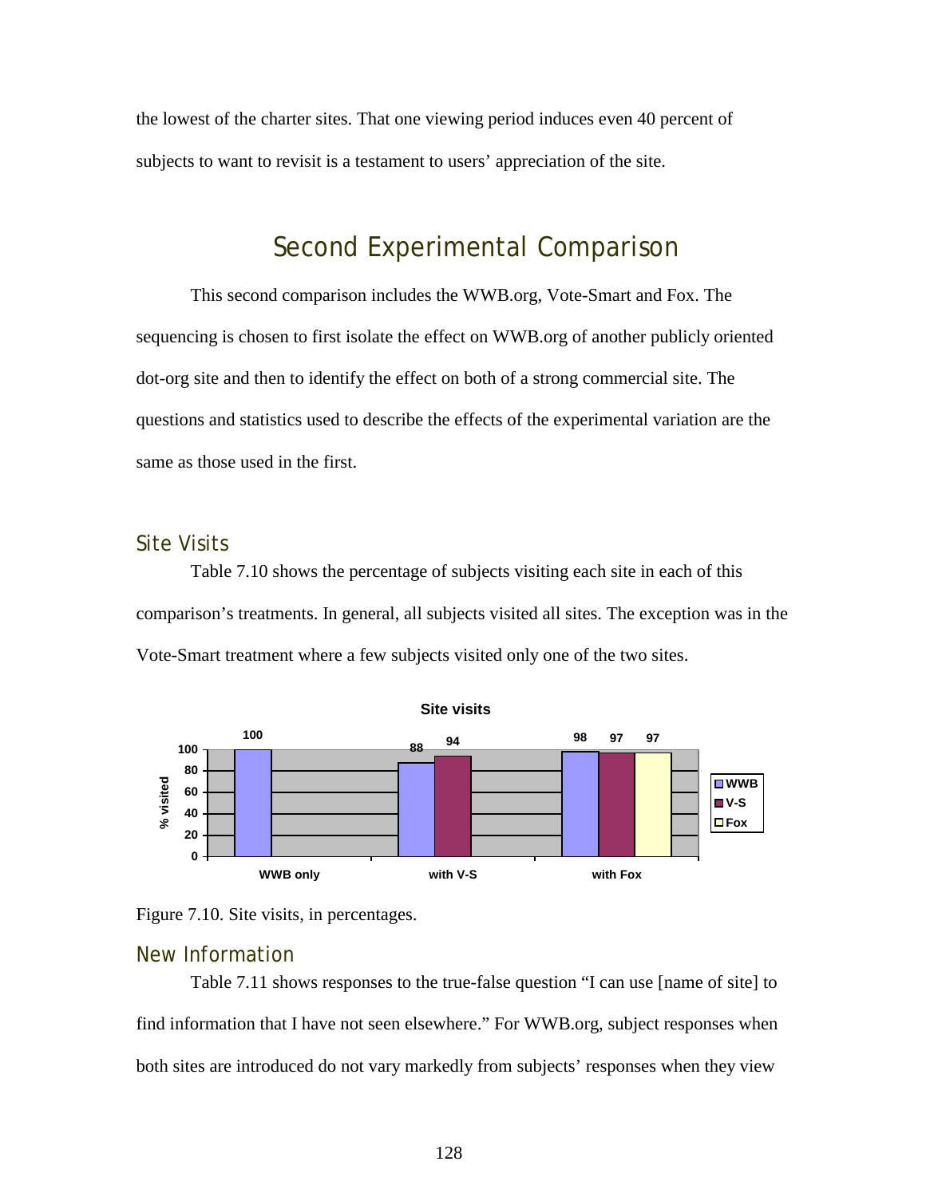the lowest of the charter sites. That one viewing period induces even 40 percent of subjects to want to revisit is a testament to users' appreciation of the site.

## Second Experimental Comparison

This second comparison includes the WWB.org, Vote-Smart and Fox. The sequencing is chosen to first isolate the effect on WWB.org of another publicly oriented dot-org site and then to identify the effect on both of a strong commercial site. The questions and statistics used to describe the effects of the experimental variation are the same as those used in the first.

### Site Visits

Table 7.10 shows the percentage of subjects visiting each site in each of this comparison's treatments. In general, all subjects visited all sites. The exception was in the Vote-Smart treatment where a few subjects visited only one of the two sites.

Figure 7.10. Site visits, in percentages.

### New Information

Table 7.11 shows responses to the true-false question "I can use [name of site] to find information that I have not seen elsewhere." For WWB.org, subject responses when both sites are introduced do not vary markedly from subjects' responses when they view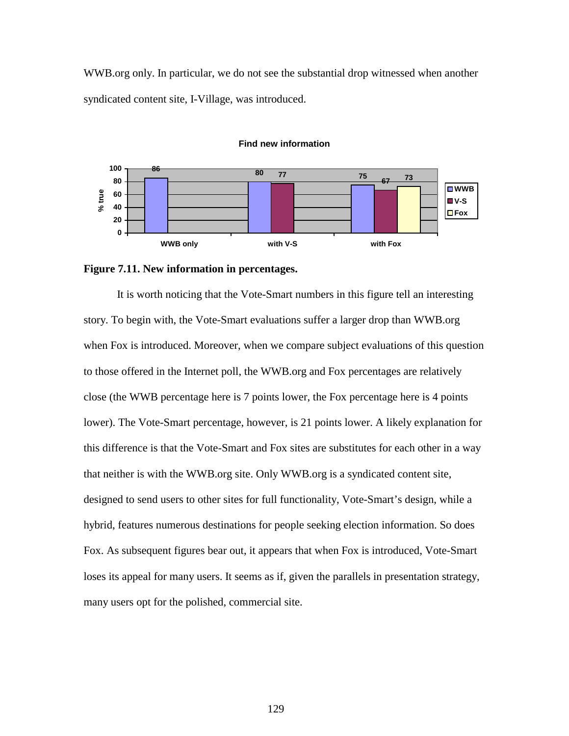WWB.org only. In particular, we do not see the substantial drop witnessed when another syndicated content site, I-Village, was introduced.

**Figure 7.11. New information in percentages.**

It is worth noticing that the Vote-Smart numbers in this figure tell an interesting story. To begin with, the Vote-Smart evaluations suffer a larger drop than WWB.org when Fox is introduced. Moreover, when we compare subject evaluations of this question to those offered in the Internet poll, the WWB.org and Fox percentages are relatively close (the WWB percentage here is 7 points lower, the Fox percentage here is 4 points lower). The Vote-Smart percentage, however, is 21 points lower. A likely explanation for this difference is that the Vote-Smart and Fox sites are substitutes for each other in a way that neither is with the WWB.org site. Only WWB.org is a syndicated content site, designed to send users to other sites for full functionality, Vote-Smart's design, while a hybrid, features numerous destinations for people seeking election information. So does Fox. As subsequent figures bear out, it appears that when Fox is introduced, Vote-Smart loses its appeal for many users. It seems as if, given the parallels in presentation strategy, many users opt for the polished, commercial site.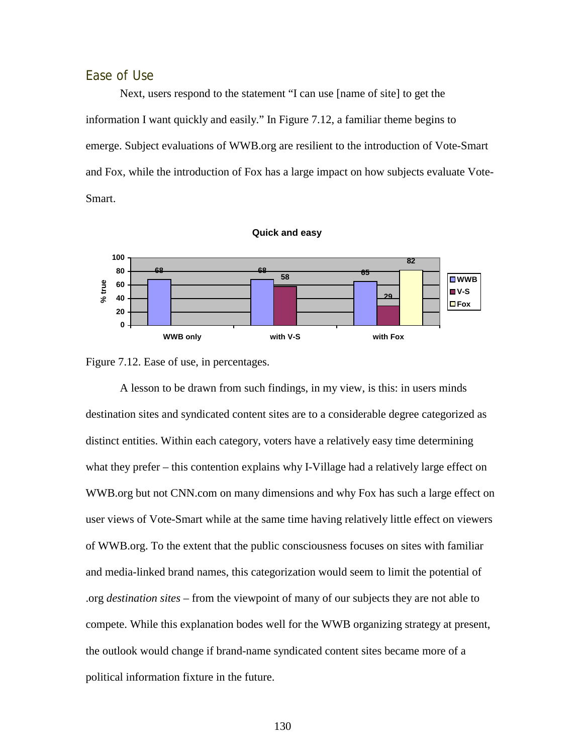## Ease of Use

Next, users respond to the statement "I can use [name of site] to get the information I want quickly and easily." In Figure 7.12, a familiar theme begins to emerge. Subject evaluations of WWB.org are resilient to the introduction of Vote-Smart and Fox, while the introduction of Fox has a large impact on how subjects evaluate Vote-Smart.

**Quick and easy**

| | WWB | V-S | Fox |
|---|---|---|---|
| WWB only | 68 | | |
| with V-S | 68 | 58 | |
| with Fox | 65 | 29 | 82 |

Figure 7.12. Ease of use, in percentages.

A lesson to be drawn from such findings, in my view, is this: in users minds destination sites and syndicated content sites are to a considerable degree categorized as distinct entities. Within each category, voters have a relatively easy time determining what they prefer – this contention explains why I-Village had a relatively large effect on WWB.org but not CNN.com on many dimensions and why Fox has such a large effect on user views of Vote-Smart while at the same time having relatively little effect on viewers of WWB.org. To the extent that the public consciousness focuses on sites with familiar and media-linked brand names, this categorization would seem to limit the potential of .org *destination sites* – from the viewpoint of many of our subjects they are not able to compete. While this explanation bodes well for the WWB organizing strategy at present, the outlook would change if brand-name syndicated content sites became more of a political information fixture in the future.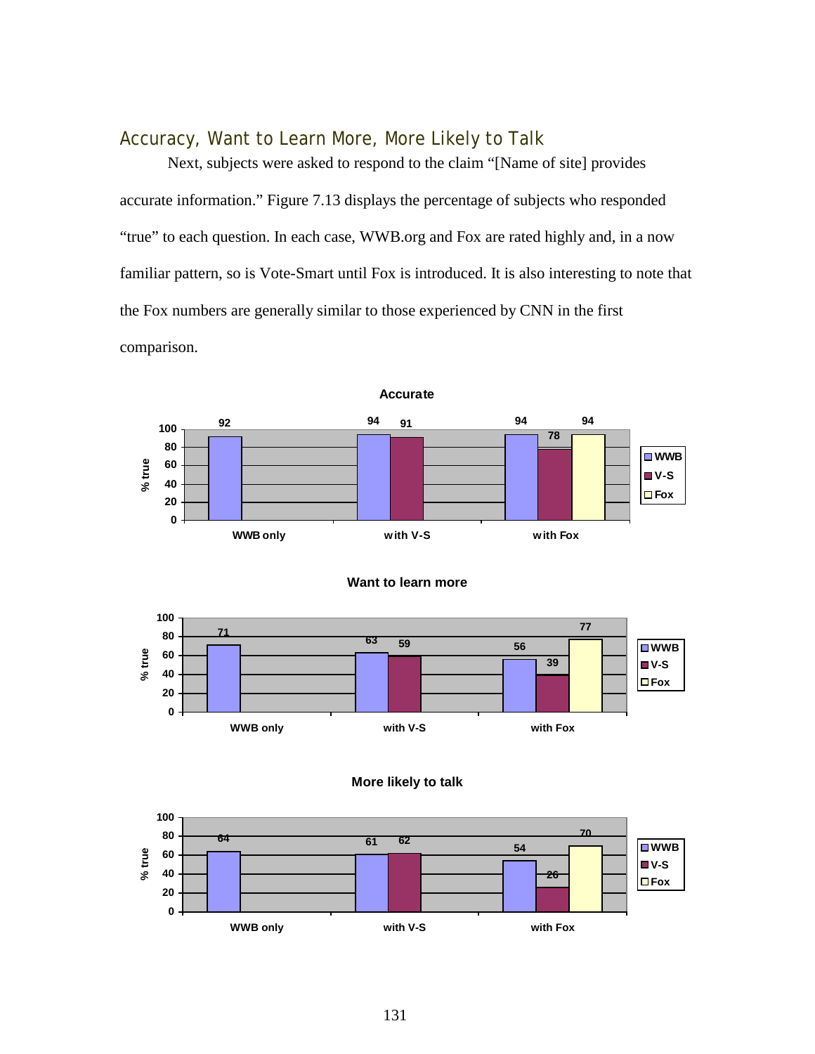## Accuracy, Want to Learn More, More Likely to Talk

Next, subjects were asked to respond to the claim "[Name of site] provides accurate information." Figure 7.13 displays the percentage of subjects who responded "true" to each question. In each case, WWB.org and Fox are rated highly and, in a now familiar pattern, so is Vote-Smart until Fox is introduced. It is also interesting to note that the Fox numbers are generally similar to those experienced by CNN in the first comparison.

**Accurate**

| % true | WWB | V-S | Fox |
|---|---|---|---|
| WWB only | 92 | | |
| with V-S | 94 | 91 | |
| with Fox | 94 | 78 | 94 |

**Want to learn more**

| % true | WWB | V-S | Fox |
|---|---|---|---|
| WWB only | 71 | | |
| with V-S | 63 | 59 | |
| with Fox | 56 | 39 | 77 |

**More likely to talk**

| % true | WWB | V-S | Fox |
|---|---|---|---|
| WWB only | 64 | | |
| with V-S | 61 | 62 | |
| with Fox | 54 | 26 | 70 |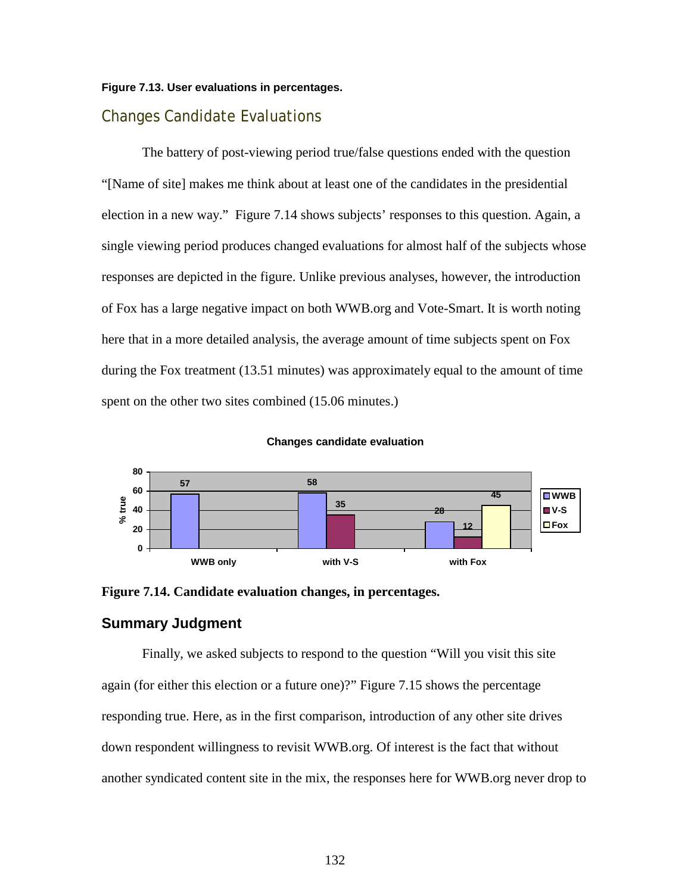**Figure 7.13. User evaluations in percentages.**

## Changes Candidate Evaluations

The battery of post-viewing period true/false questions ended with the question "[Name of site] makes me think about at least one of the candidates in the presidential election in a new way." Figure 7.14 shows subjects' responses to this question. Again, a single viewing period produces changed evaluations for almost half of the subjects whose responses are depicted in the figure. Unlike previous analyses, however, the introduction of Fox has a large negative impact on both WWB.org and Vote-Smart. It is worth noting here that in a more detailed analysis, the average amount of time subjects spent on Fox during the Fox treatment (13.51 minutes) was approximately equal to the amount of time spent on the other two sites combined (15.06 minutes.)

**Changes candidate evaluation**

| % true | WWB | V-S | Fox |
|---|---|---|---|
| WWB only | 57 | | |
| with V-S | 58 | 35 | |
| with Fox | 28 | 12 | 45 |

**Figure 7.14. Candidate evaluation changes, in percentages.**

## Summary Judgment

Finally, we asked subjects to respond to the question "Will you visit this site again (for either this election or a future one)?" Figure 7.15 shows the percentage responding true. Here, as in the first comparison, introduction of any other site drives down respondent willingness to revisit WWB.org. Of interest is the fact that without another syndicated content site in the mix, the responses here for WWB.org never drop to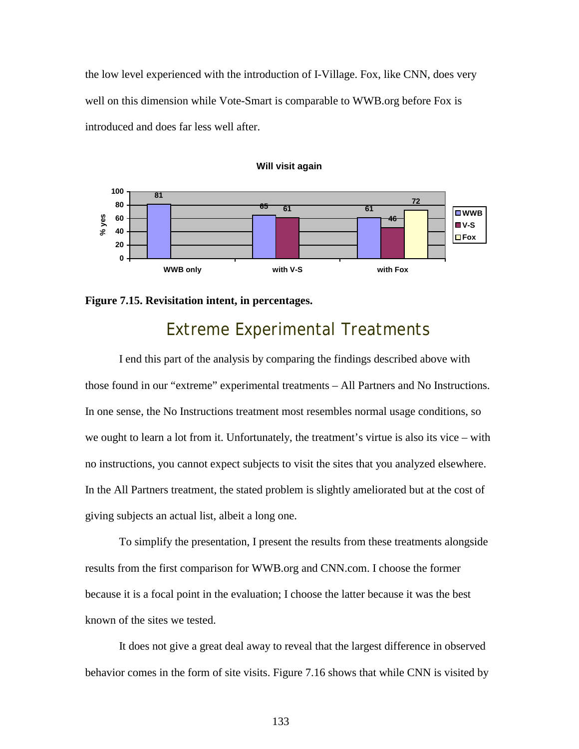the low level experienced with the introduction of I-Village. Fox, like CNN, does very well on this dimension while Vote-Smart is comparable to WWB.org before Fox is introduced and does far less well after.

**Will visit again**

| % yes | WWB | V-S | Fox |
|---|---|---|---|
| WWB only | 81 | | |
| with V-S | 65 | 61 | |
| with Fox | 61 | 46 | 72 |

**Figure 7.15. Revisitation intent, in percentages.**

## Extreme Experimental Treatments

I end this part of the analysis by comparing the findings described above with those found in our "extreme" experimental treatments – All Partners and No Instructions. In one sense, the No Instructions treatment most resembles normal usage conditions, so we ought to learn a lot from it. Unfortunately, the treatment's virtue is also its vice – with no instructions, you cannot expect subjects to visit the sites that you analyzed elsewhere. In the All Partners treatment, the stated problem is slightly ameliorated but at the cost of giving subjects an actual list, albeit a long one.

To simplify the presentation, I present the results from these treatments alongside results from the first comparison for WWB.org and CNN.com. I choose the former because it is a focal point in the evaluation; I choose the latter because it was the best known of the sites we tested.

It does not give a great deal away to reveal that the largest difference in observed behavior comes in the form of site visits. Figure 7.16 shows that while CNN is visited by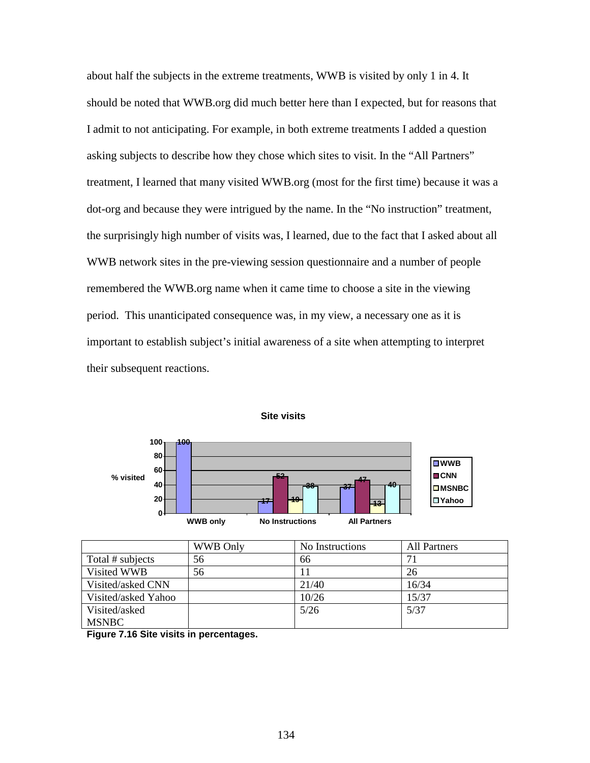about half the subjects in the extreme treatments, WWB is visited by only 1 in 4. It should be noted that WWB.org did much better here than I expected, but for reasons that I admit to not anticipating. For example, in both extreme treatments I added a question asking subjects to describe how they chose which sites to visit. In the "All Partners" treatment, I learned that many visited WWB.org (most for the first time) because it was a dot-org and because they were intrigued by the name. In the "No instruction" treatment, the surprisingly high number of visits was, I learned, due to the fact that I asked about all WWB network sites in the pre-viewing session questionnaire and a number of people remembered the WWB.org name when it came time to choose a site in the viewing period. This unanticipated consequence was, in my view, a necessary one as it is important to establish subject's initial awareness of a site when attempting to interpret their subsequent reactions.

**Site visits**

| % visited | WWB | CNN | MSNBC | Yahoo |
|---|---|---|---|---|
| WWB only | 100 | | | |
| No Instructions | 17 | 52 | 19 | 38 |
| All Partners | 37 | 47 | 13 | 40 |

| | WWB Only | No Instructions | All Partners |
|---|---|---|---|
| Total # subjects | 56 | 66 | 71 |
| Visited WWB | 56 | 11 | 26 |
| Visited/asked CNN | | 21/40 | 16/34 |
| Visited/asked Yahoo | | 10/26 | 15/37 |
| Visited/asked MSNBC | | 5/26 | 5/37 |

**Figure 7.16 Site visits in percentages.**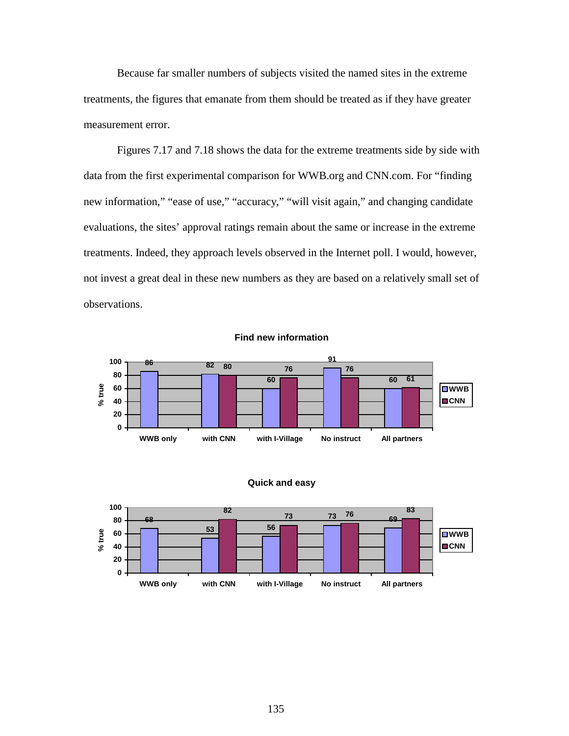Because far smaller numbers of subjects visited the named sites in the extreme treatments, the figures that emanate from them should be treated as if they have greater measurement error.

Figures 7.17 and 7.18 shows the data for the extreme treatments side by side with data from the first experimental comparison for WWB.org and CNN.com. For "finding new information," "ease of use," "accuracy," "will visit again," and changing candidate evaluations, the sites' approval ratings remain about the same or increase in the extreme treatments. Indeed, they approach levels observed in the Internet poll. I would, however, not invest a great deal in these new numbers as they are based on a relatively small set of observations.

**Find new information**

| % true | WWB only | with CNN | with I-Village | No instruct | All partners |
|---|---|---|---|---|---|
| WWB | 86 | 82 | 60 | 91 | 60 |
| CNN | | 80 | 76 | 76 | 61 |

**Quick and easy**

| % true | WWB only | with CNN | with I-Village | No instruct | All partners |
|---|---|---|---|---|---|
| WWB | 68 | 53 | 56 | 73 | 69 |
| CNN | | 82 | 73 | 76 | 83 |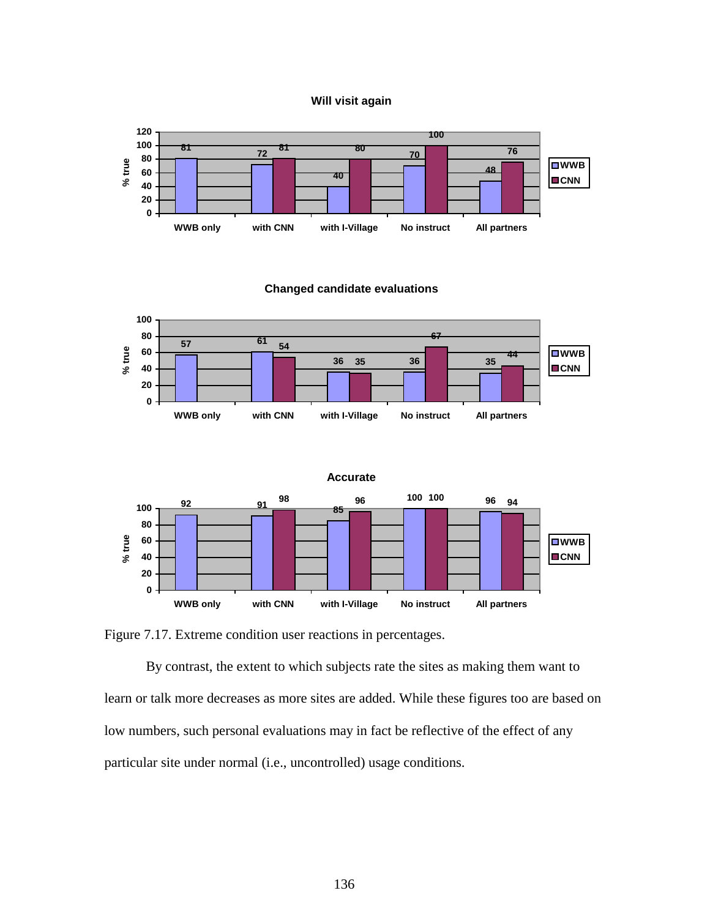**Will visit again**

| | WWB | CNN |
|---|---|---|
| WWB only | 81 | |
| with CNN | 72 | 81 |
| with I-Village | 40 | 80 |
| No instruct | 70 | 100 |
| All partners | 48 | 76 |

**Changed candidate evaluations**

| | WWB | CNN |
|---|---|---|
| WWB only | 57 | |
| with CNN | 61 | 54 |
| with I-Village | 36 | 35 |
| No instruct | 36 | 67 |
| All partners | 35 | 44 |

**Accurate**

| | WWB | CNN |
|---|---|---|
| WWB only | 92 | |
| with CNN | 91 | 98 |
| with I-Village | 85 | 96 |
| No instruct | 100 | 100 |
| All partners | 96 | 94 |

Figure 7.17. Extreme condition user reactions in percentages.

By contrast, the extent to which subjects rate the sites as making them want to learn or talk more decreases as more sites are added. While these figures too are based on low numbers, such personal evaluations may in fact be reflective of the effect of any particular site under normal (i.e., uncontrolled) usage conditions.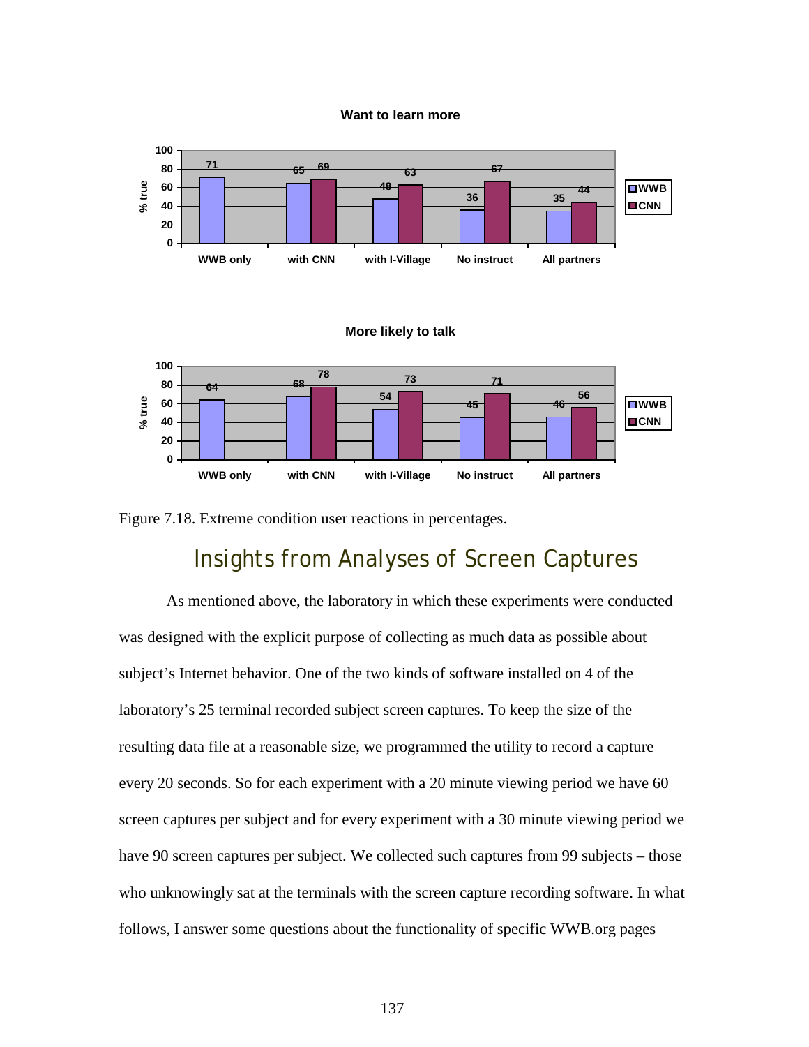**Want to learn more**

| % true | WWB only | with CNN | with I-Village | No instruct | All partners |
|---|---|---|---|---|---|
| WWB | 71 | 65 | 48 | 36 | 35 |
| CNN | | 69 | 63 | 67 | 44 |

**More likely to talk**

| % true | WWB only | with CNN | with I-Village | No instruct | All partners |
|---|---|---|---|---|---|
| WWB | 64 | 68 | 54 | 45 | 46 |
| CNN | | 78 | 73 | 71 | 56 |

Figure 7.18. Extreme condition user reactions in percentages.

## Insights from Analyses of Screen Captures

As mentioned above, the laboratory in which these experiments were conducted was designed with the explicit purpose of collecting as much data as possible about subject's Internet behavior. One of the two kinds of software installed on 4 of the laboratory's 25 terminal recorded subject screen captures. To keep the size of the resulting data file at a reasonable size, we programmed the utility to record a capture every 20 seconds. So for each experiment with a 20 minute viewing period we have 60 screen captures per subject and for every experiment with a 30 minute viewing period we have 90 screen captures per subject. We collected such captures from 99 subjects – those who unknowingly sat at the terminals with the screen capture recording software. In what follows, I answer some questions about the functionality of specific WWB.org pages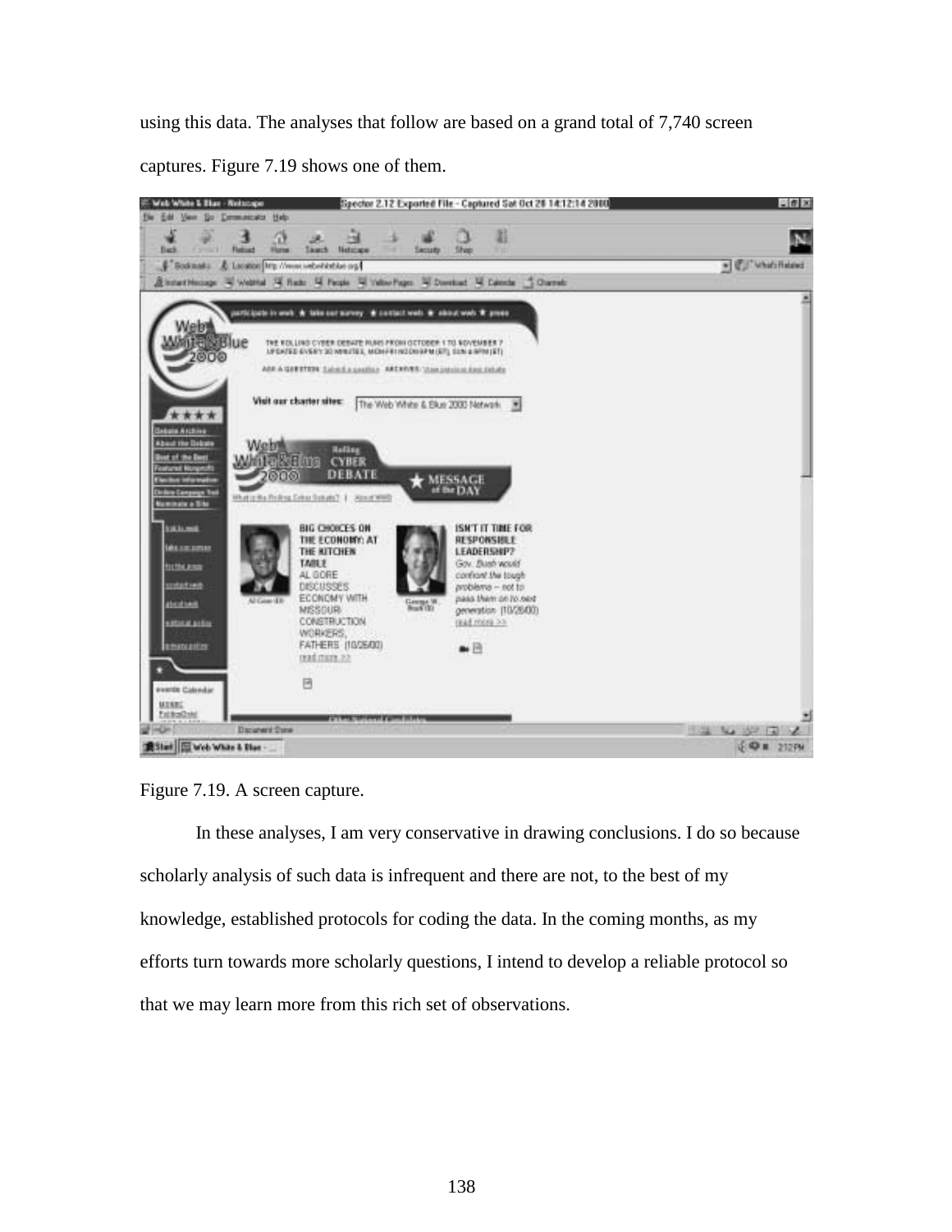using this data. The analyses that follow are based on a grand total of 7,740 screen captures. Figure 7.19 shows one of them.

Figure 7.19. A screen capture.

In these analyses, I am very conservative in drawing conclusions. I do so because scholarly analysis of such data is infrequent and there are not, to the best of my knowledge, established protocols for coding the data. In the coming months, as my efforts turn towards more scholarly questions, I intend to develop a reliable protocol so that we may learn more from this rich set of observations.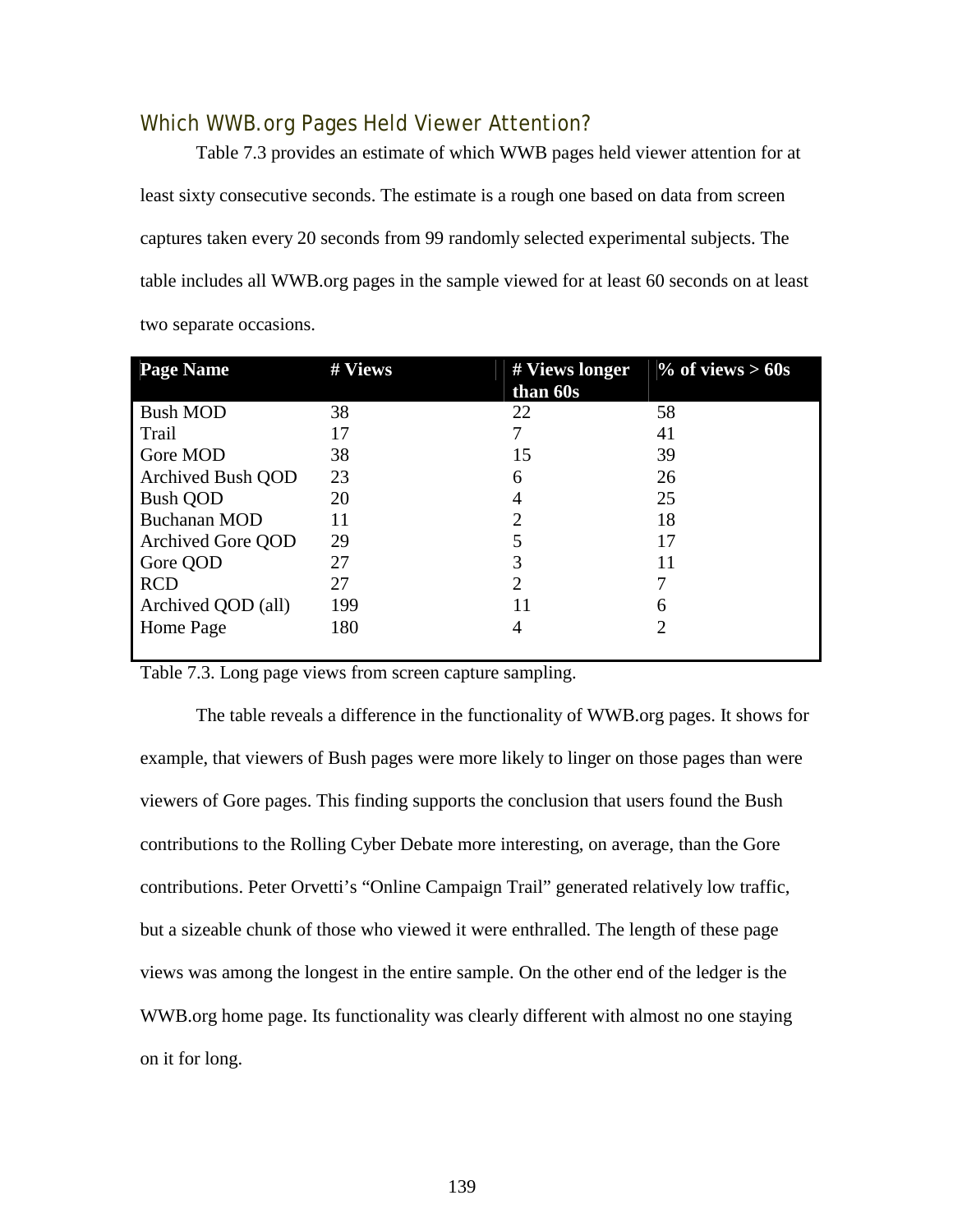## Which WWB.org Pages Held Viewer Attention?

Table 7.3 provides an estimate of which WWB pages held viewer attention for at least sixty consecutive seconds. The estimate is a rough one based on data from screen captures taken every 20 seconds from 99 randomly selected experimental subjects. The table includes all WWB.org pages in the sample viewed for at least 60 seconds on at least two separate occasions.

| Page Name | # Views | # Views longer than 60s | % of views > 60s |
|---|---|---|---|
| Bush MOD | 38 | 22 | 58 |
| Trail | 17 | 7 | 41 |
| Gore MOD | 38 | 15 | 39 |
| Archived Bush QOD | 23 | 6 | 26 |
| Bush QOD | 20 | 4 | 25 |
| Buchanan MOD | 11 | 2 | 18 |
| Archived Gore QOD | 29 | 5 | 17 |
| Gore QOD | 27 | 3 | 11 |
| RCD | 27 | 2 | 7 |
| Archived QOD (all) | 199 | 11 | 6 |
| Home Page | 180 | 4 | 2 |

Table 7.3. Long page views from screen capture sampling.

The table reveals a difference in the functionality of WWB.org pages. It shows for example, that viewers of Bush pages were more likely to linger on those pages than were viewers of Gore pages. This finding supports the conclusion that users found the Bush contributions to the Rolling Cyber Debate more interesting, on average, than the Gore contributions. Peter Orvetti's "Online Campaign Trail" generated relatively low traffic, but a sizeable chunk of those who viewed it were enthralled. The length of these page views was among the longest in the entire sample. On the other end of the ledger is the WWB.org home page. Its functionality was clearly different with almost no one staying on it for long.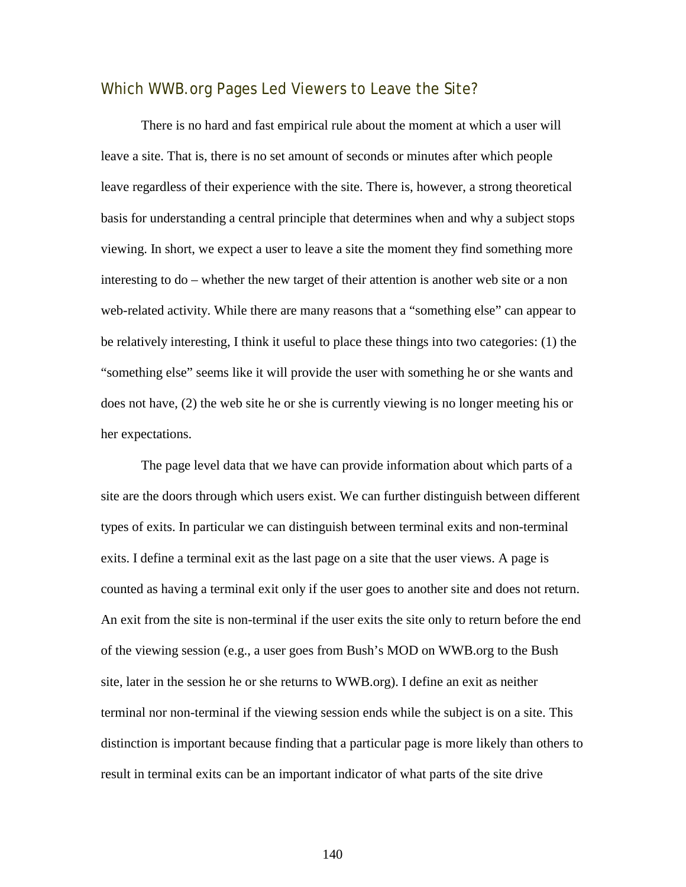## Which WWB.org Pages Led Viewers to Leave the Site?

There is no hard and fast empirical rule about the moment at which a user will leave a site. That is, there is no set amount of seconds or minutes after which people leave regardless of their experience with the site. There is, however, a strong theoretical basis for understanding a central principle that determines when and why a subject stops viewing. In short, we expect a user to leave a site the moment they find something more interesting to do – whether the new target of their attention is another web site or a non web-related activity. While there are many reasons that a "something else" can appear to be relatively interesting, I think it useful to place these things into two categories: (1) the "something else" seems like it will provide the user with something he or she wants and does not have, (2) the web site he or she is currently viewing is no longer meeting his or her expectations.

The page level data that we have can provide information about which parts of a site are the doors through which users exist. We can further distinguish between different types of exits. In particular we can distinguish between terminal exits and non-terminal exits. I define a terminal exit as the last page on a site that the user views. A page is counted as having a terminal exit only if the user goes to another site and does not return. An exit from the site is non-terminal if the user exits the site only to return before the end of the viewing session (e.g., a user goes from Bush's MOD on WWB.org to the Bush site, later in the session he or she returns to WWB.org). I define an exit as neither terminal nor non-terminal if the viewing session ends while the subject is on a site. This distinction is important because finding that a particular page is more likely than others to result in terminal exits can be an important indicator of what parts of the site drive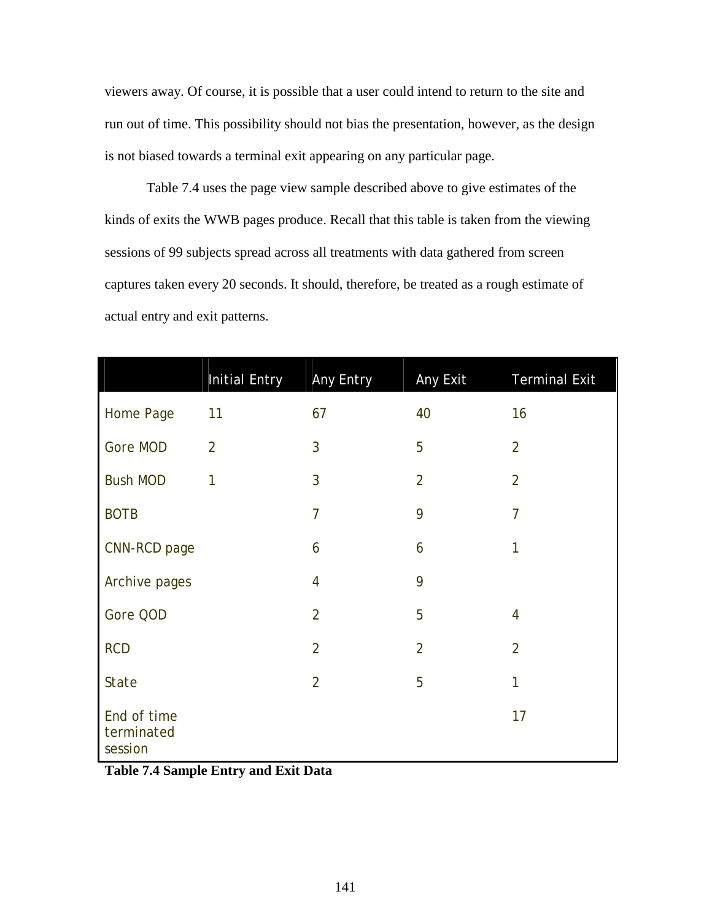viewers away. Of course, it is possible that a user could intend to return to the site and run out of time. This possibility should not bias the presentation, however, as the design is not biased towards a terminal exit appearing on any particular page.

Table 7.4 uses the page view sample described above to give estimates of the kinds of exits the WWB pages produce. Recall that this table is taken from the viewing sessions of 99 subjects spread across all treatments with data gathered from screen captures taken every 20 seconds. It should, therefore, be treated as a rough estimate of actual entry and exit patterns.

| | Initial Entry | Any Entry | Any Exit | Terminal Exit |
|---|---|---|---|---|
| Home Page | 11 | 67 | 40 | 16 |
| Gore MOD | 2 | 3 | 5 | 2 |
| Bush MOD | 1 | 3 | 2 | 2 |
| BOTB | | 7 | 9 | 7 |
| CNN-RCD page | | 6 | 6 | 1 |
| Archive pages | | 4 | 9 | |
| Gore QOD | | 2 | 5 | 4 |
| RCD | | 2 | 2 | 2 |
| State | | 2 | 5 | 1 |
| End of time terminated session | | | | 17 |

**Table 7.4 Sample Entry and Exit Data**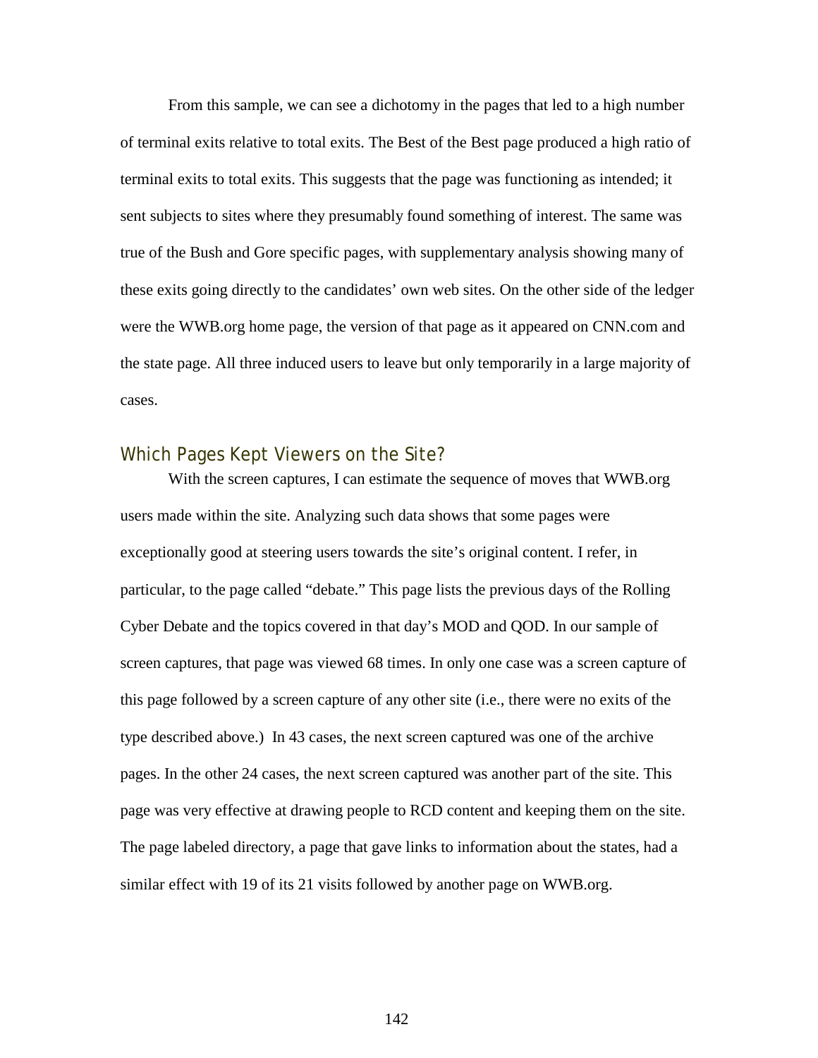From this sample, we can see a dichotomy in the pages that led to a high number of terminal exits relative to total exits. The Best of the Best page produced a high ratio of terminal exits to total exits. This suggests that the page was functioning as intended; it sent subjects to sites where they presumably found something of interest. The same was true of the Bush and Gore specific pages, with supplementary analysis showing many of these exits going directly to the candidates' own web sites. On the other side of the ledger were the WWB.org home page, the version of that page as it appeared on CNN.com and the state page. All three induced users to leave but only temporarily in a large majority of cases.

## Which Pages Kept Viewers on the Site?

With the screen captures, I can estimate the sequence of moves that WWB.org users made within the site. Analyzing such data shows that some pages were exceptionally good at steering users towards the site's original content. I refer, in particular, to the page called "debate." This page lists the previous days of the Rolling Cyber Debate and the topics covered in that day's MOD and QOD. In our sample of screen captures, that page was viewed 68 times. In only one case was a screen capture of this page followed by a screen capture of any other site (i.e., there were no exits of the type described above.) In 43 cases, the next screen captured was one of the archive pages. In the other 24 cases, the next screen captured was another part of the site. This page was very effective at drawing people to RCD content and keeping them on the site. The page labeled directory, a page that gave links to information about the states, had a similar effect with 19 of its 21 visits followed by another page on WWB.org.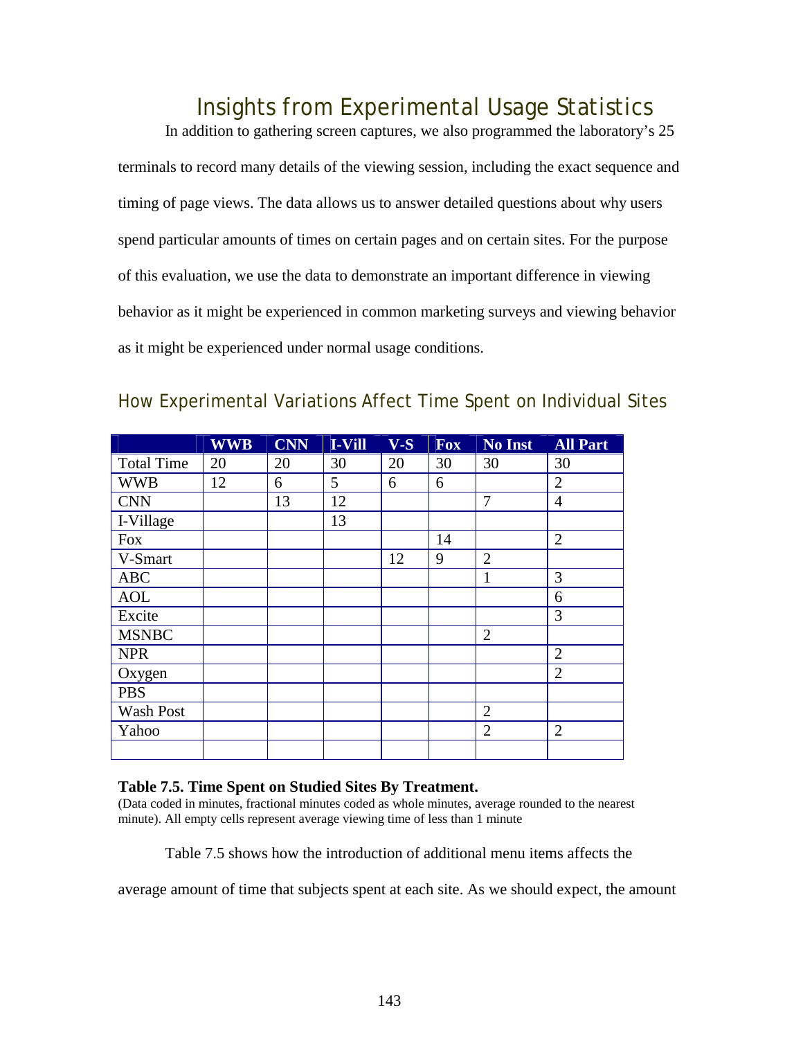## Insights from Experimental Usage Statistics

In addition to gathering screen captures, we also programmed the laboratory's 25 terminals to record many details of the viewing session, including the exact sequence and timing of page views. The data allows us to answer detailed questions about why users spend particular amounts of times on certain pages and on certain sites. For the purpose of this evaluation, we use the data to demonstrate an important difference in viewing behavior as it might be experienced in common marketing surveys and viewing behavior as it might be experienced under normal usage conditions.

### How Experimental Variations Affect Time Spent on Individual Sites

| | WWB | CNN | I-Vill | V-S | Fox | No Inst | All Part |
|---|---|---|---|---|---|---|---|
| Total Time | 20 | 20 | 30 | 20 | 30 | 30 | 30 |
| WWB | 12 | 6 | 5 | 6 | 6 | | 2 |
| CNN | | 13 | 12 | | | 7 | 4 |
| I-Village | | | 13 | | | | |
| Fox | | | | | 14 | | 2 |
| V-Smart | | | | 12 | 9 | 2 | |
| ABC | | | | | | 1 | 3 |
| AOL | | | | | | | 6 |
| Excite | | | | | | | 3 |
| MSNBC | | | | | | 2 | |
| NPR | | | | | | | 2 |
| Oxygen | | | | | | | 2 |
| PBS | | | | | | | |
| Wash Post | | | | | | 2 | |
| Yahoo | | | | | | 2 | 2 |
| | | | | | | | |

**Table 7.5. Time Spent on Studied Sites By Treatment.**
(Data coded in minutes, fractional minutes coded as whole minutes, average rounded to the nearest minute). All empty cells represent average viewing time of less than 1 minute

Table 7.5 shows how the introduction of additional menu items affects the average amount of time that subjects spent at each site. As we should expect, the amount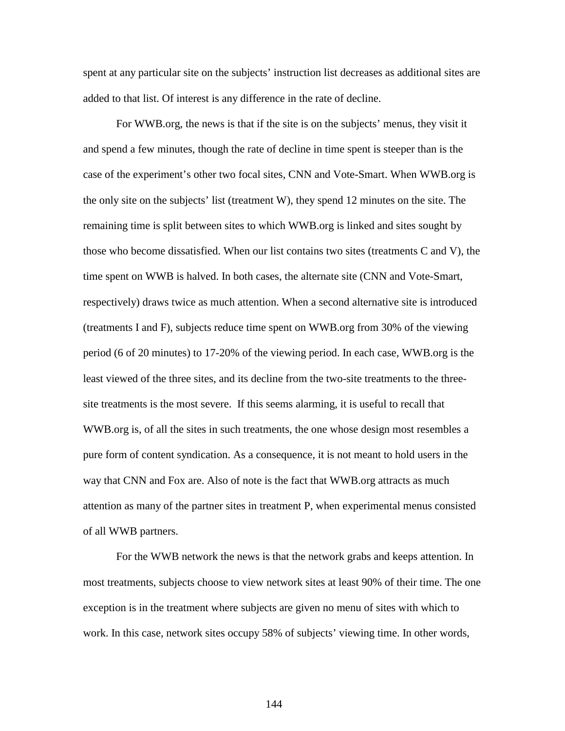spent at any particular site on the subjects' instruction list decreases as additional sites are added to that list. Of interest is any difference in the rate of decline.

For WWB.org, the news is that if the site is on the subjects' menus, they visit it and spend a few minutes, though the rate of decline in time spent is steeper than is the case of the experiment's other two focal sites, CNN and Vote-Smart. When WWB.org is the only site on the subjects' list (treatment W), they spend 12 minutes on the site. The remaining time is split between sites to which WWB.org is linked and sites sought by those who become dissatisfied. When our list contains two sites (treatments C and V), the time spent on WWB is halved. In both cases, the alternate site (CNN and Vote-Smart, respectively) draws twice as much attention. When a second alternative site is introduced (treatments I and F), subjects reduce time spent on WWB.org from 30% of the viewing period (6 of 20 minutes) to 17-20% of the viewing period. In each case, WWB.org is the least viewed of the three sites, and its decline from the two-site treatments to the three-site treatments is the most severe. If this seems alarming, it is useful to recall that WWB.org is, of all the sites in such treatments, the one whose design most resembles a pure form of content syndication. As a consequence, it is not meant to hold users in the way that CNN and Fox are. Also of note is the fact that WWB.org attracts as much attention as many of the partner sites in treatment P, when experimental menus consisted of all WWB partners.

For the WWB network the news is that the network grabs and keeps attention. In most treatments, subjects choose to view network sites at least 90% of their time. The one exception is in the treatment where subjects are given no menu of sites with which to work. In this case, network sites occupy 58% of subjects' viewing time. In other words,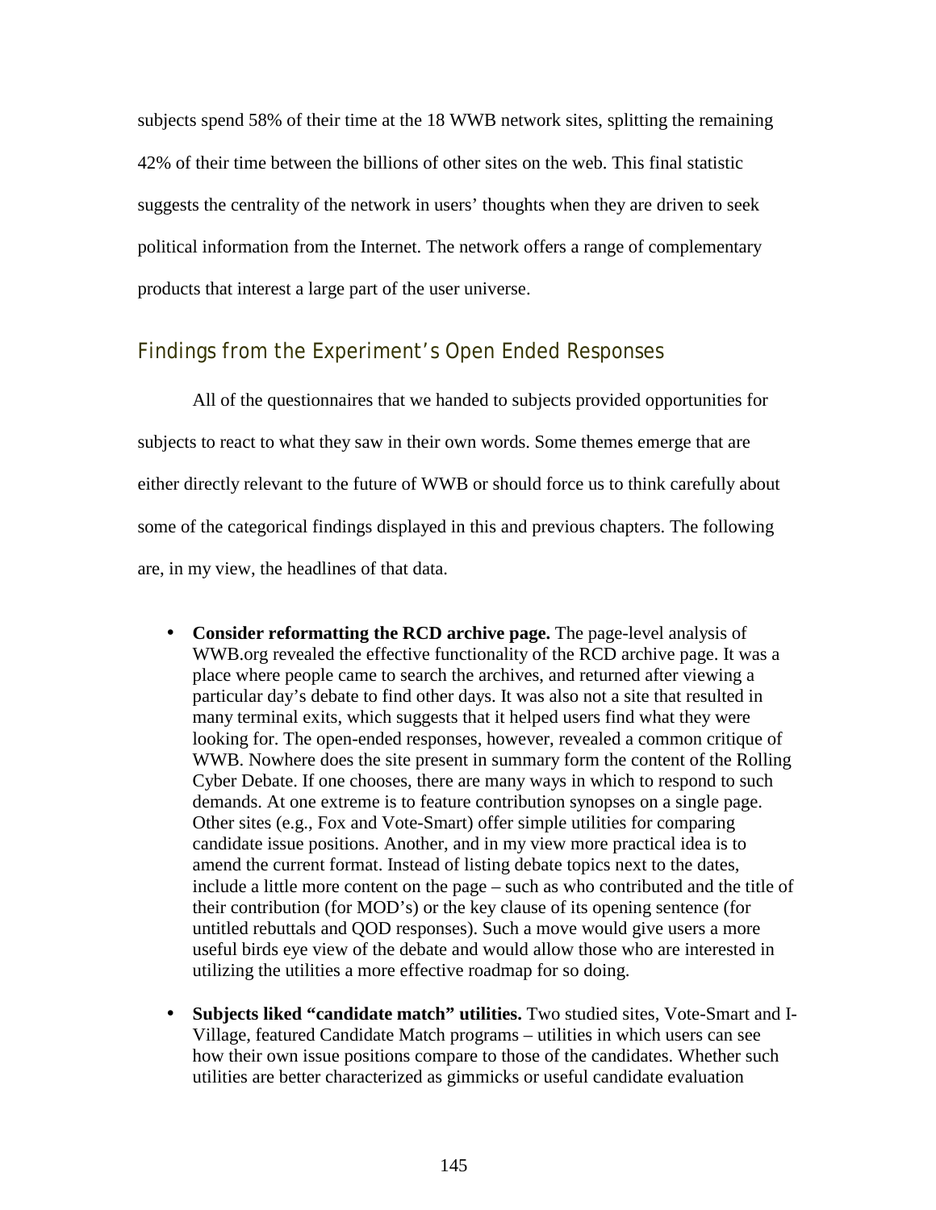subjects spend 58% of their time at the 18 WWB network sites, splitting the remaining 42% of their time between the billions of other sites on the web. This final statistic suggests the centrality of the network in users' thoughts when they are driven to seek political information from the Internet. The network offers a range of complementary products that interest a large part of the user universe.

## Findings from the Experiment's Open Ended Responses

All of the questionnaires that we handed to subjects provided opportunities for subjects to react to what they saw in their own words. Some themes emerge that are either directly relevant to the future of WWB or should force us to think carefully about some of the categorical findings displayed in this and previous chapters. The following are, in my view, the headlines of that data.

- **Consider reformatting the RCD archive page.** The page-level analysis of WWB.org revealed the effective functionality of the RCD archive page. It was a place where people came to search the archives, and returned after viewing a particular day's debate to find other days. It was also not a site that resulted in many terminal exits, which suggests that it helped users find what they were looking for. The open-ended responses, however, revealed a common critique of WWB. Nowhere does the site present in summary form the content of the Rolling Cyber Debate. If one chooses, there are many ways in which to respond to such demands. At one extreme is to feature contribution synopses on a single page. Other sites (e.g., Fox and Vote-Smart) offer simple utilities for comparing candidate issue positions. Another, and in my view more practical idea is to amend the current format. Instead of listing debate topics next to the dates, include a little more content on the page – such as who contributed and the title of their contribution (for MOD's) or the key clause of its opening sentence (for untitled rebuttals and QOD responses). Such a move would give users a more useful birds eye view of the debate and would allow those who are interested in utilizing the utilities a more effective roadmap for so doing.

- **Subjects liked "candidate match" utilities.** Two studied sites, Vote-Smart and I-Village, featured Candidate Match programs – utilities in which users can see how their own issue positions compare to those of the candidates. Whether such utilities are better characterized as gimmicks or useful candidate evaluation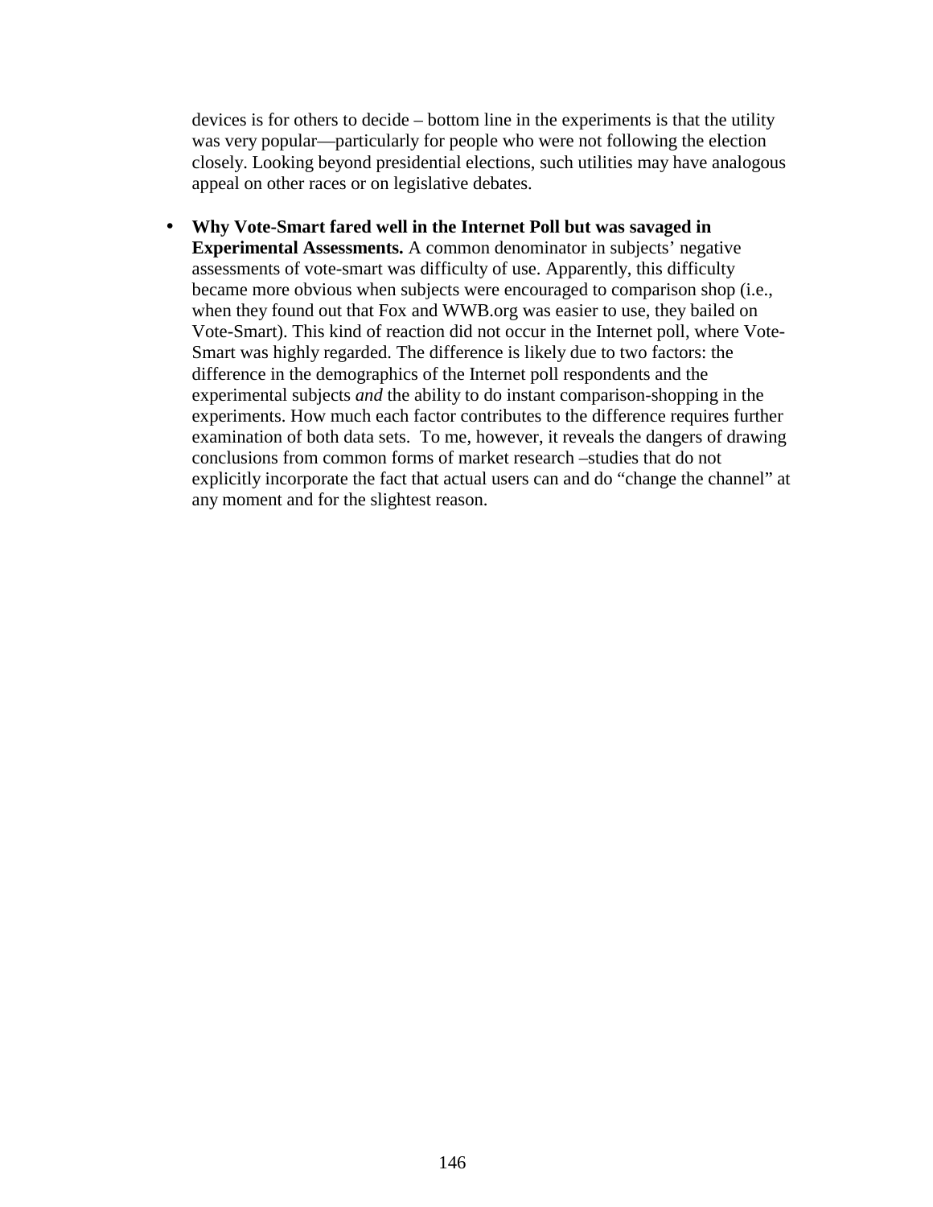devices is for others to decide – bottom line in the experiments is that the utility was very popular—particularly for people who were not following the election closely. Looking beyond presidential elections, such utilities may have analogous appeal on other races or on legislative debates.

- **Why Vote-Smart fared well in the Internet Poll but was savaged in Experimental Assessments.** A common denominator in subjects' negative assessments of vote-smart was difficulty of use. Apparently, this difficulty became more obvious when subjects were encouraged to comparison shop (i.e., when they found out that Fox and WWB.org was easier to use, they bailed on Vote-Smart). This kind of reaction did not occur in the Internet poll, where Vote-Smart was highly regarded. The difference is likely due to two factors: the difference in the demographics of the Internet poll respondents and the experimental subjects *and* the ability to do instant comparison-shopping in the experiments. How much each factor contributes to the difference requires further examination of both data sets. To me, however, it reveals the dangers of drawing conclusions from common forms of market research –studies that do not explicitly incorporate the fact that actual users can and do "change the channel" at any moment and for the slightest reason.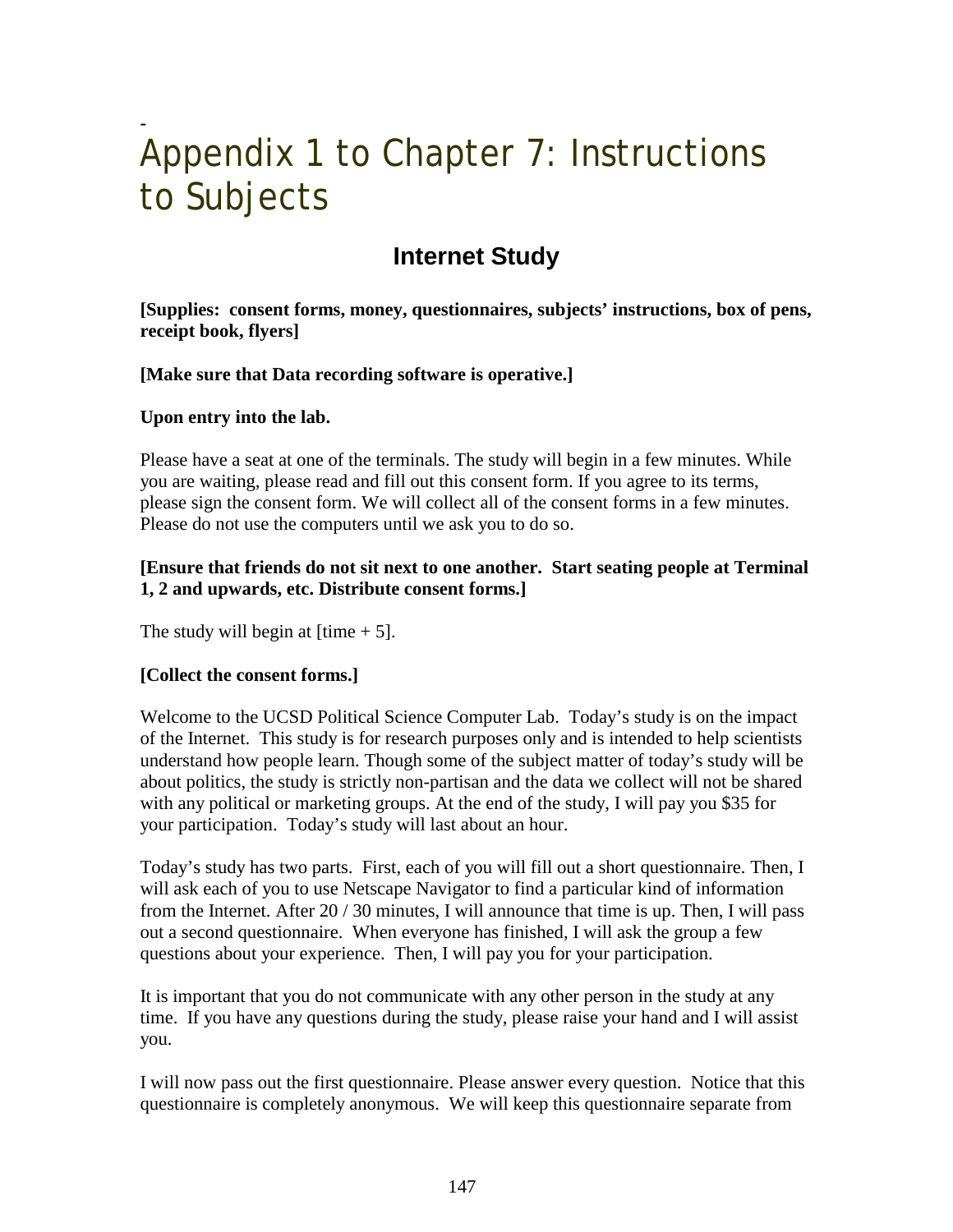# Appendix 1 to Chapter 7: Instructions to Subjects

## Internet Study

**[Supplies: consent forms, money, questionnaires, subjects' instructions, box of pens, receipt book, flyers]**

**[Make sure that Data recording software is operative.]**

**Upon entry into the lab.**

Please have a seat at one of the terminals. The study will begin in a few minutes. While you are waiting, please read and fill out this consent form. If you agree to its terms, please sign the consent form. We will collect all of the consent forms in a few minutes. Please do not use the computers until we ask you to do so.

**[Ensure that friends do not sit next to one another. Start seating people at Terminal 1, 2 and upwards, etc. Distribute consent forms.]**

The study will begin at [time + 5].

**[Collect the consent forms.]**

Welcome to the UCSD Political Science Computer Lab. Today's study is on the impact of the Internet. This study is for research purposes only and is intended to help scientists understand how people learn. Though some of the subject matter of today's study will be about politics, the study is strictly non-partisan and the data we collect will not be shared with any political or marketing groups. At the end of the study, I will pay you $35 for your participation. Today's study will last about an hour.

Today's study has two parts. First, each of you will fill out a short questionnaire. Then, I will ask each of you to use Netscape Navigator to find a particular kind of information from the Internet. After 20 / 30 minutes, I will announce that time is up. Then, I will pass out a second questionnaire. When everyone has finished, I will ask the group a few questions about your experience. Then, I will pay you for your participation.

It is important that you do not communicate with any other person in the study at any time. If you have any questions during the study, please raise your hand and I will assist you.

I will now pass out the first questionnaire. Please answer every question. Notice that this questionnaire is completely anonymous. We will keep this questionnaire separate from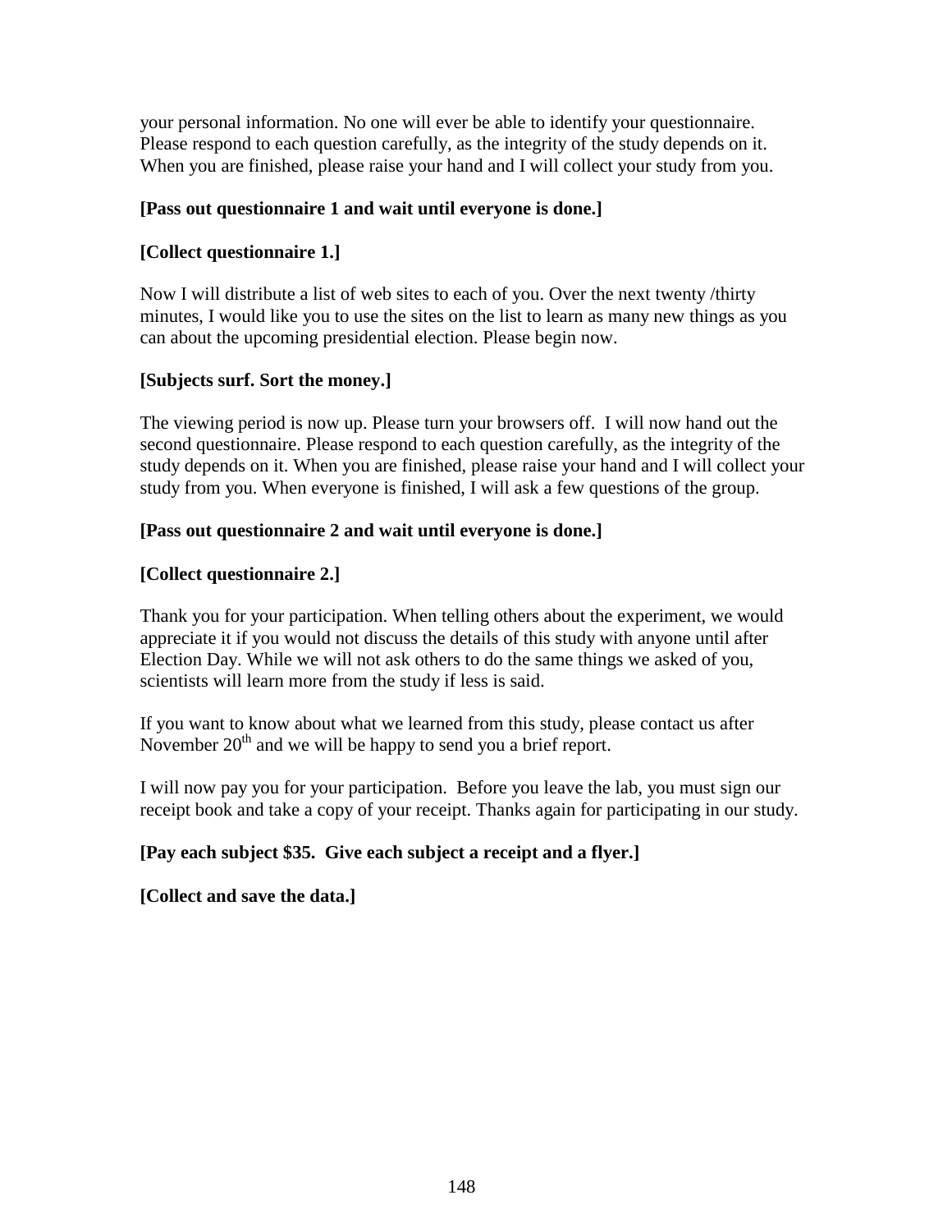your personal information. No one will ever be able to identify your questionnaire. Please respond to each question carefully, as the integrity of the study depends on it. When you are finished, please raise your hand and I will collect your study from you.

**[Pass out questionnaire 1 and wait until everyone is done.]**

**[Collect questionnaire 1.]**

Now I will distribute a list of web sites to each of you. Over the next twenty /thirty minutes, I would like you to use the sites on the list to learn as many new things as you can about the upcoming presidential election. Please begin now.

**[Subjects surf. Sort the money.]**

The viewing period is now up. Please turn your browsers off. I will now hand out the second questionnaire. Please respond to each question carefully, as the integrity of the study depends on it. When you are finished, please raise your hand and I will collect your study from you. When everyone is finished, I will ask a few questions of the group.

**[Pass out questionnaire 2 and wait until everyone is done.]**

**[Collect questionnaire 2.]**

Thank you for your participation. When telling others about the experiment, we would appreciate it if you would not discuss the details of this study with anyone until after Election Day. While we will not ask others to do the same things we asked of you, scientists will learn more from the study if less is said.

If you want to know about what we learned from this study, please contact us after November 20th and we will be happy to send you a brief report.

I will now pay you for your participation. Before you leave the lab, you must sign our receipt book and take a copy of your receipt. Thanks again for participating in our study.

**[Pay each subject $35. Give each subject a receipt and a flyer.]**

**[Collect and save the data.]**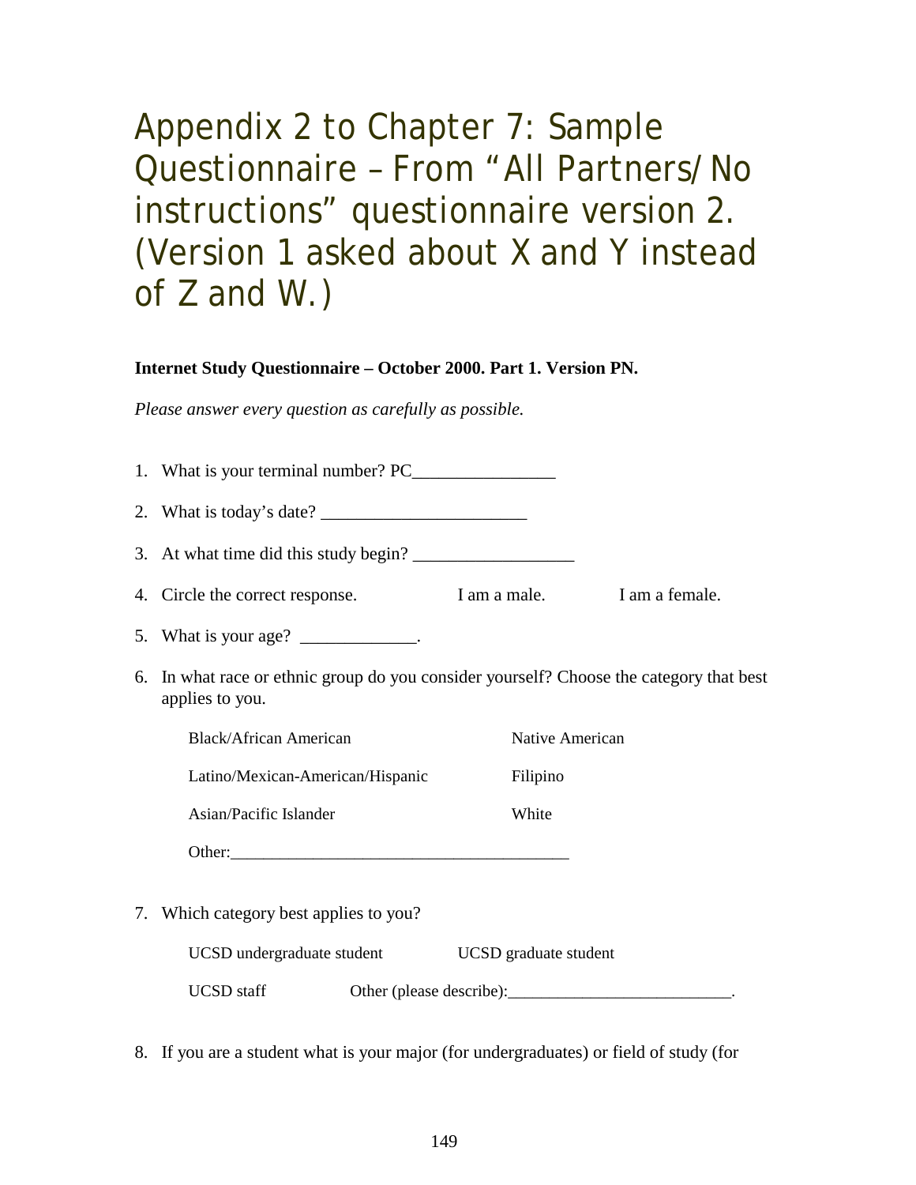# Appendix 2 to Chapter 7: Sample Questionnaire – From "All Partners/No instructions" questionnaire version 2. (Version 1 asked about X and Y instead of Z and W.)

**Internet Study Questionnaire – October 2000. Part 1. Version PN.**

*Please answer every question as carefully as possible.*

1. What is your terminal number? PC________________
2. What is today's date? _______________________
3. At what time did this study begin? __________________
4. Circle the correct response. I am a male. I am a female.
5. What is your age? _____________.
6. In what race or ethnic group do you consider yourself? Choose the category that best applies to you.

   Black/African American Native American

   Latino/Mexican-American/Hispanic Filipino

   Asian/Pacific Islander White

   Other:_________________________________________

7. Which category best applies to you?

   UCSD undergraduate student UCSD graduate student

   UCSD staff Other (please describe):___________________________.

8. If you are a student what is your major (for undergraduates) or field of study (for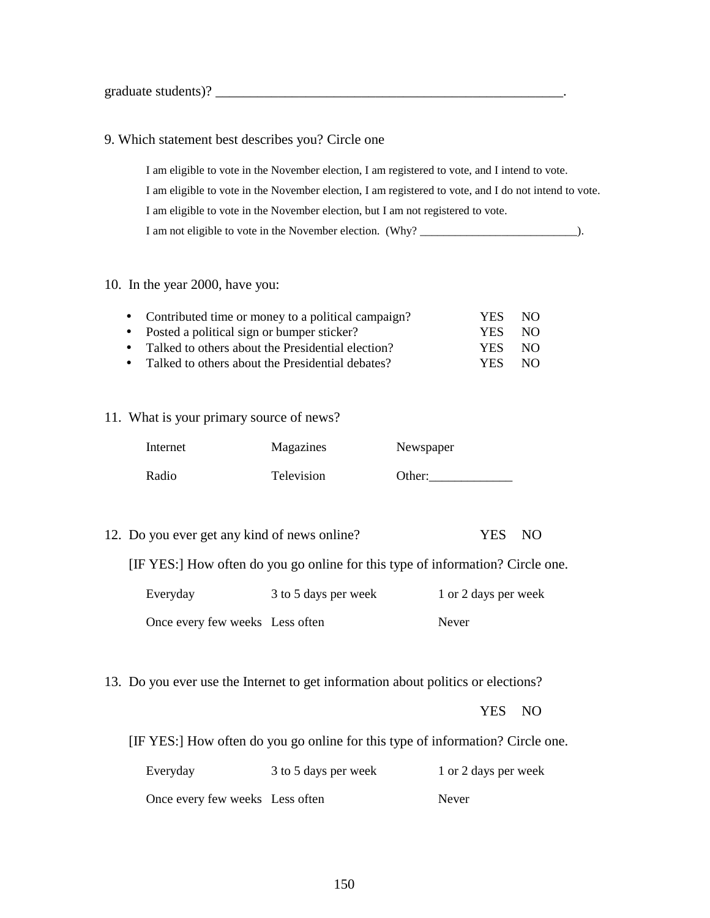graduate students)? ____________________________________________________.

9. Which statement best describes you? Circle one

I am eligible to vote in the November election, I am registered to vote, and I intend to vote.

I am eligible to vote in the November election, I am registered to vote, and I do not intend to vote.

I am eligible to vote in the November election, but I am not registered to vote.

I am not eligible to vote in the November election. (Why? ___________________________).

10. In the year 2000, have you:

- Contributed time or money to a political campaign? YES NO
- Posted a political sign or bumper sticker? YES NO
- Talked to others about the Presidential election? YES NO
- Talked to others about the Presidential debates? YES NO

11. What is your primary source of news?

| Internet | Magazines | Newspaper |
|---|---|---|
| Radio | Television | Other:_____________ |

12. Do you ever get any kind of news online? YES NO

[IF YES:] How often do you go online for this type of information? Circle one.

| Everyday | 3 to 5 days per week | 1 or 2 days per week |
|---|---|---|
| Once every few weeks | Less often | Never |

13. Do you ever use the Internet to get information about politics or elections?

YES NO

[IF YES:] How often do you go online for this type of information? Circle one.

| Everyday | 3 to 5 days per week | 1 or 2 days per week |
|---|---|---|
| Once every few weeks | Less often | Never |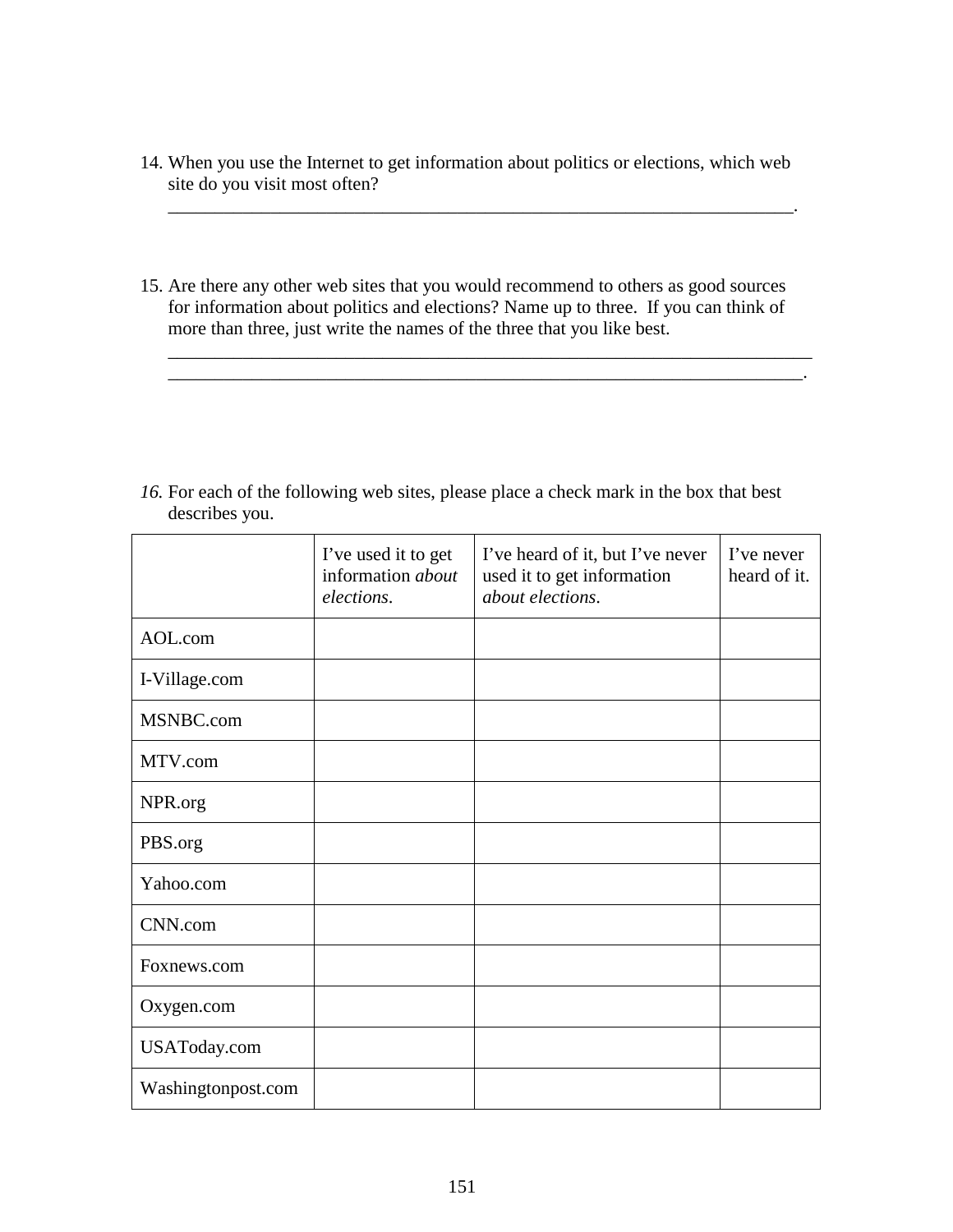14. When you use the Internet to get information about politics or elections, which web site do you visit most often?
______________________________________________________________________.

15. Are there any other web sites that you would recommend to others as good sources for information about politics and elections? Name up to three. If you can think of more than three, just write the names of the three that you like best.
________________________________________________________________________
______________________________________________________________________.

*16.* For each of the following web sites, please place a check mark in the box that best describes you.

| | I've used it to get information *about elections*. | I've heard of it, but I've never used it to get information *about elections*. | I've never heard of it. |
|---|---|---|---|
| AOL.com | | | |
| I-Village.com | | | |
| MSNBC.com | | | |
| MTV.com | | | |
| NPR.org | | | |
| PBS.org | | | |
| Yahoo.com | | | |
| CNN.com | | | |
| Foxnews.com | | | |
| Oxygen.com | | | |
| USAToday.com | | | |
| Washingtonpost.com | | | |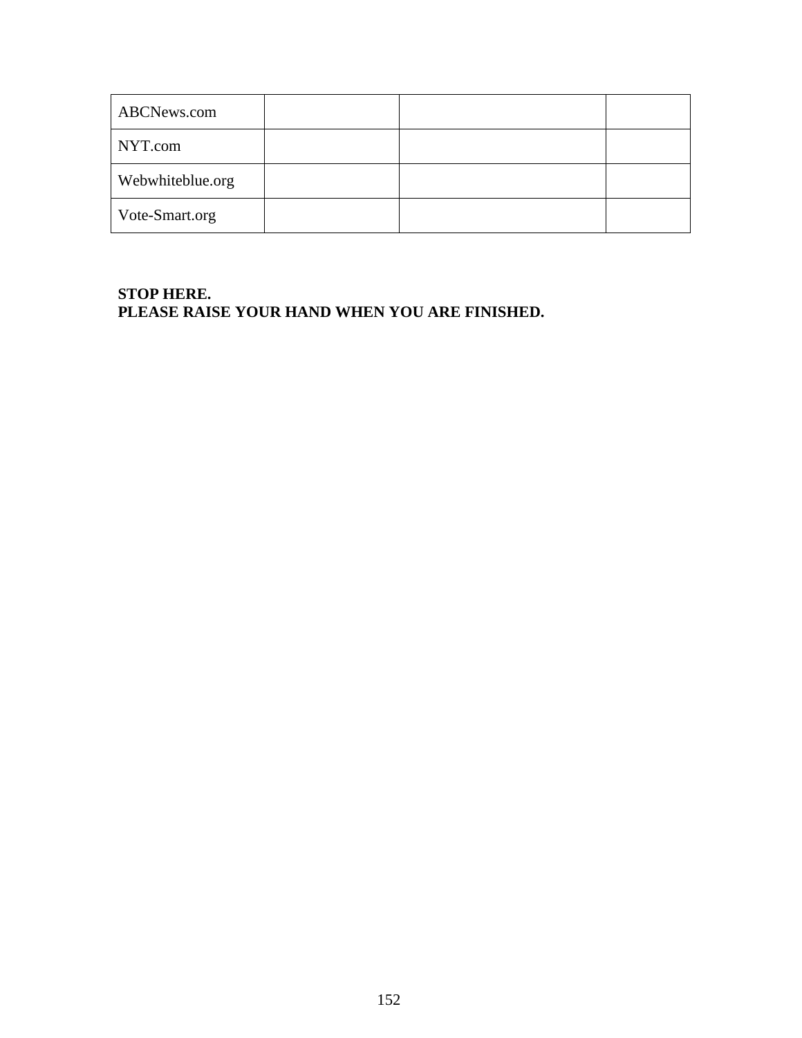| | | | |
|---|---|---|---|
| ABCNews.com | | | |
| NYT.com | | | |
| Webwhiteblue.org | | | |
| Vote-Smart.org | | | |

**STOP HERE.**
**PLEASE RAISE YOUR HAND WHEN YOU ARE FINISHED.**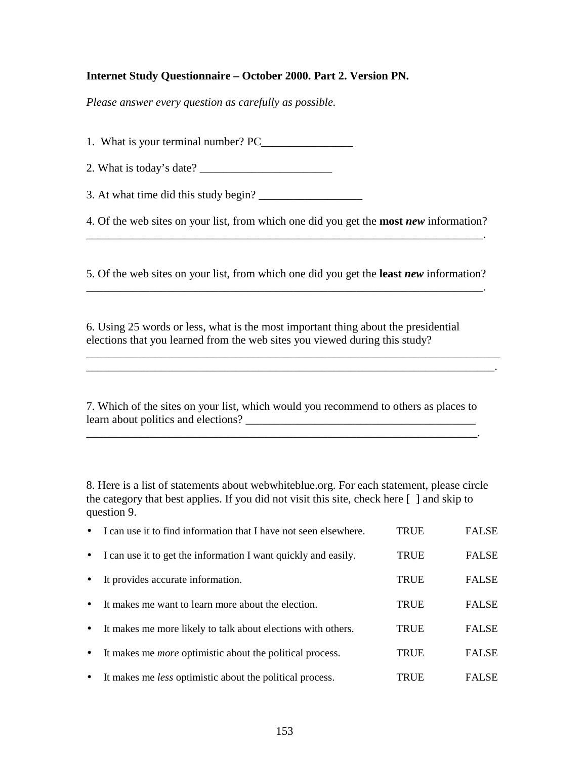**Internet Study Questionnaire – October 2000. Part 2. Version PN.**

*Please answer every question as carefully as possible.*

1. What is your terminal number? PC________________

2. What is today's date? _______________________

3. At what time did this study begin? __________________

4. Of the web sites on your list, from which one did you get the **most *new*** information? ______________________________________________________________________.

5. Of the web sites on your list, from which one did you get the **least *new*** information? ______________________________________________________________________.

6. Using 25 words or less, what is the most important thing about the presidential elections that you learned from the web sites you viewed during this study? __________________________________________________________________________ _________________________________________________________________________.

7. Which of the sites on your list, which would you recommend to others as places to learn about politics and elections? ________________________________________ ______________________________________________________________________.

8. Here is a list of statements about webwhiteblue.org. For each statement, please circle the category that best applies. If you did not visit this site, check here [ ] and skip to question 9.

| | | |
|---|---|---|
| • I can use it to find information that I have not seen elsewhere. | TRUE | FALSE |
| • I can use it to get the information I want quickly and easily. | TRUE | FALSE |
| • It provides accurate information. | TRUE | FALSE |
| • It makes me want to learn more about the election. | TRUE | FALSE |
| • It makes me more likely to talk about elections with others. | TRUE | FALSE |
| • It makes me *more* optimistic about the political process. | TRUE | FALSE |
| • It makes me *less* optimistic about the political process. | TRUE | FALSE |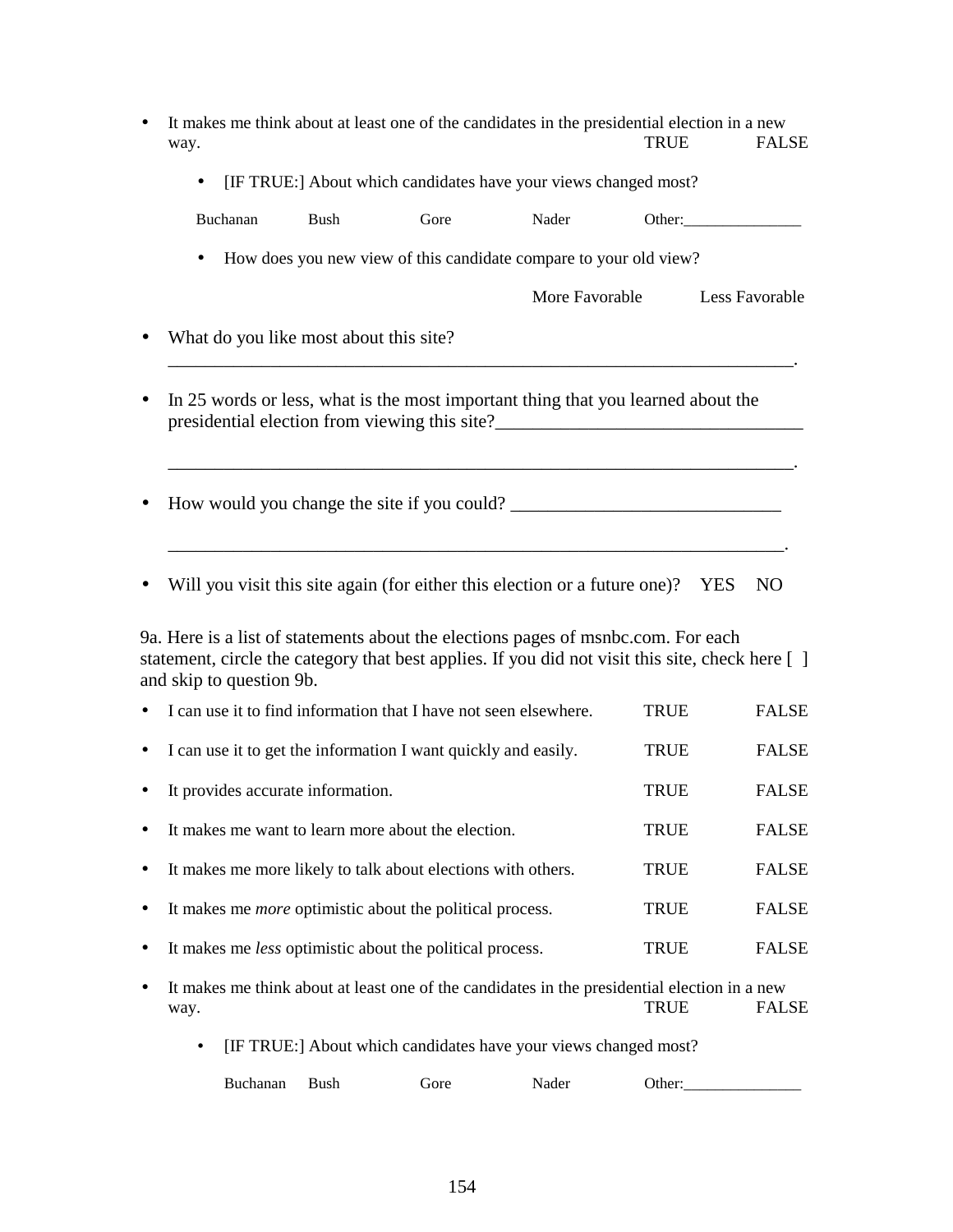- It makes me think about at least one of the candidates in the presidential election in a new way. TRUE FALSE

  - [IF TRUE:] About which candidates have your views changed most?

    Buchanan Bush Gore Nader Other:_______________

  - How does you new view of this candidate compare to your old view?

    More Favorable Less Favorable

- What do you like most about this site? _______________________________________________________________________.

- In 25 words or less, what is the most important thing that you learned about the presidential election from viewing this site?_________________________________

  _______________________________________________________________________.

- How would you change the site if you could? _____________________________

  _______________________________________________________________________.

- Will you visit this site again (for either this election or a future one)? YES NO

9a. Here is a list of statements about the elections pages of msnbc.com. For each statement, circle the category that best applies. If you did not visit this site, check here [ ] and skip to question 9b.

- I can use it to find information that I have not seen elsewhere. TRUE FALSE
- I can use it to get the information I want quickly and easily. TRUE FALSE
- It provides accurate information. TRUE FALSE
- It makes me want to learn more about the election. TRUE FALSE
- It makes me more likely to talk about elections with others. TRUE FALSE
- It makes me *more* optimistic about the political process. TRUE FALSE
- It makes me *less* optimistic about the political process. TRUE FALSE
- It makes me think about at least one of the candidates in the presidential election in a new way. TRUE FALSE

  - [IF TRUE:] About which candidates have your views changed most?

    Buchanan Bush Gore Nader Other:_______________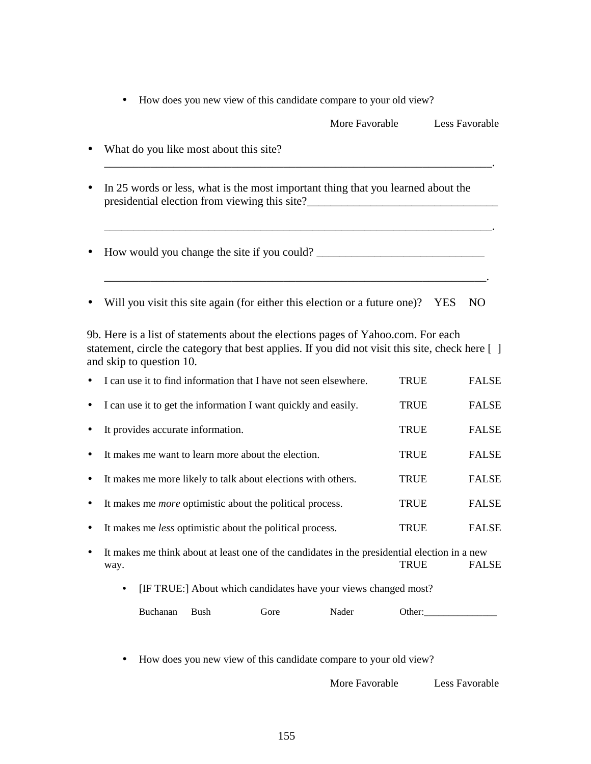- How does you new view of this candidate compare to your old view?

  More Favorable Less Favorable

- What do you like most about this site? ______________________________________________________________________.

- In 25 words or less, what is the most important thing that you learned about the presidential election from viewing this site?_________________________________

  ______________________________________________________________________.

- How would you change the site if you could? _____________________________

  ______________________________________________________________________.

- Will you visit this site again (for either this election or a future one)? YES NO

9b. Here is a list of statements about the elections pages of Yahoo.com. For each statement, circle the category that best applies. If you did not visit this site, check here [ ] and skip to question 10.

- I can use it to find information that I have not seen elsewhere. TRUE FALSE
- I can use it to get the information I want quickly and easily. TRUE FALSE
- It provides accurate information. TRUE FALSE
- It makes me want to learn more about the election. TRUE FALSE
- It makes me more likely to talk about elections with others. TRUE FALSE
- It makes me *more* optimistic about the political process. TRUE FALSE
- It makes me *less* optimistic about the political process. TRUE FALSE
- It makes me think about at least one of the candidates in the presidential election in a new way. TRUE FALSE
  - [IF TRUE:] About which candidates have your views changed most?

    Buchanan Bush Gore Nader Other:_______________

  - How does you new view of this candidate compare to your old view?

    More Favorable Less Favorable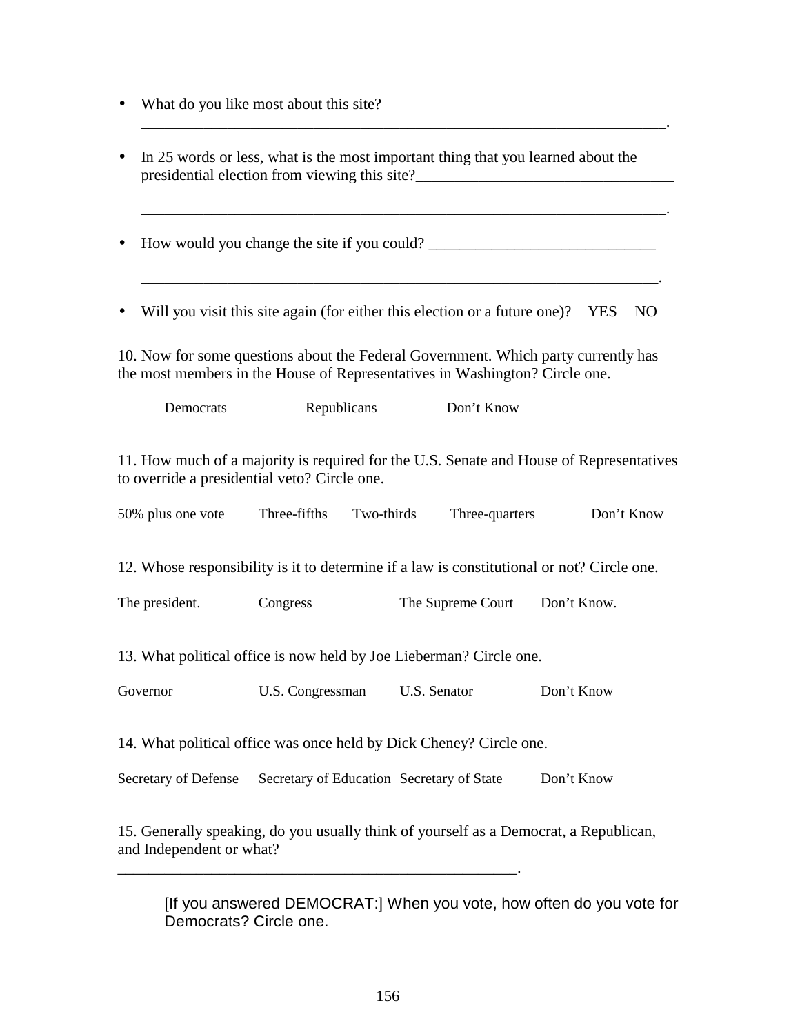- What do you like most about this site? ______________________________________________________________________.

- In 25 words or less, what is the most important thing that you learned about the presidential election from viewing this site?_________________________________

  ______________________________________________________________________.

- How would you change the site if you could? _____________________________

  ______________________________________________________________________.

- Will you visit this site again (for either this election or a future one)? YES NO

10. Now for some questions about the Federal Government. Which party currently has the most members in the House of Representatives in Washington? Circle one.

Democrats Republicans Don't Know

11. How much of a majority is required for the U.S. Senate and House of Representatives to override a presidential veto? Circle one.

50% plus one vote Three-fifths Two-thirds Three-quarters Don't Know

12. Whose responsibility is it to determine if a law is constitutional or not? Circle one.

The president. Congress The Supreme Court Don't Know.

13. What political office is now held by Joe Lieberman? Circle one.

Governor U.S. Congressman U.S. Senator Don't Know

14. What political office was once held by Dick Cheney? Circle one.

Secretary of Defense Secretary of Education Secretary of State Don't Know

15. Generally speaking, do you usually think of yourself as a Democrat, a Republican, and Independent or what?
_____________________________________________________.

[If you answered DEMOCRAT:] When you vote, how often do you vote for Democrats? Circle one.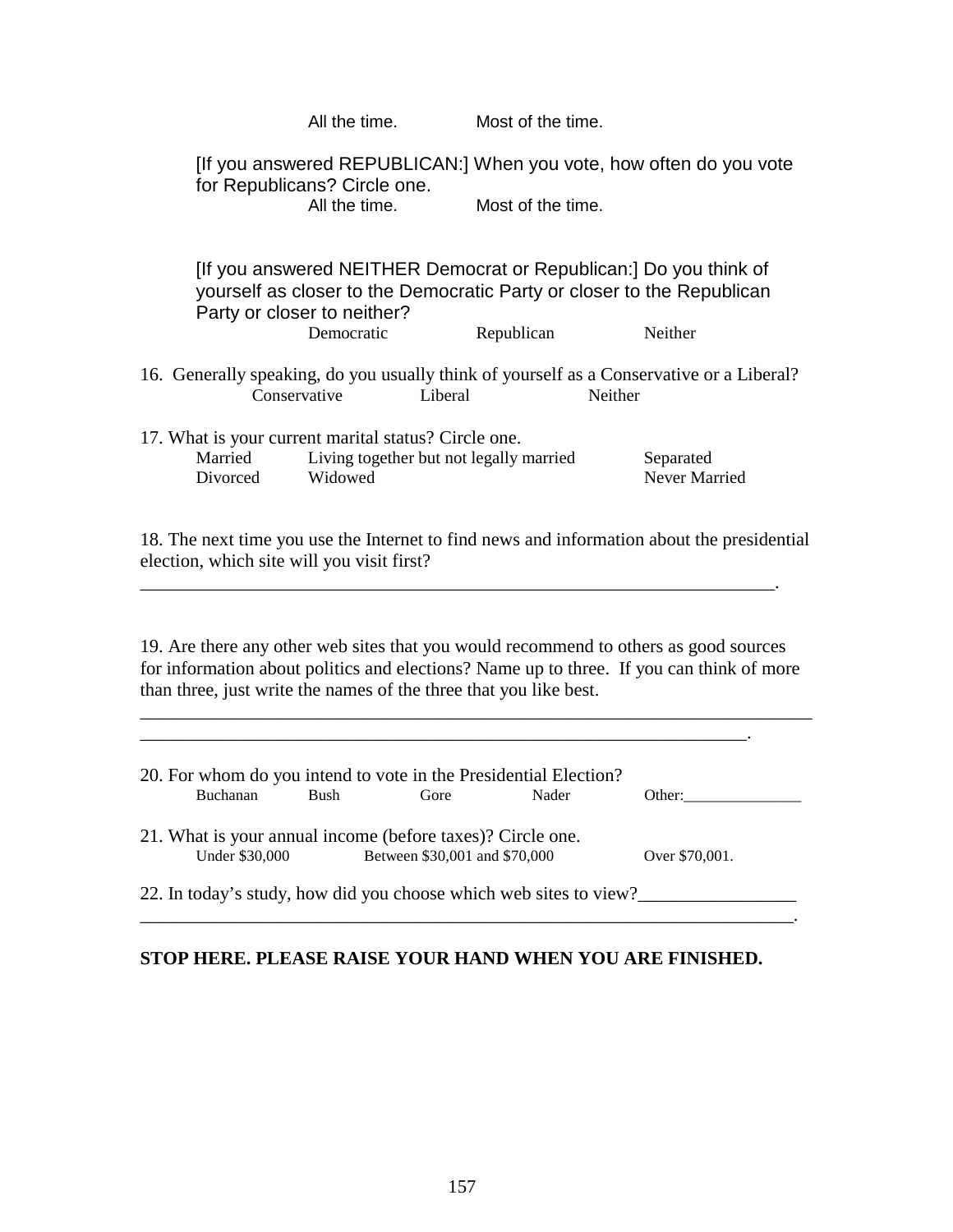All the time. Most of the time.

[If you answered REPUBLICAN:] When you vote, how often do you vote for Republicans? Circle one.

All the time. Most of the time.

[If you answered NEITHER Democrat or Republican:] Do you think of yourself as closer to the Democratic Party or closer to the Republican Party or closer to neither?

Democratic Republican Neither

16. Generally speaking, do you usually think of yourself as a Conservative or a Liberal?

Conservative Liberal Neither

17. What is your current marital status? Circle one.

Married Living together but not legally married Separated
Divorced Widowed Never Married

18. The next time you use the Internet to find news and information about the presidential election, which site will you visit first?

_______________________________________________________________________.

19. Are there any other web sites that you would recommend to others as good sources for information about politics and elections? Name up to three. If you can think of more than three, just write the names of the three that you like best.

___________________________________________________________________________
____________________________________________________________________.

20. For whom do you intend to vote in the Presidential Election?

Buchanan Bush Gore Nader Other:_______________

21. What is your annual income (before taxes)? Circle one.

Under $30,000 Between $30,001 and $70,000 Over $70,001.

22. In today's study, how did you choose which web sites to view?_________________
_________________________________________________________________________.

**STOP HERE. PLEASE RAISE YOUR HAND WHEN YOU ARE FINISHED.**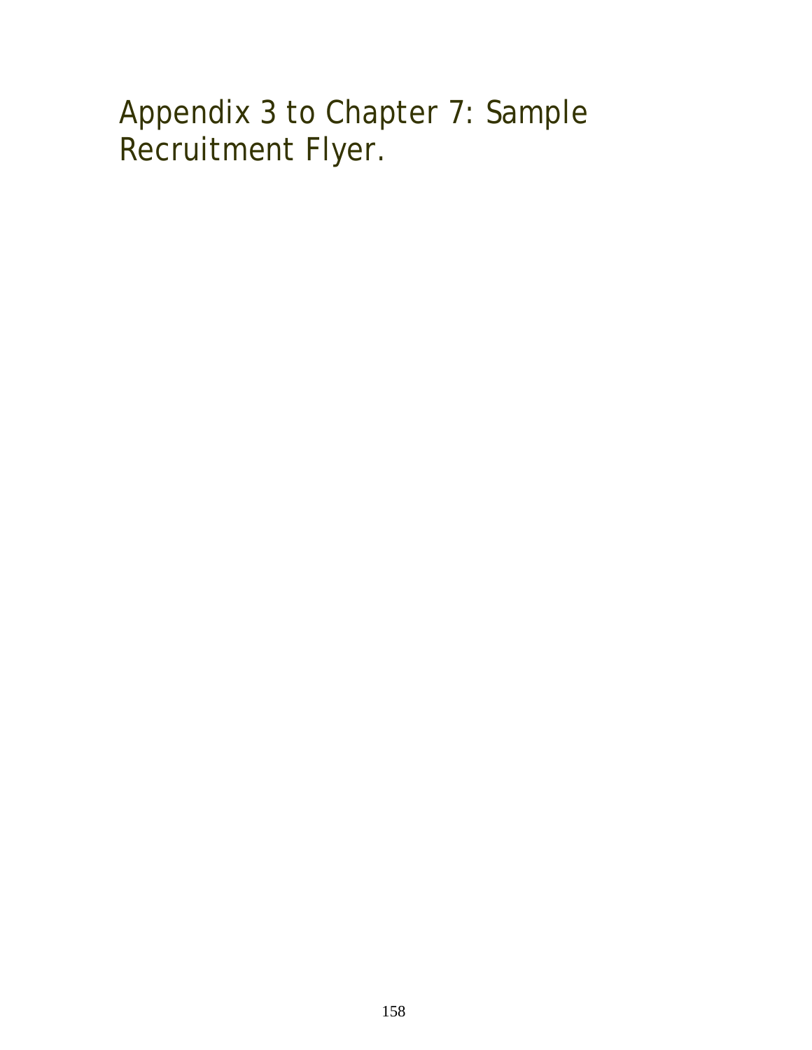# Appendix 3 to Chapter 7: Sample Recruitment Flyer.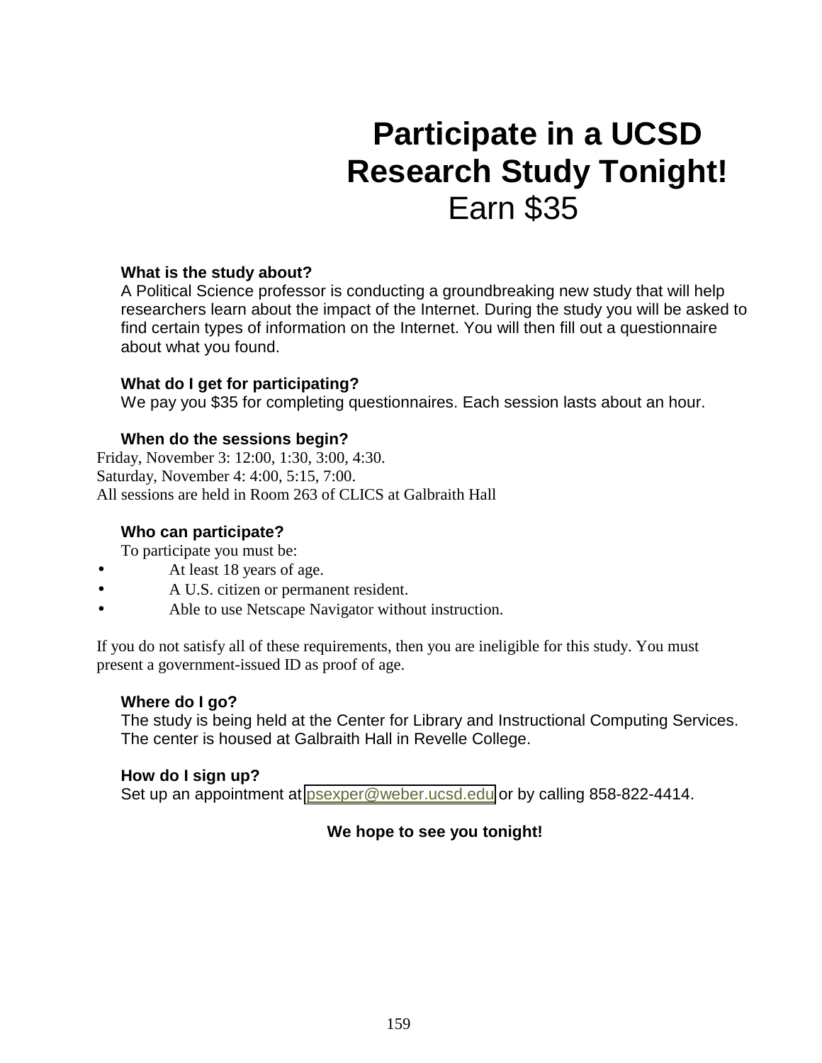# Participate in a UCSD Research Study Tonight!

Earn $35

**What is the study about?**

A Political Science professor is conducting a groundbreaking new study that will help researchers learn about the impact of the Internet. During the study you will be asked to find certain types of information on the Internet. You will then fill out a questionnaire about what you found.

**What do I get for participating?**

We pay you $35 for completing questionnaires. Each session lasts about an hour.

**When do the sessions begin?**

Friday, November 3: 12:00, 1:30, 3:00, 4:30.
Saturday, November 4: 4:00, 5:15, 7:00.
All sessions are held in Room 263 of CLICS at Galbraith Hall

**Who can participate?**

To participate you must be:

- At least 18 years of age.
- A U.S. citizen or permanent resident.
- Able to use Netscape Navigator without instruction.

If you do not satisfy all of these requirements, then you are ineligible for this study. You must present a government-issued ID as proof of age.

**Where do I go?**

The study is being held at the Center for Library and Instructional Computing Services. The center is housed at Galbraith Hall in Revelle College.

**How do I sign up?**

Set up an appointment at psexper@weber.ucsd.edu or by calling 858-822-4414.

**We hope to see you tonight!**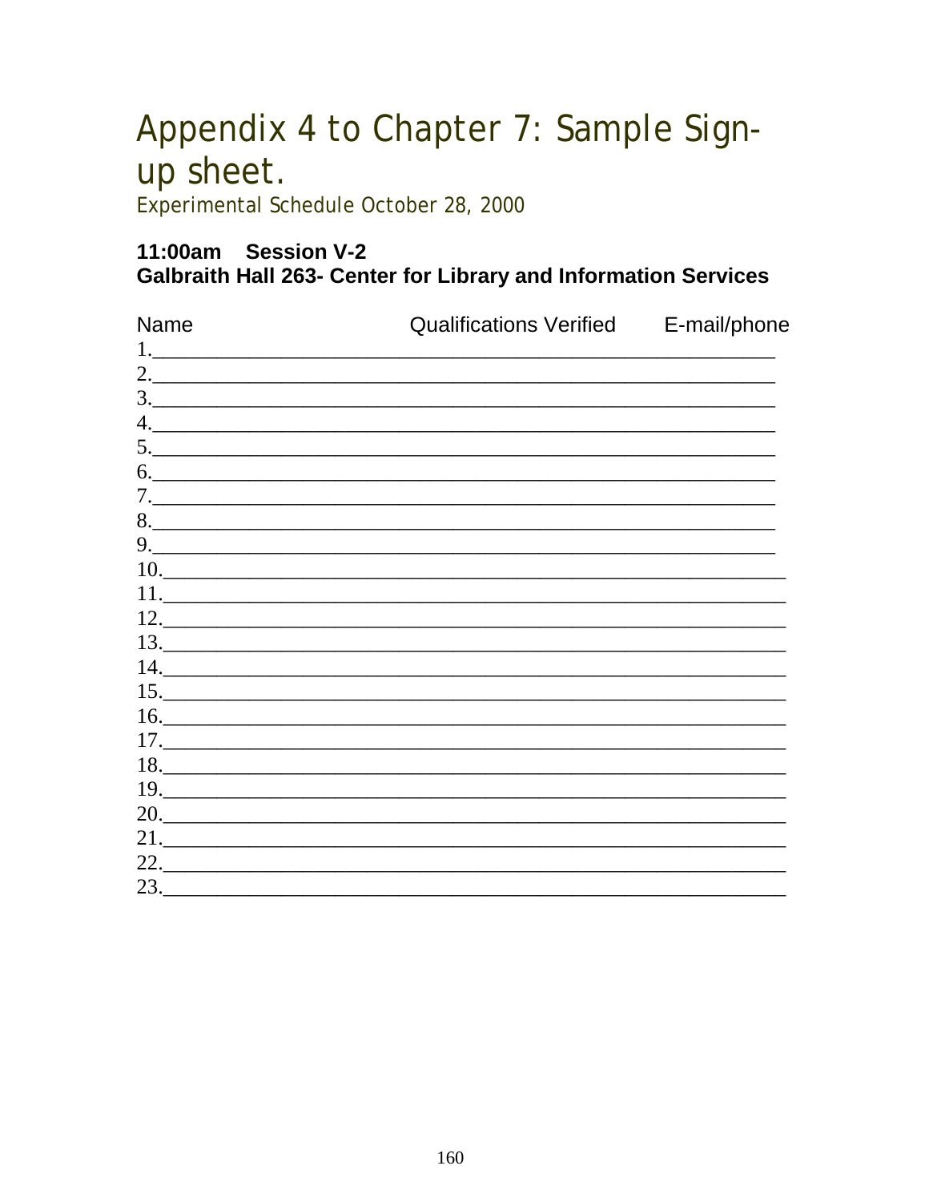# Appendix 4 to Chapter 7: Sample Sign-up sheet.

Experimental Schedule October 28, 2000

**11:00am Session V-2**
**Galbraith Hall 263- Center for Library and Information Services**

Name Qualifications Verified E-mail/phone

1.______________________________________________________________
2.______________________________________________________________
3.______________________________________________________________
4.______________________________________________________________
5.______________________________________________________________
6.______________________________________________________________
7.______________________________________________________________
8.______________________________________________________________
9.______________________________________________________________
10.______________________________________________________________
11.______________________________________________________________
12.______________________________________________________________
13.______________________________________________________________
14.______________________________________________________________
15.______________________________________________________________
16.______________________________________________________________
17.______________________________________________________________
18.______________________________________________________________
19.______________________________________________________________
20.______________________________________________________________
21.______________________________________________________________
22.______________________________________________________________
23.______________________________________________________________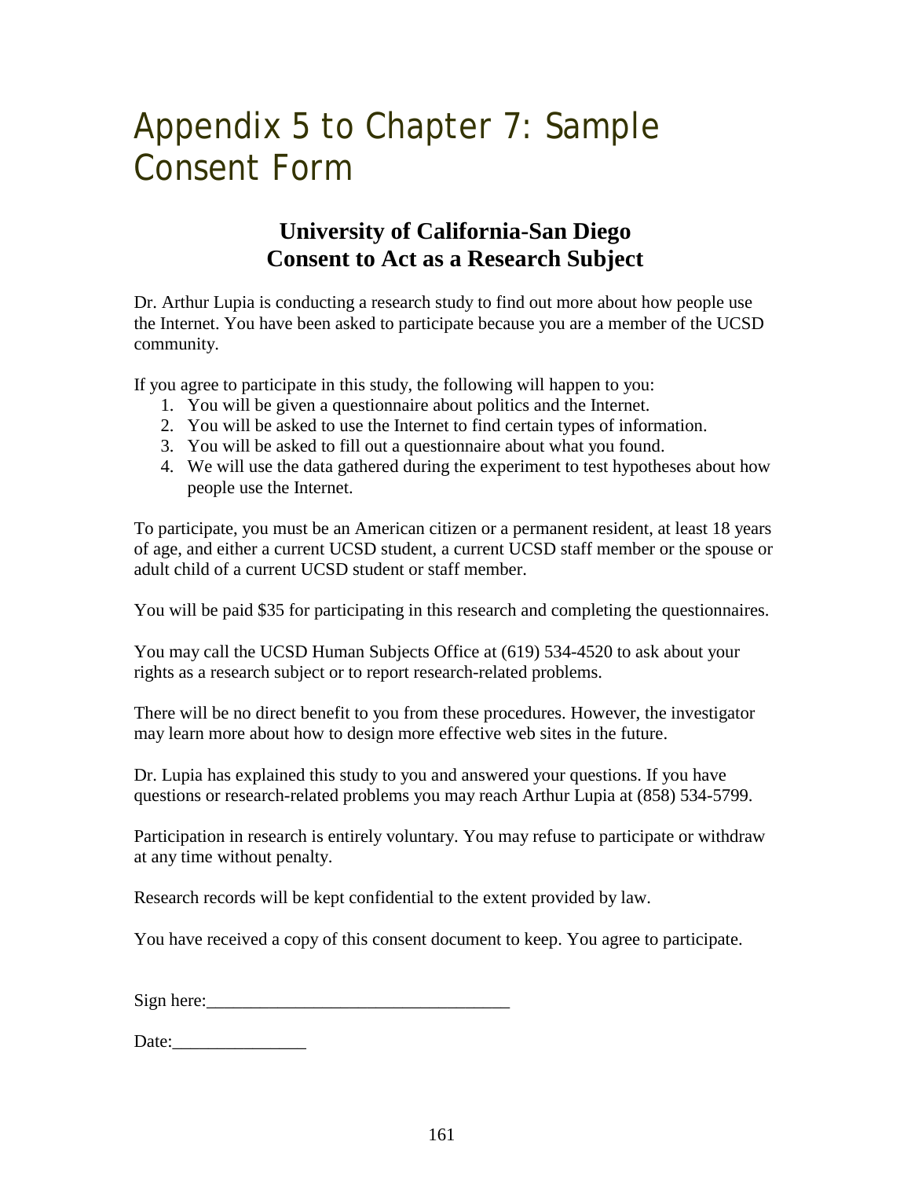# Appendix 5 to Chapter 7: Sample Consent Form

## University of California-San Diego
## Consent to Act as a Research Subject

Dr. Arthur Lupia is conducting a research study to find out more about how people use the Internet. You have been asked to participate because you are a member of the UCSD community.

If you agree to participate in this study, the following will happen to you:

1. You will be given a questionnaire about politics and the Internet.
2. You will be asked to use the Internet to find certain types of information.
3. You will be asked to fill out a questionnaire about what you found.
4. We will use the data gathered during the experiment to test hypotheses about how people use the Internet.

To participate, you must be an American citizen or a permanent resident, at least 18 years of age, and either a current UCSD student, a current UCSD staff member or the spouse or adult child of a current UCSD student or staff member.

You will be paid $35 for participating in this research and completing the questionnaires.

You may call the UCSD Human Subjects Office at (619) 534-4520 to ask about your rights as a research subject or to report research-related problems.

There will be no direct benefit to you from these procedures. However, the investigator may learn more about how to design more effective web sites in the future.

Dr. Lupia has explained this study to you and answered your questions. If you have questions or research-related problems you may reach Arthur Lupia at (858) 534-5799.

Participation in research is entirely voluntary. You may refuse to participate or withdraw at any time without penalty.

Research records will be kept confidential to the extent provided by law.

You have received a copy of this consent document to keep. You agree to participate.

Sign here:__________________________________

Date:_______________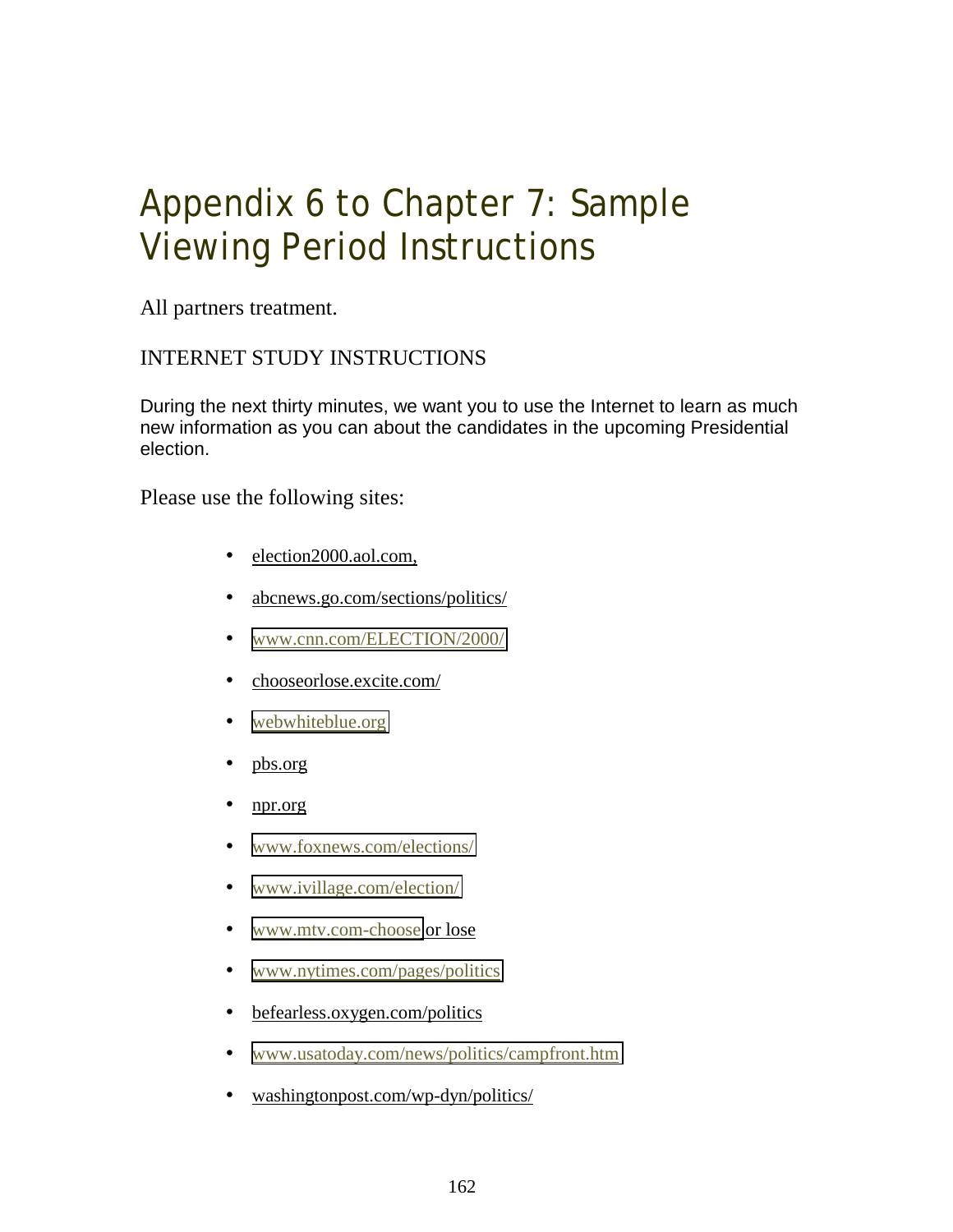# Appendix 6 to Chapter 7: Sample Viewing Period Instructions

All partners treatment.

INTERNET STUDY INSTRUCTIONS

During the next thirty minutes, we want you to use the Internet to learn as much new information as you can about the candidates in the upcoming Presidential election.

Please use the following sites:

- election2000.aol.com,
- abcnews.go.com/sections/politics/
- www.cnn.com/ELECTION/2000/
- chooseorlose.excite.com/
- webwhiteblue.org
- pbs.org
- npr.org
- www.foxnews.com/elections/
- www.ivillage.com/election/
- www.mtv.com-choose or lose
- www.nytimes.com/pages/politics
- befearless.oxygen.com/politics
- www.usatoday.com/news/politics/campfront.htm
- washingtonpost.com/wp-dyn/politics/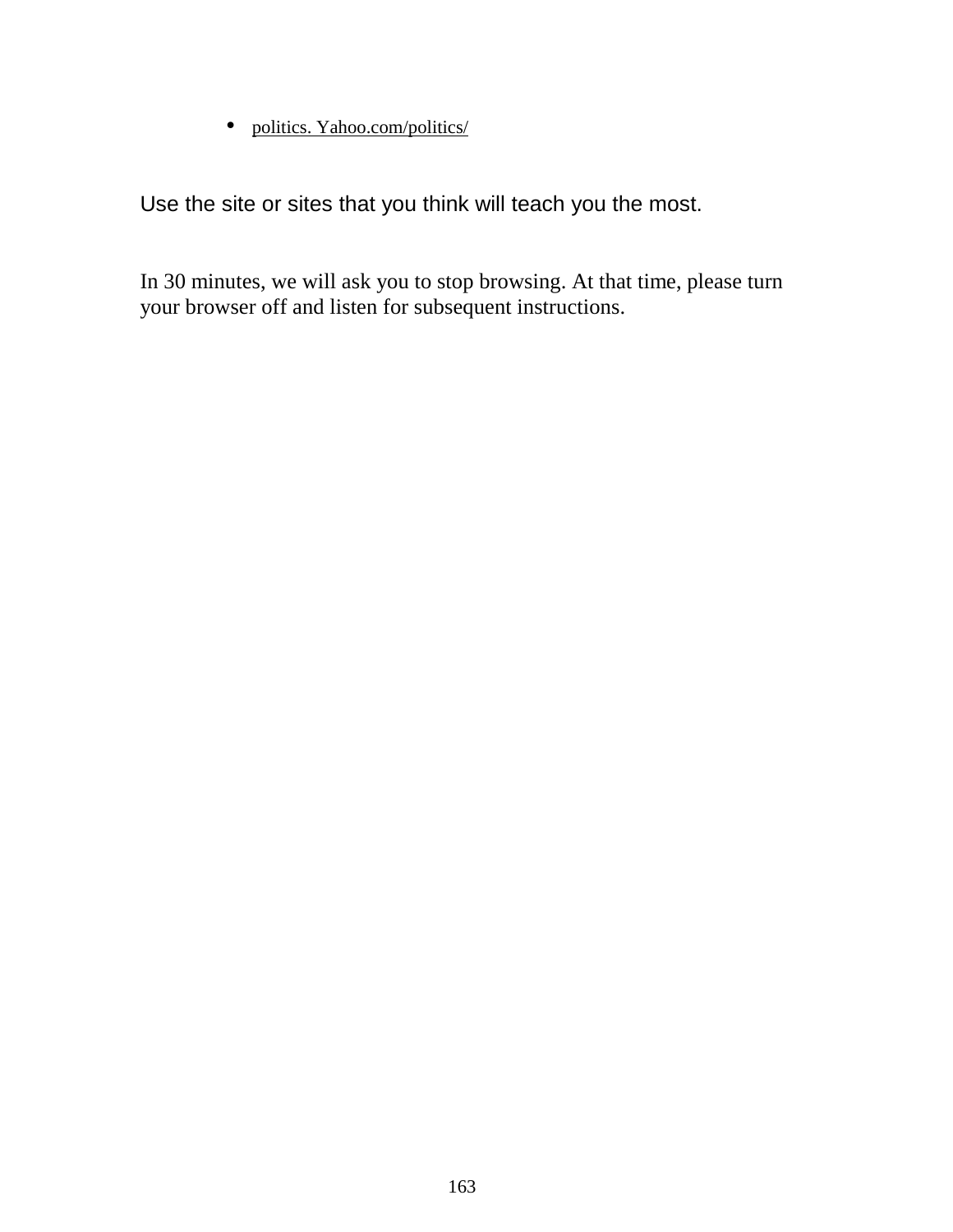- politics. Yahoo.com/politics/

Use the site or sites that you think will teach you the most.

In 30 minutes, we will ask you to stop browsing. At that time, please turn your browser off and listen for subsequent instructions.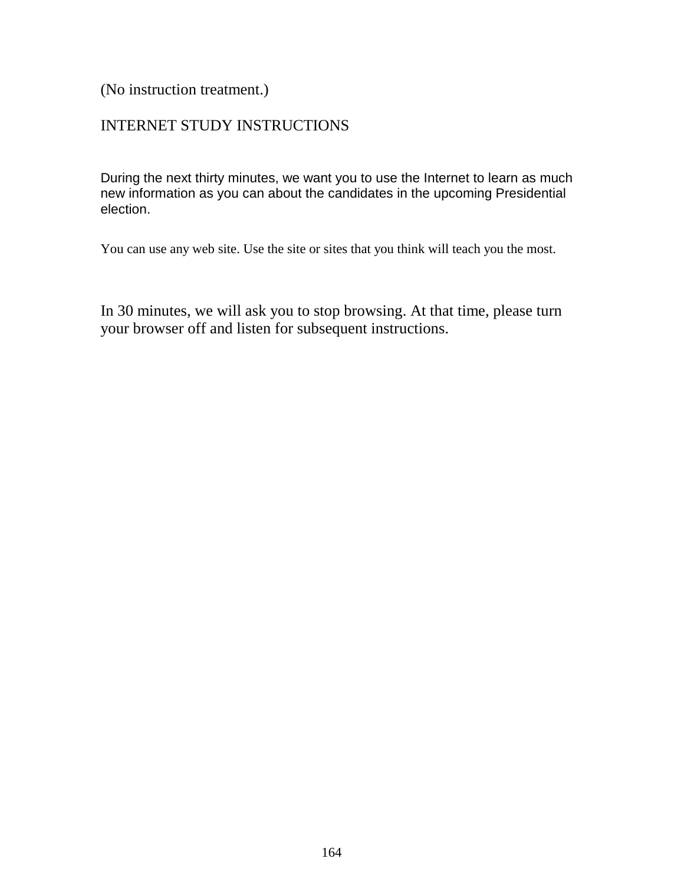(No instruction treatment.)

INTERNET STUDY INSTRUCTIONS

During the next thirty minutes, we want you to use the Internet to learn as much new information as you can about the candidates in the upcoming Presidential election.

You can use any web site. Use the site or sites that you think will teach you the most.

In 30 minutes, we will ask you to stop browsing. At that time, please turn your browser off and listen for subsequent instructions.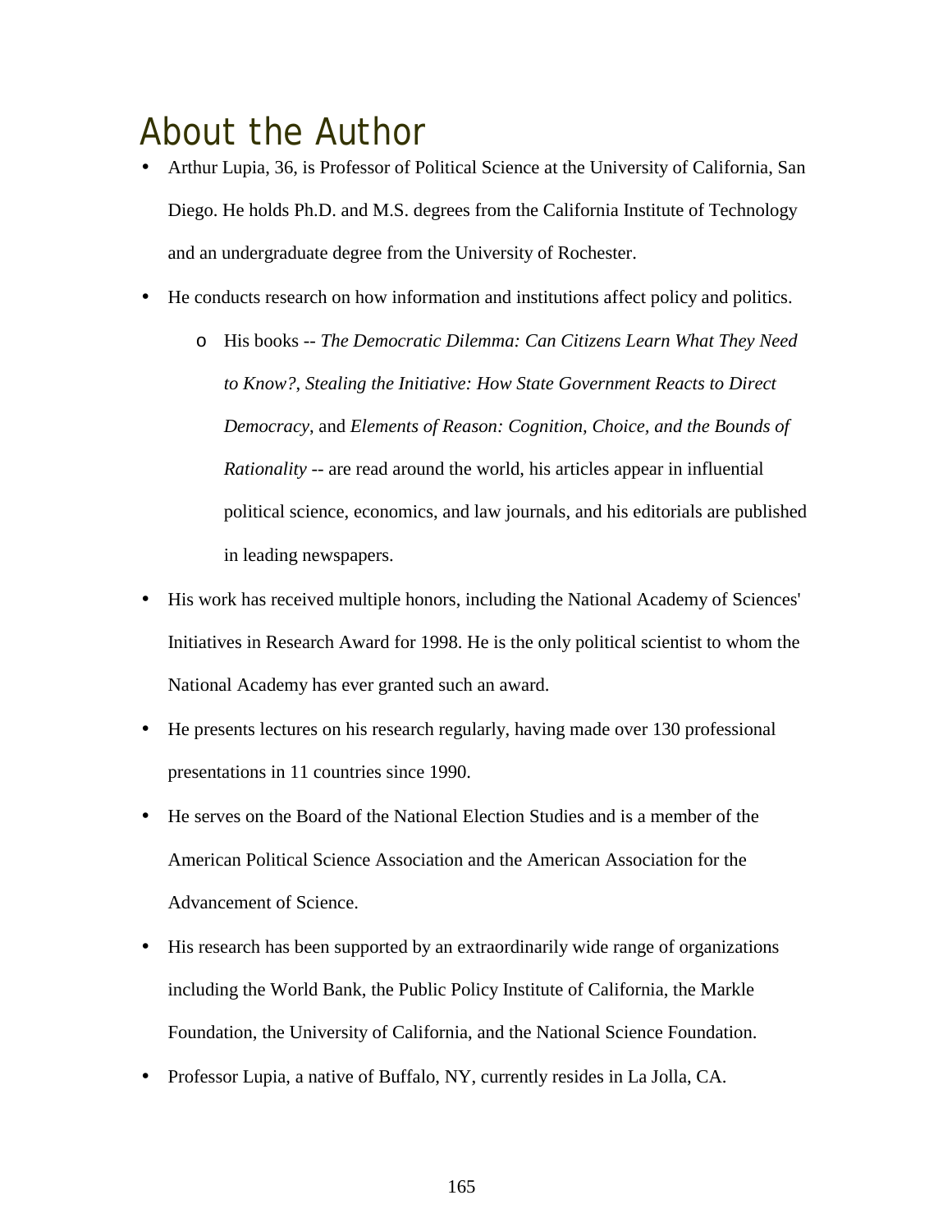# About the Author

- Arthur Lupia, 36, is Professor of Political Science at the University of California, San Diego. He holds Ph.D. and M.S. degrees from the California Institute of Technology and an undergraduate degree from the University of Rochester.
- He conducts research on how information and institutions affect policy and politics.
    - His books -- *The Democratic Dilemma: Can Citizens Learn What They Need to Know?*, *Stealing the Initiative: How State Government Reacts to Direct Democracy*, and *Elements of Reason: Cognition, Choice, and the Bounds of Rationality* -- are read around the world, his articles appear in influential political science, economics, and law journals, and his editorials are published in leading newspapers.
- His work has received multiple honors, including the National Academy of Sciences' Initiatives in Research Award for 1998. He is the only political scientist to whom the National Academy has ever granted such an award.
- He presents lectures on his research regularly, having made over 130 professional presentations in 11 countries since 1990.
- He serves on the Board of the National Election Studies and is a member of the American Political Science Association and the American Association for the Advancement of Science.
- His research has been supported by an extraordinarily wide range of organizations including the World Bank, the Public Policy Institute of California, the Markle Foundation, the University of California, and the National Science Foundation.
- Professor Lupia, a native of Buffalo, NY, currently resides in La Jolla, CA.